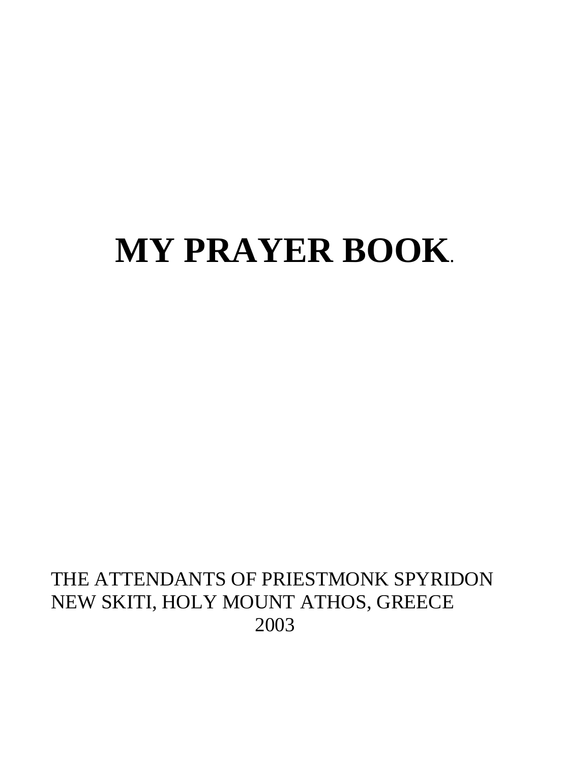# MY PRAYER BOOK.

THE ATTENDANTS OF PRIESTMONK SPYRIDON
NEW SKITI, HOLY MOUNT ATHOS, GREECE
2003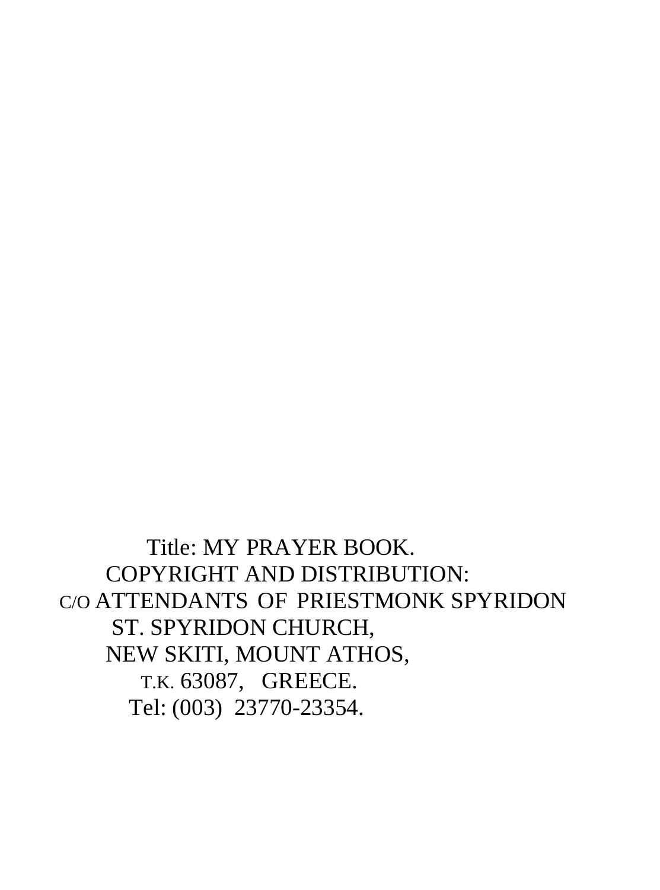Title: MY PRAYER BOOK.

COPYRIGHT AND DISTRIBUTION:

C/O ATTENDANTS OF PRIESTMONK SPYRIDON

ST. SPYRIDON CHURCH,

NEW SKITI, MOUNT ATHOS,

T.K. 63087, GREECE.

Tel: (003) 23770-23354.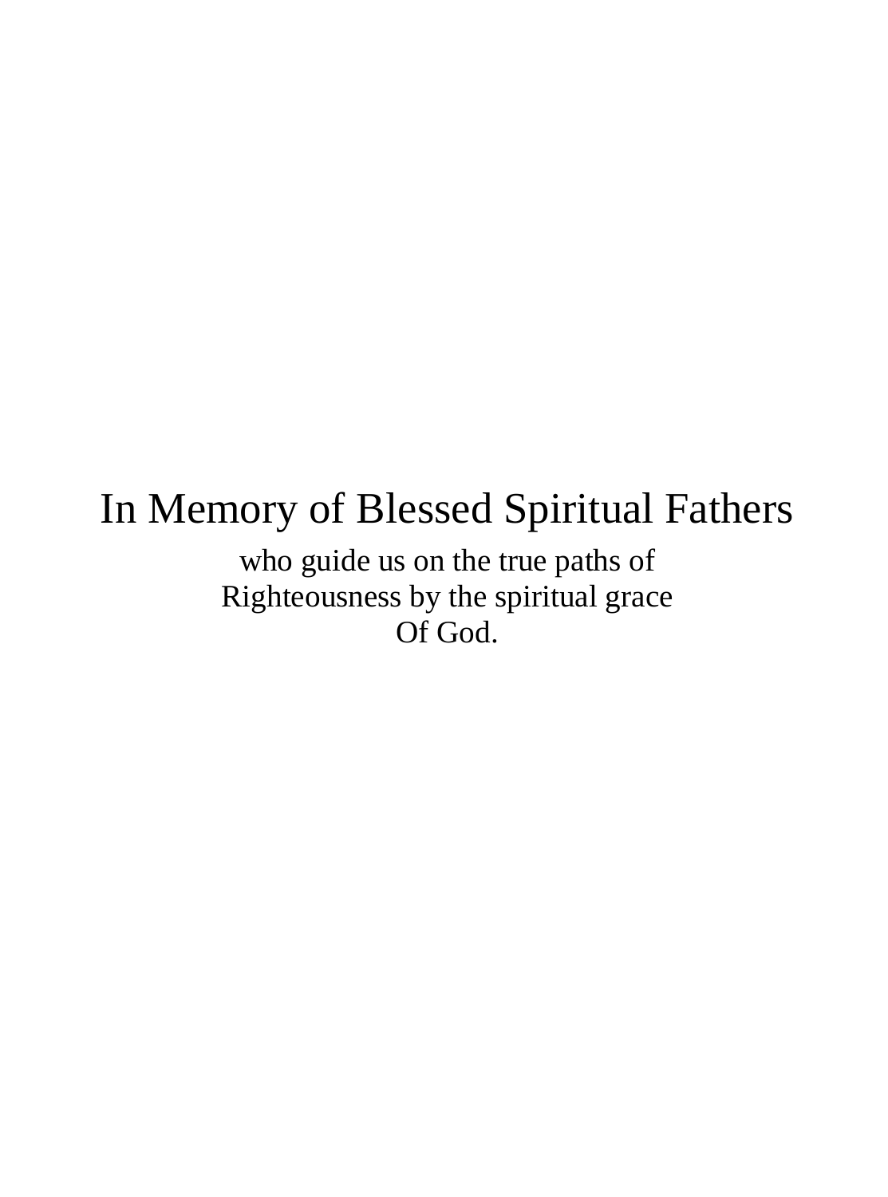In Memory of Blessed Spiritual Fathers

who guide us on the true paths of
Righteousness by the spiritual grace
Of God.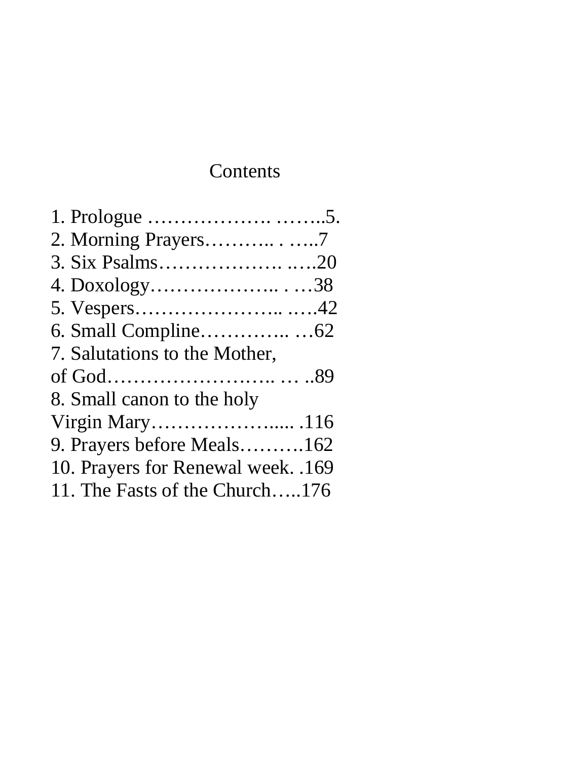# Contents

1. Prologue ………………. ……..5.
2. Morning Prayers……….. . …..7
3. Six Psalms………………. ..…20
4. Doxology……………….. . …38
5. Vespers………………….. ..…42
6. Small Compline………….. …62
7. Salutations to the Mother, of God…………………….. … ..89
8. Small canon to the holy Virgin Mary………………..... .116
9. Prayers before Meals……….162
10. Prayers for Renewal week. .169
11. The Fasts of the Church…..176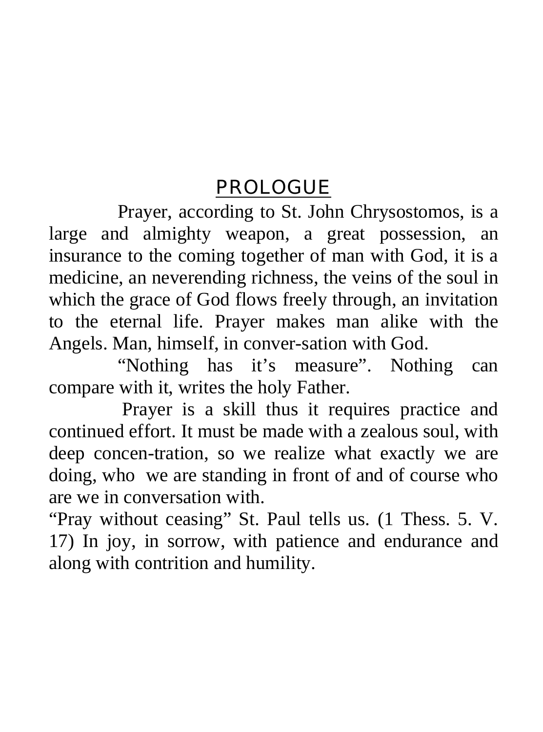# PROLOGUE

Prayer, according to St. John Chrysostomos, is a large and almighty weapon, a great possession, an insurance to the coming together of man with God, it is a medicine, an neverending richness, the veins of the soul in which the grace of God flows freely through, an invitation to the eternal life. Prayer makes man alike with the Angels. Man, himself, in conver-sation with God.

"Nothing has it's measure". Nothing can compare with it, writes the holy Father.

Prayer is a skill thus it requires practice and continued effort. It must be made with a zealous soul, with deep concen-tration, so we realize what exactly we are doing, who we are standing in front of and of course who are we in conversation with.

"Pray without ceasing" St. Paul tells us. (1 Thess. 5. V. 17) In joy, in sorrow, with patience and endurance and along with contrition and humility.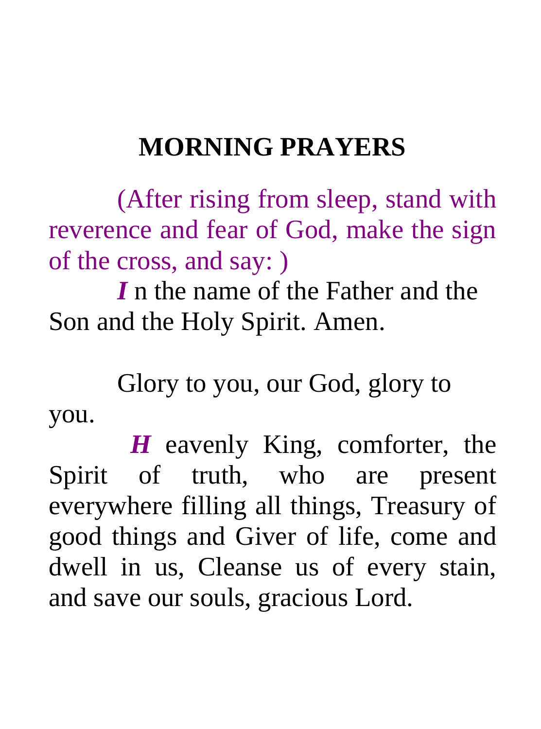# MORNING PRAYERS

(After rising from sleep, stand with reverence and fear of God, make the sign of the cross, and say: )

***I*** n the name of the Father and the Son and the Holy Spirit. Amen.

Glory to you, our God, glory to you.

***H*** eavenly King, comforter, the Spirit of truth, who are present everywhere filling all things, Treasury of good things and Giver of life, come and dwell in us, Cleanse us of every stain, and save our souls, gracious Lord.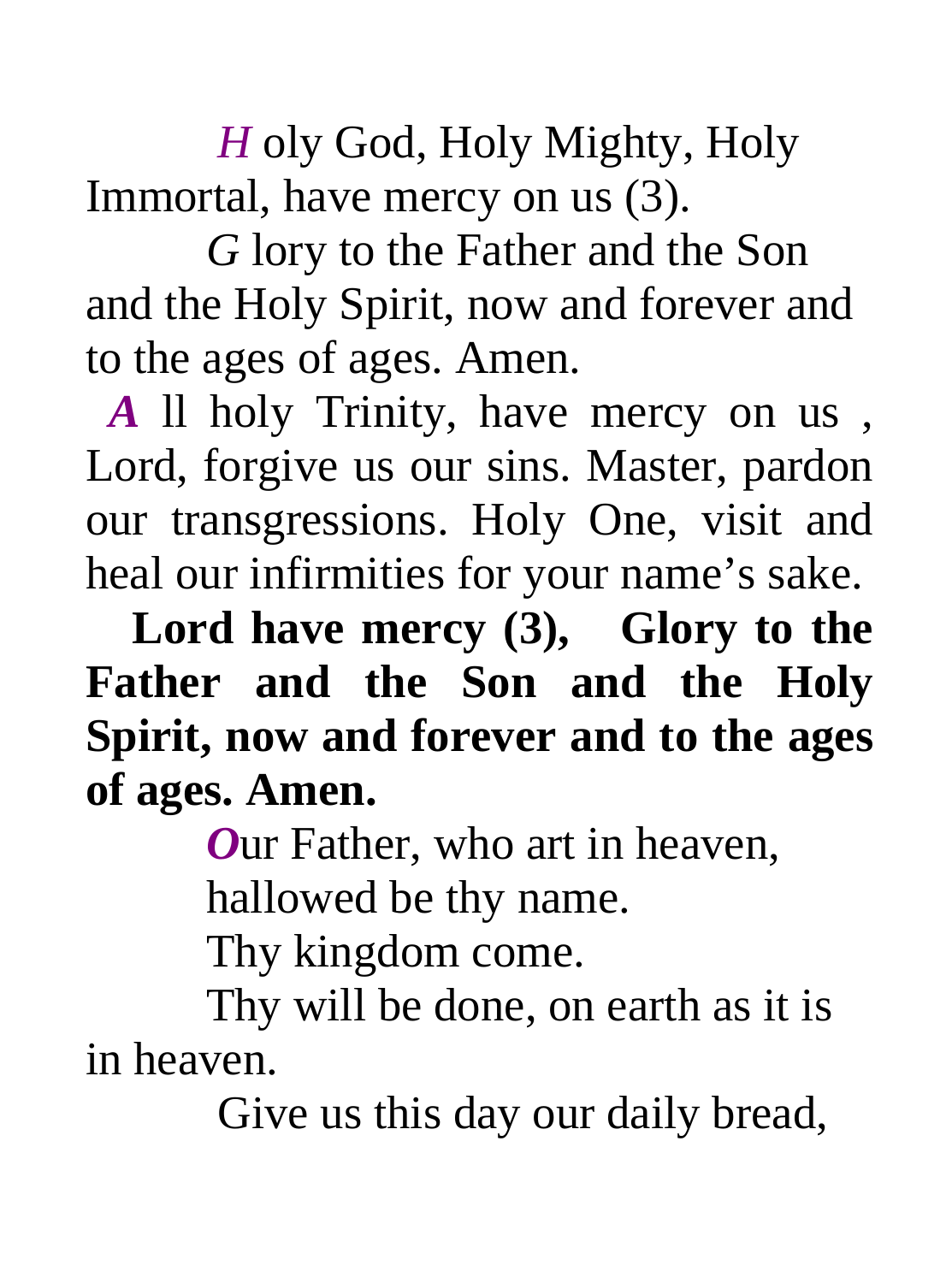*H* oly God, Holy Mighty, Holy Immortal, have mercy on us (3).

*G* lory to the Father and the Son and the Holy Spirit, now and forever and to the ages of ages. Amen.

***A*** ll holy Trinity, have mercy on us , Lord, forgive us our sins. Master, pardon our transgressions. Holy One, visit and heal our infirmities for your name's sake.

**Lord have mercy (3), Glory to the Father and the Son and the Holy Spirit, now and forever and to the ages of ages. Amen.**

***O***ur Father, who art in heaven,
hallowed be thy name.
Thy kingdom come.
Thy will be done, on earth as it is in heaven.
Give us this day our daily bread,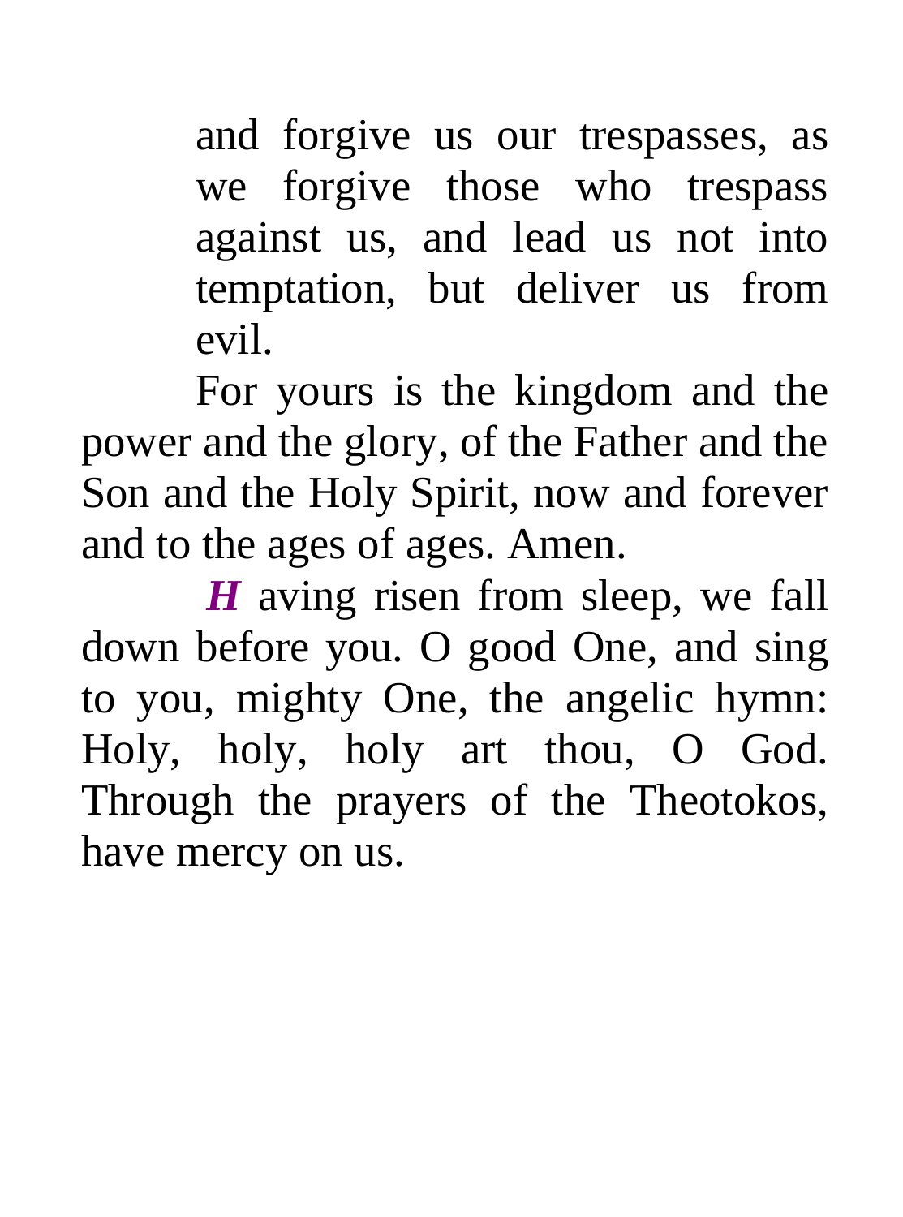and forgive us our trespasses, as we forgive those who trespass against us, and lead us not into temptation, but deliver us from evil.

For yours is the kingdom and the power and the glory, of the Father and the Son and the Holy Spirit, now and forever and to the ages of ages. Amen.

***H*** aving risen from sleep, we fall down before you. O good One, and sing to you, mighty One, the angelic hymn: Holy, holy, holy art thou, O God. Through the prayers of the Theotokos, have mercy on us.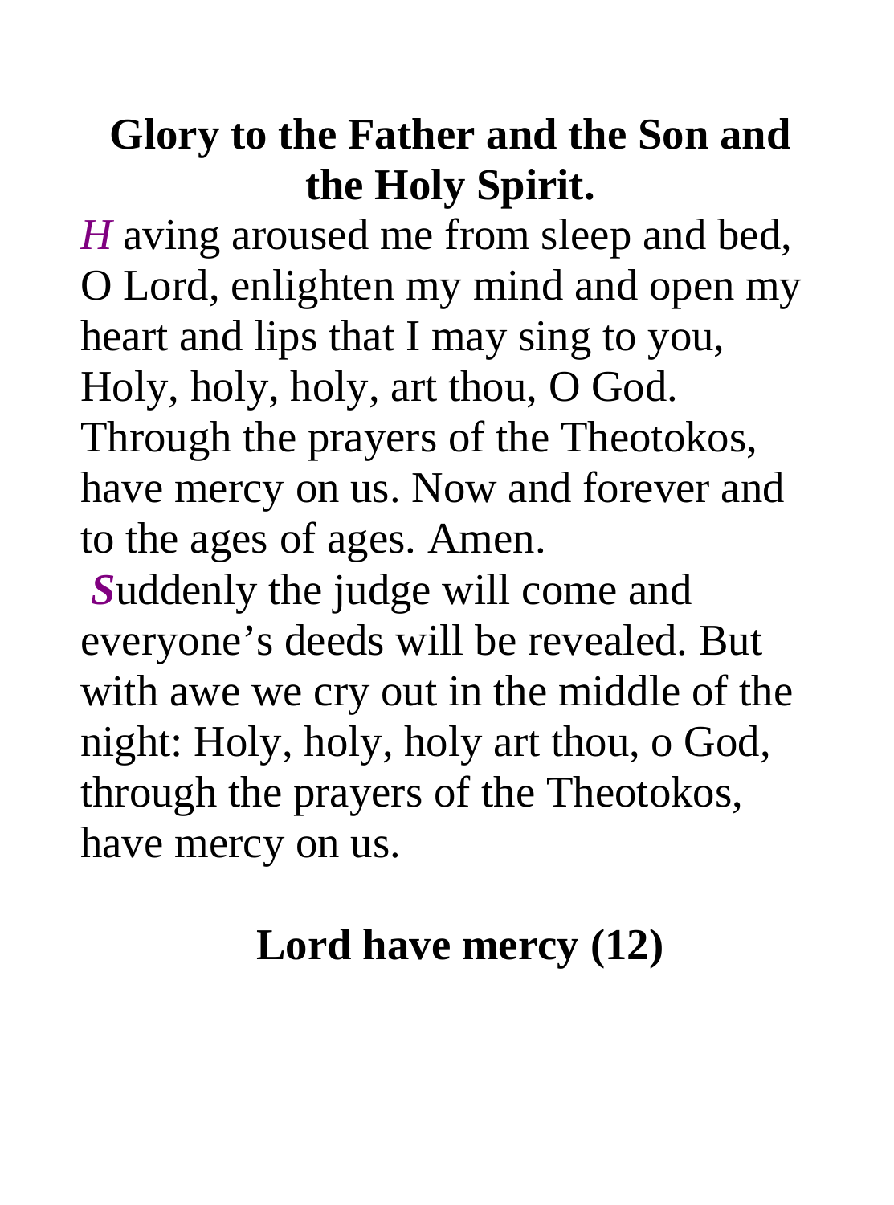**Glory to the Father and the Son and the Holy Spirit.**

*H* aving aroused me from sleep and bed, O Lord, enlighten my mind and open my heart and lips that I may sing to you, Holy, holy, holy, art thou, O God. Through the prayers of the Theotokos, have mercy on us. Now and forever and to the ages of ages. Amen.

***S***uddenly the judge will come and everyone's deeds will be revealed. But with awe we cry out in the middle of the night: Holy, holy, holy art thou, o God, through the prayers of the Theotokos, have mercy on us.

**Lord have mercy (12)**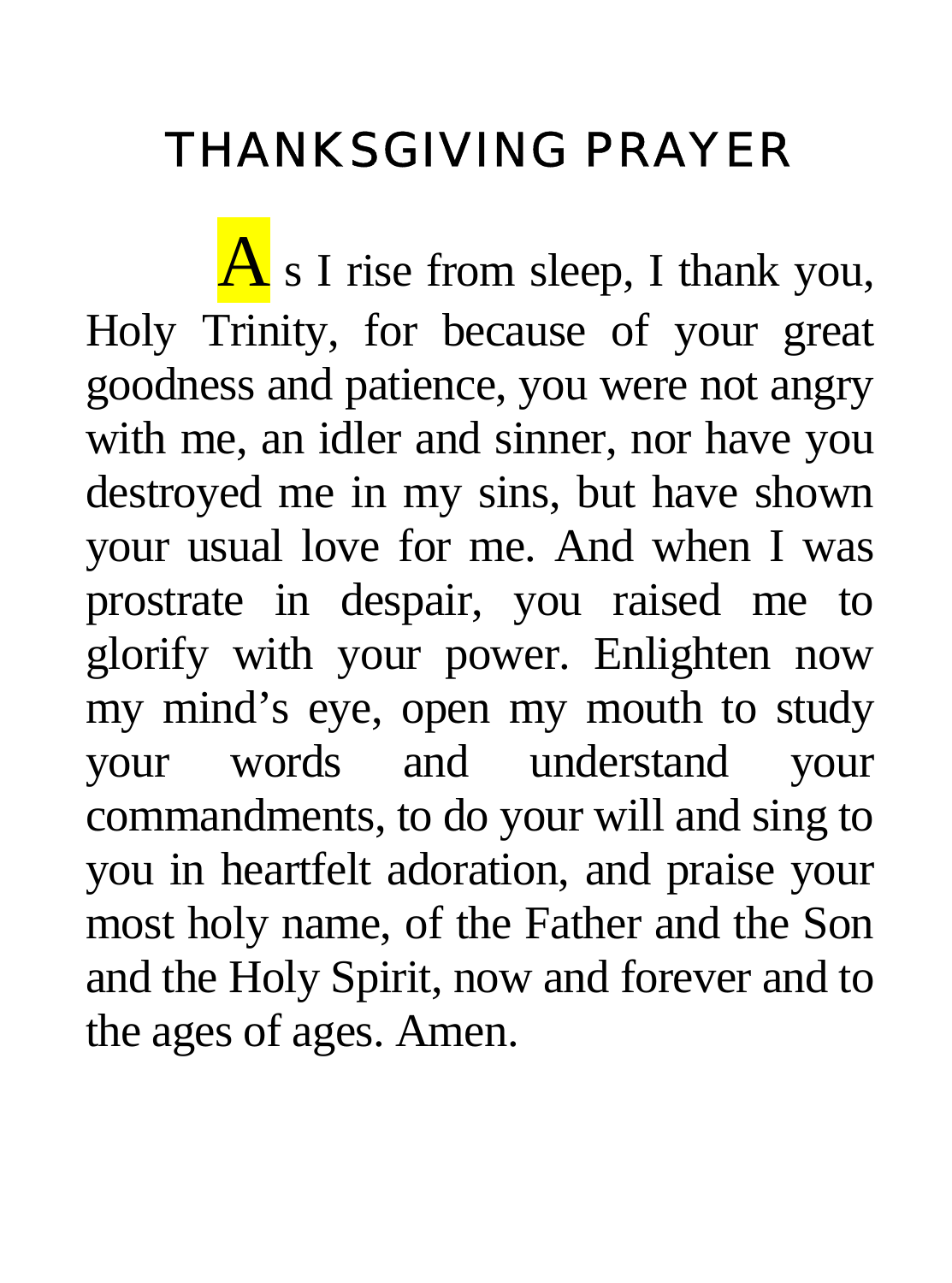# THANKSGIVING PRAYER

As I rise from sleep, I thank you, Holy Trinity, for because of your great goodness and patience, you were not angry with me, an idler and sinner, nor have you destroyed me in my sins, but have shown your usual love for me. And when I was prostrate in despair, you raised me to glorify with your power. Enlighten now my mind's eye, open my mouth to study your words and understand your commandments, to do your will and sing to you in heartfelt adoration, and praise your most holy name, of the Father and the Son and the Holy Spirit, now and forever and to the ages of ages. Amen.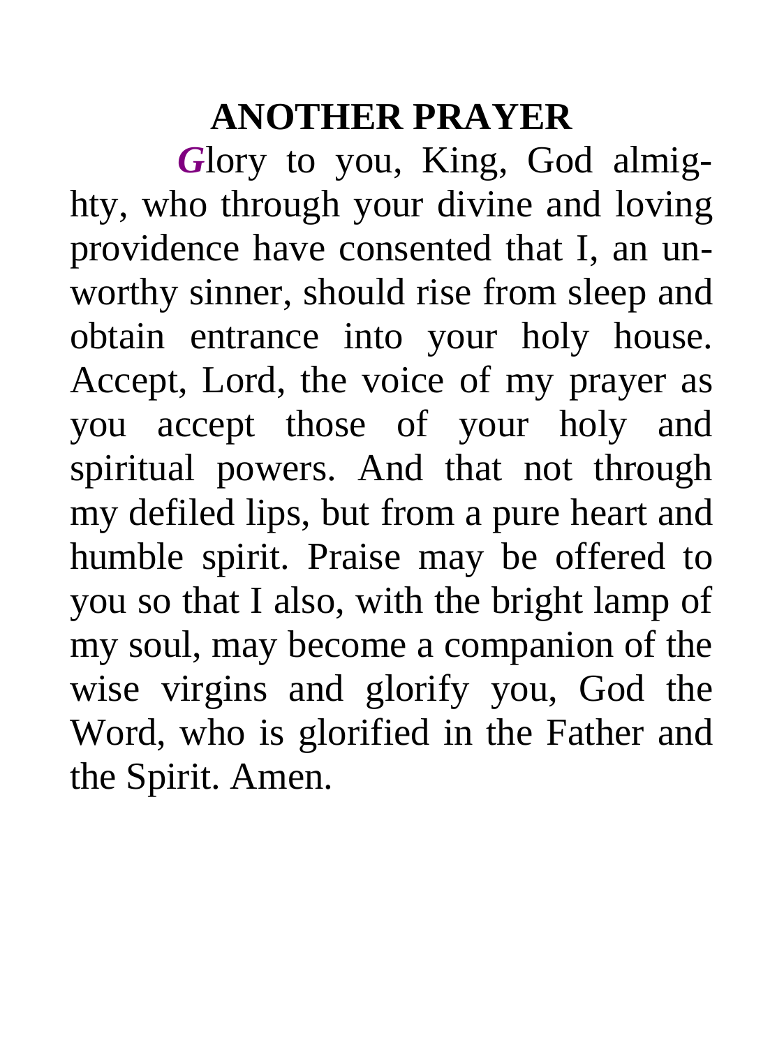## ANOTHER PRAYER

**G**lory to you, King, God almighty, who through your divine and loving providence have consented that I, an unworthy sinner, should rise from sleep and obtain entrance into your holy house. Accept, Lord, the voice of my prayer as you accept those of your holy and spiritual powers. And that not through my defiled lips, but from a pure heart and humble spirit. Praise may be offered to you so that I also, with the bright lamp of my soul, may become a companion of the wise virgins and glorify you, God the Word, who is glorified in the Father and the Spirit. Amen.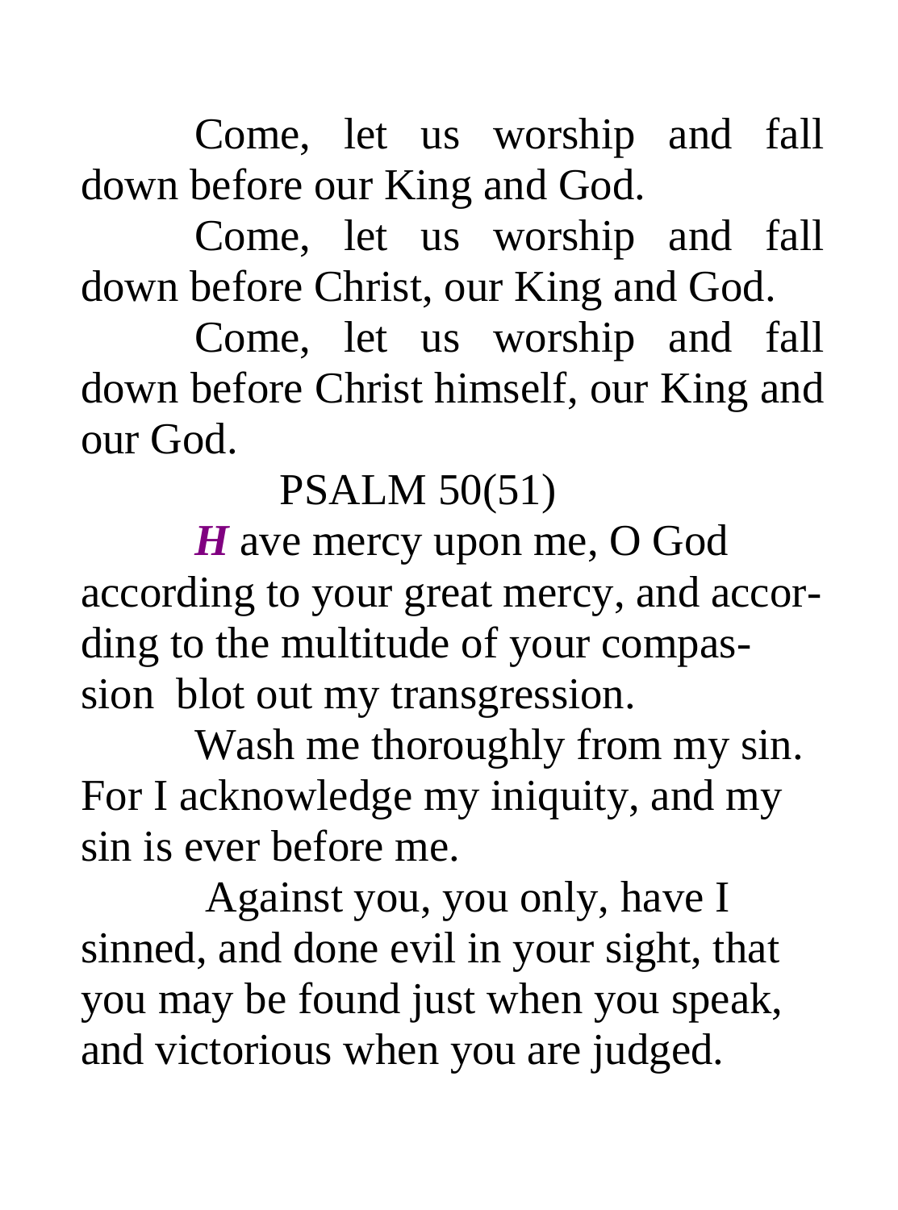Come, let us worship and fall down before our King and God.

Come, let us worship and fall down before Christ, our King and God.

Come, let us worship and fall down before Christ himself, our King and our God.

## PSALM 50(51)

***H*** ave mercy upon me, O God according to your great mercy, and according to the multitude of your compassion blot out my transgression.

Wash me thoroughly from my sin. For I acknowledge my iniquity, and my sin is ever before me.

Against you, you only, have I sinned, and done evil in your sight, that you may be found just when you speak, and victorious when you are judged.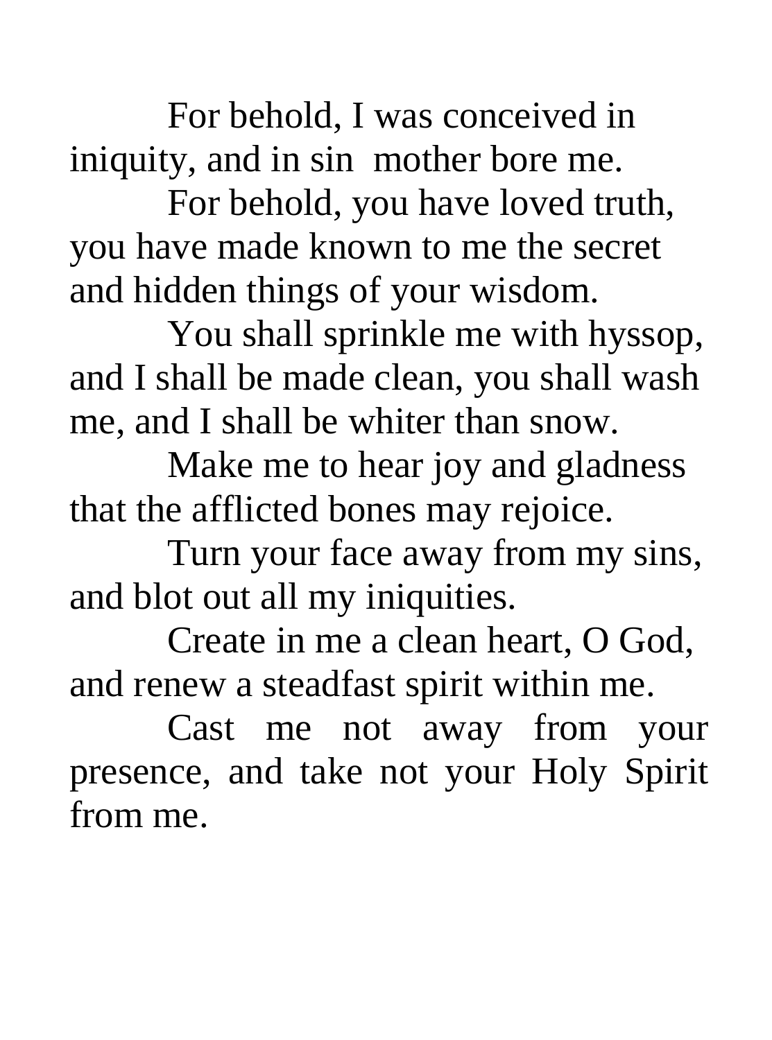For behold, I was conceived in iniquity, and in sin mother bore me.

For behold, you have loved truth, you have made known to me the secret and hidden things of your wisdom.

You shall sprinkle me with hyssop, and I shall be made clean, you shall wash me, and I shall be whiter than snow.

Make me to hear joy and gladness that the afflicted bones may rejoice.

Turn your face away from my sins, and blot out all my iniquities.

Create in me a clean heart, O God, and renew a steadfast spirit within me.

Cast me not away from your presence, and take not your Holy Spirit from me.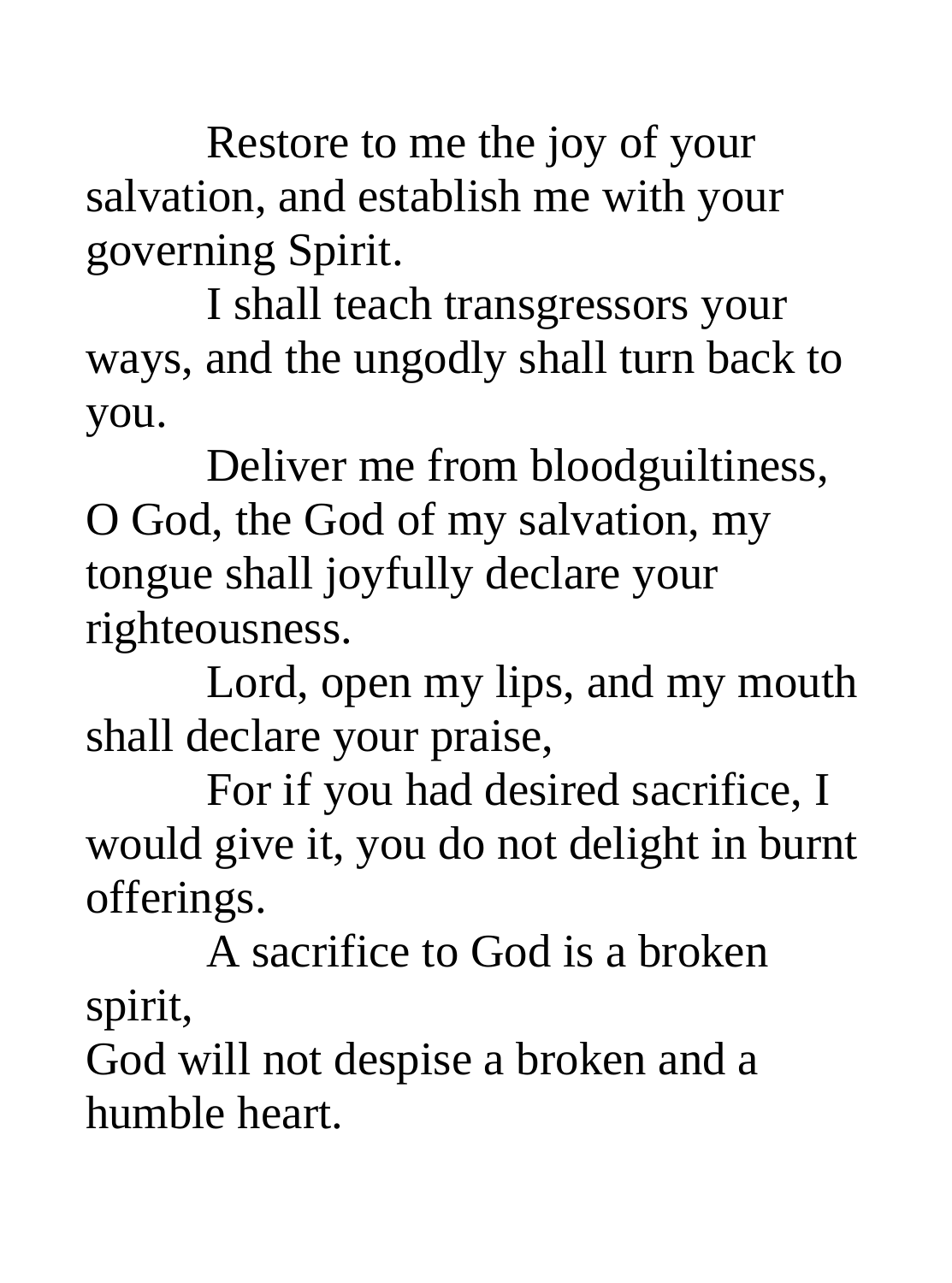Restore to me the joy of your salvation, and establish me with your governing Spirit.

I shall teach transgressors your ways, and the ungodly shall turn back to you.

Deliver me from bloodguiltiness, O God, the God of my salvation, my tongue shall joyfully declare your righteousness.

Lord, open my lips, and my mouth shall declare your praise,

For if you had desired sacrifice, I would give it, you do not delight in burnt offerings.

A sacrifice to God is a broken spirit,
God will not despise a broken and a humble heart.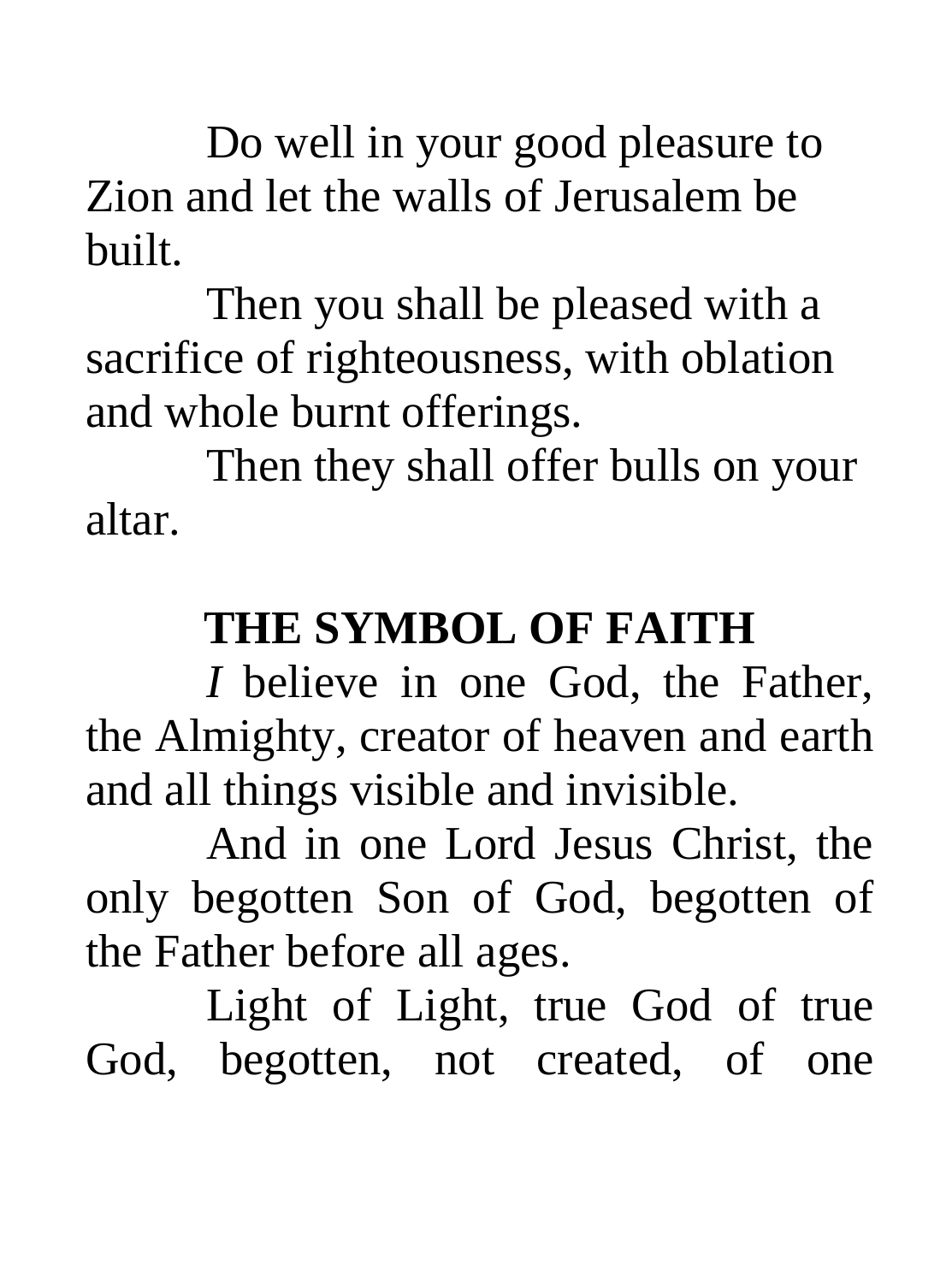Do well in your good pleasure to Zion and let the walls of Jerusalem be built.

Then you shall be pleased with a sacrifice of righteousness, with oblation and whole burnt offerings.

Then they shall offer bulls on your altar.

## THE SYMBOL OF FAITH

*I* believe in one God, the Father, the Almighty, creator of heaven and earth and all things visible and invisible.

And in one Lord Jesus Christ, the only begotten Son of God, begotten of the Father before all ages.

Light of Light, true God of true God, begotten, not created, of one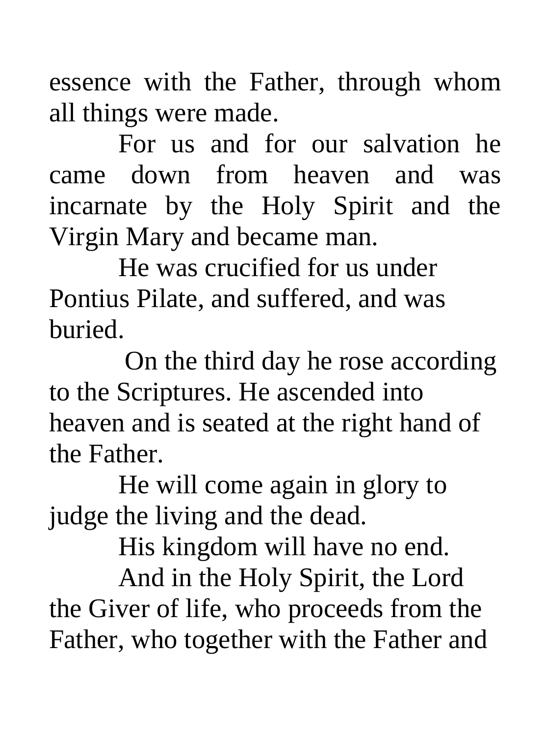essence with the Father, through whom all things were made.

For us and for our salvation he came down from heaven and was incarnate by the Holy Spirit and the Virgin Mary and became man.

He was crucified for us under Pontius Pilate, and suffered, and was buried.

On the third day he rose according to the Scriptures. He ascended into heaven and is seated at the right hand of the Father.

He will come again in glory to judge the living and the dead.

His kingdom will have no end.

And in the Holy Spirit, the Lord the Giver of life, who proceeds from the Father, who together with the Father and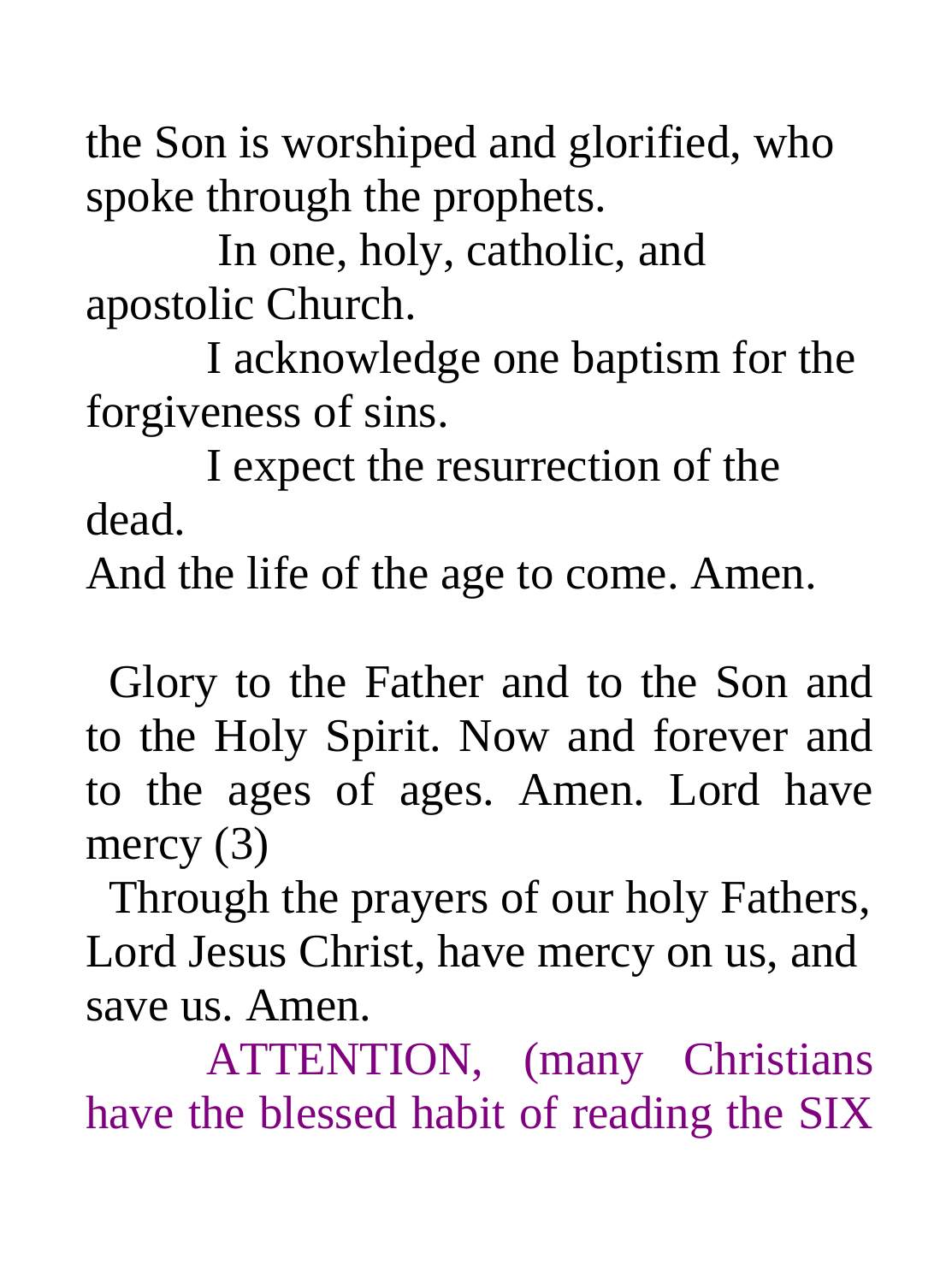the Son is worshiped and glorified, who spoke through the prophets.

In one, holy, catholic, and apostolic Church.

I acknowledge one baptism for the forgiveness of sins.

I expect the resurrection of the dead.

And the life of the age to come. Amen.

Glory to the Father and to the Son and to the Holy Spirit. Now and forever and to the ages of ages. Amen. Lord have mercy (3)

Through the prayers of our holy Fathers, Lord Jesus Christ, have mercy on us, and save us. Amen.

ATTENTION, (many Christians have the blessed habit of reading the SIX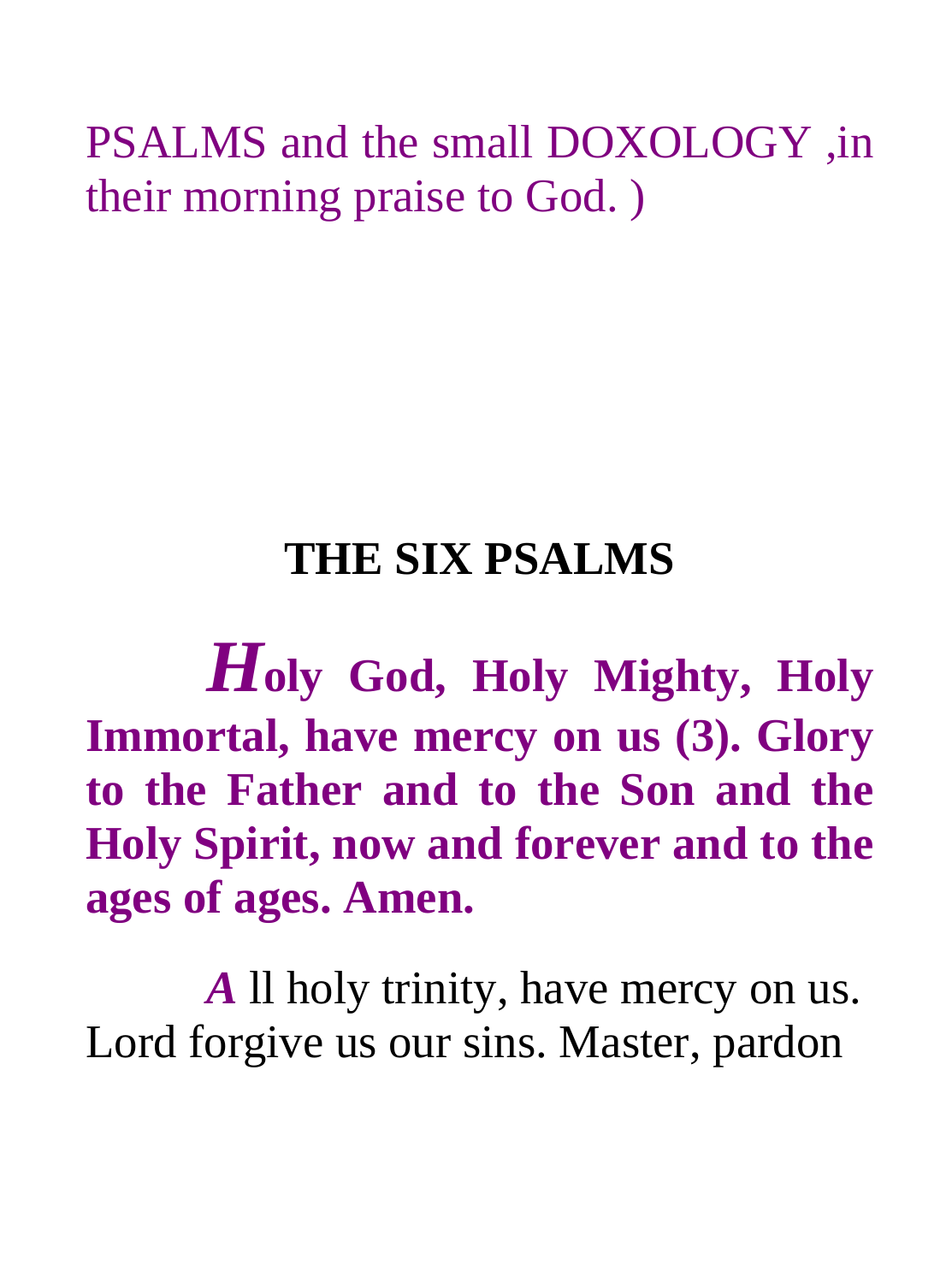PSALMS and the small DOXOLOGY ,in their morning praise to God. )

## THE SIX PSALMS

***H*oly God, Holy Mighty, Holy Immortal, have mercy on us (3). Glory to the Father and to the Son and the Holy Spirit, now and forever and to the ages of ages. Amen.**

***A*** ll holy trinity, have mercy on us. Lord forgive us our sins. Master, pardon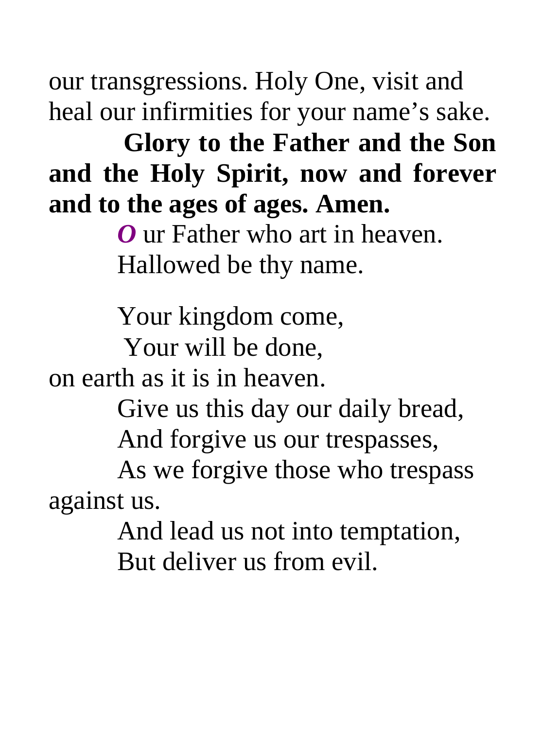our transgressions. Holy One, visit and heal our infirmities for your name's sake.

**Glory to the Father and the Son and the Holy Spirit, now and forever and to the ages of ages. Amen.**

***O*** ur Father who art in heaven.
Hallowed be thy name.

Your kingdom come,
Your will be done,
on earth as it is in heaven.
Give us this day our daily bread,
And forgive us our trespasses,
As we forgive those who trespass against us.
And lead us not into temptation,
But deliver us from evil.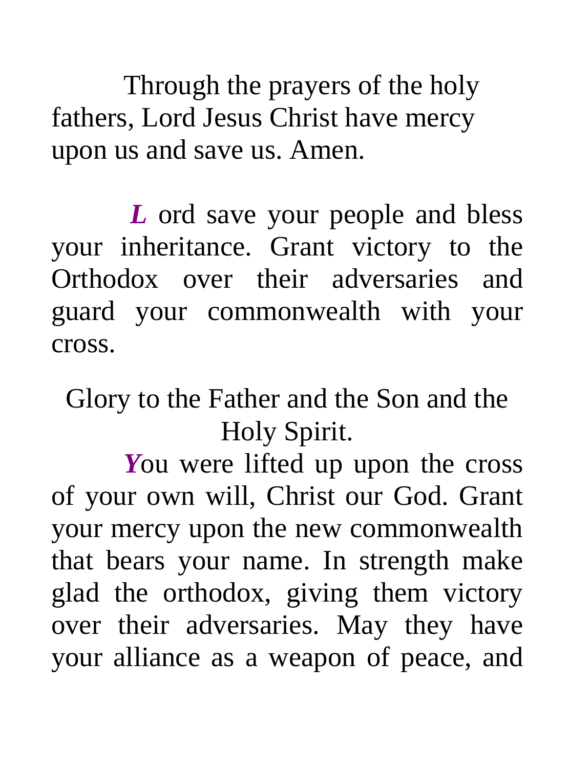Through the prayers of the holy fathers, Lord Jesus Christ have mercy upon us and save us. Amen.

***L*** ord save your people and bless your inheritance. Grant victory to the Orthodox over their adversaries and guard your commonwealth with your cross.

Glory to the Father and the Son and the Holy Spirit.

***Y***ou were lifted up upon the cross of your own will, Christ our God. Grant your mercy upon the new commonwealth that bears your name. In strength make glad the orthodox, giving them victory over their adversaries. May they have your alliance as a weapon of peace, and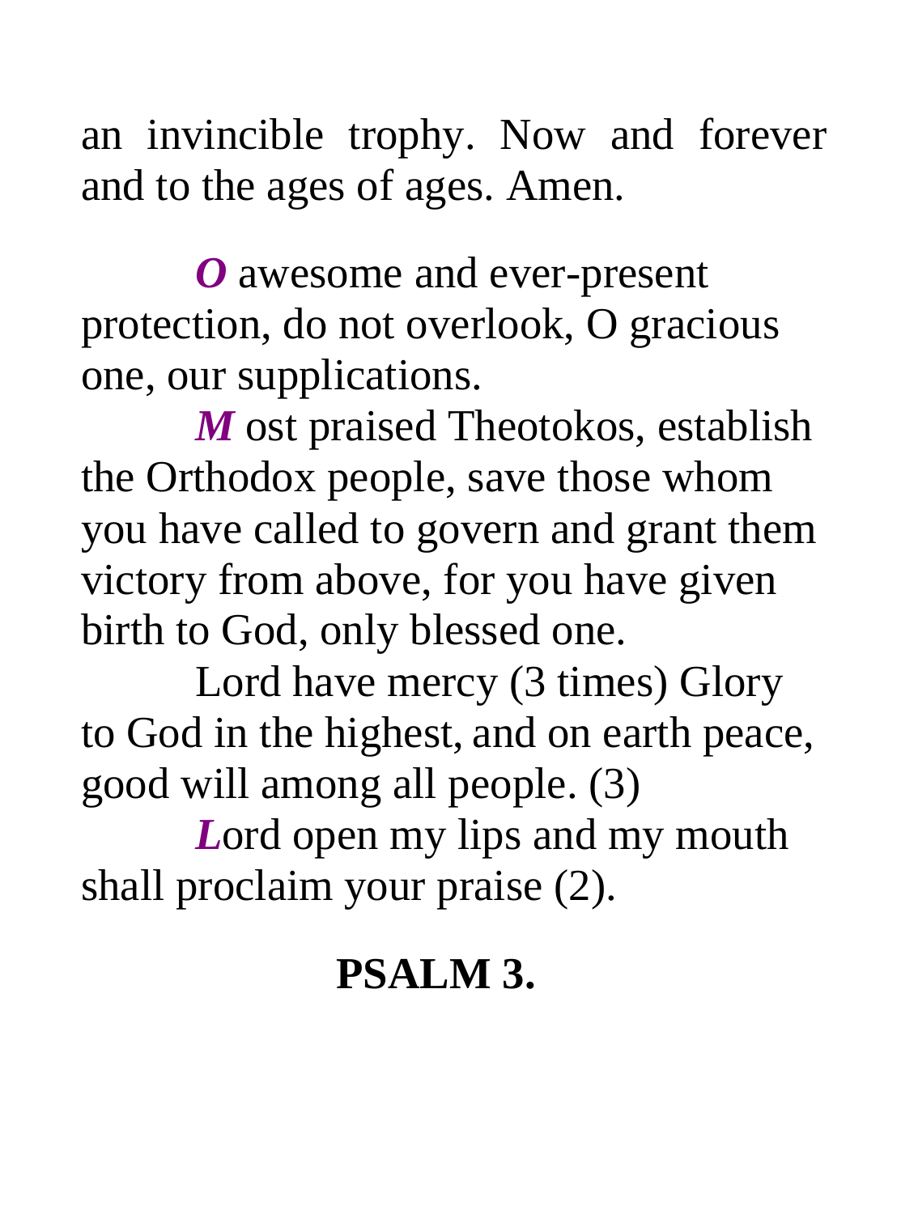an invincible trophy. Now and forever and to the ages of ages. Amen.

***O*** awesome and ever-present protection, do not overlook, O gracious one, our supplications.

***M*** ost praised Theotokos, establish the Orthodox people, save those whom you have called to govern and grant them victory from above, for you have given birth to God, only blessed one.

Lord have mercy (3 times) Glory to God in the highest, and on earth peace, good will among all people. (3)

***L***ord open my lips and my mouth shall proclaim your praise (2).

## PSALM 3.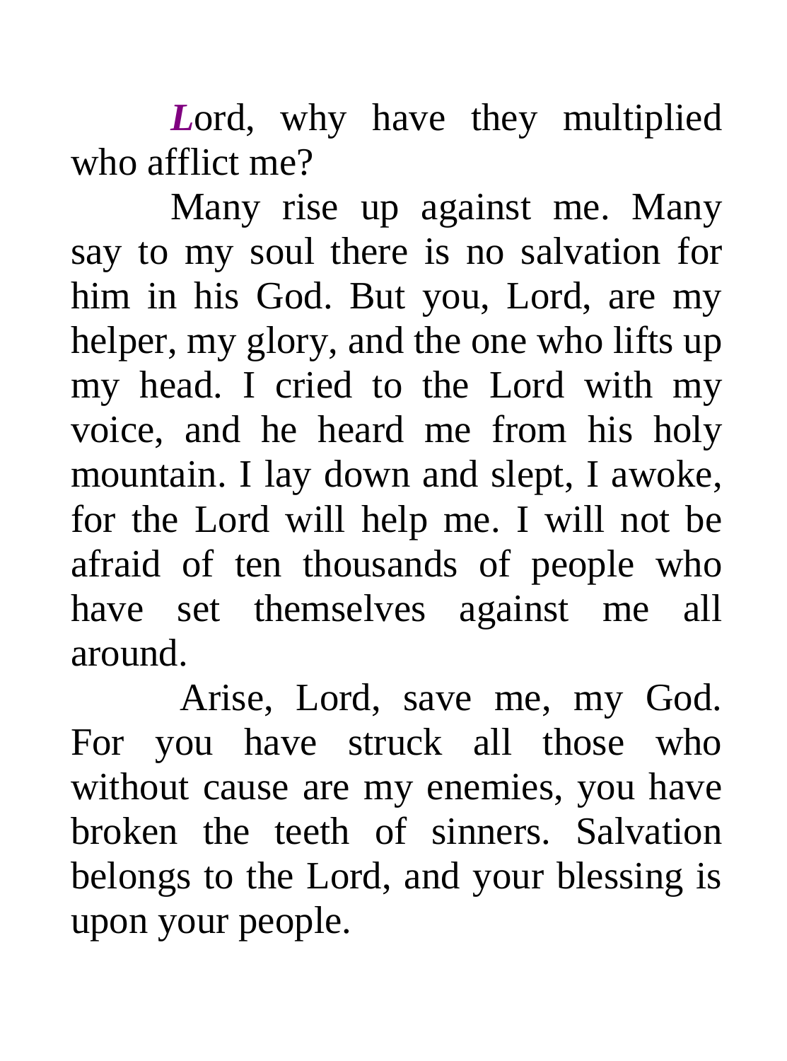***L***ord, why have they multiplied who afflict me?

Many rise up against me. Many say to my soul there is no salvation for him in his God. But you, Lord, are my helper, my glory, and the one who lifts up my head. I cried to the Lord with my voice, and he heard me from his holy mountain. I lay down and slept, I awoke, for the Lord will help me. I will not be afraid of ten thousands of people who have set themselves against me all around.

Arise, Lord, save me, my God. For you have struck all those who without cause are my enemies, you have broken the teeth of sinners. Salvation belongs to the Lord, and your blessing is upon your people.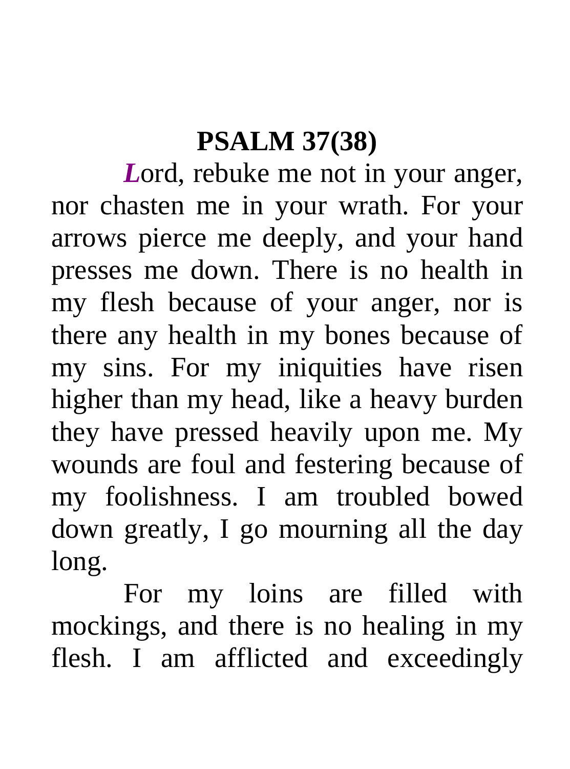# PSALM 37(38)

*L*ord, rebuke me not in your anger, nor chasten me in your wrath. For your arrows pierce me deeply, and your hand presses me down. There is no health in my flesh because of your anger, nor is there any health in my bones because of my sins. For my iniquities have risen higher than my head, like a heavy burden they have pressed heavily upon me. My wounds are foul and festering because of my foolishness. I am troubled bowed down greatly, I go mourning all the day long.

For my loins are filled with mockings, and there is no healing in my flesh. I am afflicted and exceedingly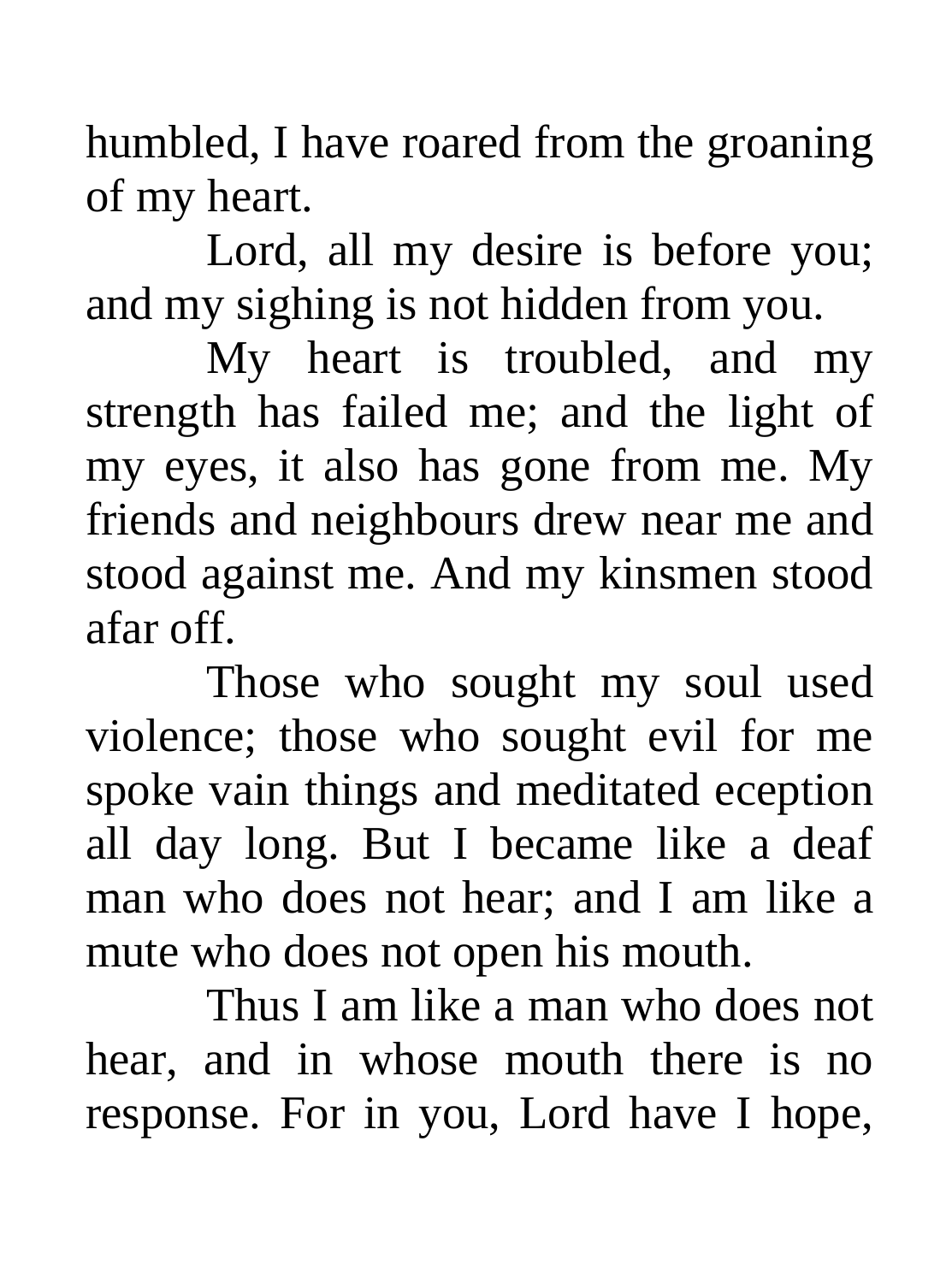humbled, I have roared from the groaning of my heart.

Lord, all my desire is before you; and my sighing is not hidden from you.

My heart is troubled, and my strength has failed me; and the light of my eyes, it also has gone from me. My friends and neighbours drew near me and stood against me. And my kinsmen stood afar off.

Those who sought my soul used violence; those who sought evil for me spoke vain things and meditated eception all day long. But I became like a deaf man who does not hear; and I am like a mute who does not open his mouth.

Thus I am like a man who does not hear, and in whose mouth there is no response. For in you, Lord have I hope,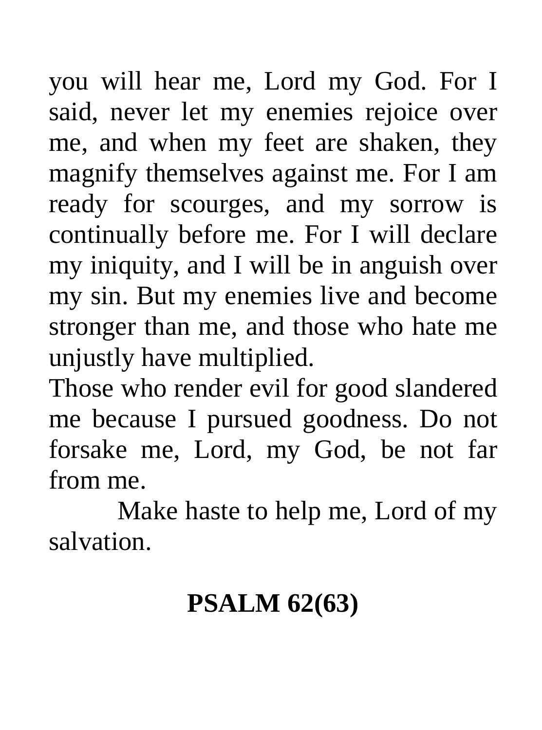you will hear me, Lord my God. For I said, never let my enemies rejoice over me, and when my feet are shaken, they magnify themselves against me. For I am ready for scourges, and my sorrow is continually before me. For I will declare my iniquity, and I will be in anguish over my sin. But my enemies live and become stronger than me, and those who hate me unjustly have multiplied.

Those who render evil for good slandered me because I pursued goodness. Do not forsake me, Lord, my God, be not far from me.

Make haste to help me, Lord of my salvation.

## PSALM 62(63)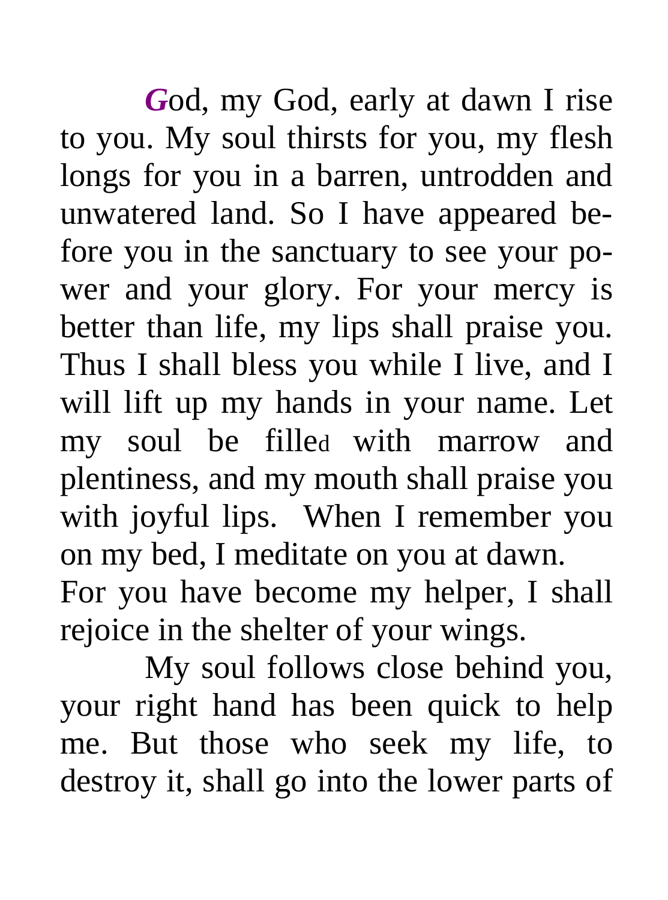***G***od, my God, early at dawn I rise to you. My soul thirsts for you, my flesh longs for you in a barren, untrodden and unwatered land. So I have appeared before you in the sanctuary to see your power and your glory. For your mercy is better than life, my lips shall praise you. Thus I shall bless you while I live, and I will lift up my hands in your name. Let my soul be filled with marrow and plentiness, and my mouth shall praise you with joyful lips. When I remember you on my bed, I meditate on you at dawn. For you have become my helper, I shall rejoice in the shelter of your wings.

My soul follows close behind you, your right hand has been quick to help me. But those who seek my life, to destroy it, shall go into the lower parts of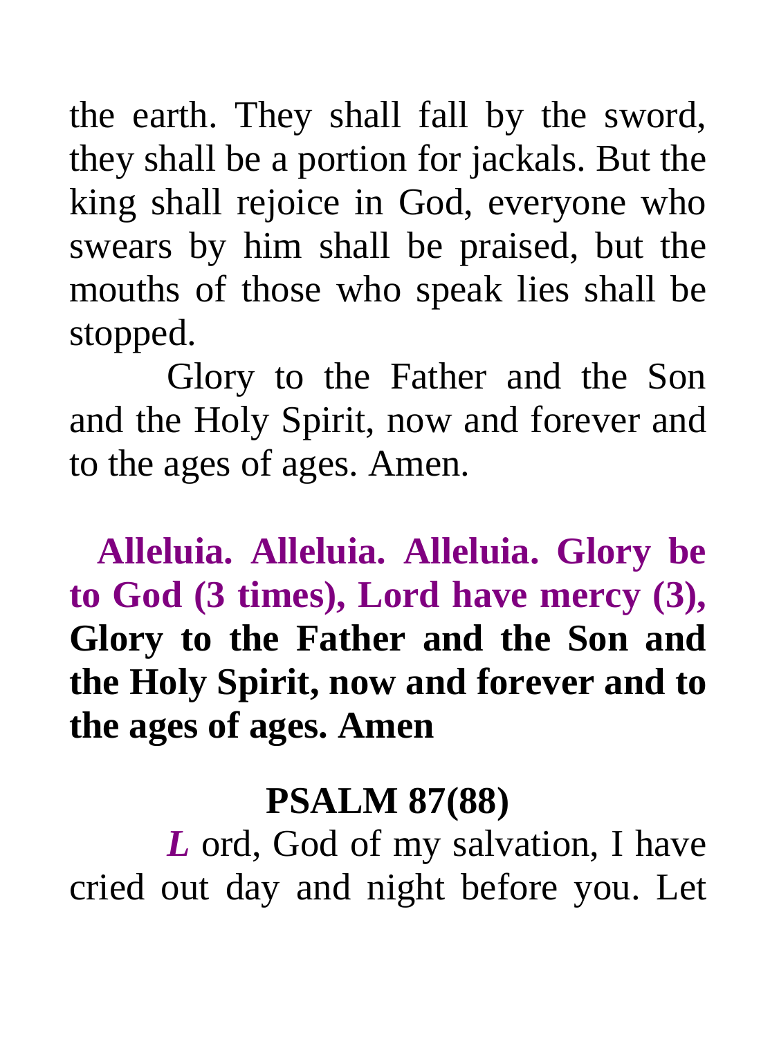the earth. They shall fall by the sword, they shall be a portion for jackals. But the king shall rejoice in God, everyone who swears by him shall be praised, but the mouths of those who speak lies shall be stopped.

Glory to the Father and the Son and the Holy Spirit, now and forever and to the ages of ages. Amen.

**Alleluia. Alleluia. Alleluia. Glory be to God (3 times), Lord have mercy (3), Glory to the Father and the Son and the Holy Spirit, now and forever and to the ages of ages. Amen**

## PSALM 87(88)

***L*** ord, God of my salvation, I have cried out day and night before you. Let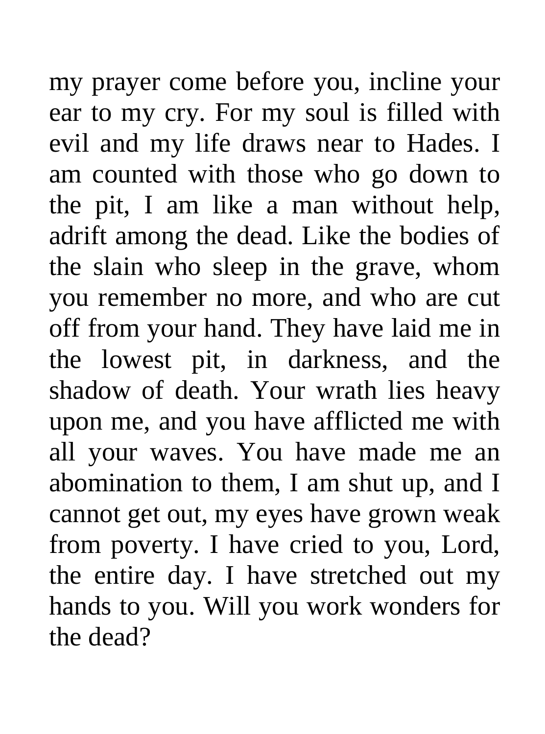my prayer come before you, incline your ear to my cry. For my soul is filled with evil and my life draws near to Hades. I am counted with those who go down to the pit, I am like a man without help, adrift among the dead. Like the bodies of the slain who sleep in the grave, whom you remember no more, and who are cut off from your hand. They have laid me in the lowest pit, in darkness, and the shadow of death. Your wrath lies heavy upon me, and you have afflicted me with all your waves. You have made me an abomination to them, I am shut up, and I cannot get out, my eyes have grown weak from poverty. I have cried to you, Lord, the entire day. I have stretched out my hands to you. Will you work wonders for the dead?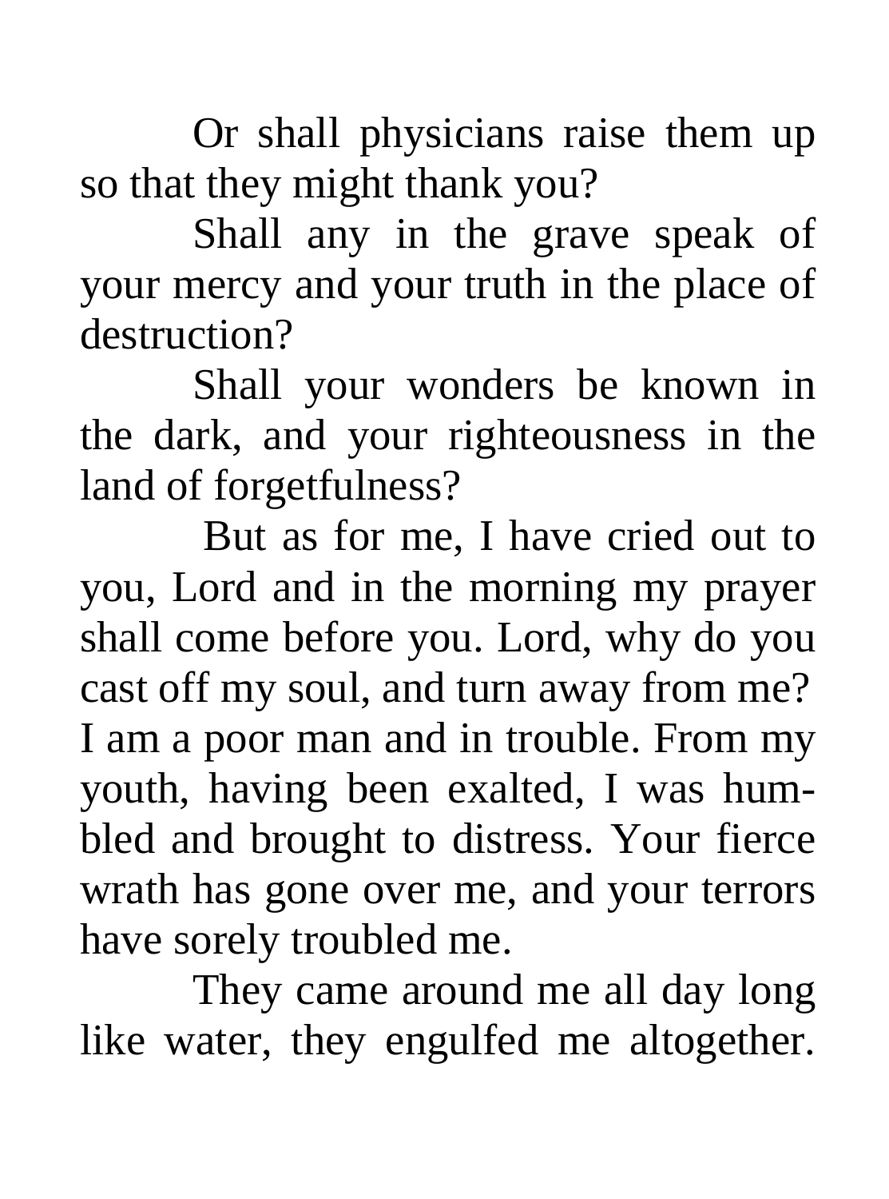Or shall physicians raise them up so that they might thank you?

Shall any in the grave speak of your mercy and your truth in the place of destruction?

Shall your wonders be known in the dark, and your righteousness in the land of forgetfulness?

But as for me, I have cried out to you, Lord and in the morning my prayer shall come before you. Lord, why do you cast off my soul, and turn away from me? I am a poor man and in trouble. From my youth, having been exalted, I was humbled and brought to distress. Your fierce wrath has gone over me, and your terrors have sorely troubled me.

They came around me all day long like water, they engulfed me altogether.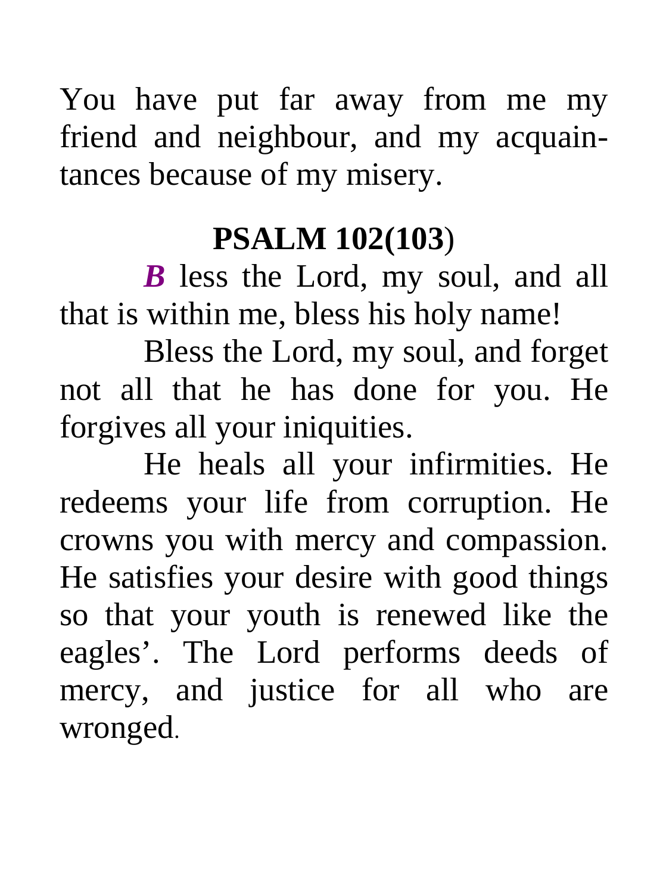You have put far away from me my friend and neighbour, and my acquaintances because of my misery.

## PSALM 102(103)

***B*** less the Lord, my soul, and all that is within me, bless his holy name!

Bless the Lord, my soul, and forget not all that he has done for you. He forgives all your iniquities.

He heals all your infirmities. He redeems your life from corruption. He crowns you with mercy and compassion. He satisfies your desire with good things so that your youth is renewed like the eagles'. The Lord performs deeds of mercy, and justice for all who are wronged.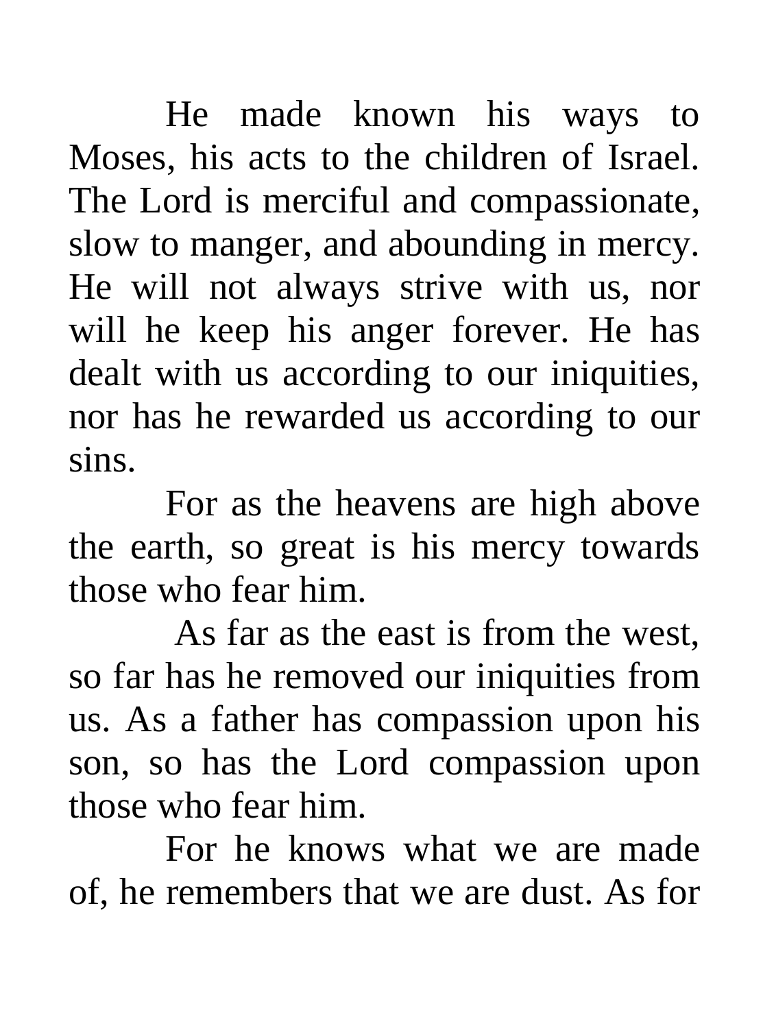He made known his ways to Moses, his acts to the children of Israel. The Lord is merciful and compassionate, slow to manger, and abounding in mercy. He will not always strive with us, nor will he keep his anger forever. He has dealt with us according to our iniquities, nor has he rewarded us according to our sins.

For as the heavens are high above the earth, so great is his mercy towards those who fear him.

As far as the east is from the west, so far has he removed our iniquities from us. As a father has compassion upon his son, so has the Lord compassion upon those who fear him.

For he knows what we are made of, he remembers that we are dust. As for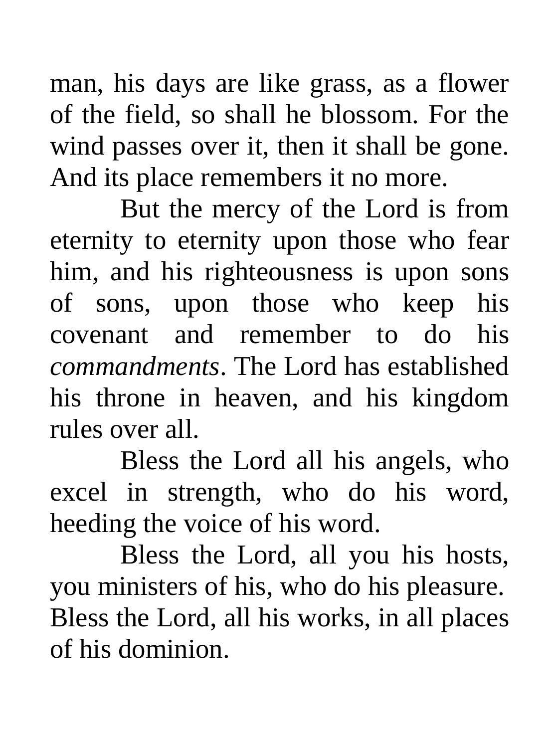man, his days are like grass, as a flower of the field, so shall he blossom. For the wind passes over it, then it shall be gone. And its place remembers it no more.

But the mercy of the Lord is from eternity to eternity upon those who fear him, and his righteousness is upon sons of sons, upon those who keep his covenant and remember to do his *commandments*. The Lord has established his throne in heaven, and his kingdom rules over all.

Bless the Lord all his angels, who excel in strength, who do his word, heeding the voice of his word.

Bless the Lord, all you his hosts, you ministers of his, who do his pleasure. Bless the Lord, all his works, in all places of his dominion.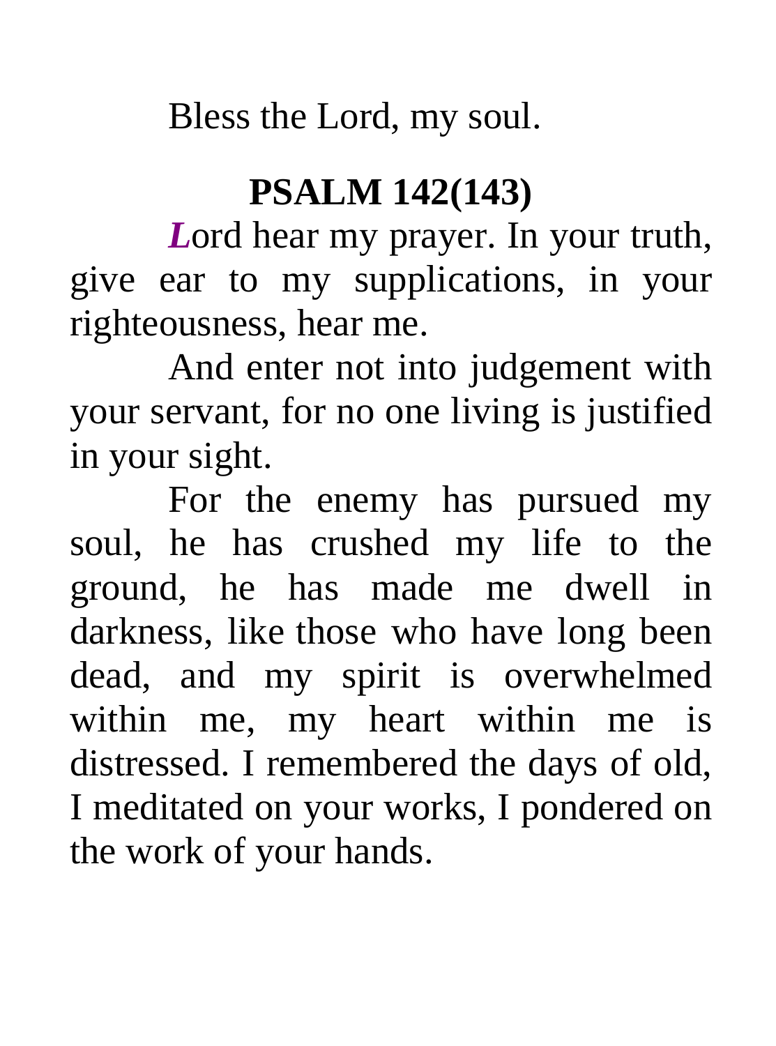Bless the Lord, my soul.

## PSALM 142(143)

***L***ord hear my prayer. In your truth, give ear to my supplications, in your righteousness, hear me.

And enter not into judgement with your servant, for no one living is justified in your sight.

For the enemy has pursued my soul, he has crushed my life to the ground, he has made me dwell in darkness, like those who have long been dead, and my spirit is overwhelmed within me, my heart within me is distressed. I remembered the days of old, I meditated on your works, I pondered on the work of your hands.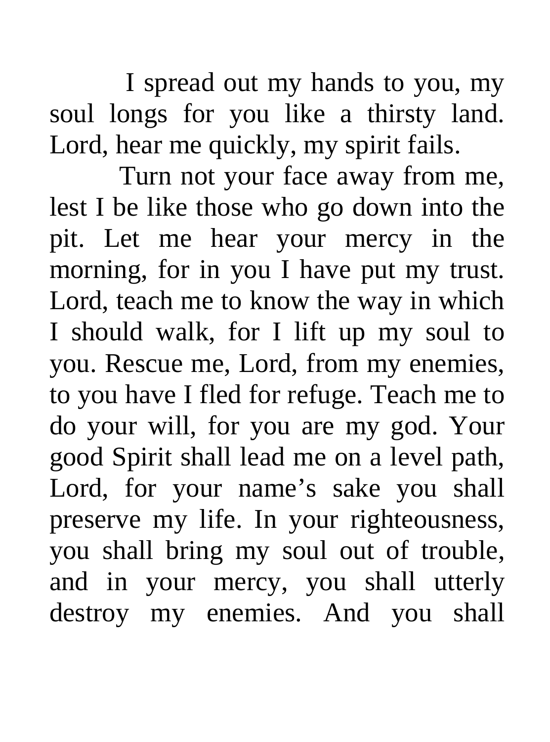I spread out my hands to you, my soul longs for you like a thirsty land. Lord, hear me quickly, my spirit fails.

Turn not your face away from me, lest I be like those who go down into the pit. Let me hear your mercy in the morning, for in you I have put my trust. Lord, teach me to know the way in which I should walk, for I lift up my soul to you. Rescue me, Lord, from my enemies, to you have I fled for refuge. Teach me to do your will, for you are my god. Your good Spirit shall lead me on a level path, Lord, for your name's sake you shall preserve my life. In your righteousness, you shall bring my soul out of trouble, and in your mercy, you shall utterly destroy my enemies. And you shall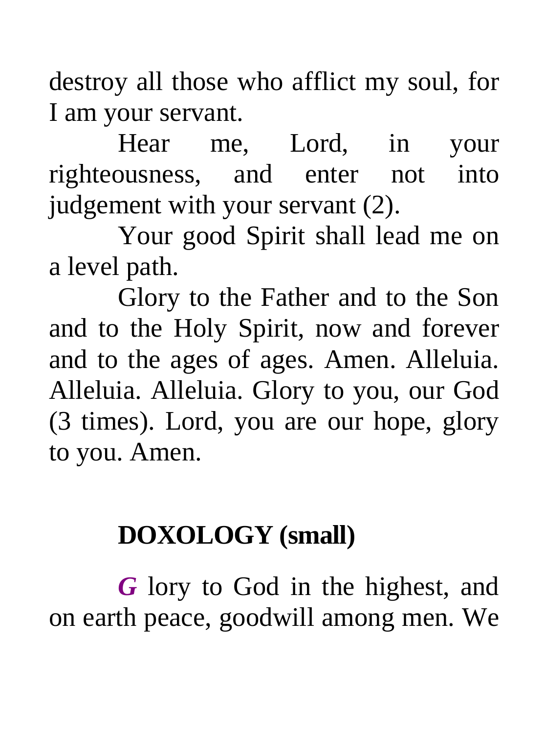destroy all those who afflict my soul, for I am your servant.

Hear me, Lord, in your righteousness, and enter not into judgement with your servant (2).

Your good Spirit shall lead me on a level path.

Glory to the Father and to the Son and to the Holy Spirit, now and forever and to the ages of ages. Amen. Alleluia. Alleluia. Alleluia. Glory to you, our God (3 times). Lord, you are our hope, glory to you. Amen.

## DOXOLOGY (small)

***G*** lory to God in the highest, and on earth peace, goodwill among men. We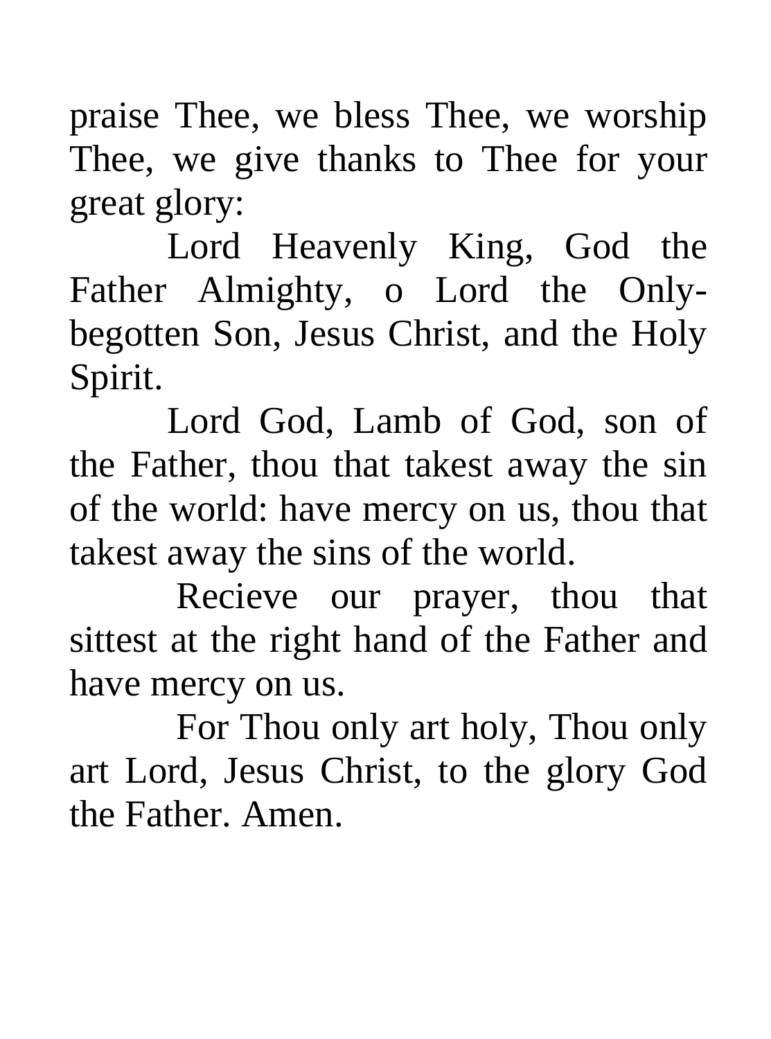praise Thee, we bless Thee, we worship Thee, we give thanks to Thee for your great glory:

Lord Heavenly King, God the Father Almighty, o Lord the Only-begotten Son, Jesus Christ, and the Holy Spirit.

Lord God, Lamb of God, son of the Father, thou that takest away the sin of the world: have mercy on us, thou that takest away the sins of the world.

Recieve our prayer, thou that sittest at the right hand of the Father and have mercy on us.

For Thou only art holy, Thou only art Lord, Jesus Christ, to the glory God the Father. Amen.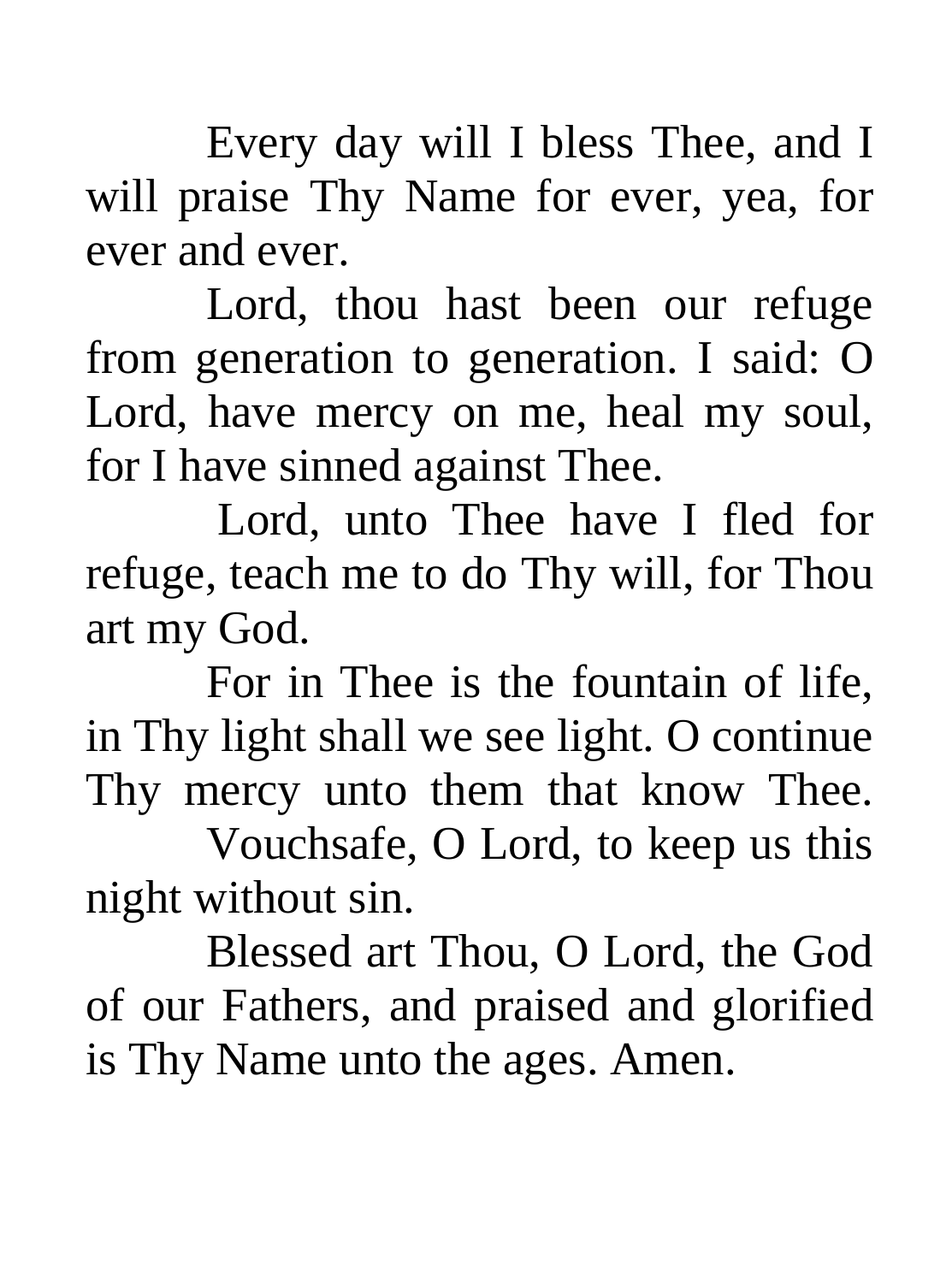Every day will I bless Thee, and I will praise Thy Name for ever, yea, for ever and ever.

Lord, thou hast been our refuge from generation to generation. I said: O Lord, have mercy on me, heal my soul, for I have sinned against Thee.

Lord, unto Thee have I fled for refuge, teach me to do Thy will, for Thou art my God.

For in Thee is the fountain of life, in Thy light shall we see light. O continue Thy mercy unto them that know Thee.

Vouchsafe, O Lord, to keep us this night without sin.

Blessed art Thou, O Lord, the God of our Fathers, and praised and glorified is Thy Name unto the ages. Amen.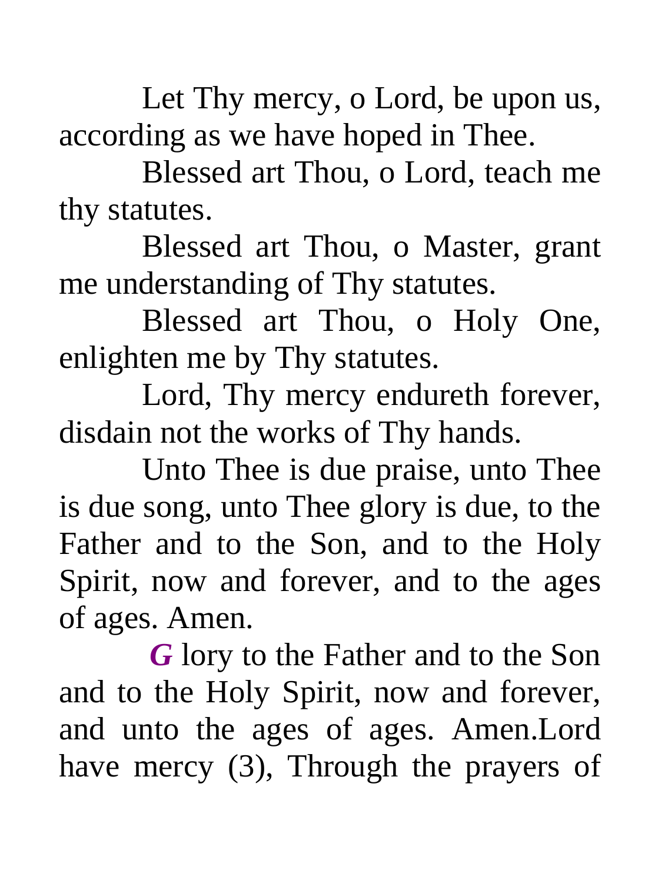Let Thy mercy, o Lord, be upon us, according as we have hoped in Thee.

Blessed art Thou, o Lord, teach me thy statutes.

Blessed art Thou, o Master, grant me understanding of Thy statutes.

Blessed art Thou, o Holy One, enlighten me by Thy statutes.

Lord, Thy mercy endureth forever, disdain not the works of Thy hands.

Unto Thee is due praise, unto Thee is due song, unto Thee glory is due, to the Father and to the Son, and to the Holy Spirit, now and forever, and to the ages of ages. Amen.

***G*** lory to the Father and to the Son and to the Holy Spirit, now and forever, and unto the ages of ages. Amen.Lord have mercy (3), Through the prayers of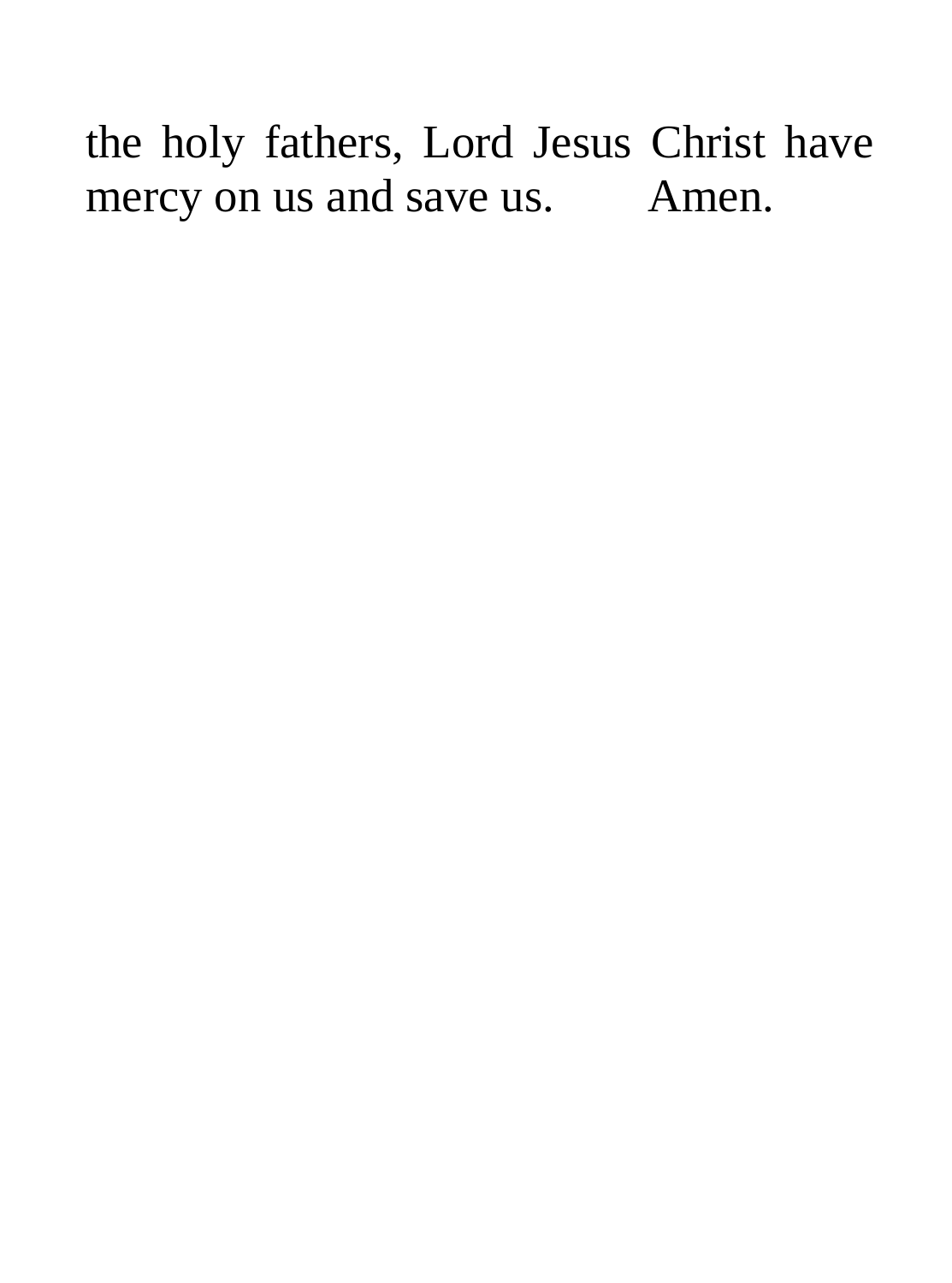the holy fathers, Lord Jesus Christ have mercy on us and save us. Amen.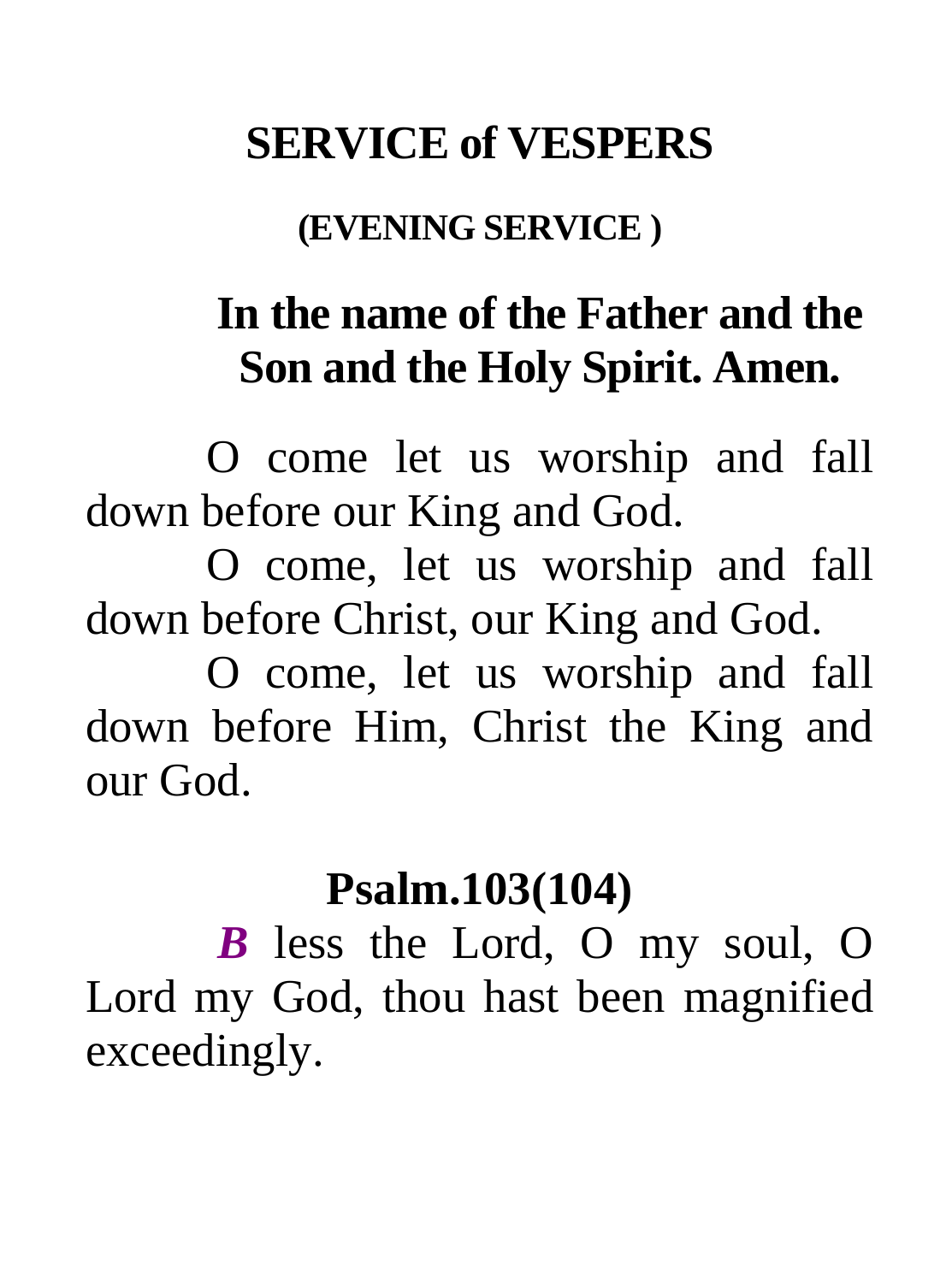# SERVICE of VESPERS

### (EVENING SERVICE )

## In the name of the Father and the Son and the Holy Spirit. Amen.

O come let us worship and fall down before our King and God.

O come, let us worship and fall down before Christ, our King and God.

O come, let us worship and fall down before Him, Christ the King and our God.

## Psalm.103(104)

***B*** less the Lord, O my soul, O Lord my God, thou hast been magnified exceedingly.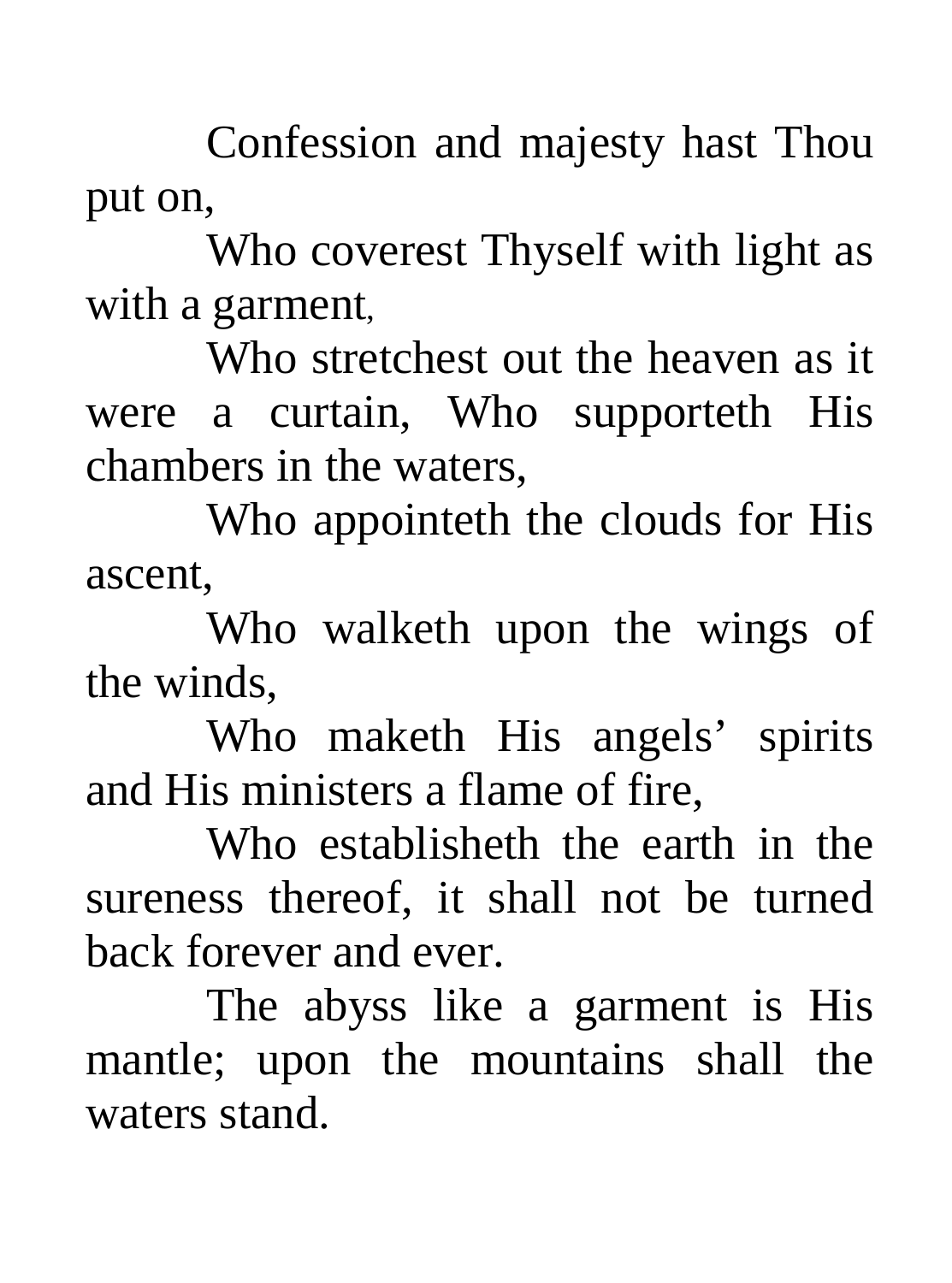Confession and majesty hast Thou put on,

Who coverest Thyself with light as with a garment,

Who stretchest out the heaven as it were a curtain, Who supporteth His chambers in the waters,

Who appointeth the clouds for His ascent,

Who walketh upon the wings of the winds,

Who maketh His angels' spirits and His ministers a flame of fire,

Who establisheth the earth in the sureness thereof, it shall not be turned back forever and ever.

The abyss like a garment is His mantle; upon the mountains shall the waters stand.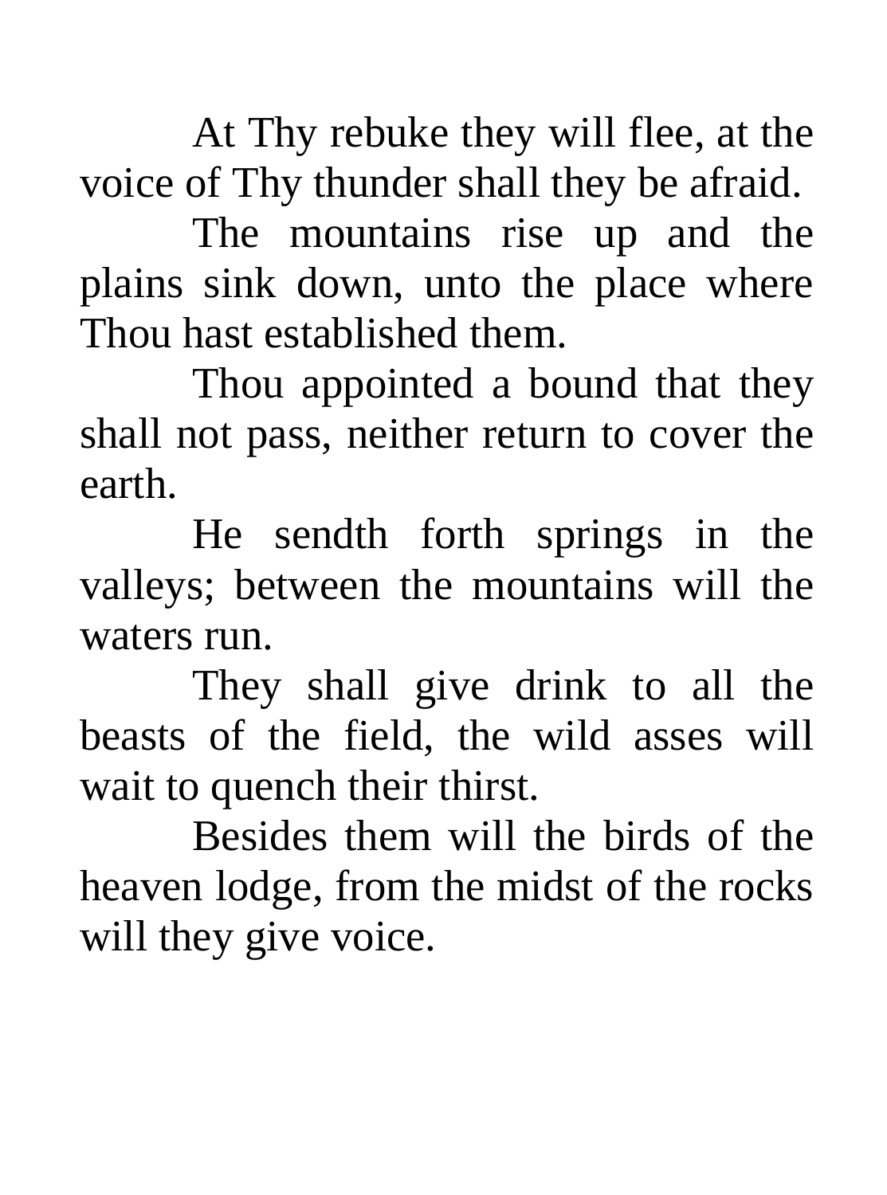At Thy rebuke they will flee, at the voice of Thy thunder shall they be afraid.

The mountains rise up and the plains sink down, unto the place where Thou hast established them.

Thou appointed a bound that they shall not pass, neither return to cover the earth.

He sendth forth springs in the valleys; between the mountains will the waters run.

They shall give drink to all the beasts of the field, the wild asses will wait to quench their thirst.

Besides them will the birds of the heaven lodge, from the midst of the rocks will they give voice.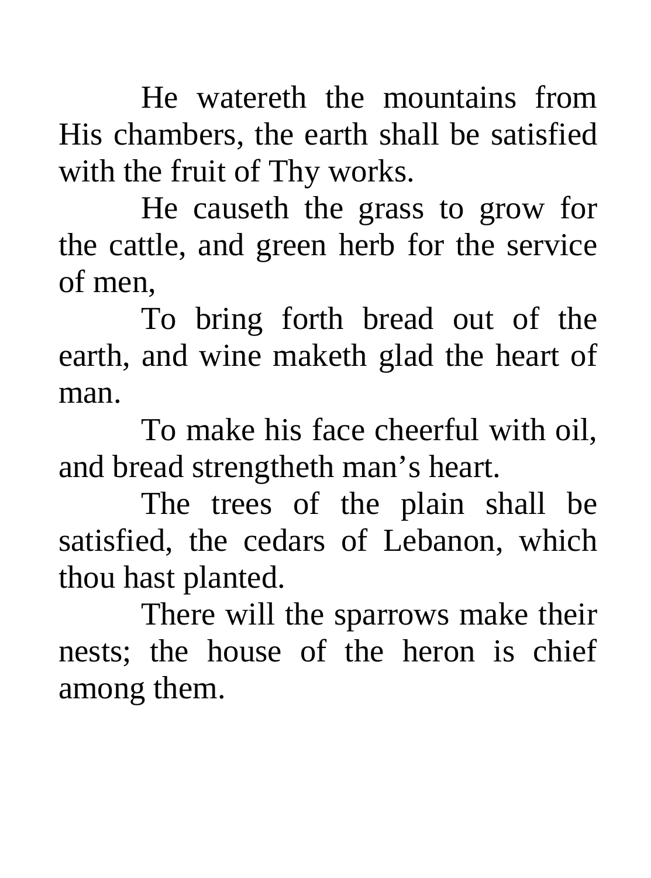He watereth the mountains from His chambers, the earth shall be satisfied with the fruit of Thy works.

He causeth the grass to grow for the cattle, and green herb for the service of men,

To bring forth bread out of the earth, and wine maketh glad the heart of man.

To make his face cheerful with oil, and bread strengtheth man’s heart.

The trees of the plain shall be satisfied, the cedars of Lebanon, which thou hast planted.

There will the sparrows make their nests; the house of the heron is chief among them.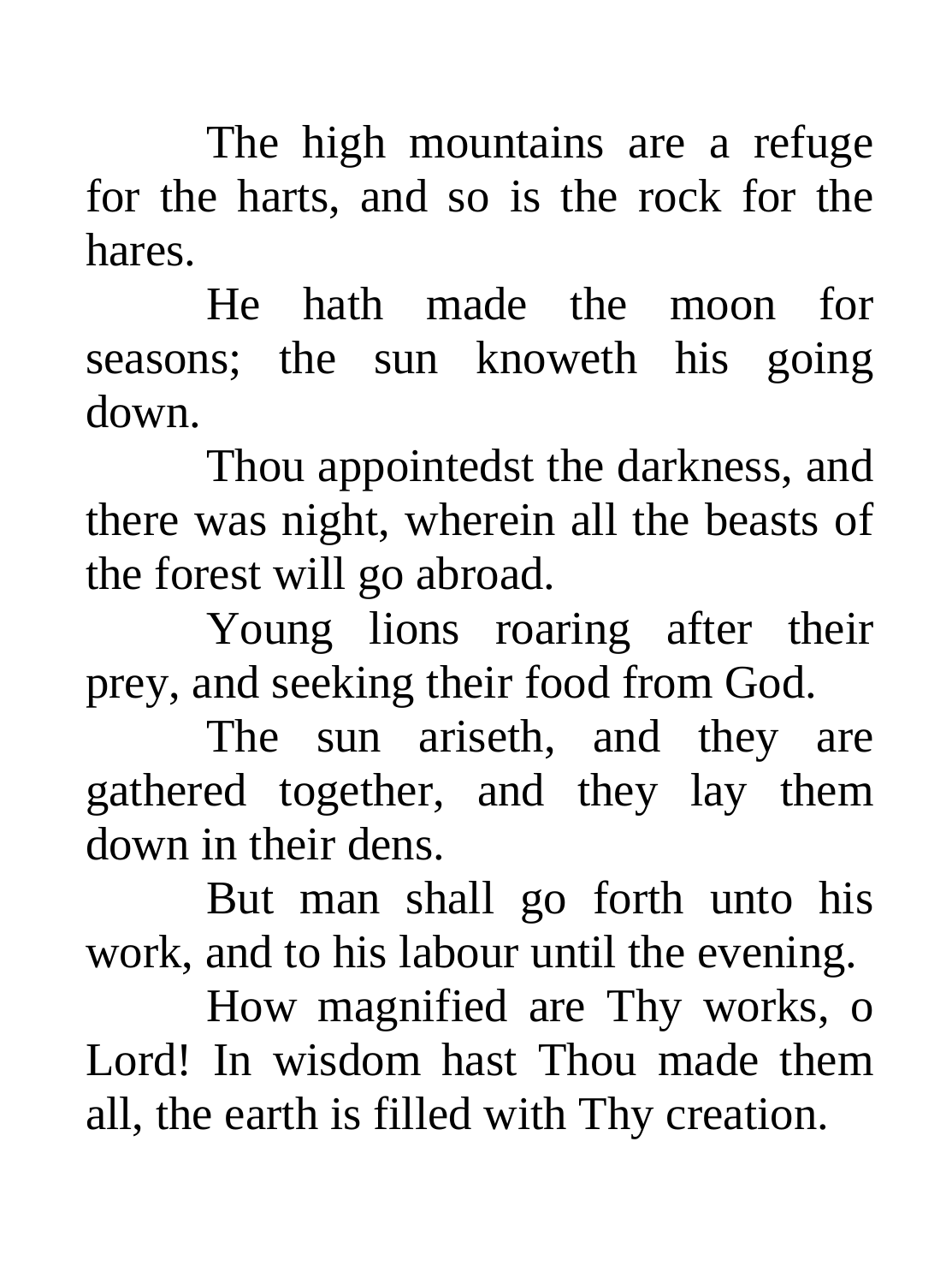The high mountains are a refuge for the harts, and so is the rock for the hares.

He hath made the moon for seasons; the sun knoweth his going down.

Thou appointedst the darkness, and there was night, wherein all the beasts of the forest will go abroad.

Young lions roaring after their prey, and seeking their food from God.

The sun ariseth, and they are gathered together, and they lay them down in their dens.

But man shall go forth unto his work, and to his labour until the evening.

How magnified are Thy works, o Lord! In wisdom hast Thou made them all, the earth is filled with Thy creation.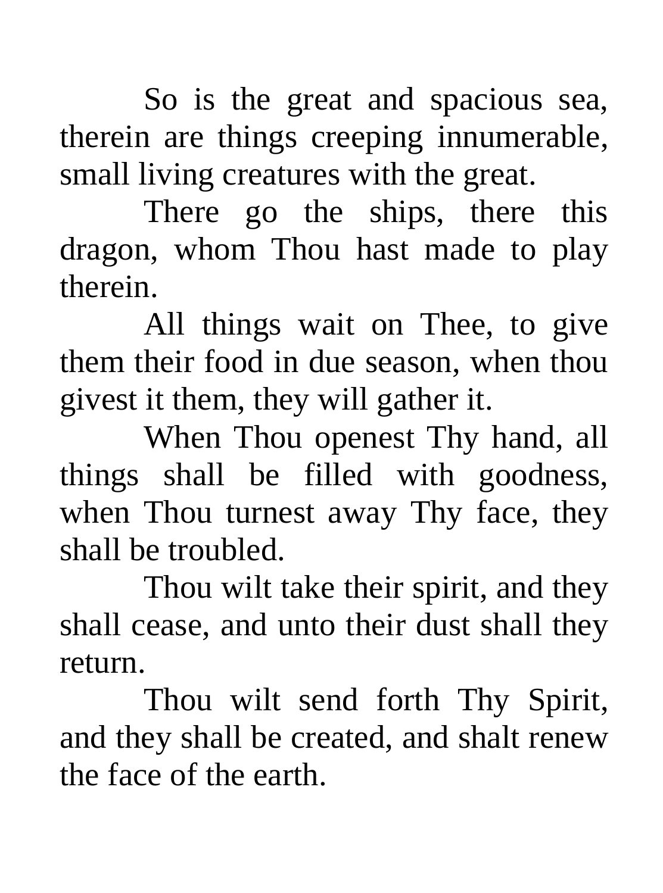So is the great and spacious sea, therein are things creeping innumerable, small living creatures with the great.

There go the ships, there this dragon, whom Thou hast made to play therein.

All things wait on Thee, to give them their food in due season, when thou givest it them, they will gather it.

When Thou openest Thy hand, all things shall be filled with goodness, when Thou turnest away Thy face, they shall be troubled.

Thou wilt take their spirit, and they shall cease, and unto their dust shall they return.

Thou wilt send forth Thy Spirit, and they shall be created, and shalt renew the face of the earth.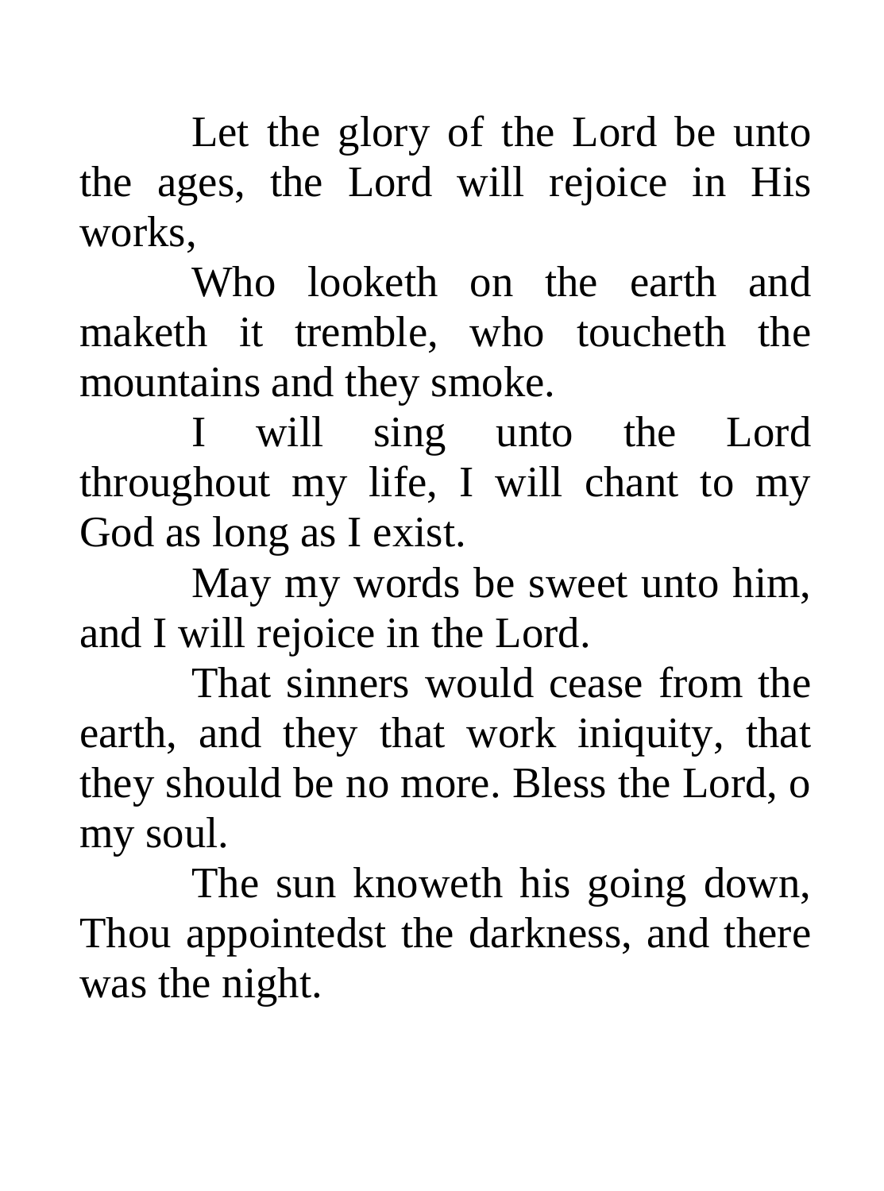Let the glory of the Lord be unto the ages, the Lord will rejoice in His works,

Who looketh on the earth and maketh it tremble, who toucheth the mountains and they smoke.

I will sing unto the Lord throughout my life, I will chant to my God as long as I exist.

May my words be sweet unto him, and I will rejoice in the Lord.

That sinners would cease from the earth, and they that work iniquity, that they should be no more. Bless the Lord, o my soul.

The sun knoweth his going down, Thou appointedst the darkness, and there was the night.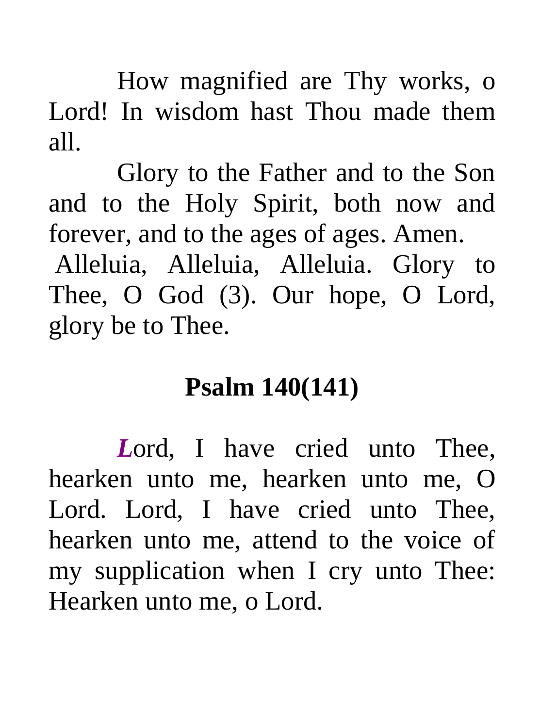How magnified are Thy works, o Lord! In wisdom hast Thou made them all.

Glory to the Father and to the Son and to the Holy Spirit, both now and forever, and to the ages of ages. Amen.

Alleluia, Alleluia, Alleluia. Glory to Thee, O God (3). Our hope, O Lord, glory be to Thee.

## Psalm 140(141)

***L***ord, I have cried unto Thee, hearken unto me, hearken unto me, O Lord. Lord, I have cried unto Thee, hearken unto me, attend to the voice of my supplication when I cry unto Thee: Hearken unto me, o Lord.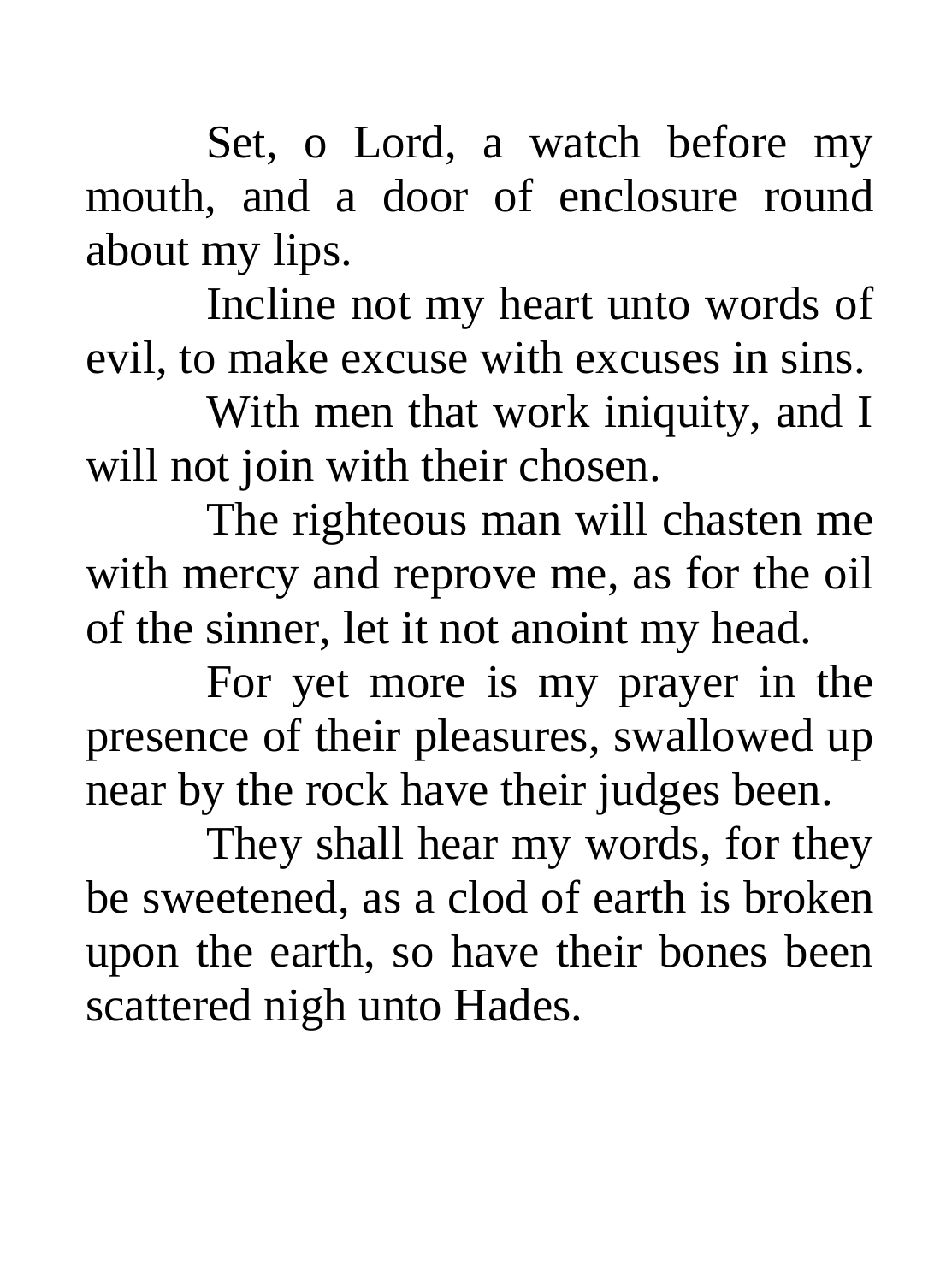Set, o Lord, a watch before my mouth, and a door of enclosure round about my lips.

Incline not my heart unto words of evil, to make excuse with excuses in sins.

With men that work iniquity, and I will not join with their chosen.

The righteous man will chasten me with mercy and reprove me, as for the oil of the sinner, let it not anoint my head.

For yet more is my prayer in the presence of their pleasures, swallowed up near by the rock have their judges been.

They shall hear my words, for they be sweetened, as a clod of earth is broken upon the earth, so have their bones been scattered nigh unto Hades.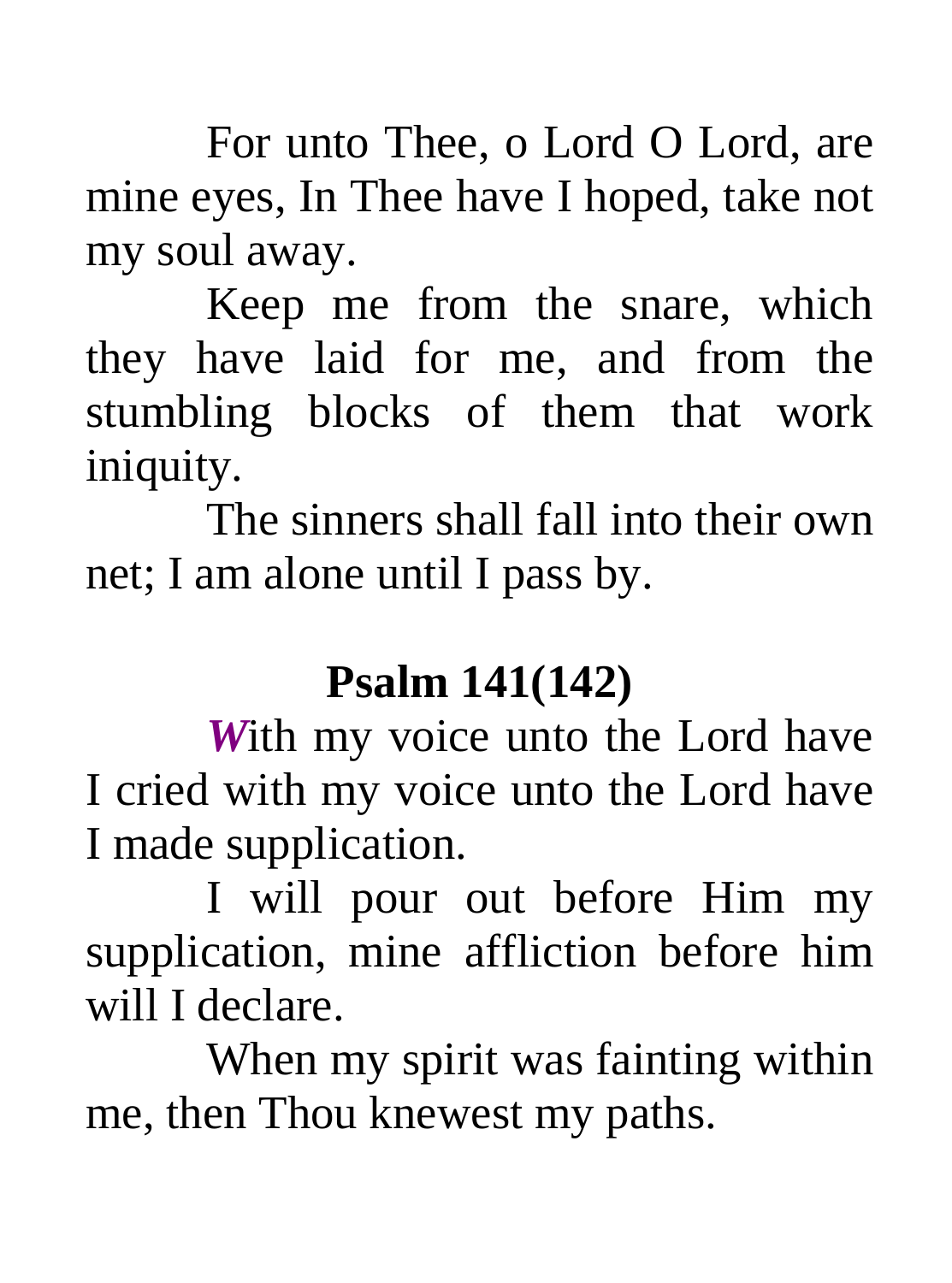For unto Thee, o Lord O Lord, are mine eyes, In Thee have I hoped, take not my soul away.

Keep me from the snare, which they have laid for me, and from the stumbling blocks of them that work iniquity.

The sinners shall fall into their own net; I am alone until I pass by.

## Psalm 141(142)

***W***ith my voice unto the Lord have I cried with my voice unto the Lord have I made supplication.

I will pour out before Him my supplication, mine affliction before him will I declare.

When my spirit was fainting within me, then Thou knewest my paths.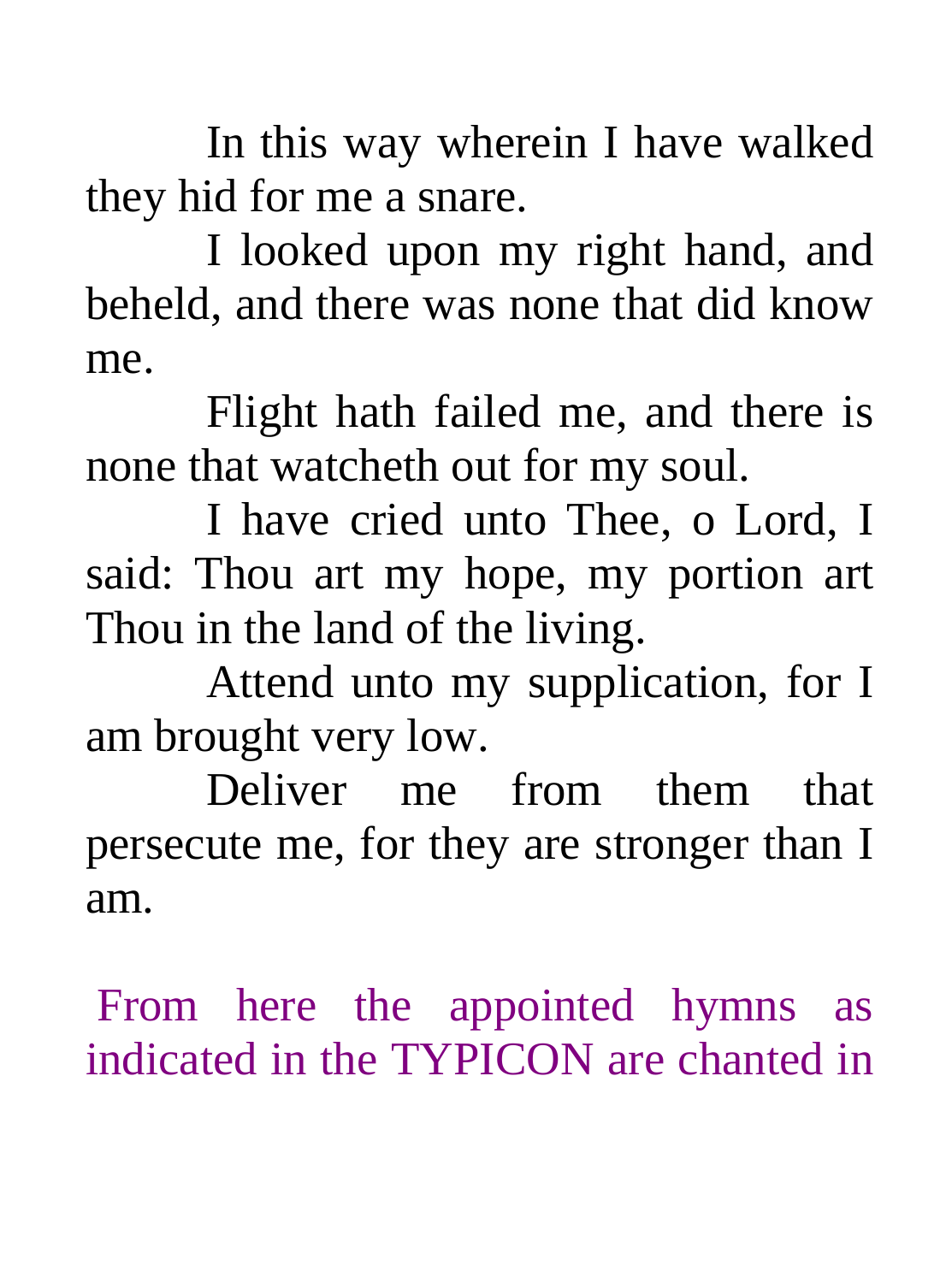In this way wherein I have walked they hid for me a snare.

I looked upon my right hand, and beheld, and there was none that did know me.

Flight hath failed me, and there is none that watcheth out for my soul.

I have cried unto Thee, o Lord, I said: Thou art my hope, my portion art Thou in the land of the living.

Attend unto my supplication, for I am brought very low.

Deliver me from them that persecute me, for they are stronger than I am.

From here the appointed hymns as indicated in the TYPICON are chanted in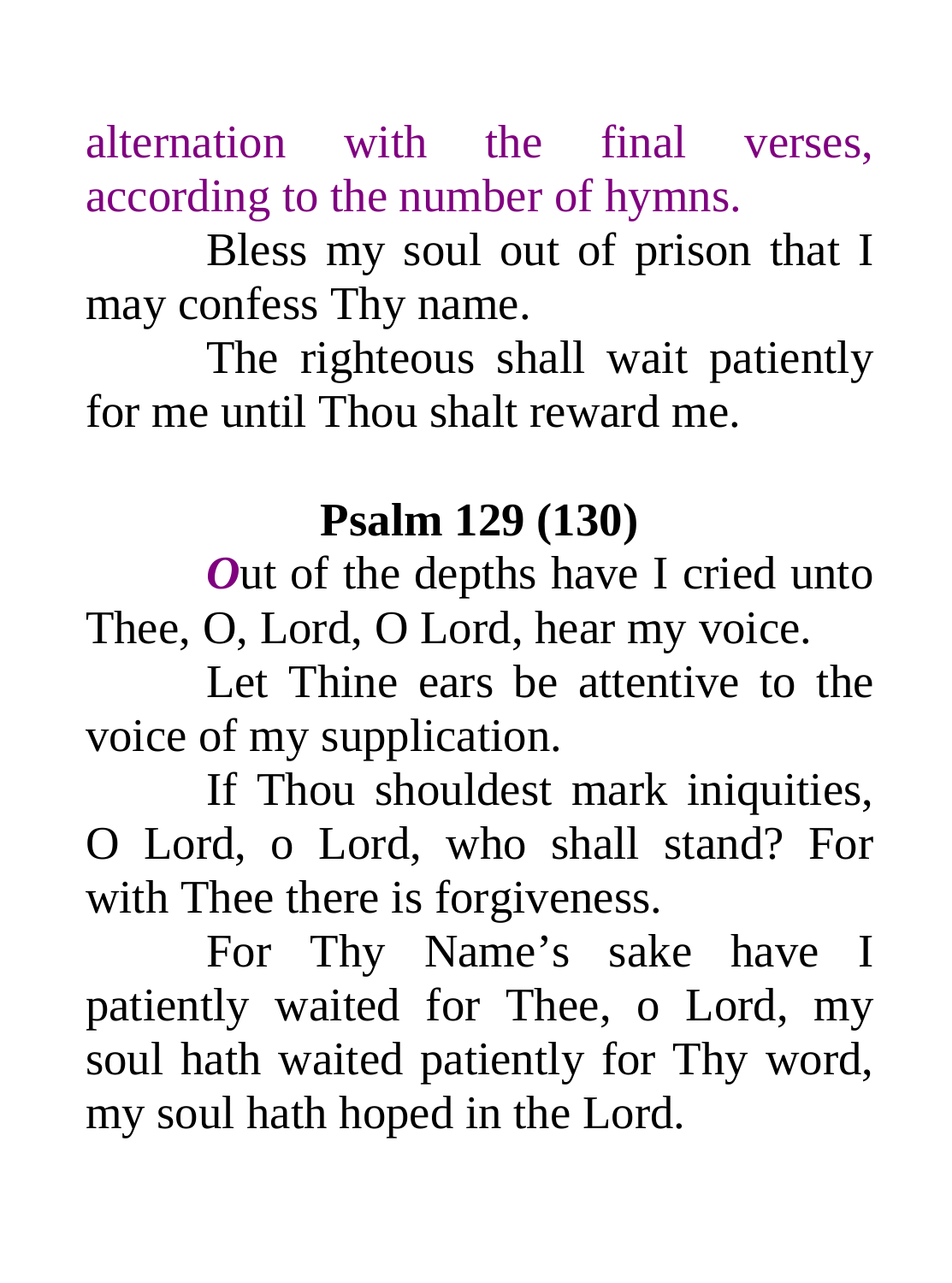alternation with the final verses, according to the number of hymns.

Bless my soul out of prison that I may confess Thy name.

The righteous shall wait patiently for me until Thou shalt reward me.

## Psalm 129 (130)

***O***ut of the depths have I cried unto Thee, O, Lord, O Lord, hear my voice.

Let Thine ears be attentive to the voice of my supplication.

If Thou shouldest mark iniquities, O Lord, o Lord, who shall stand? For with Thee there is forgiveness.

For Thy Name's sake have I patiently waited for Thee, o Lord, my soul hath waited patiently for Thy word, my soul hath hoped in the Lord.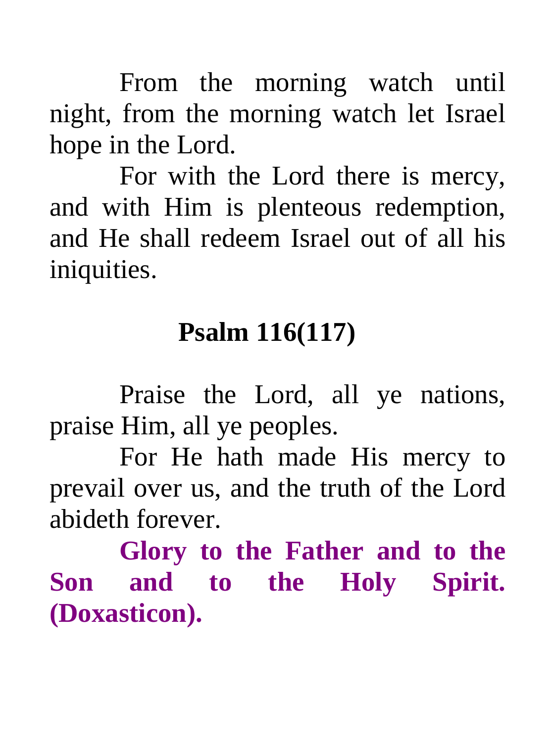From the morning watch until night, from the morning watch let Israel hope in the Lord.

For with the Lord there is mercy, and with Him is plenteous redemption, and He shall redeem Israel out of all his iniquities.

## Psalm 116(117)

Praise the Lord, all ye nations, praise Him, all ye peoples.

For He hath made His mercy to prevail over us, and the truth of the Lord abideth forever.

**Glory to the Father and to the Son and to the Holy Spirit. (Doxasticon).**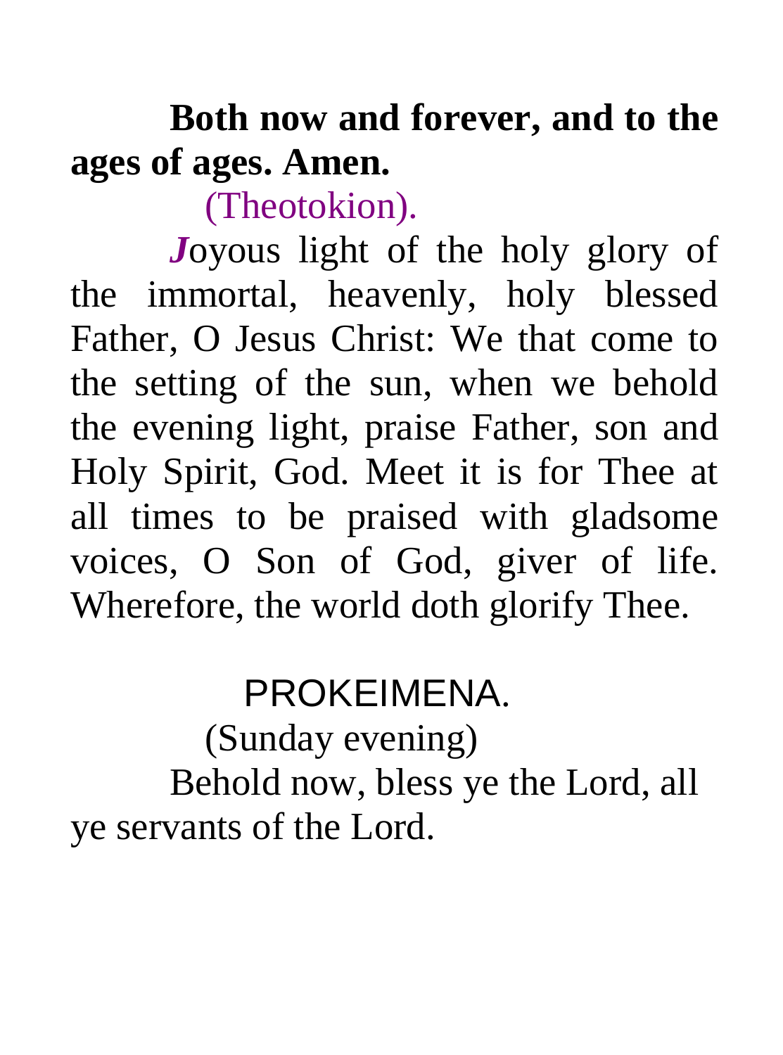**Both now and forever, and to the ages of ages. Amen.**

(Theotokion).

***J***oyous light of the holy glory of the immortal, heavenly, holy blessed Father, O Jesus Christ: We that come to the setting of the sun, when we behold the evening light, praise Father, son and Holy Spirit, God. Meet it is for Thee at all times to be praised with gladsome voices, O Son of God, giver of life. Wherefore, the world doth glorify Thee.

## PROKEIMENA.

(Sunday evening)

Behold now, bless ye the Lord, all ye servants of the Lord.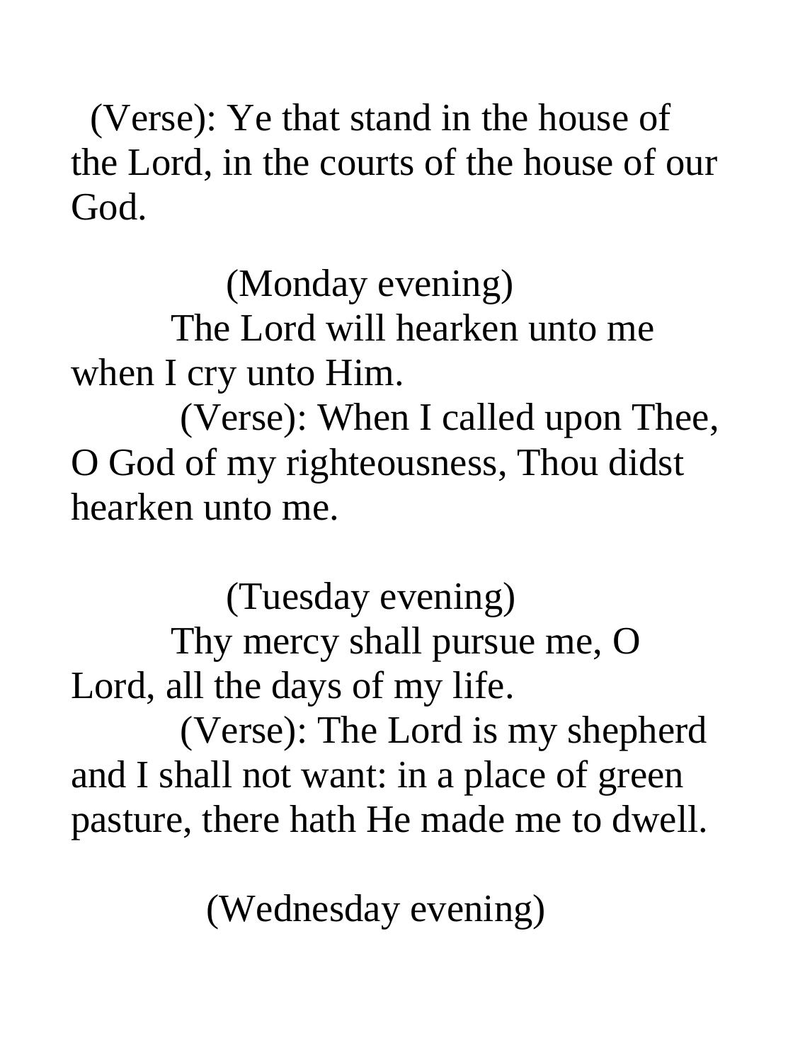(Verse): Ye that stand in the house of the Lord, in the courts of the house of our God.

(Monday evening)

The Lord will hearken unto me when I cry unto Him.

(Verse): When I called upon Thee, O God of my righteousness, Thou didst hearken unto me.

(Tuesday evening)

Thy mercy shall pursue me, O Lord, all the days of my life.

(Verse): The Lord is my shepherd and I shall not want: in a place of green pasture, there hath He made me to dwell.

(Wednesday evening)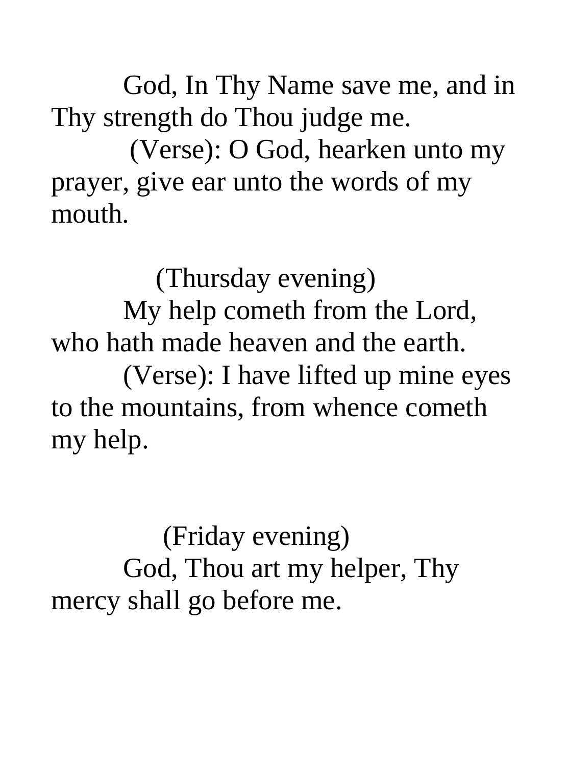God, In Thy Name save me, and in Thy strength do Thou judge me.

(Verse): O God, hearken unto my prayer, give ear unto the words of my mouth.

(Thursday evening)

My help cometh from the Lord, who hath made heaven and the earth.

(Verse): I have lifted up mine eyes to the mountains, from whence cometh my help.

(Friday evening)

God, Thou art my helper, Thy mercy shall go before me.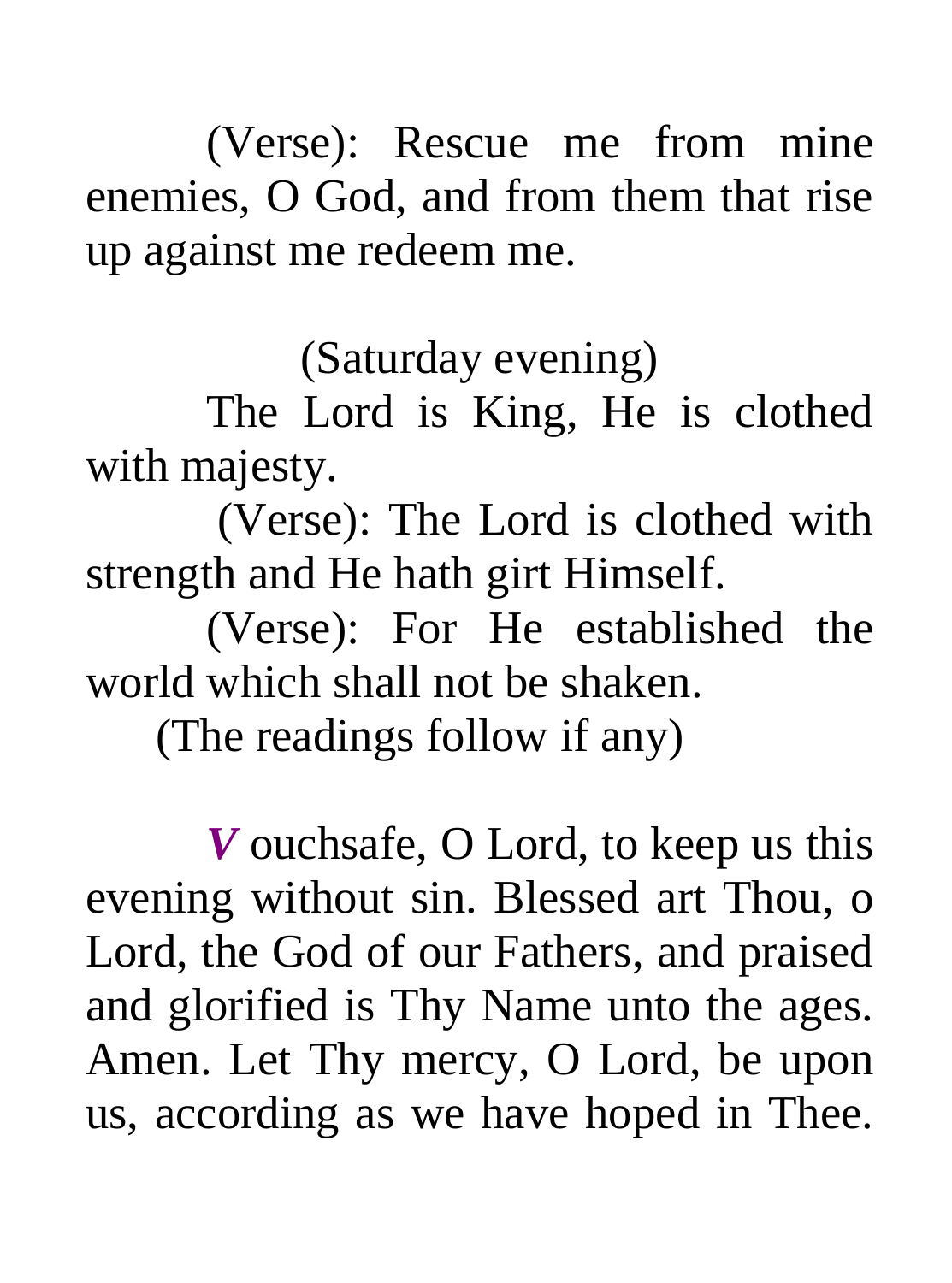(Verse): Rescue me from mine enemies, O God, and from them that rise up against me redeem me.

(Saturday evening)

The Lord is King, He is clothed with majesty.

(Verse): The Lord is clothed with strength and He hath girt Himself.

(Verse): For He established the world which shall not be shaken.

(The readings follow if any)

***V*** ouchsafe, O Lord, to keep us this evening without sin. Blessed art Thou, o Lord, the God of our Fathers, and praised and glorified is Thy Name unto the ages. Amen. Let Thy mercy, O Lord, be upon us, according as we have hoped in Thee.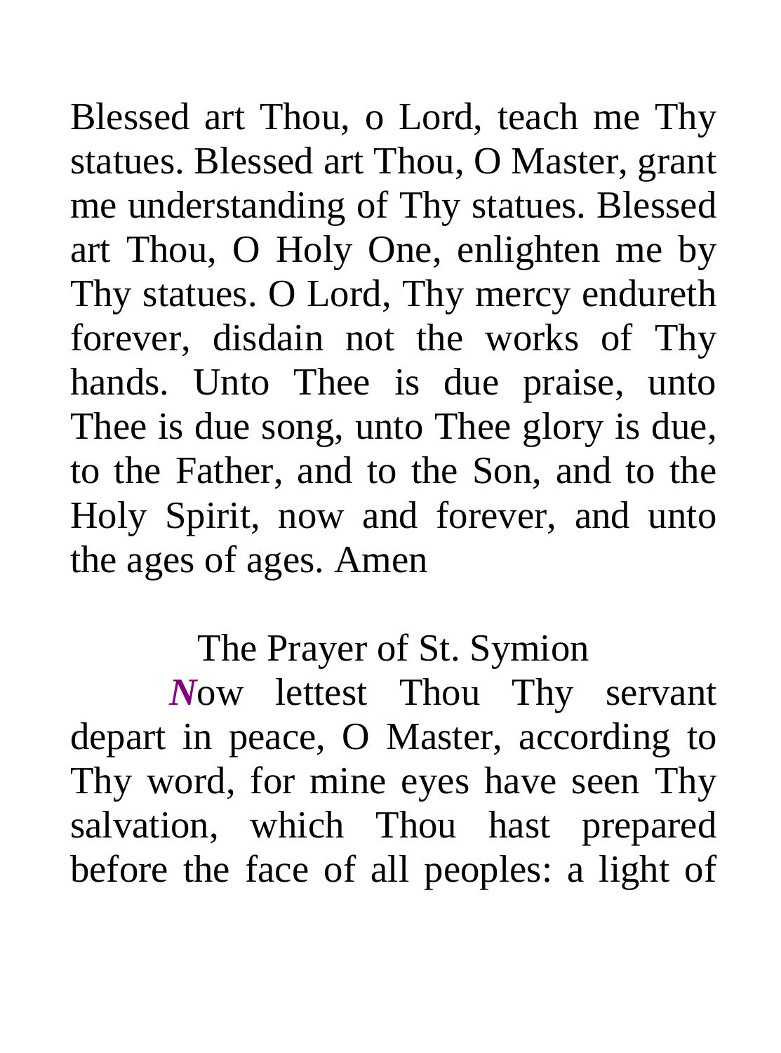Blessed art Thou, o Lord, teach me Thy statues. Blessed art Thou, O Master, grant me understanding of Thy statues. Blessed art Thou, O Holy One, enlighten me by Thy statues. O Lord, Thy mercy endureth forever, disdain not the works of Thy hands. Unto Thee is due praise, unto Thee is due song, unto Thee glory is due, to the Father, and to the Son, and to the Holy Spirit, now and forever, and unto the ages of ages. Amen

## The Prayer of St. Symion

***N***ow lettest Thou Thy servant depart in peace, O Master, according to Thy word, for mine eyes have seen Thy salvation, which Thou hast prepared before the face of all peoples: a light of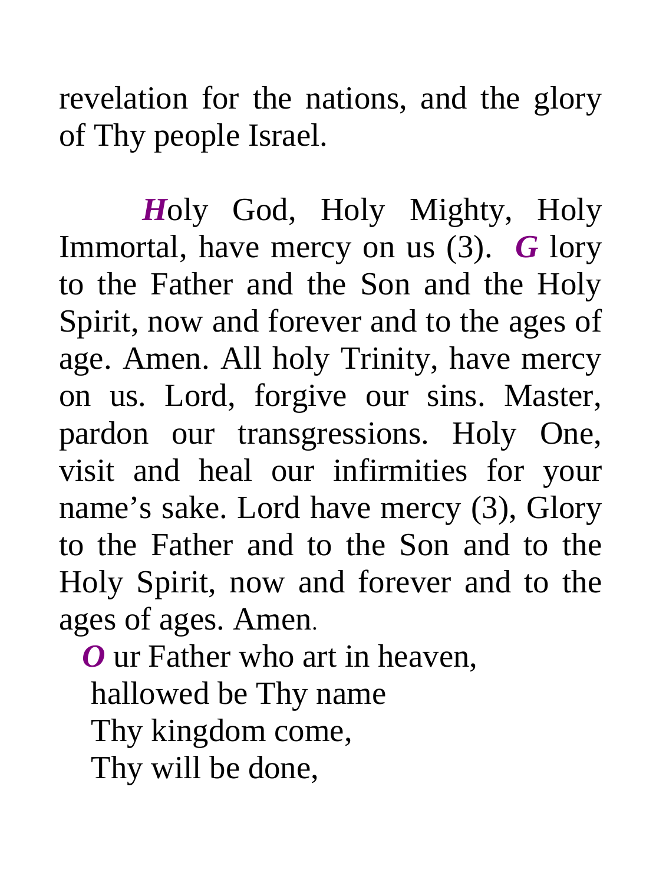revelation for the nations, and the glory of Thy people Israel.

***H***oly God, Holy Mighty, Holy Immortal, have mercy on us (3). ***G*** lory to the Father and the Son and the Holy Spirit, now and forever and to the ages of age. Amen. All holy Trinity, have mercy on us. Lord, forgive our sins. Master, pardon our transgressions. Holy One, visit and heal our infirmities for your name's sake. Lord have mercy (3), Glory to the Father and to the Son and to the Holy Spirit, now and forever and to the ages of ages. Amen.

***O*** ur Father who art in heaven,
hallowed be Thy name
Thy kingdom come,
Thy will be done,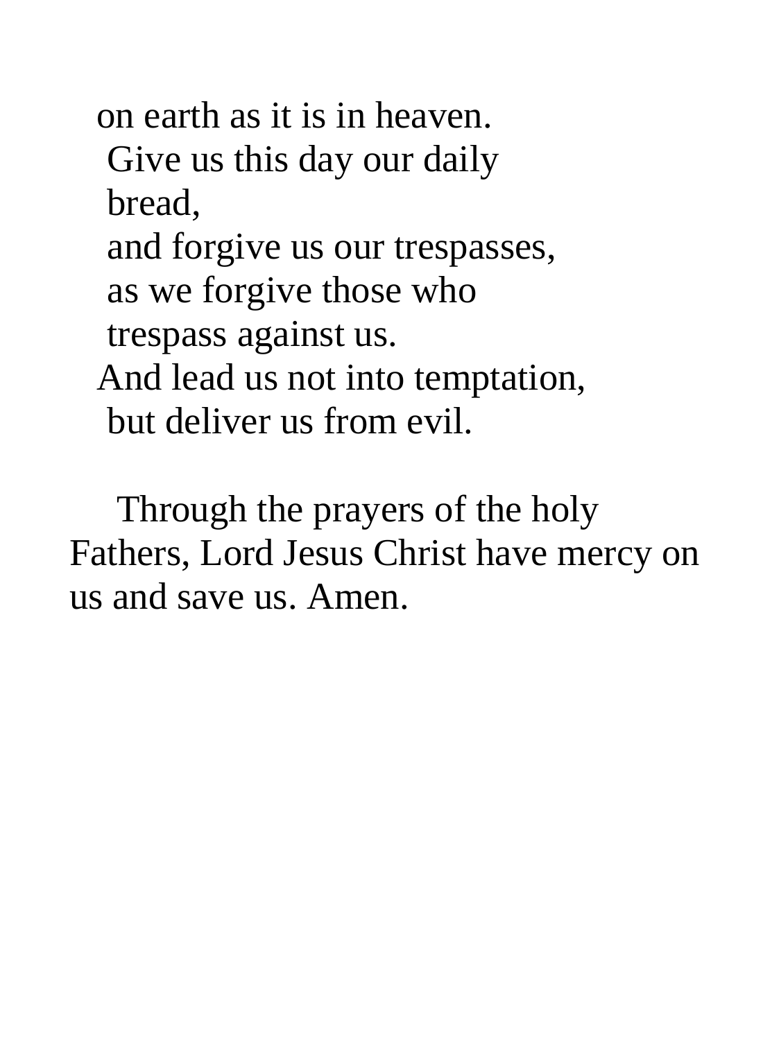on earth as it is in heaven.
Give us this day our daily bread,
and forgive us our trespasses,
as we forgive those who trespass against us.
And lead us not into temptation,
but deliver us from evil.

Through the prayers of the holy Fathers, Lord Jesus Christ have mercy on us and save us. Amen.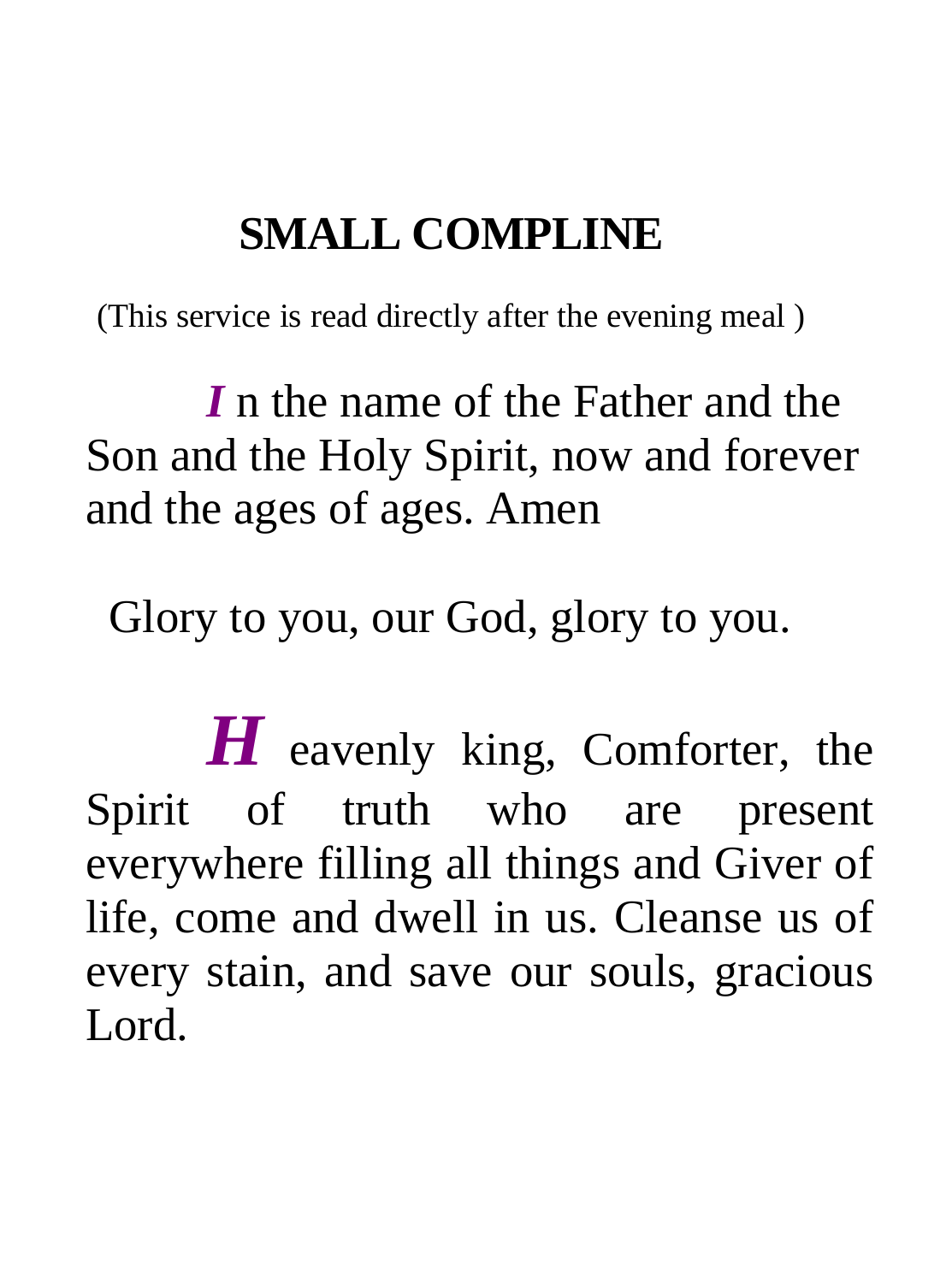# SMALL COMPLINE

(This service is read directly after the evening meal )

***I*** n the name of the Father and the Son and the Holy Spirit, now and forever and the ages of ages. Amen

Glory to you, our God, glory to you.

***H*** eavenly king, Comforter, the Spirit of truth who are present everywhere filling all things and Giver of life, come and dwell in us. Cleanse us of every stain, and save our souls, gracious Lord.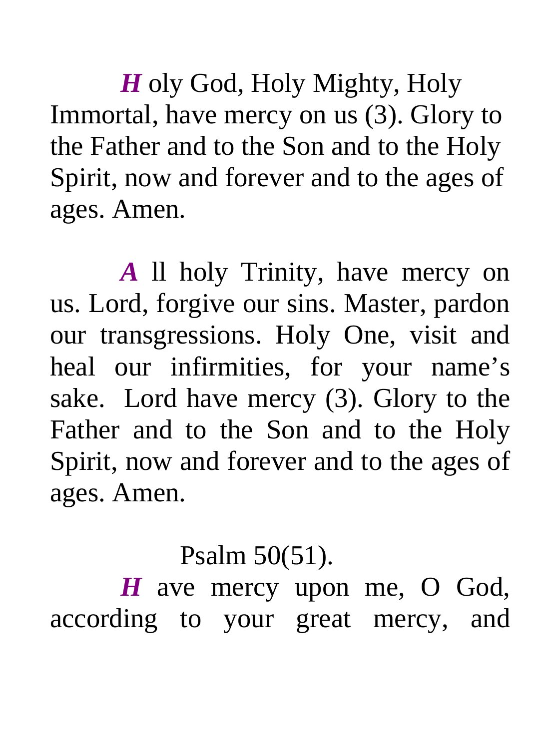***H*** oly God, Holy Mighty, Holy Immortal, have mercy on us (3). Glory to the Father and to the Son and to the Holy Spirit, now and forever and to the ages of ages. Amen.

***A*** ll holy Trinity, have mercy on us. Lord, forgive our sins. Master, pardon our transgressions. Holy One, visit and heal our infirmities, for your name's sake. Lord have mercy (3). Glory to the Father and to the Son and to the Holy Spirit, now and forever and to the ages of ages. Amen.

Psalm 50(51).

***H*** ave mercy upon me, O God, according to your great mercy, and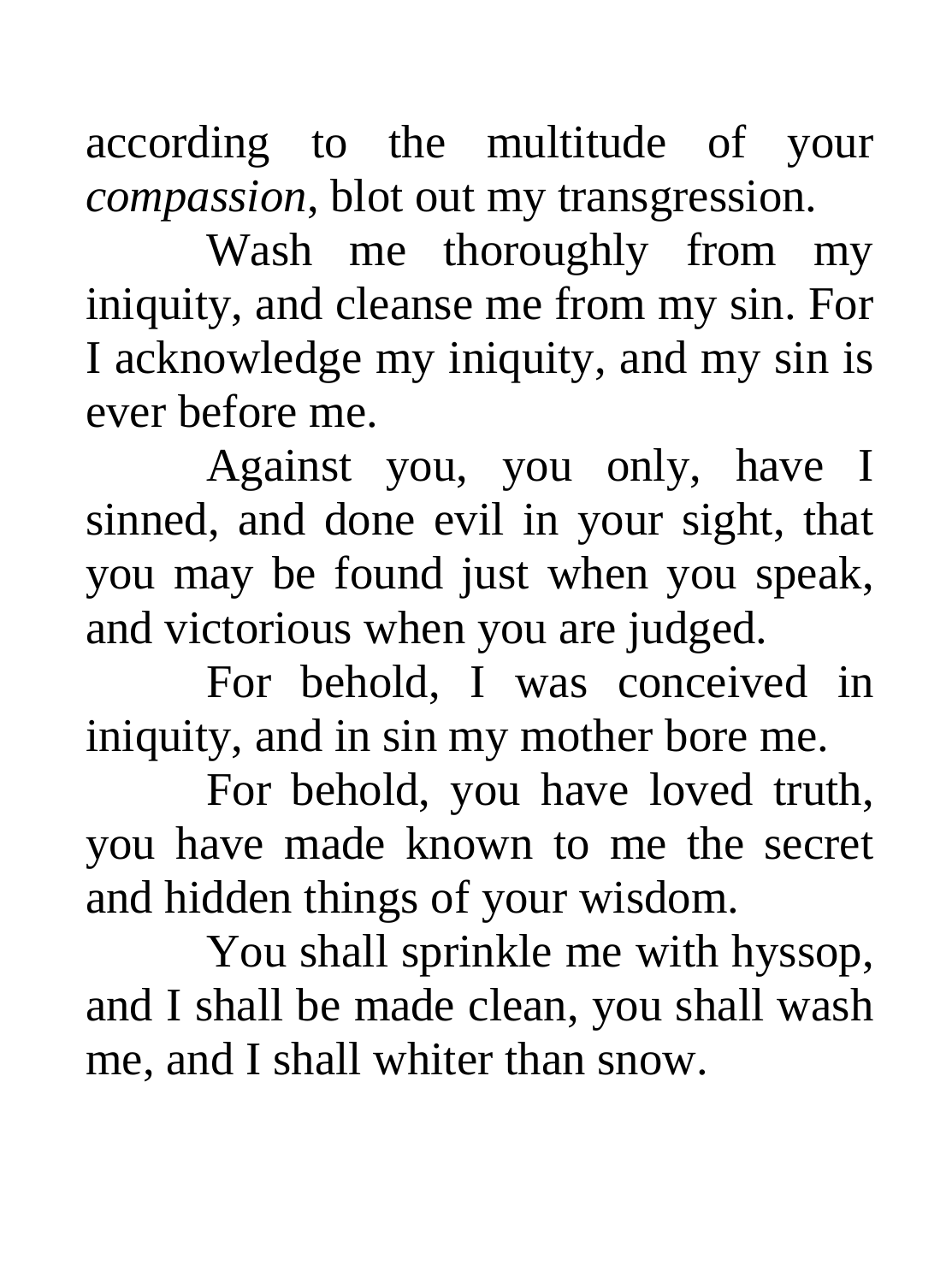according to the multitude of your *compassion*, blot out my transgression.

Wash me thoroughly from my iniquity, and cleanse me from my sin. For I acknowledge my iniquity, and my sin is ever before me.

Against you, you only, have I sinned, and done evil in your sight, that you may be found just when you speak, and victorious when you are judged.

For behold, I was conceived in iniquity, and in sin my mother bore me.

For behold, you have loved truth, you have made known to me the secret and hidden things of your wisdom.

You shall sprinkle me with hyssop, and I shall be made clean, you shall wash me, and I shall whiter than snow.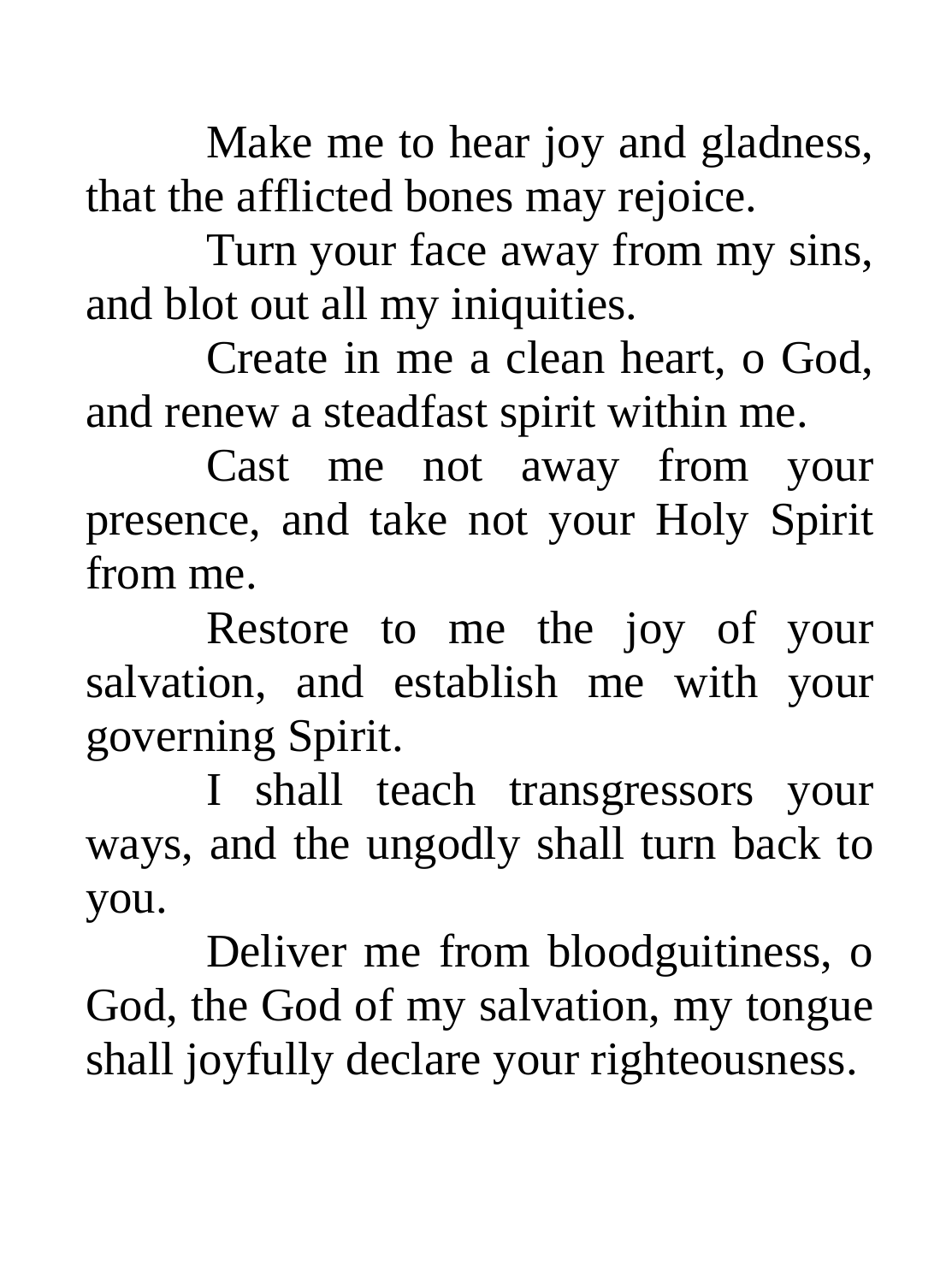Make me to hear joy and gladness, that the afflicted bones may rejoice.

Turn your face away from my sins, and blot out all my iniquities.

Create in me a clean heart, o God, and renew a steadfast spirit within me.

Cast me not away from your presence, and take not your Holy Spirit from me.

Restore to me the joy of your salvation, and establish me with your governing Spirit.

I shall teach transgressors your ways, and the ungodly shall turn back to you.

Deliver me from bloodguitiness, o God, the God of my salvation, my tongue shall joyfully declare your righteousness.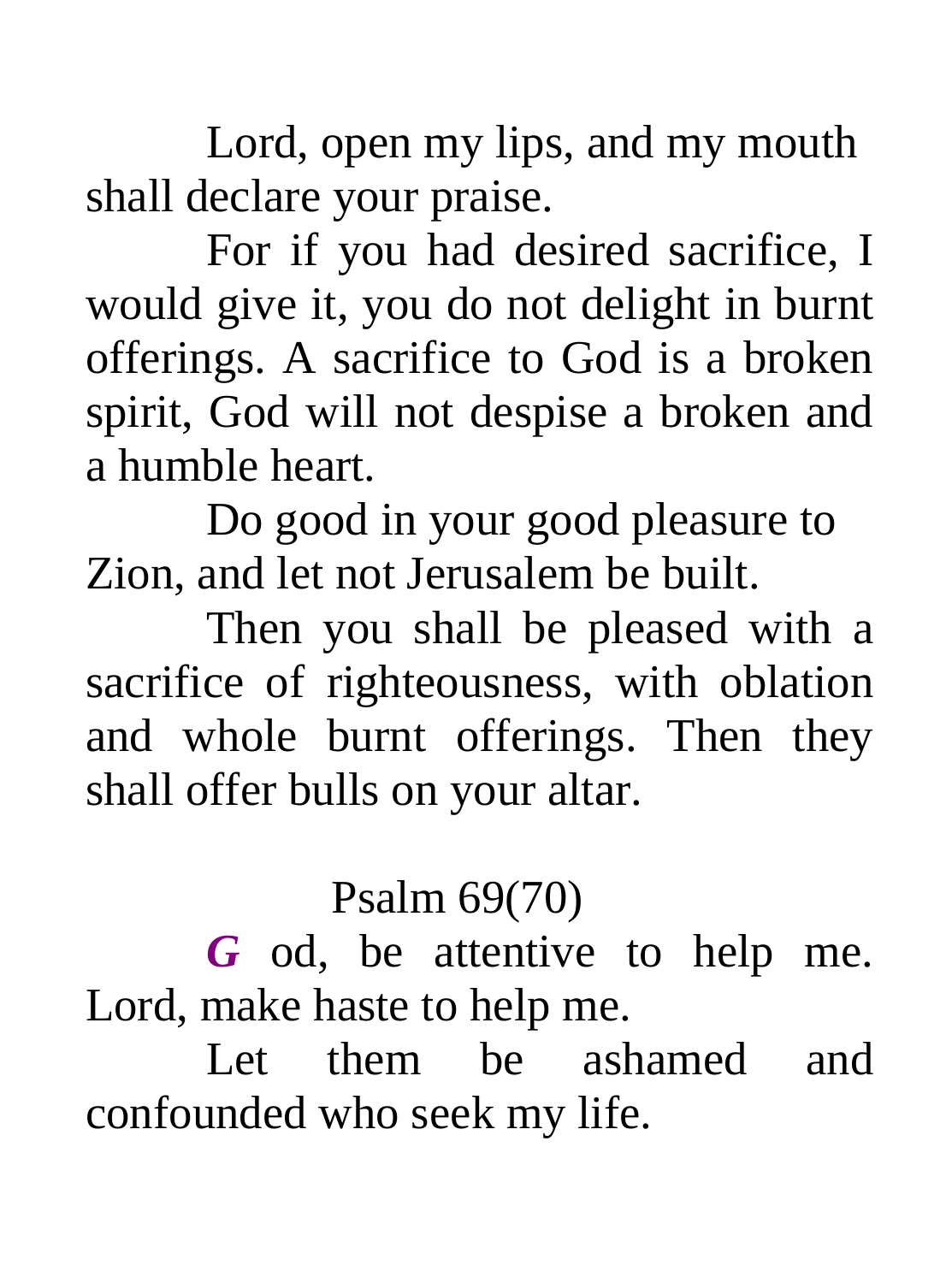Lord, open my lips, and my mouth shall declare your praise.

For if you had desired sacrifice, I would give it, you do not delight in burnt offerings. A sacrifice to God is a broken spirit, God will not despise a broken and a humble heart.

Do good in your good pleasure to Zion, and let not Jerusalem be built.

Then you shall be pleased with a sacrifice of righteousness, with oblation and whole burnt offerings. Then they shall offer bulls on your altar.

## Psalm 69(70)

***G*** od, be attentive to help me. Lord, make haste to help me.

Let them be ashamed and confounded who seek my life.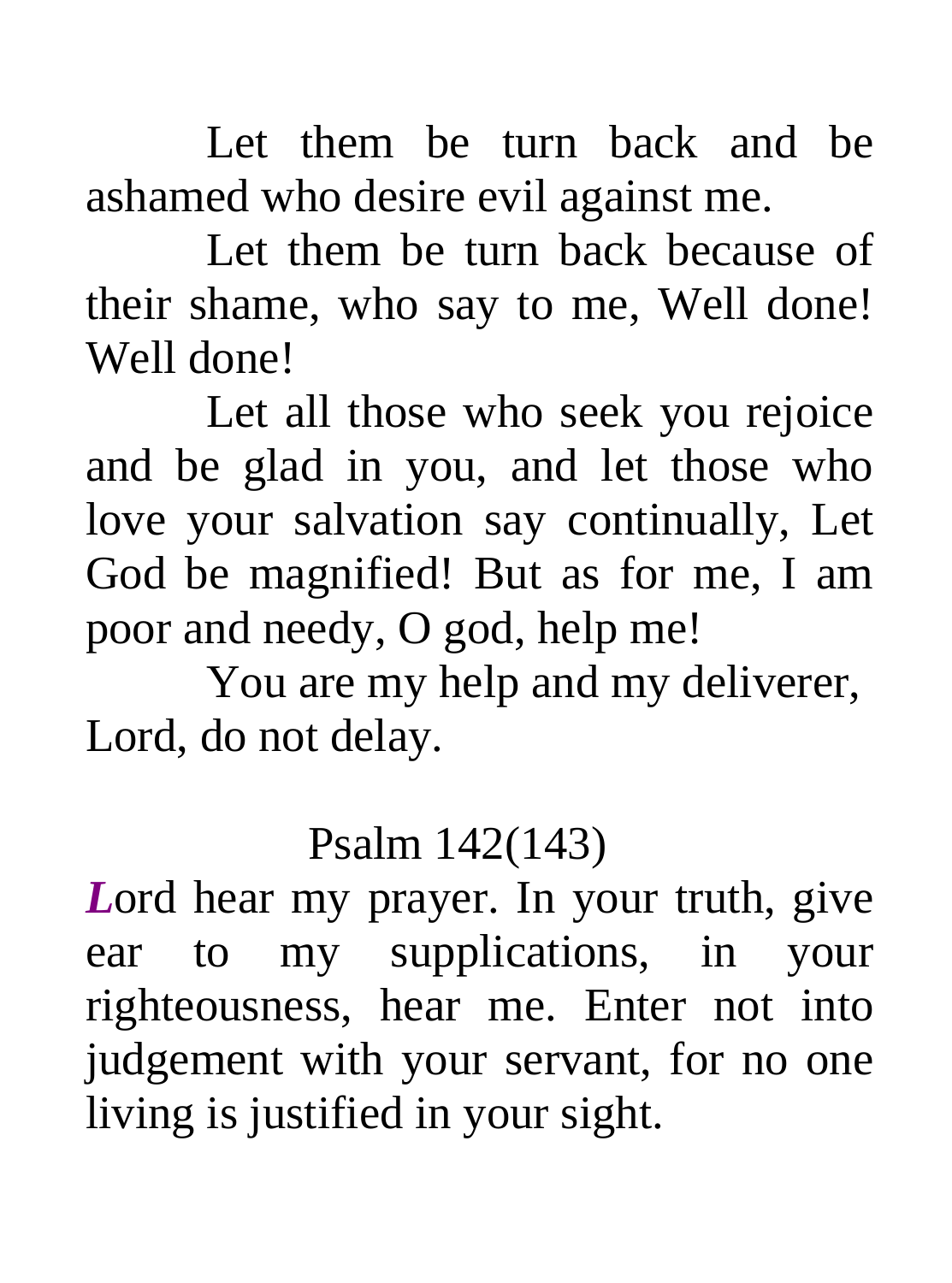Let them be turn back and be ashamed who desire evil against me.

Let them be turn back because of their shame, who say to me, Well done! Well done!

Let all those who seek you rejoice and be glad in you, and let those who love your salvation say continually, Let God be magnified! But as for me, I am poor and needy, O god, help me!

You are my help and my deliverer, Lord, do not delay.

## Psalm 142(143)

***L***ord hear my prayer. In your truth, give ear to my supplications, in your righteousness, hear me. Enter not into judgement with your servant, for no one living is justified in your sight.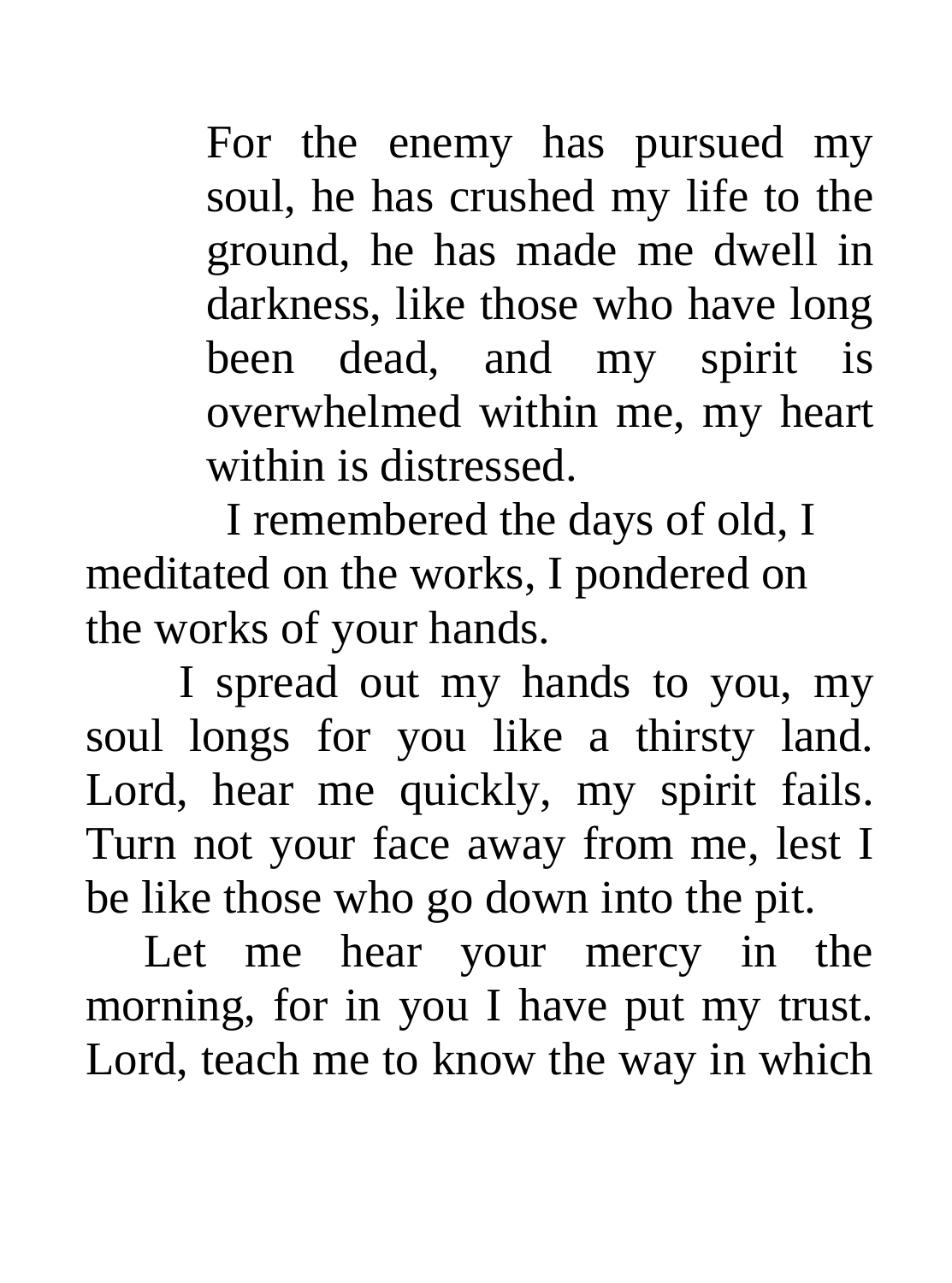For the enemy has pursued my soul, he has crushed my life to the ground, he has made me dwell in darkness, like those who have long been dead, and my spirit is overwhelmed within me, my heart within is distressed.

I remembered the days of old, I meditated on the works, I pondered on the works of your hands.

I spread out my hands to you, my soul longs for you like a thirsty land. Lord, hear me quickly, my spirit fails. Turn not your face away from me, lest I be like those who go down into the pit.

Let me hear your mercy in the morning, for in you I have put my trust. Lord, teach me to know the way in which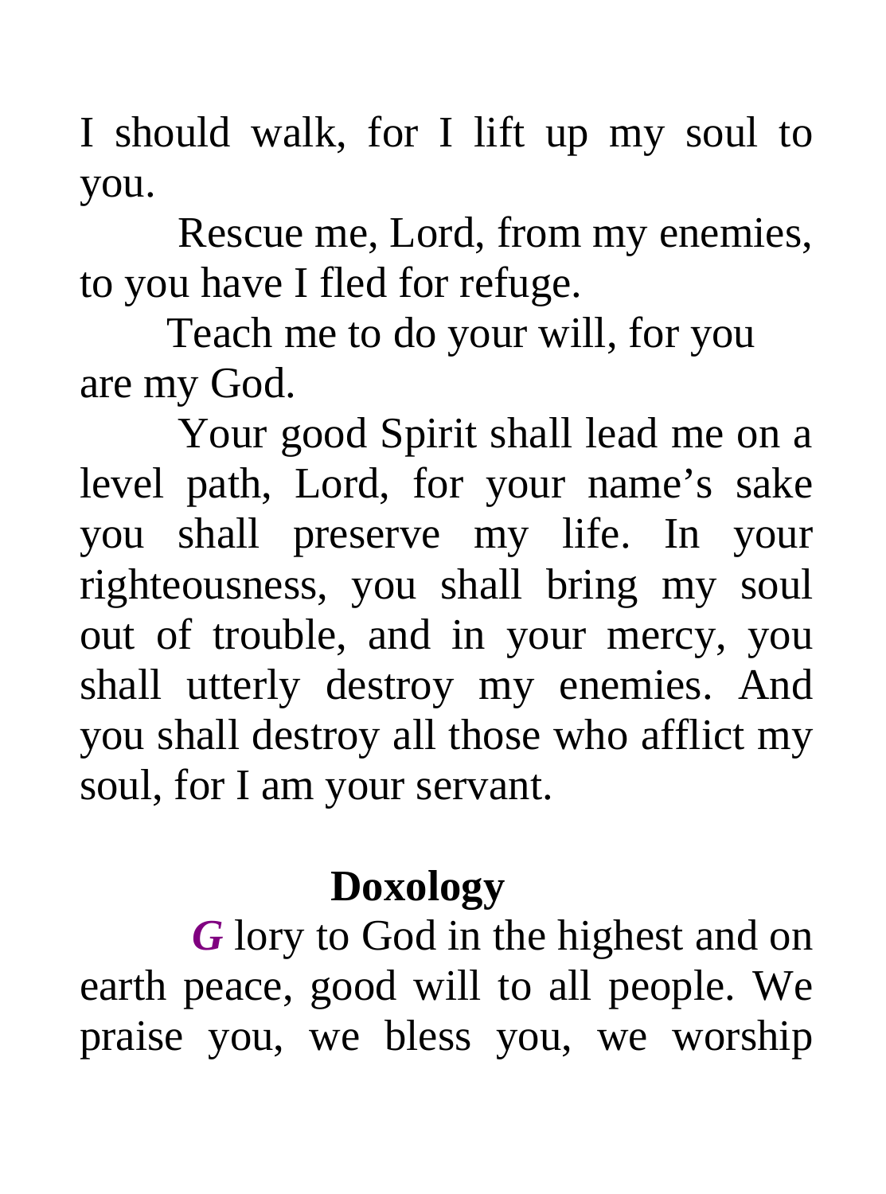I should walk, for I lift up my soul to you.

Rescue me, Lord, from my enemies, to you have I fled for refuge.

Teach me to do your will, for you are my God.

Your good Spirit shall lead me on a level path, Lord, for your name's sake you shall preserve my life. In your righteousness, you shall bring my soul out of trouble, and in your mercy, you shall utterly destroy my enemies. And you shall destroy all those who afflict my soul, for I am your servant.

## Doxology

***G*** lory to God in the highest and on earth peace, good will to all people. We praise you, we bless you, we worship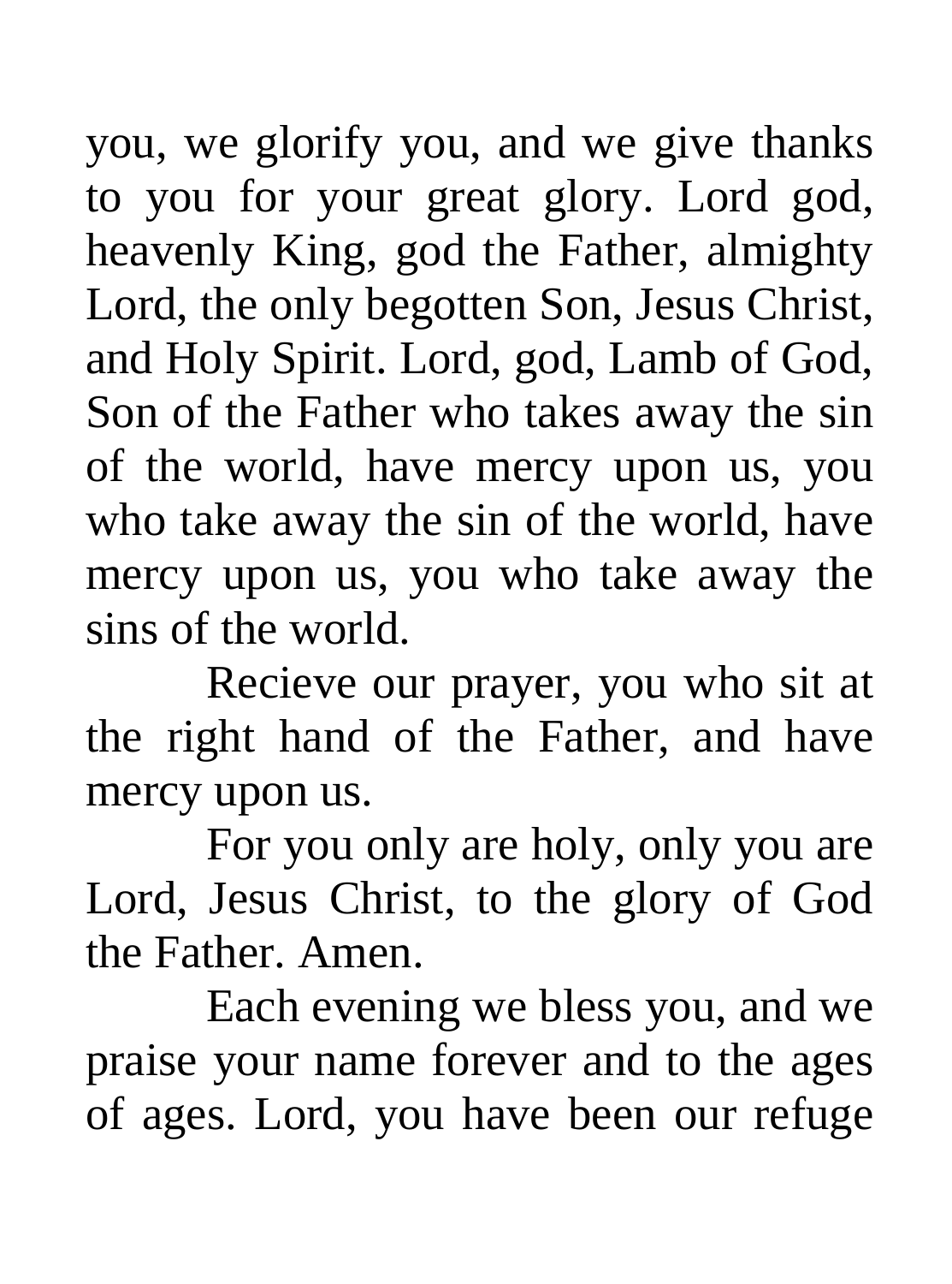you, we glorify you, and we give thanks to you for your great glory. Lord god, heavenly King, god the Father, almighty Lord, the only begotten Son, Jesus Christ, and Holy Spirit. Lord, god, Lamb of God, Son of the Father who takes away the sin of the world, have mercy upon us, you who take away the sin of the world, have mercy upon us, you who take away the sins of the world.

Recieve our prayer, you who sit at the right hand of the Father, and have mercy upon us.

For you only are holy, only you are Lord, Jesus Christ, to the glory of God the Father. Amen.

Each evening we bless you, and we praise your name forever and to the ages of ages. Lord, you have been our refuge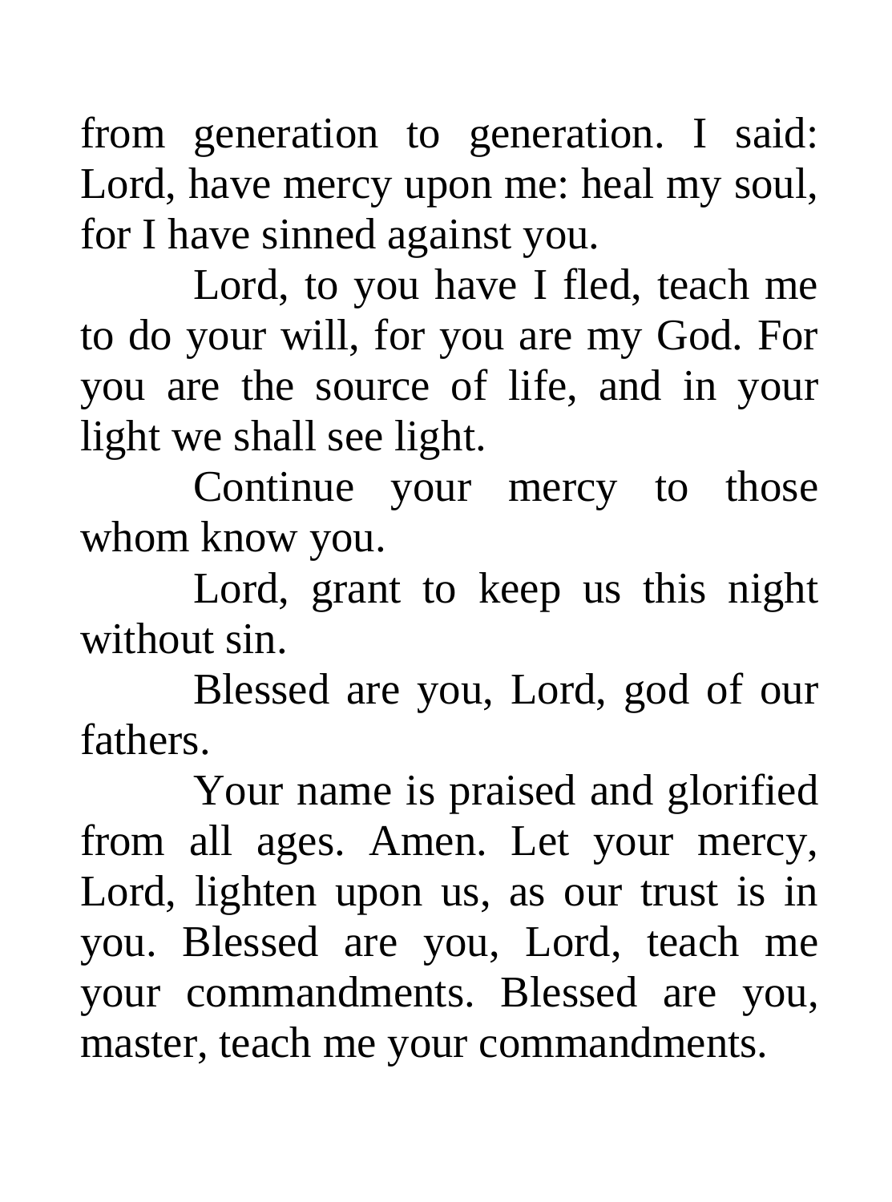from generation to generation. I said: Lord, have mercy upon me: heal my soul, for I have sinned against you.

Lord, to you have I fled, teach me to do your will, for you are my God. For you are the source of life, and in your light we shall see light.

Continue your mercy to those whom know you.

Lord, grant to keep us this night without sin.

Blessed are you, Lord, god of our fathers.

Your name is praised and glorified from all ages. Amen. Let your mercy, Lord, lighten upon us, as our trust is in you. Blessed are you, Lord, teach me your commandments. Blessed are you, master, teach me your commandments.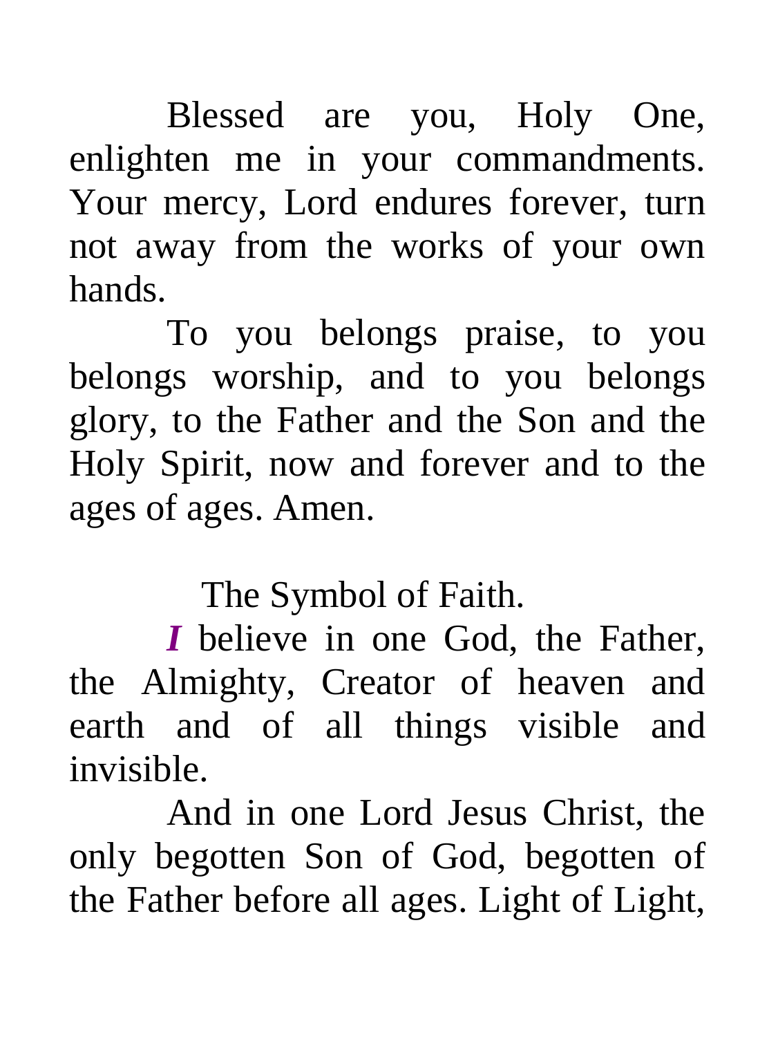Blessed are you, Holy One, enlighten me in your commandments. Your mercy, Lord endures forever, turn not away from the works of your own hands.

To you belongs praise, to you belongs worship, and to you belongs glory, to the Father and the Son and the Holy Spirit, now and forever and to the ages of ages. Amen.

The Symbol of Faith.

***I*** believe in one God, the Father, the Almighty, Creator of heaven and earth and of all things visible and invisible.

And in one Lord Jesus Christ, the only begotten Son of God, begotten of the Father before all ages. Light of Light,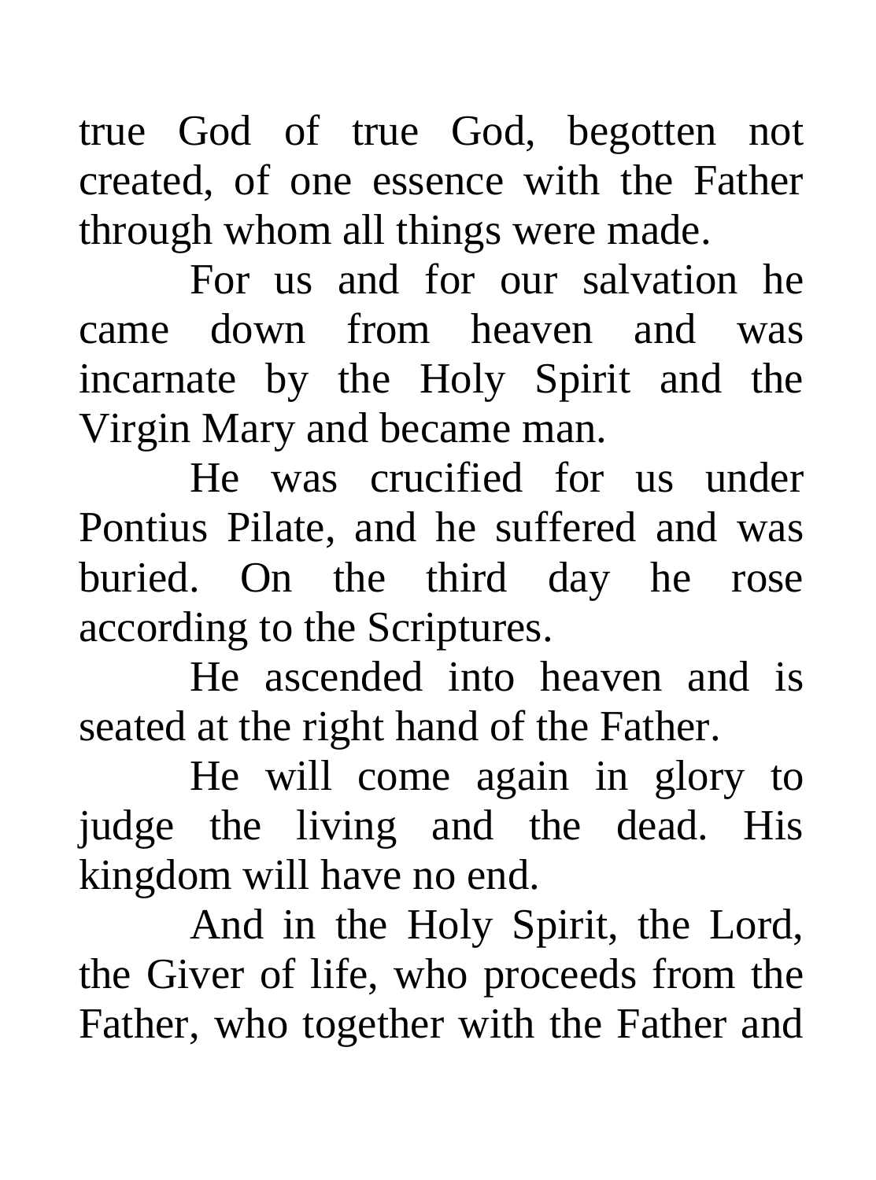true God of true God, begotten not created, of one essence with the Father through whom all things were made.

For us and for our salvation he came down from heaven and was incarnate by the Holy Spirit and the Virgin Mary and became man.

He was crucified for us under Pontius Pilate, and he suffered and was buried. On the third day he rose according to the Scriptures.

He ascended into heaven and is seated at the right hand of the Father.

He will come again in glory to judge the living and the dead. His kingdom will have no end.

And in the Holy Spirit, the Lord, the Giver of life, who proceeds from the Father, who together with the Father and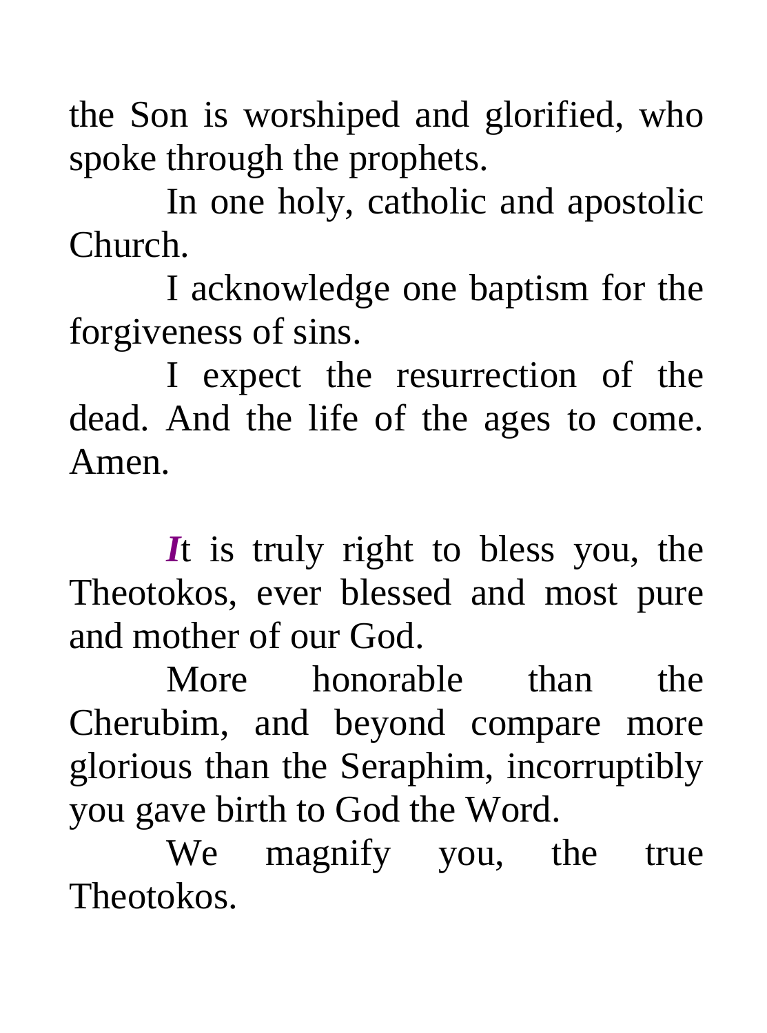the Son is worshiped and glorified, who spoke through the prophets.

In one holy, catholic and apostolic Church.

I acknowledge one baptism for the forgiveness of sins.

I expect the resurrection of the dead. And the life of the ages to come. Amen.

***I***t is truly right to bless you, the Theotokos, ever blessed and most pure and mother of our God.

More honorable than the Cherubim, and beyond compare more glorious than the Seraphim, incorruptibly you gave birth to God the Word.

We magnify you, the true Theotokos.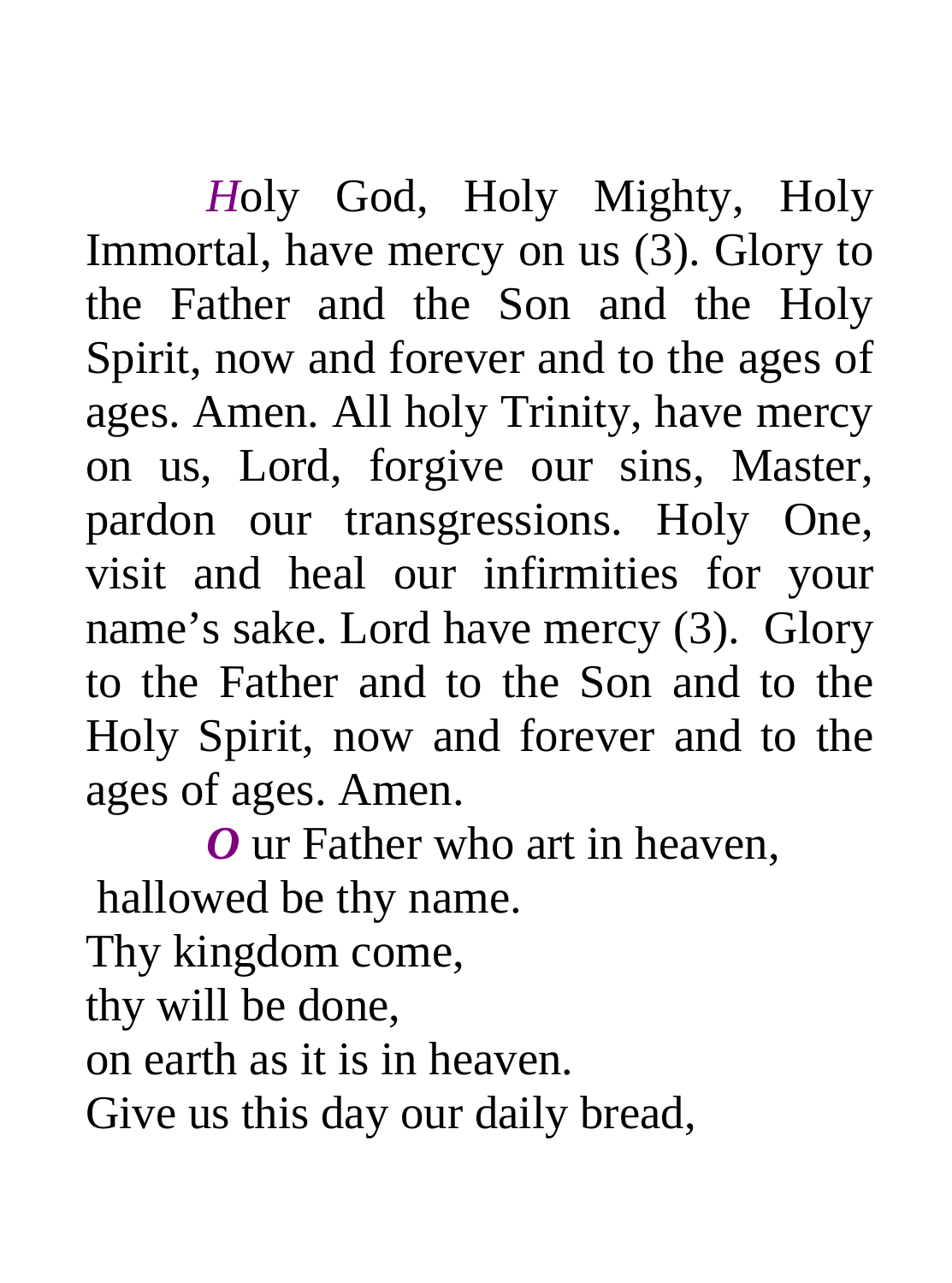*H*oly God, Holy Mighty, Holy Immortal, have mercy on us (3). Glory to the Father and the Son and the Holy Spirit, now and forever and to the ages of ages. Amen. All holy Trinity, have mercy on us, Lord, forgive our sins, Master, pardon our transgressions. Holy One, visit and heal our infirmities for your name's sake. Lord have mercy (3). Glory to the Father and to the Son and to the Holy Spirit, now and forever and to the ages of ages. Amen.

***O*** ur Father who art in heaven,
hallowed be thy name.
Thy kingdom come,
thy will be done,
on earth as it is in heaven.
Give us this day our daily bread,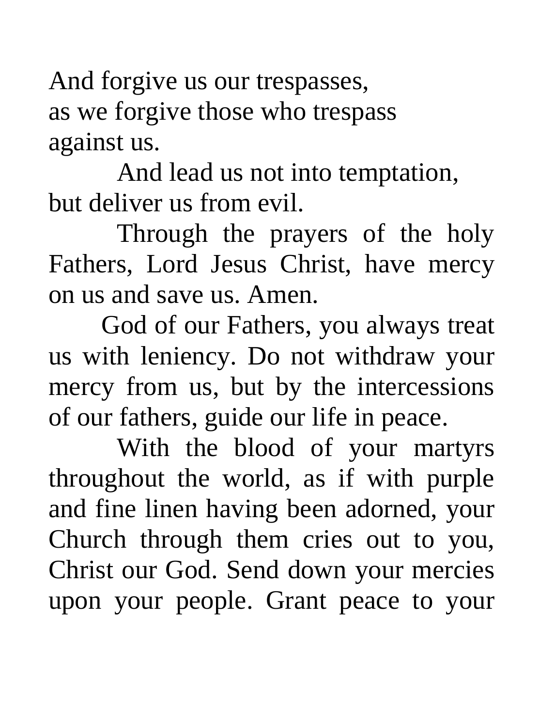And forgive us our trespasses,
as we forgive those who trespass against us.

And lead us not into temptation,
but deliver us from evil.

Through the prayers of the holy Fathers, Lord Jesus Christ, have mercy on us and save us. Amen.

God of our Fathers, you always treat us with leniency. Do not withdraw your mercy from us, but by the intercessions of our fathers, guide our life in peace.

With the blood of your martyrs throughout the world, as if with purple and fine linen having been adorned, your Church through them cries out to you, Christ our God. Send down your mercies upon your people. Grant peace to your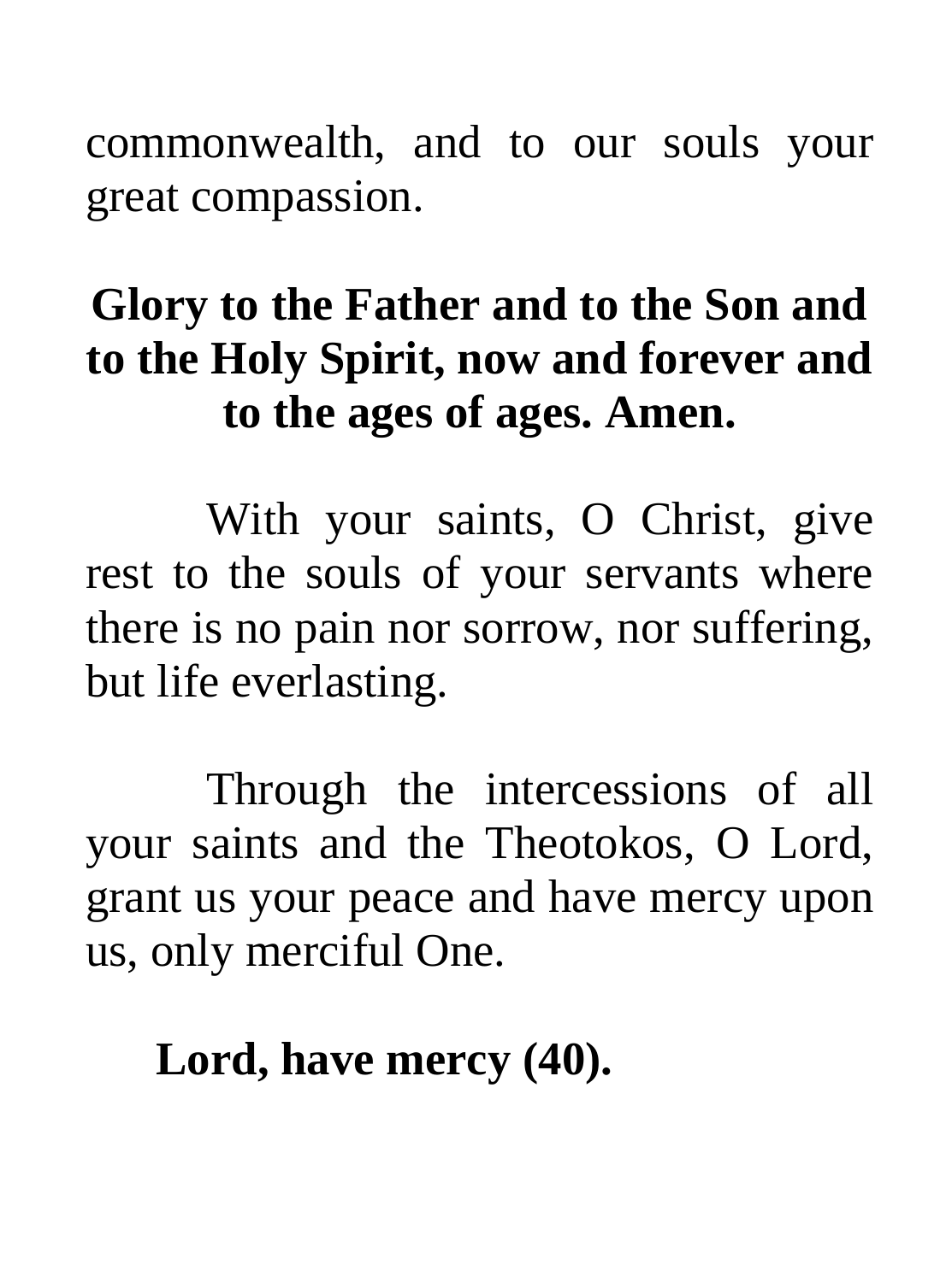commonwealth, and to our souls your great compassion.

**Glory to the Father and to the Son and to the Holy Spirit, now and forever and to the ages of ages. Amen.**

With your saints, O Christ, give rest to the souls of your servants where there is no pain nor sorrow, nor suffering, but life everlasting.

Through the intercessions of all your saints and the Theotokos, O Lord, grant us your peace and have mercy upon us, only merciful One.

**Lord, have mercy (40).**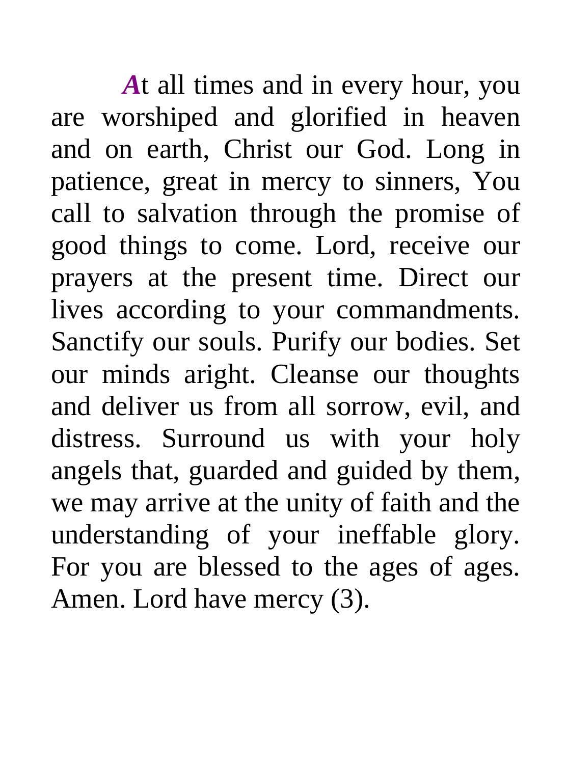***A***t all times and in every hour, you are worshiped and glorified in heaven and on earth, Christ our God. Long in patience, great in mercy to sinners, You call to salvation through the promise of good things to come. Lord, receive our prayers at the present time. Direct our lives according to your commandments. Sanctify our souls. Purify our bodies. Set our minds aright. Cleanse our thoughts and deliver us from all sorrow, evil, and distress. Surround us with your holy angels that, guarded and guided by them, we may arrive at the unity of faith and the understanding of your ineffable glory. For you are blessed to the ages of ages. Amen. Lord have mercy (3).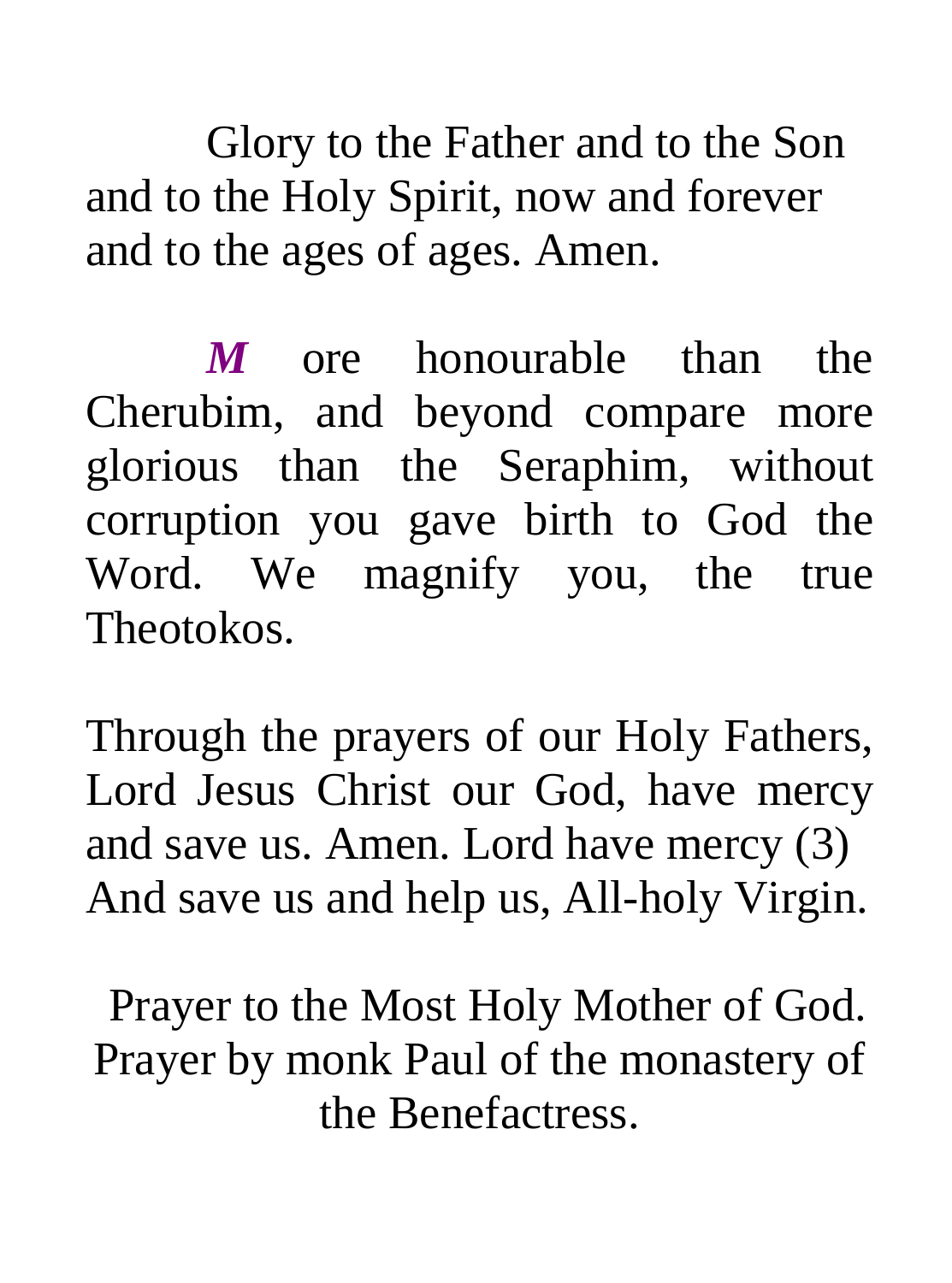Glory to the Father and to the Son and to the Holy Spirit, now and forever and to the ages of ages. Amen.

***M*** ore honourable than the Cherubim, and beyond compare more glorious than the Seraphim, without corruption you gave birth to God the Word. We magnify you, the true Theotokos.

Through the prayers of our Holy Fathers, Lord Jesus Christ our God, have mercy and save us. Amen. Lord have mercy (3)
And save us and help us, All-holy Virgin.

Prayer to the Most Holy Mother of God.
Prayer by monk Paul of the monastery of the Benefactress.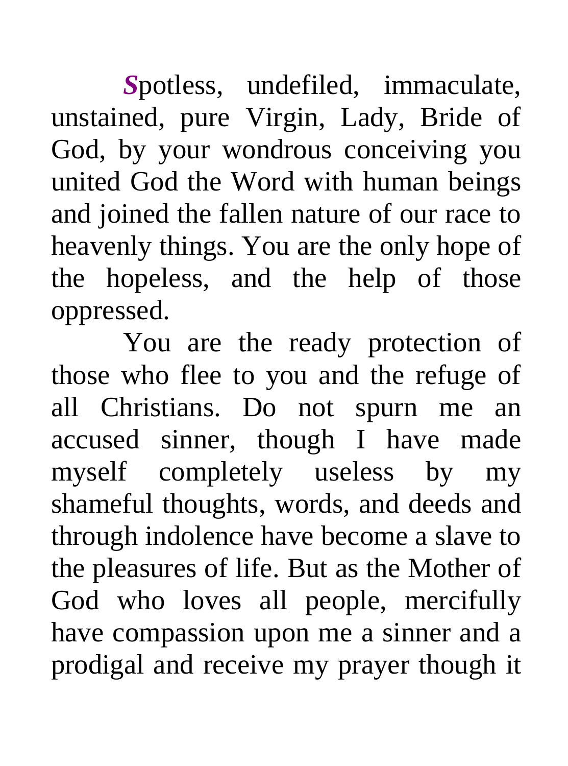***S***potless, undefiled, immaculate, unstained, pure Virgin, Lady, Bride of God, by your wondrous conceiving you united God the Word with human beings and joined the fallen nature of our race to heavenly things. You are the only hope of the hopeless, and the help of those oppressed.

You are the ready protection of those who flee to you and the refuge of all Christians. Do not spurn me an accused sinner, though I have made myself completely useless by my shameful thoughts, words, and deeds and through indolence have become a slave to the pleasures of life. But as the Mother of God who loves all people, mercifully have compassion upon me a sinner and a prodigal and receive my prayer though it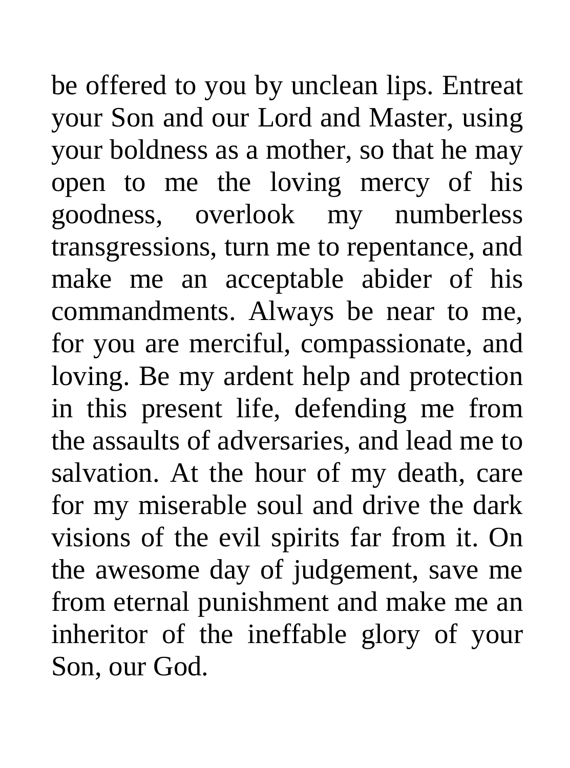be offered to you by unclean lips. Entreat your Son and our Lord and Master, using your boldness as a mother, so that he may open to me the loving mercy of his goodness, overlook my numberless transgressions, turn me to repentance, and make me an acceptable abider of his commandments. Always be near to me, for you are merciful, compassionate, and loving. Be my ardent help and protection in this present life, defending me from the assaults of adversaries, and lead me to salvation. At the hour of my death, care for my miserable soul and drive the dark visions of the evil spirits far from it. On the awesome day of judgement, save me from eternal punishment and make me an inheritor of the ineffable glory of your Son, our God.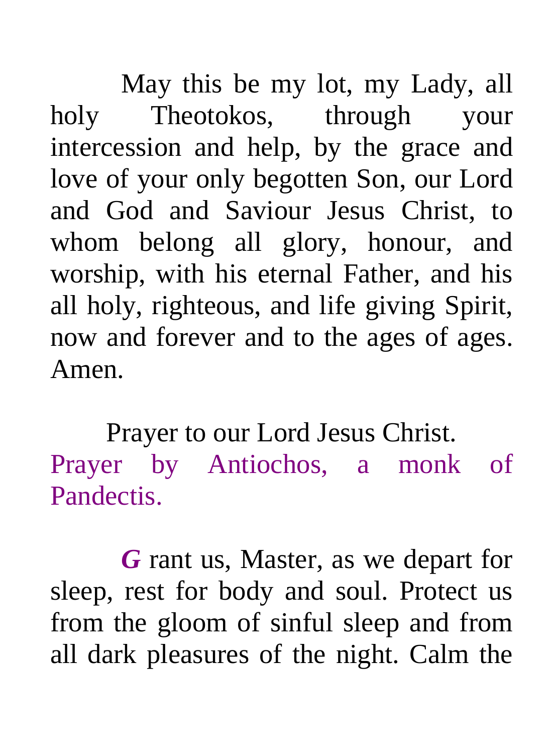May this be my lot, my Lady, all holy Theotokos, through your intercession and help, by the grace and love of your only begotten Son, our Lord and God and Saviour Jesus Christ, to whom belong all glory, honour, and worship, with his eternal Father, and his all holy, righteous, and life giving Spirit, now and forever and to the ages of ages. Amen.

Prayer to our Lord Jesus Christ.

Prayer by Antiochos, a monk of Pandectis.

***G*** rant us, Master, as we depart for sleep, rest for body and soul. Protect us from the gloom of sinful sleep and from all dark pleasures of the night. Calm the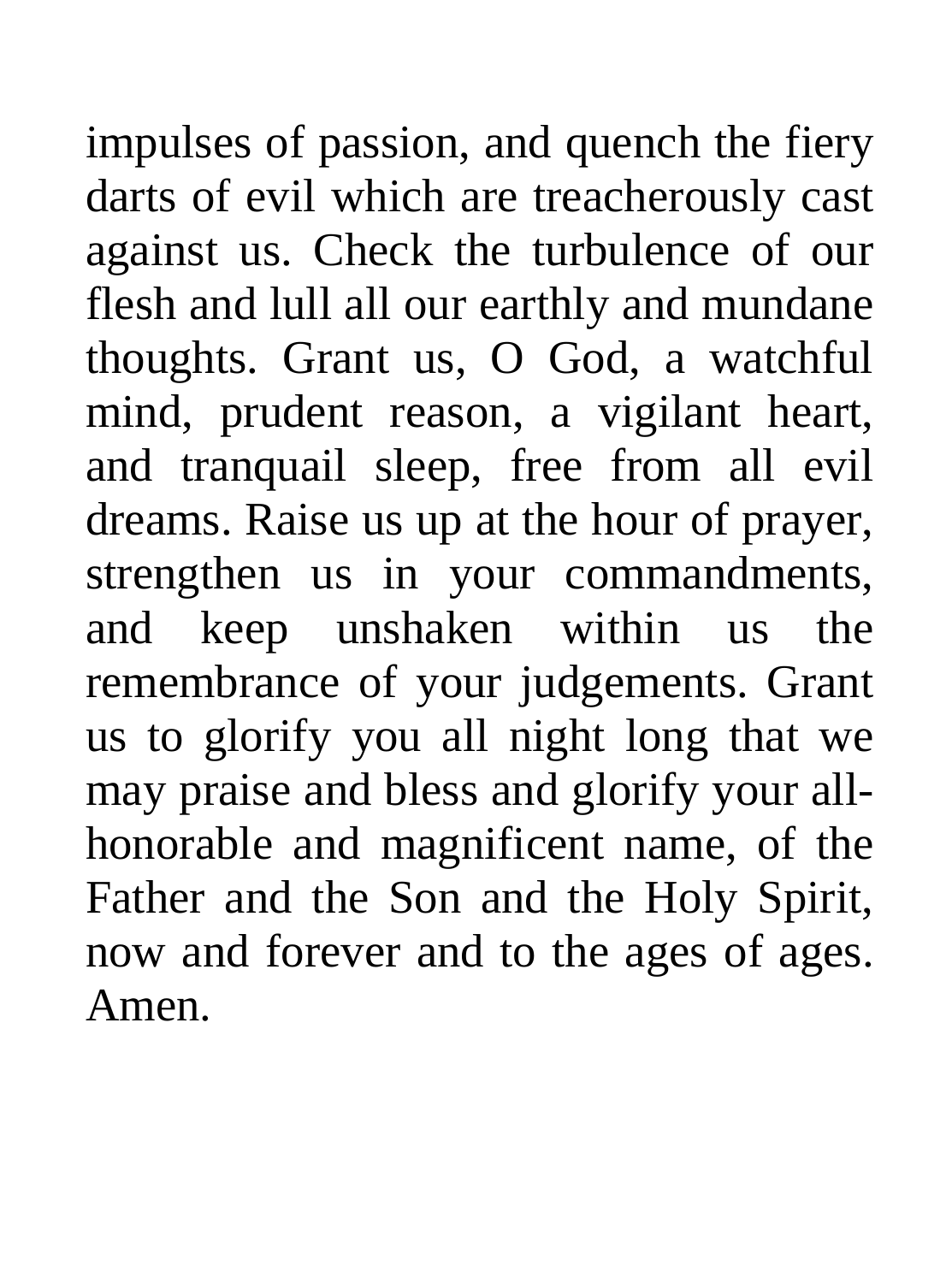impulses of passion, and quench the fiery darts of evil which are treacherously cast against us. Check the turbulence of our flesh and lull all our earthly and mundane thoughts. Grant us, O God, a watchful mind, prudent reason, a vigilant heart, and tranquail sleep, free from all evil dreams. Raise us up at the hour of prayer, strengthen us in your commandments, and keep unshaken within us the remembrance of your judgements. Grant us to glorify you all night long that we may praise and bless and glorify your all-honorable and magnificent name, of the Father and the Son and the Holy Spirit, now and forever and to the ages of ages. Amen.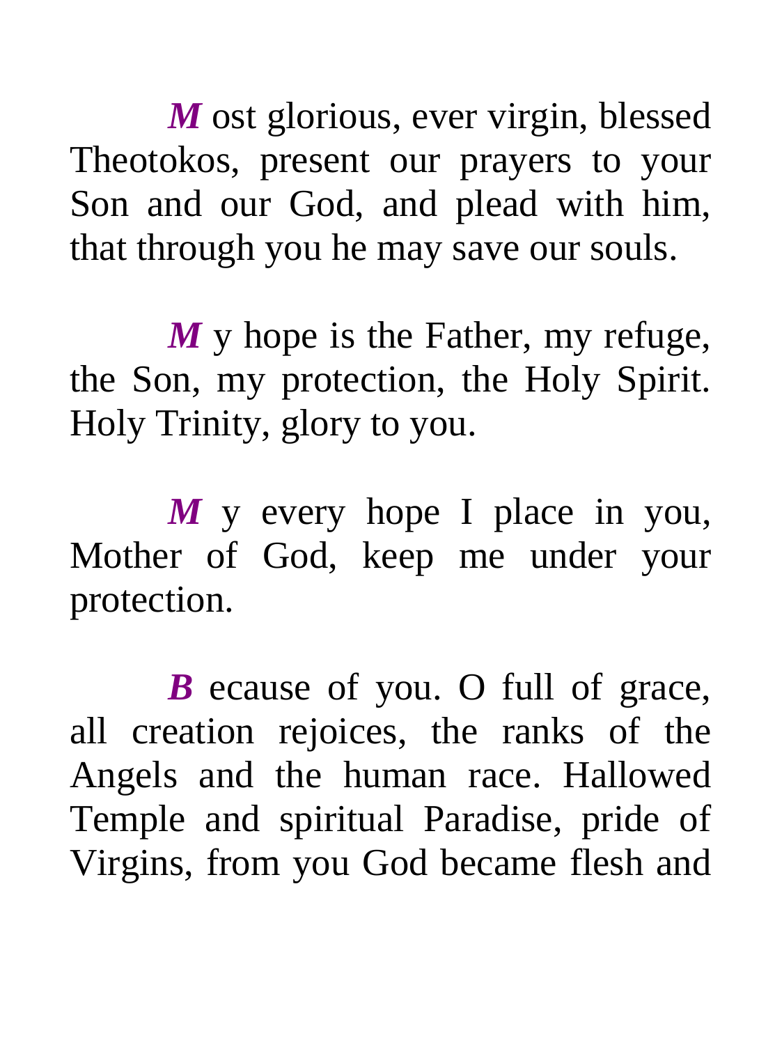***M*** ost glorious, ever virgin, blessed Theotokos, present our prayers to your Son and our God, and plead with him, that through you he may save our souls.

***M*** y hope is the Father, my refuge, the Son, my protection, the Holy Spirit. Holy Trinity, glory to you.

***M*** y every hope I place in you, Mother of God, keep me under your protection.

***B*** ecause of you. O full of grace, all creation rejoices, the ranks of the Angels and the human race. Hallowed Temple and spiritual Paradise, pride of Virgins, from you God became flesh and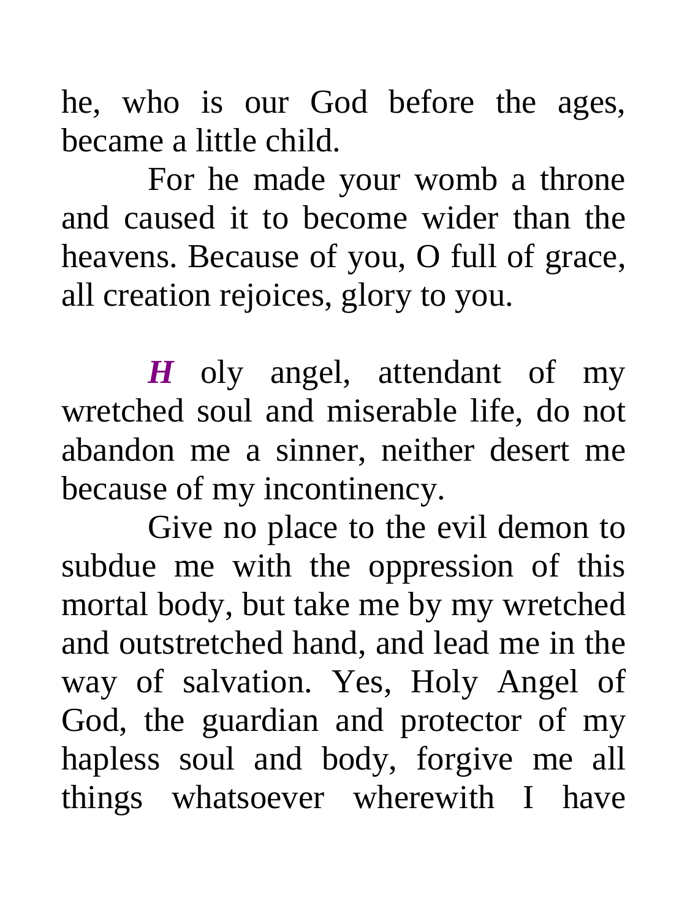he, who is our God before the ages, became a little child.

For he made your womb a throne and caused it to become wider than the heavens. Because of you, O full of grace, all creation rejoices, glory to you.

***H*** oly angel, attendant of my wretched soul and miserable life, do not abandon me a sinner, neither desert me because of my incontinency.

Give no place to the evil demon to subdue me with the oppression of this mortal body, but take me by my wretched and outstretched hand, and lead me in the way of salvation. Yes, Holy Angel of God, the guardian and protector of my hapless soul and body, forgive me all things whatsoever wherewith I have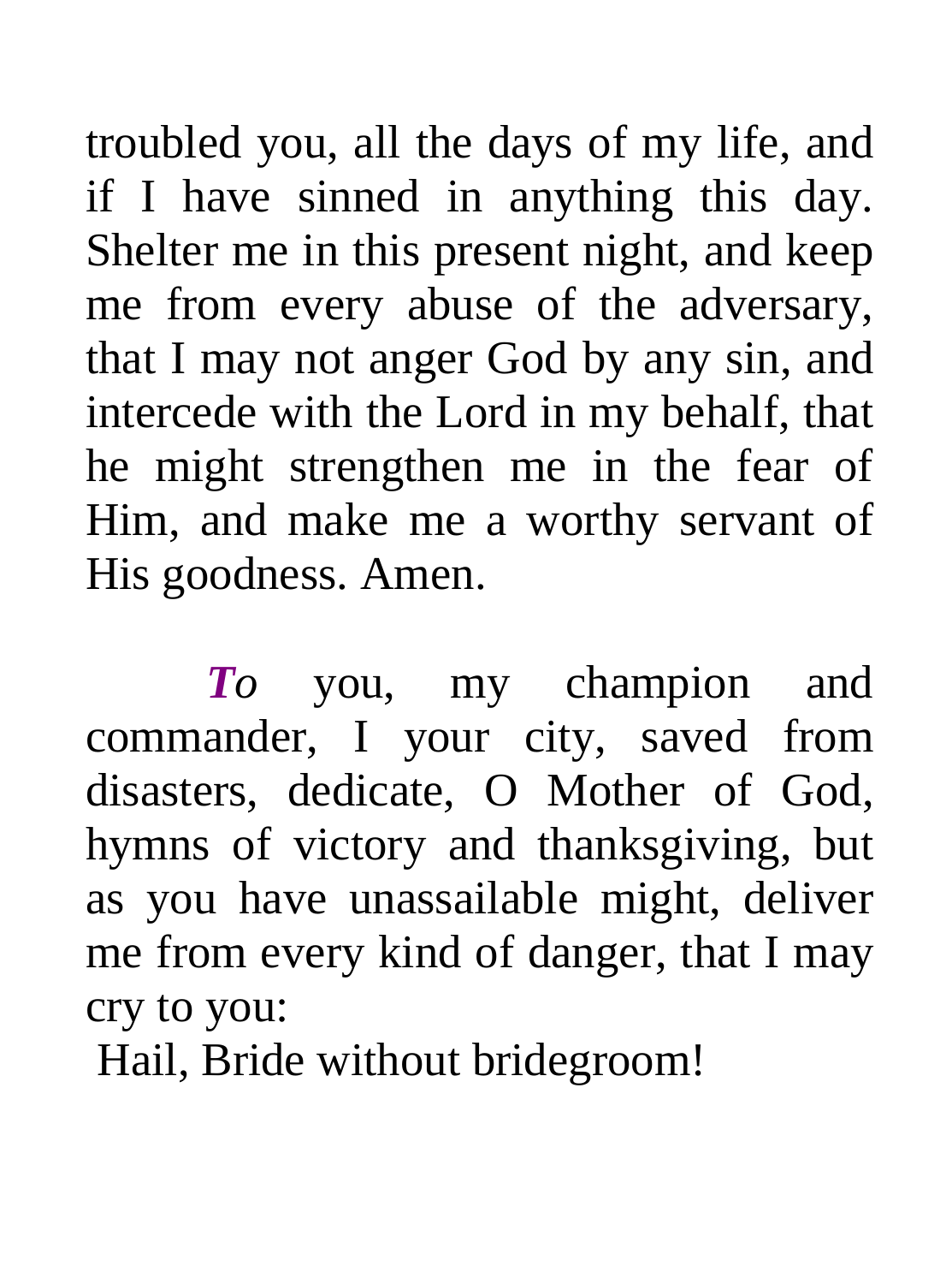troubled you, all the days of my life, and if I have sinned in anything this day. Shelter me in this present night, and keep me from every abuse of the adversary, that I may not anger God by any sin, and intercede with the Lord in my behalf, that he might strengthen me in the fear of Him, and make me a worthy servant of His goodness. Amen.

***To*** you, my champion and commander, I your city, saved from disasters, dedicate, O Mother of God, hymns of victory and thanksgiving, but as you have unassailable might, deliver me from every kind of danger, that I may cry to you:

Hail, Bride without bridegroom!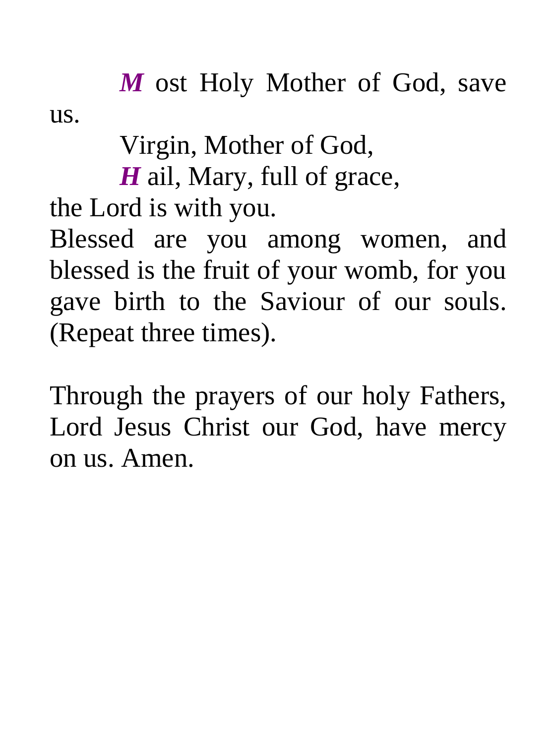***M*** ost Holy Mother of God, save us.

Virgin, Mother of God,

***H*** ail, Mary, full of grace,
the Lord is with you.
Blessed are you among women, and blessed is the fruit of your womb, for you gave birth to the Saviour of our souls. (Repeat three times).

Through the prayers of our holy Fathers, Lord Jesus Christ our God, have mercy on us. Amen.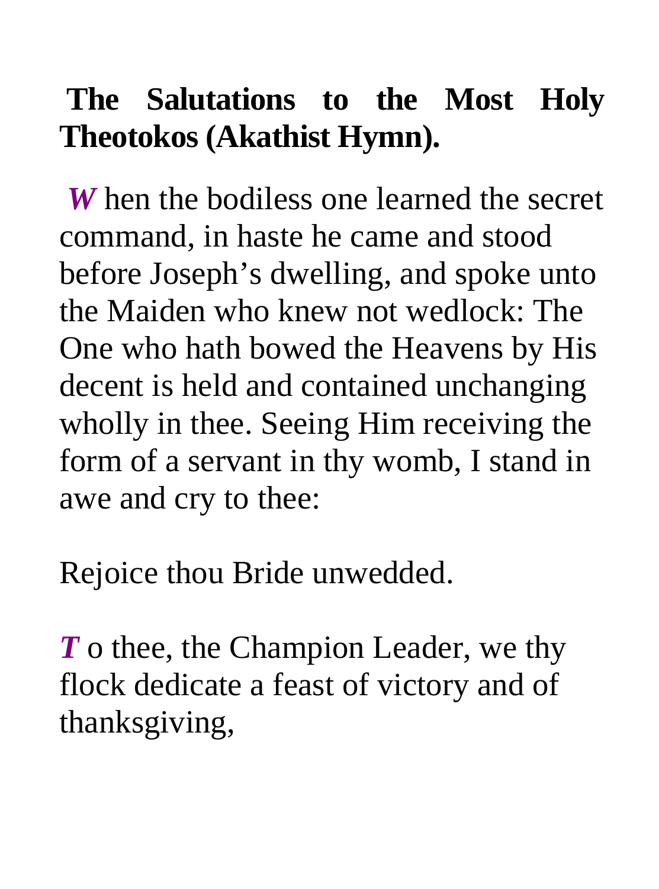**The Salutations to the Most Holy Theotokos (Akathist Hymn).**

***W*** hen the bodiless one learned the secret command, in haste he came and stood before Joseph's dwelling, and spoke unto the Maiden who knew not wedlock: The One who hath bowed the Heavens by His decent is held and contained unchanging wholly in thee. Seeing Him receiving the form of a servant in thy womb, I stand in awe and cry to thee:

Rejoice thou Bride unwedded.

***T*** o thee, the Champion Leader, we thy flock dedicate a feast of victory and of thanksgiving,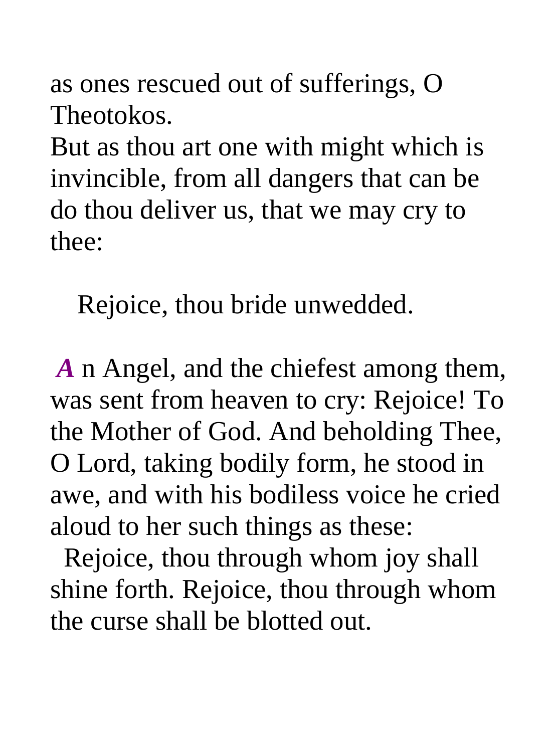as ones rescued out of sufferings, O Theotokos.
But as thou art one with might which is invincible, from all dangers that can be do thou deliver us, that we may cry to thee:

Rejoice, thou bride unwedded.

***A*** n Angel, and the chiefest among them, was sent from heaven to cry: Rejoice! To the Mother of God. And beholding Thee, O Lord, taking bodily form, he stood in awe, and with his bodiless voice he cried aloud to her such things as these:
Rejoice, thou through whom joy shall shine forth. Rejoice, thou through whom the curse shall be blotted out.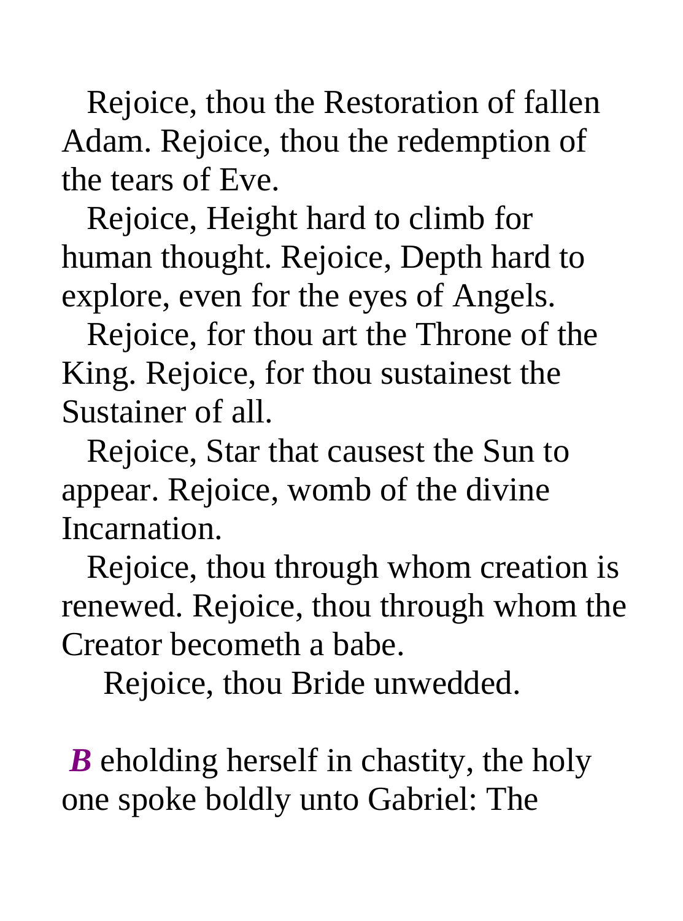Rejoice, thou the Restoration of fallen Adam. Rejoice, thou the redemption of the tears of Eve.

Rejoice, Height hard to climb for human thought. Rejoice, Depth hard to explore, even for the eyes of Angels.

Rejoice, for thou art the Throne of the King. Rejoice, for thou sustainest the Sustainer of all.

Rejoice, Star that causest the Sun to appear. Rejoice, womb of the divine Incarnation.

Rejoice, thou through whom creation is renewed. Rejoice, thou through whom the Creator becometh a babe.

Rejoice, thou Bride unwedded.

***B*** eholding herself in chastity, the holy one spoke boldly unto Gabriel: The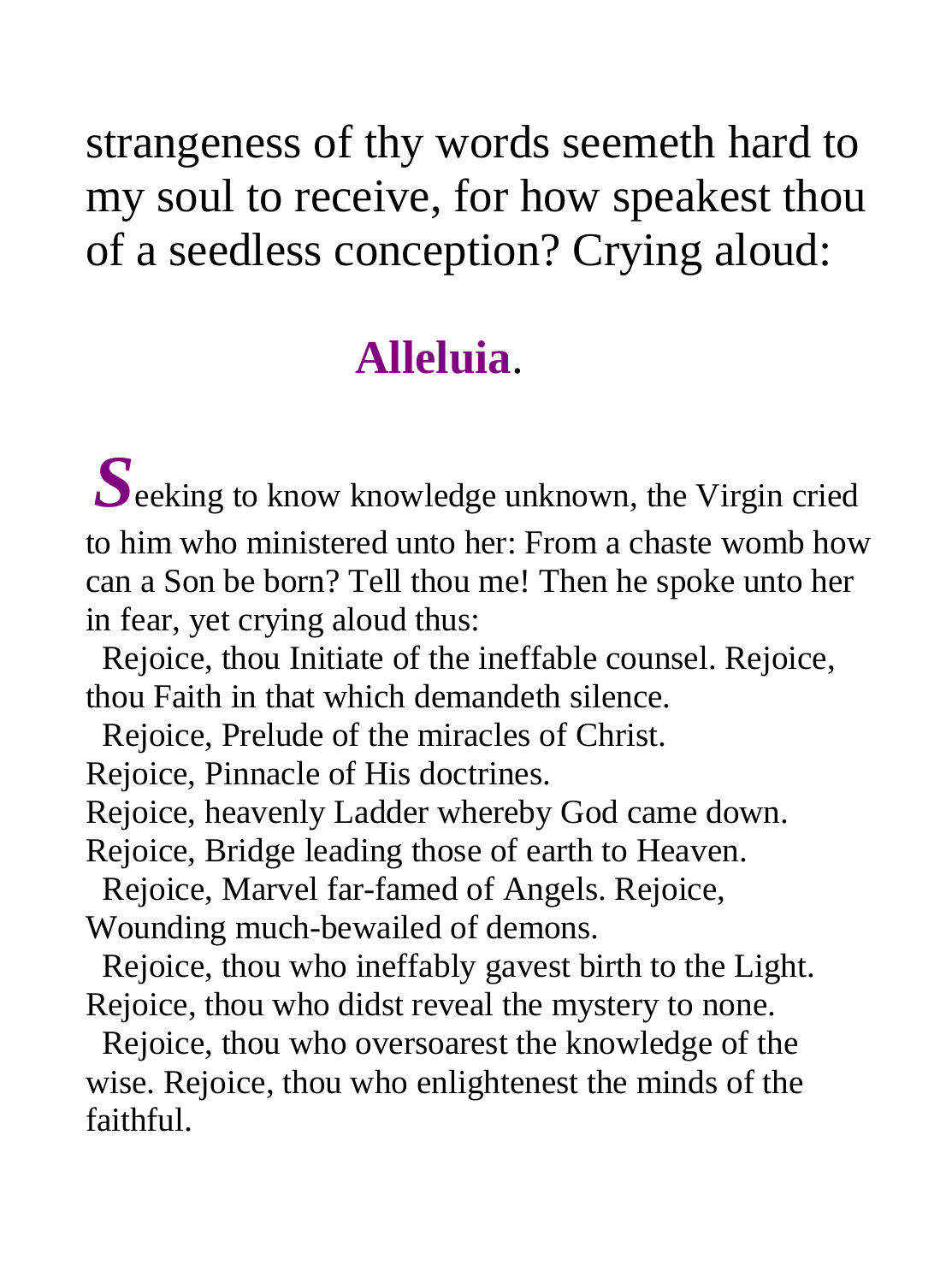strangeness of thy words seemeth hard to my soul to receive, for how speakest thou of a seedless conception? Crying aloud:

**Alleluia**.

***S***eeking to know knowledge unknown, the Virgin cried to him who ministered unto her: From a chaste womb how can a Son be born? Tell thou me! Then he spoke unto her in fear, yet crying aloud thus:

Rejoice, thou Initiate of the ineffable counsel. Rejoice, thou Faith in that which demandeth silence.

Rejoice, Prelude of the miracles of Christ.
Rejoice, Pinnacle of His doctrines.
Rejoice, heavenly Ladder whereby God came down.
Rejoice, Bridge leading those of earth to Heaven.

Rejoice, Marvel far-famed of Angels. Rejoice, Wounding much-bewailed of demons.

Rejoice, thou who ineffably gavest birth to the Light.
Rejoice, thou who didst reveal the mystery to none.

Rejoice, thou who oversoarest the knowledge of the wise. Rejoice, thou who enlightenest the minds of the faithful.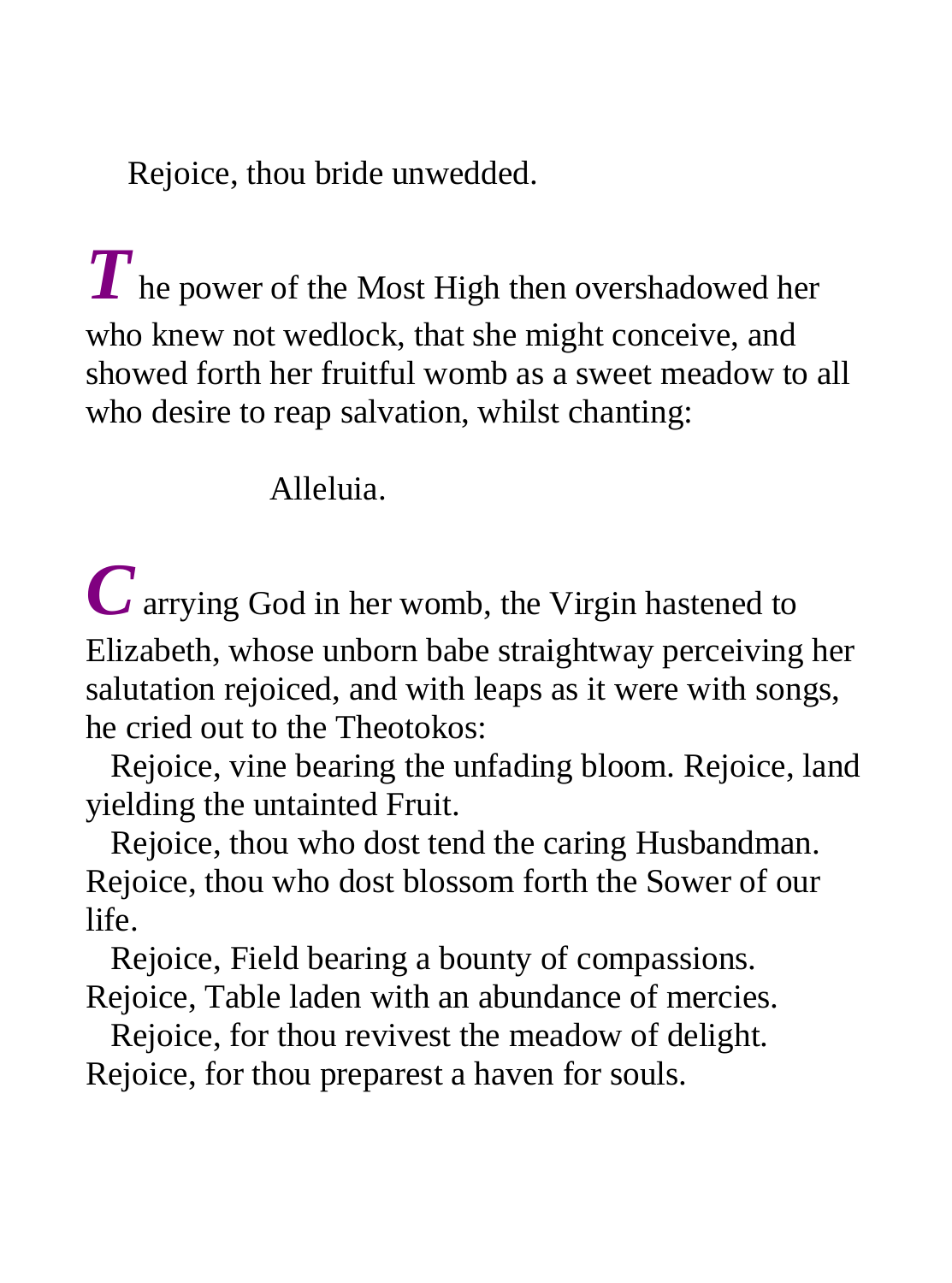Rejoice, thou bride unwedded.

**T**he power of the Most High then overshadowed her who knew not wedlock, that she might conceive, and showed forth her fruitful womb as a sweet meadow to all who desire to reap salvation, whilst chanting:

Alleluia.

**C**arrying God in her womb, the Virgin hastened to Elizabeth, whose unborn babe straightway perceiving her salutation rejoiced, and with leaps as it were with songs, he cried out to the Theotokos:

Rejoice, vine bearing the unfading bloom. Rejoice, land yielding the untainted Fruit.

Rejoice, thou who dost tend the caring Husbandman. Rejoice, thou who dost blossom forth the Sower of our life.

Rejoice, Field bearing a bounty of compassions. Rejoice, Table laden with an abundance of mercies.

Rejoice, for thou revivest the meadow of delight. Rejoice, for thou preparest a haven for souls.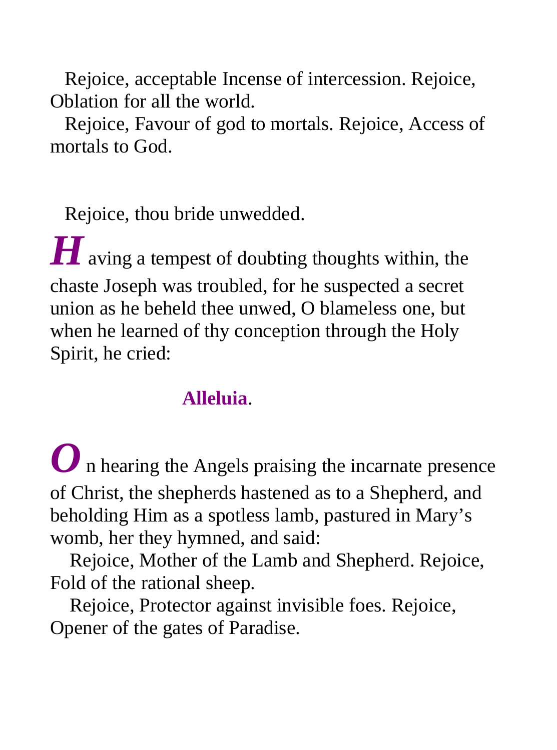Rejoice, acceptable Incense of intercession. Rejoice, Oblation for all the world.

Rejoice, Favour of god to mortals. Rejoice, Access of mortals to God.

Rejoice, thou bride unwedded.

***H***aving a tempest of doubting thoughts within, the chaste Joseph was troubled, for he suspected a secret union as he beheld thee unwed, O blameless one, but when he learned of thy conception through the Holy Spirit, he cried:

**Alleluia**.

***O***n hearing the Angels praising the incarnate presence of Christ, the shepherds hastened as to a Shepherd, and beholding Him as a spotless lamb, pastured in Mary's womb, her they hymned, and said:

Rejoice, Mother of the Lamb and Shepherd. Rejoice, Fold of the rational sheep.

Rejoice, Protector against invisible foes. Rejoice, Opener of the gates of Paradise.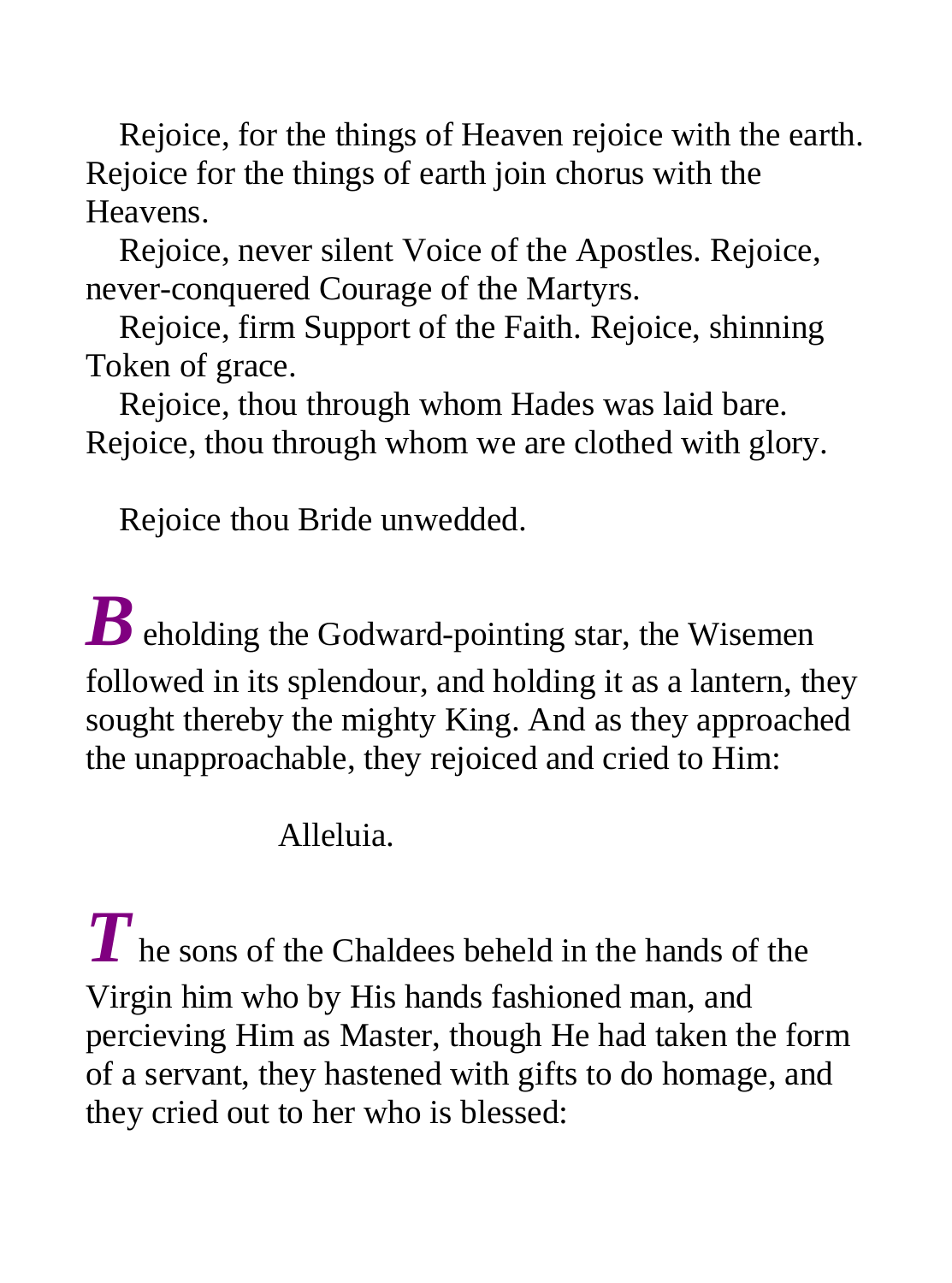Rejoice, for the things of Heaven rejoice with the earth. Rejoice for the things of earth join chorus with the Heavens.

Rejoice, never silent Voice of the Apostles. Rejoice, never-conquered Courage of the Martyrs.

Rejoice, firm Support of the Faith. Rejoice, shinning Token of grace.

Rejoice, thou through whom Hades was laid bare. Rejoice, thou through whom we are clothed with glory.

Rejoice thou Bride unwedded.

***B***eholding the Godward-pointing star, the Wisemen followed in its splendour, and holding it as a lantern, they sought thereby the mighty King. And as they approached the unapproachable, they rejoiced and cried to Him:

Alleluia.

***T***he sons of the Chaldees beheld in the hands of the Virgin him who by His hands fashioned man, and percieving Him as Master, though He had taken the form of a servant, they hastened with gifts to do homage, and they cried out to her who is blessed: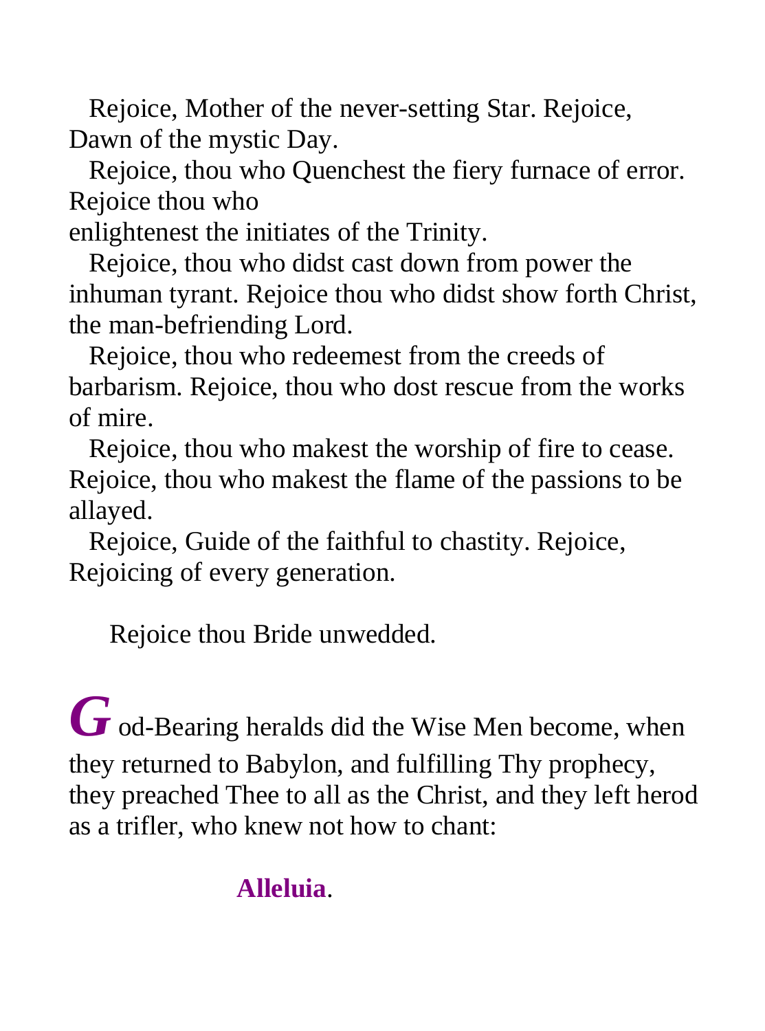Rejoice, Mother of the never-setting Star. Rejoice, Dawn of the mystic Day.

Rejoice, thou who Quenchest the fiery furnace of error. Rejoice thou who
enlightenest the initiates of the Trinity.

Rejoice, thou who didst cast down from power the inhuman tyrant. Rejoice thou who didst show forth Christ, the man-befriending Lord.

Rejoice, thou who redeemest from the creeds of barbarism. Rejoice, thou who dost rescue from the works of mire.

Rejoice, thou who makest the worship of fire to cease. Rejoice, thou who makest the flame of the passions to be allayed.

Rejoice, Guide of the faithful to chastity. Rejoice, Rejoicing of every generation.

Rejoice thou Bride unwedded.

***G***od-Bearing heralds did the Wise Men become, when they returned to Babylon, and fulfilling Thy prophecy, they preached Thee to all as the Christ, and they left herod as a trifler, who knew not how to chant:

**Alleluia**.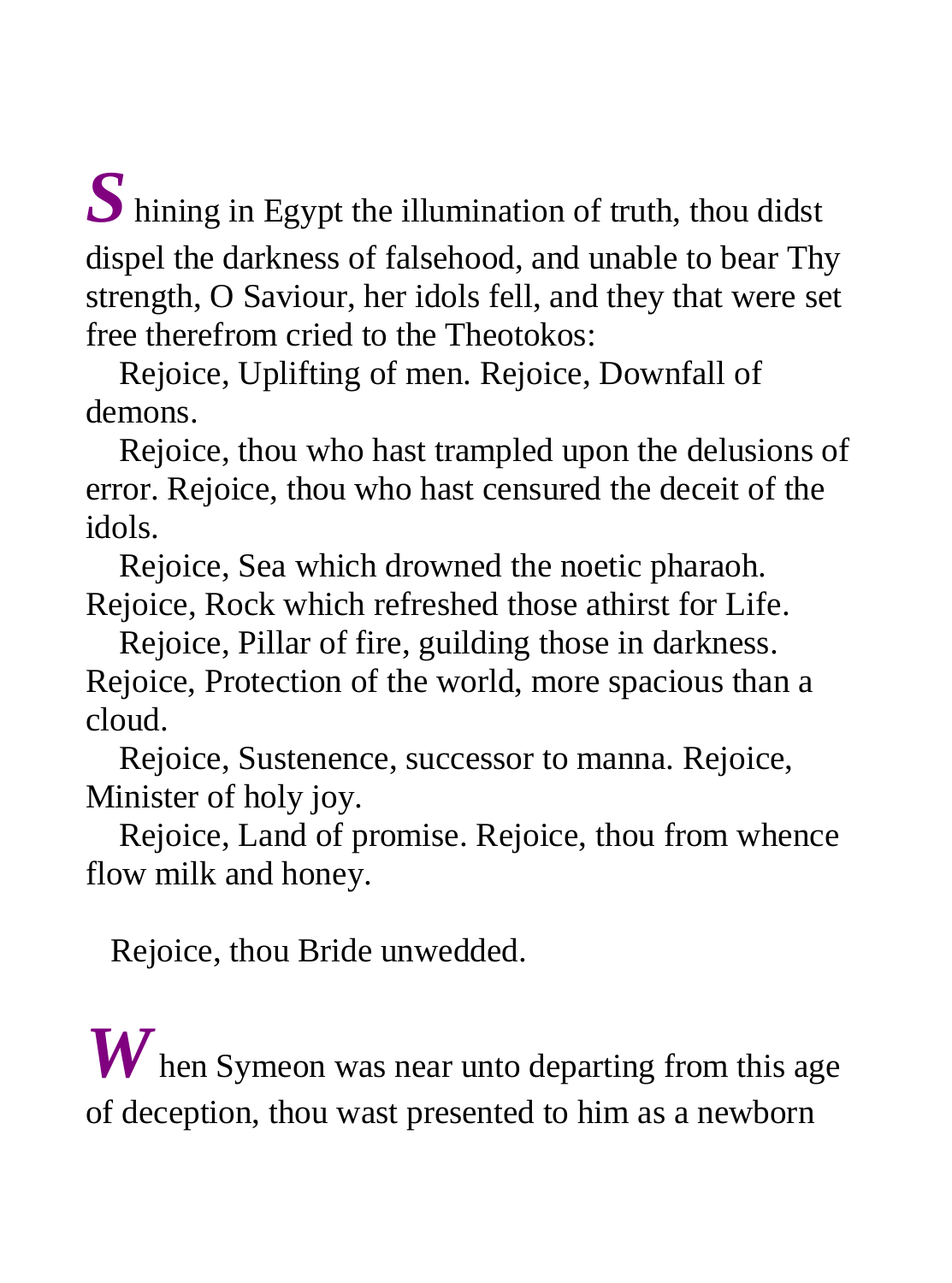**S**hining in Egypt the illumination of truth, thou didst dispel the darkness of falsehood, and unable to bear Thy strength, O Saviour, her idols fell, and they that were set free therefrom cried to the Theotokos:

Rejoice, Uplifting of men. Rejoice, Downfall of demons.

Rejoice, thou who hast trampled upon the delusions of error. Rejoice, thou who hast censured the deceit of the idols.

Rejoice, Sea which drowned the noetic pharaoh. Rejoice, Rock which refreshed those athirst for Life.

Rejoice, Pillar of fire, guilding those in darkness. Rejoice, Protection of the world, more spacious than a cloud.

Rejoice, Sustenence, successor to manna. Rejoice, Minister of holy joy.

Rejoice, Land of promise. Rejoice, thou from whence flow milk and honey.

Rejoice, thou Bride unwedded.

**W**hen Symeon was near unto departing from this age of deception, thou wast presented to him as a newborn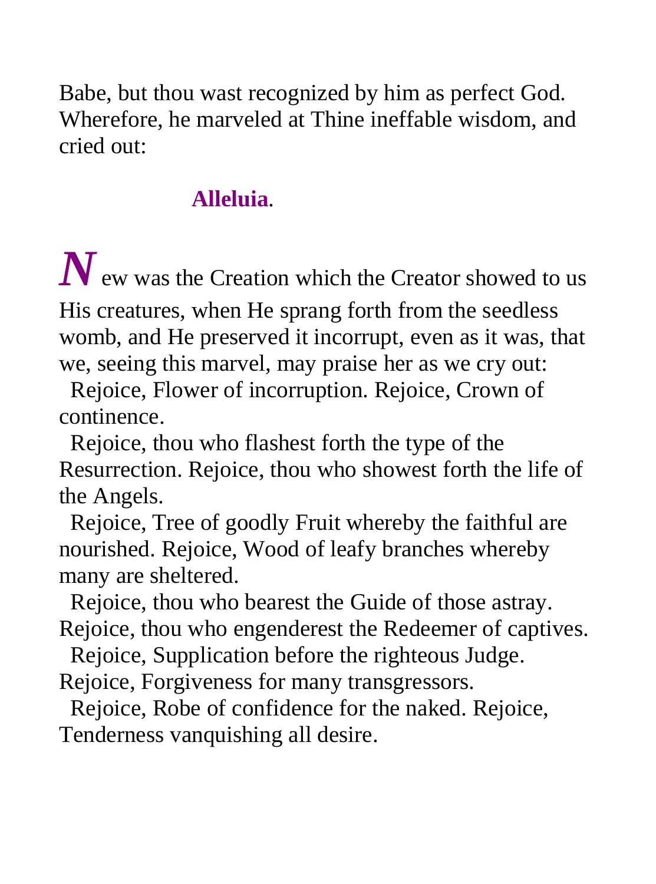Babe, but thou wast recognized by him as perfect God. Wherefore, he marveled at Thine ineffable wisdom, and cried out:

**Alleluia**.

***N***ew was the Creation which the Creator showed to us His creatures, when He sprang forth from the seedless womb, and He preserved it incorrupt, even as it was, that we, seeing this marvel, may praise her as we cry out:

Rejoice, Flower of incorruption. Rejoice, Crown of continence.

Rejoice, thou who flashest forth the type of the Resurrection. Rejoice, thou who showest forth the life of the Angels.

Rejoice, Tree of goodly Fruit whereby the faithful are nourished. Rejoice, Wood of leafy branches whereby many are sheltered.

Rejoice, thou who bearest the Guide of those astray. Rejoice, thou who engenderest the Redeemer of captives.

Rejoice, Supplication before the righteous Judge. Rejoice, Forgiveness for many transgressors.

Rejoice, Robe of confidence for the naked. Rejoice, Tenderness vanquishing all desire.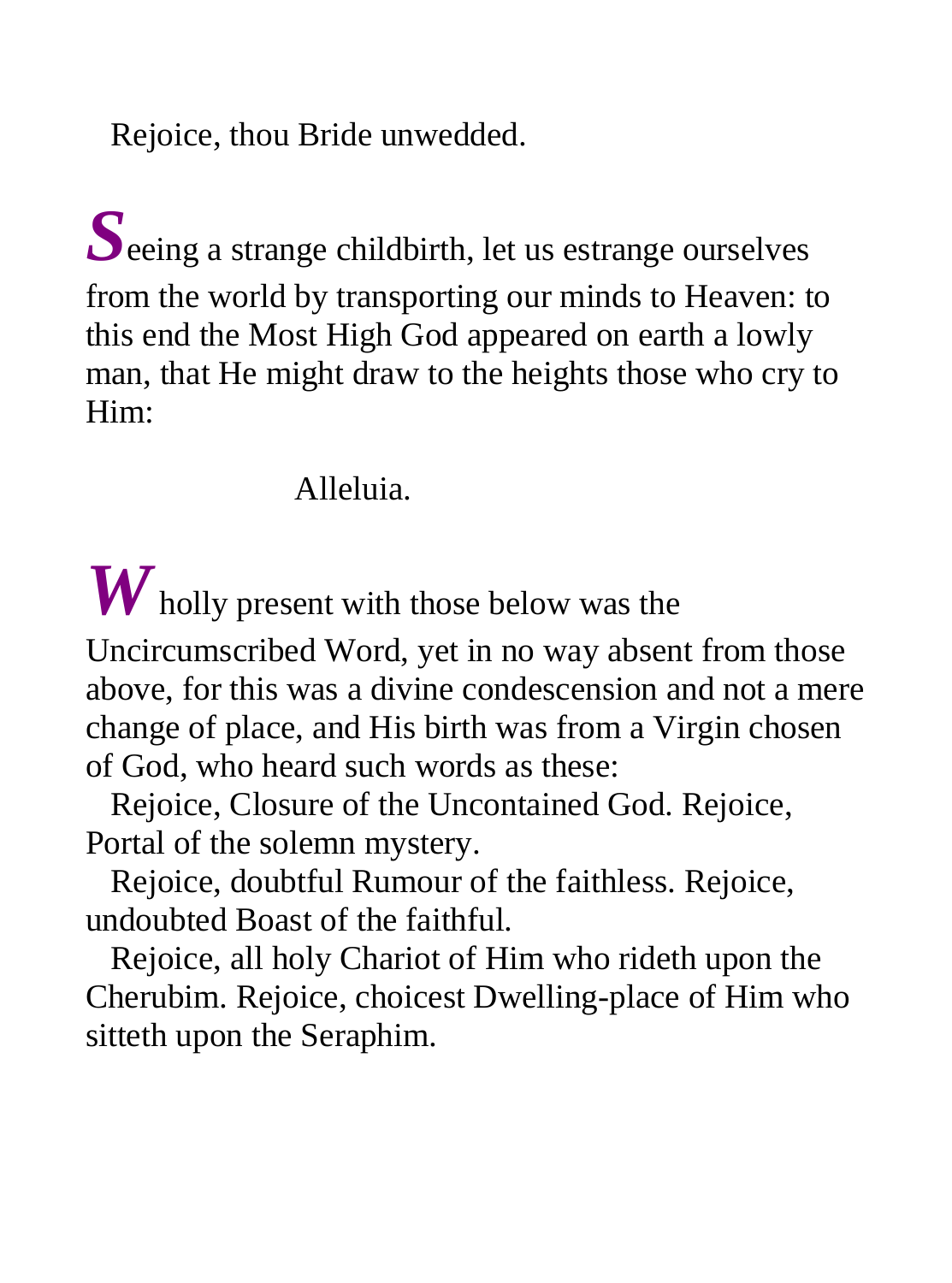Rejoice, thou Bride unwedded.

**S**eeing a strange childbirth, let us estrange ourselves from the world by transporting our minds to Heaven: to this end the Most High God appeared on earth a lowly man, that He might draw to the heights those who cry to Him:

Alleluia.

**W**holly present with those below was the Uncircumscribed Word, yet in no way absent from those above, for this was a divine condescension and not a mere change of place, and His birth was from a Virgin chosen of God, who heard such words as these:

Rejoice, Closure of the Uncontained God. Rejoice, Portal of the solemn mystery.

Rejoice, doubtful Rumour of the faithless. Rejoice, undoubted Boast of the faithful.

Rejoice, all holy Chariot of Him who rideth upon the Cherubim. Rejoice, choicest Dwelling-place of Him who sitteth upon the Seraphim.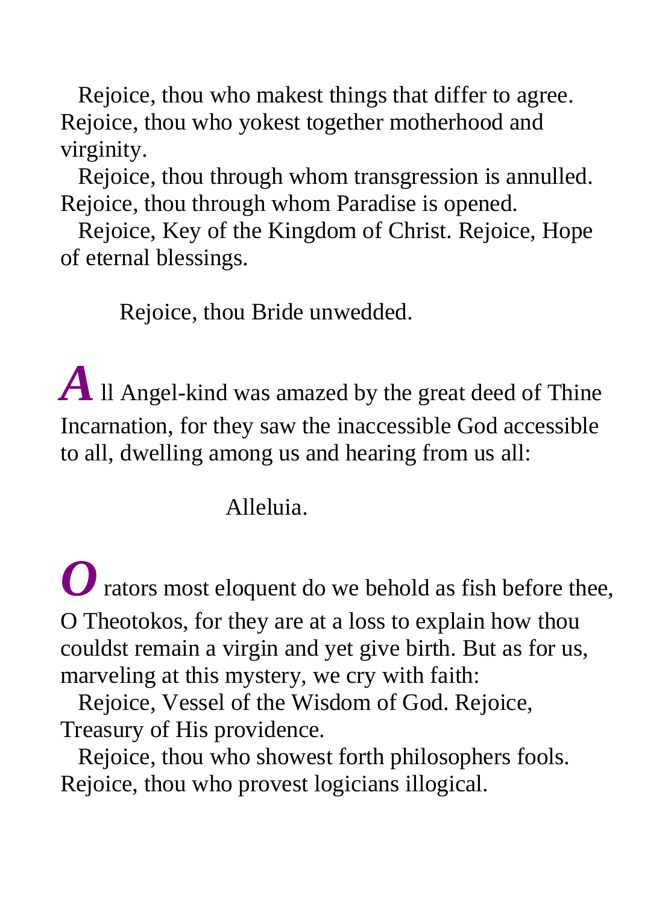Rejoice, thou who makest things that differ to agree. Rejoice, thou who yokest together motherhood and virginity.

Rejoice, thou through whom transgression is annulled. Rejoice, thou through whom Paradise is opened.

Rejoice, Key of the Kingdom of Christ. Rejoice, Hope of eternal blessings.

Rejoice, thou Bride unwedded.

**A**ll Angel-kind was amazed by the great deed of Thine Incarnation, for they saw the inaccessible God accessible to all, dwelling among us and hearing from us all:

Alleluia.

**O**rators most eloquent do we behold as fish before thee, O Theotokos, for they are at a loss to explain how thou couldst remain a virgin and yet give birth. But as for us, marveling at this mystery, we cry with faith:

Rejoice, Vessel of the Wisdom of God. Rejoice, Treasury of His providence.

Rejoice, thou who showest forth philosophers fools. Rejoice, thou who provest logicians illogical.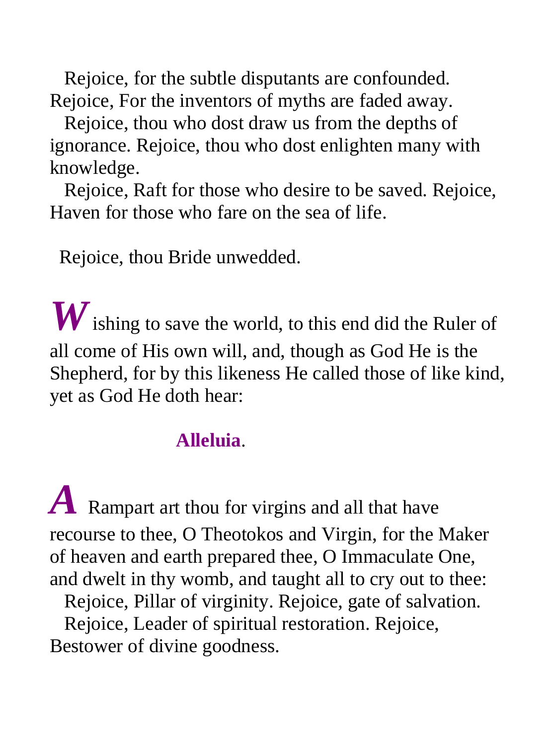Rejoice, for the subtle disputants are confounded. Rejoice, For the inventors of myths are faded away.

Rejoice, thou who dost draw us from the depths of ignorance. Rejoice, thou who dost enlighten many with knowledge.

Rejoice, Raft for those who desire to be saved. Rejoice, Haven for those who fare on the sea of life.

Rejoice, thou Bride unwedded.

***W***ishing to save the world, to this end did the Ruler of all come of His own will, and, though as God He is the Shepherd, for by this likeness He called those of like kind, yet as God He doth hear:

**Alleluia**.

***A*** Rampart art thou for virgins and all that have recourse to thee, O Theotokos and Virgin, for the Maker of heaven and earth prepared thee, O Immaculate One, and dwelt in thy womb, and taught all to cry out to thee:

Rejoice, Pillar of virginity. Rejoice, gate of salvation.

Rejoice, Leader of spiritual restoration. Rejoice, Bestower of divine goodness.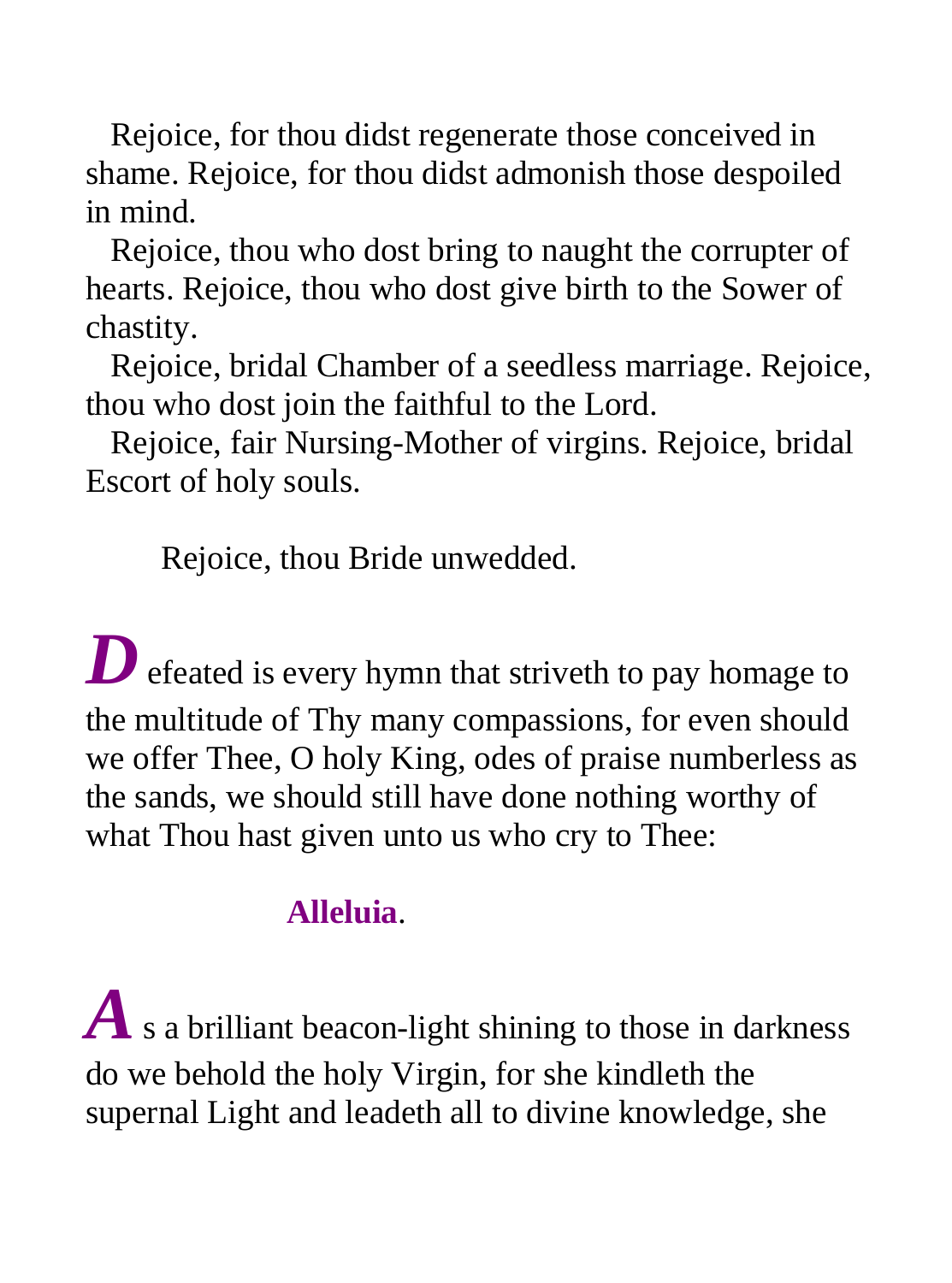Rejoice, for thou didst regenerate those conceived in shame. Rejoice, for thou didst admonish those despoiled in mind.

Rejoice, thou who dost bring to naught the corrupter of hearts. Rejoice, thou who dost give birth to the Sower of chastity.

Rejoice, bridal Chamber of a seedless marriage. Rejoice, thou who dost join the faithful to the Lord.

Rejoice, fair Nursing-Mother of virgins. Rejoice, bridal Escort of holy souls.

Rejoice, thou Bride unwedded.

***D*** efeated is every hymn that striveth to pay homage to the multitude of Thy many compassions, for even should we offer Thee, O holy King, odes of praise numberless as the sands, we should still have done nothing worthy of what Thou hast given unto us who cry to Thee:

**Alleluia**.

***A*** s a brilliant beacon-light shining to those in darkness do we behold the holy Virgin, for she kindleth the supernal Light and leadeth all to divine knowledge, she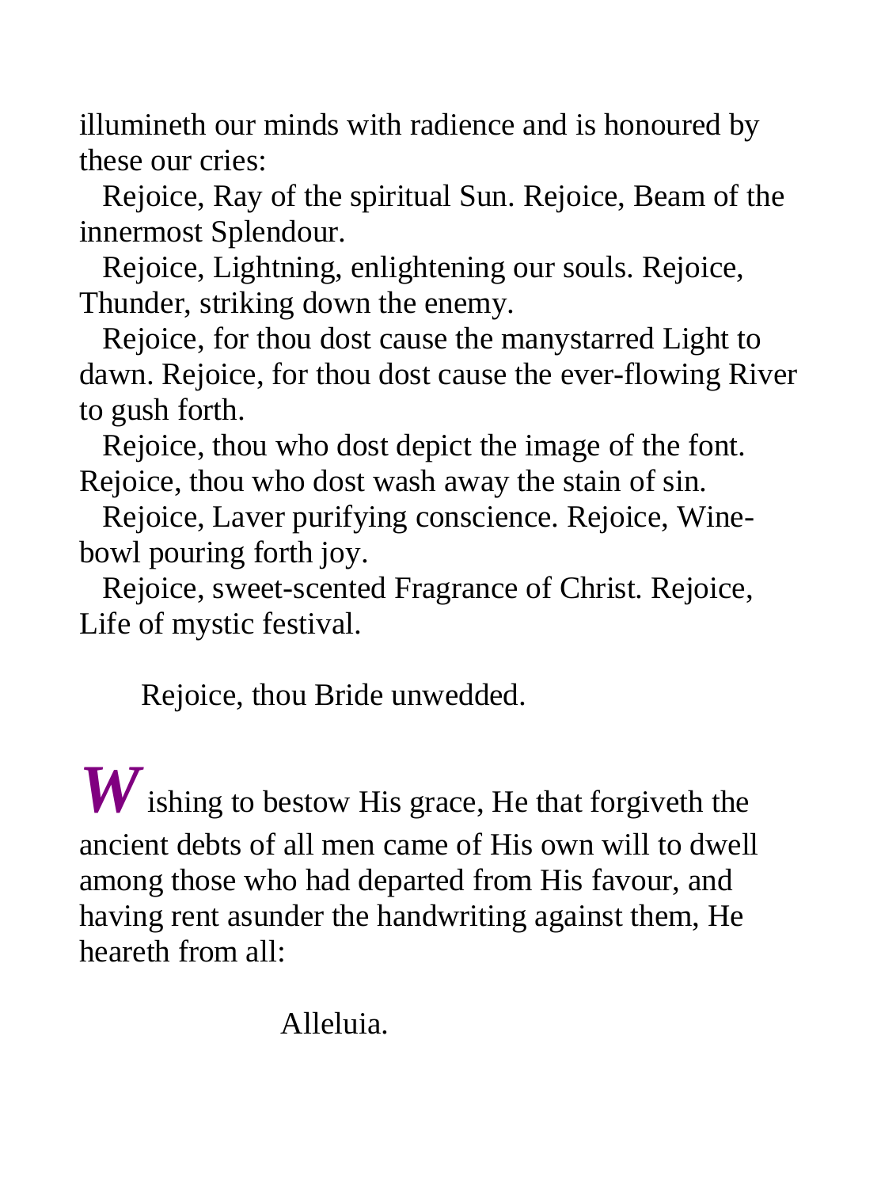illumineth our minds with radience and is honoured by these our cries:

Rejoice, Ray of the spiritual Sun. Rejoice, Beam of the innermost Splendour.

Rejoice, Lightning, enlightening our souls. Rejoice, Thunder, striking down the enemy.

Rejoice, for thou dost cause the manystarred Light to dawn. Rejoice, for thou dost cause the ever-flowing River to gush forth.

Rejoice, thou who dost depict the image of the font. Rejoice, thou who dost wash away the stain of sin.

Rejoice, Laver purifying conscience. Rejoice, Wine-bowl pouring forth joy.

Rejoice, sweet-scented Fragrance of Christ. Rejoice, Life of mystic festival.

Rejoice, thou Bride unwedded.

***W***ishing to bestow His grace, He that forgiveth the ancient debts of all men came of His own will to dwell among those who had departed from His favour, and having rent asunder the handwriting against them, He heareth from all:

Alleluia.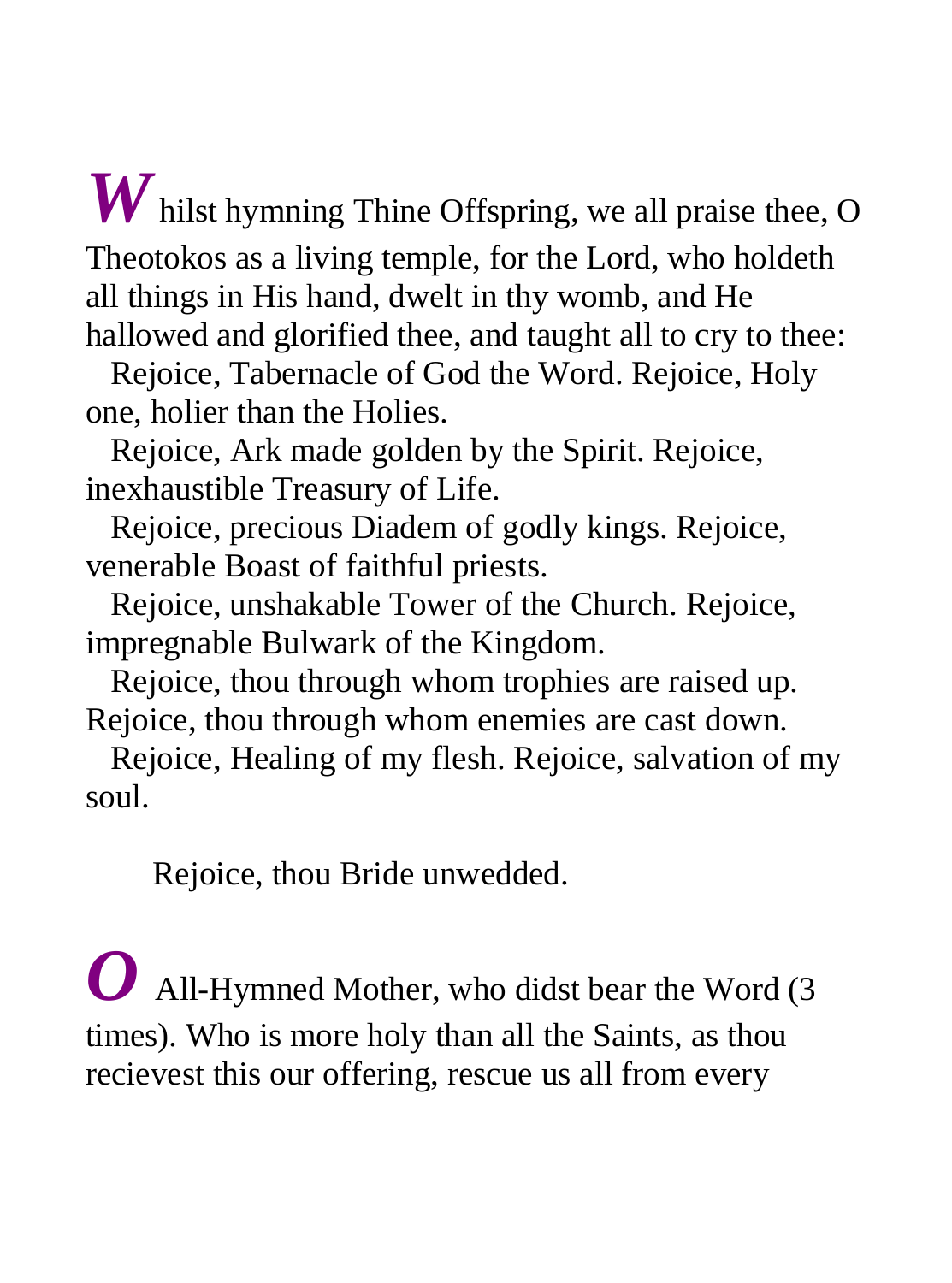**W**hilst hymning Thine Offspring, we all praise thee, O Theotokos as a living temple, for the Lord, who holdeth all things in His hand, dwelt in thy womb, and He hallowed and glorified thee, and taught all to cry to thee:

Rejoice, Tabernacle of God the Word. Rejoice, Holy one, holier than the Holies.

Rejoice, Ark made golden by the Spirit. Rejoice, inexhaustible Treasury of Life.

Rejoice, precious Diadem of godly kings. Rejoice, venerable Boast of faithful priests.

Rejoice, unshakable Tower of the Church. Rejoice, impregnable Bulwark of the Kingdom.

Rejoice, thou through whom trophies are raised up. Rejoice, thou through whom enemies are cast down.

Rejoice, Healing of my flesh. Rejoice, salvation of my soul.

Rejoice, thou Bride unwedded.

**O** All-Hymned Mother, who didst bear the Word (3 times). Who is more holy than all the Saints, as thou recievest this our offering, rescue us all from every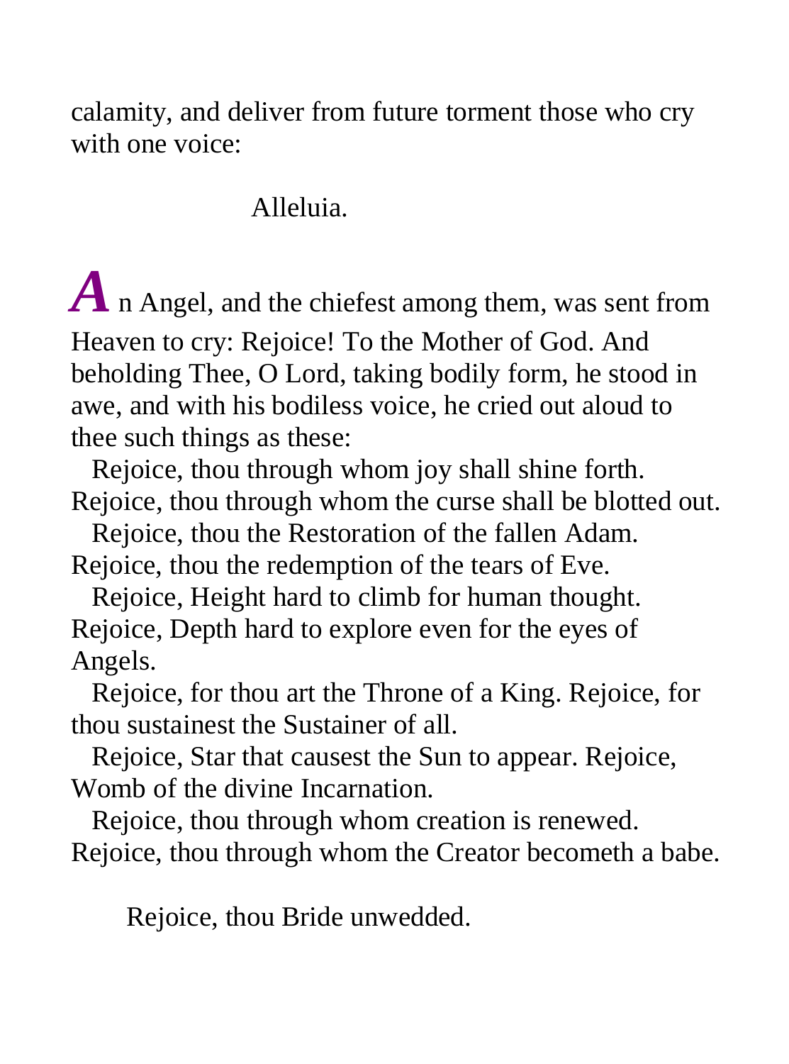calamity, and deliver from future torment those who cry with one voice:

Alleluia.

**A** n Angel, and the chiefest among them, was sent from Heaven to cry: Rejoice! To the Mother of God. And beholding Thee, O Lord, taking bodily form, he stood in awe, and with his bodiless voice, he cried out aloud to thee such things as these:

Rejoice, thou through whom joy shall shine forth. Rejoice, thou through whom the curse shall be blotted out.

Rejoice, thou the Restoration of the fallen Adam. Rejoice, thou the redemption of the tears of Eve.

Rejoice, Height hard to climb for human thought. Rejoice, Depth hard to explore even for the eyes of Angels.

Rejoice, for thou art the Throne of a King. Rejoice, for thou sustainest the Sustainer of all.

Rejoice, Star that causest the Sun to appear. Rejoice, Womb of the divine Incarnation.

Rejoice, thou through whom creation is renewed. Rejoice, thou through whom the Creator becometh a babe.

Rejoice, thou Bride unwedded.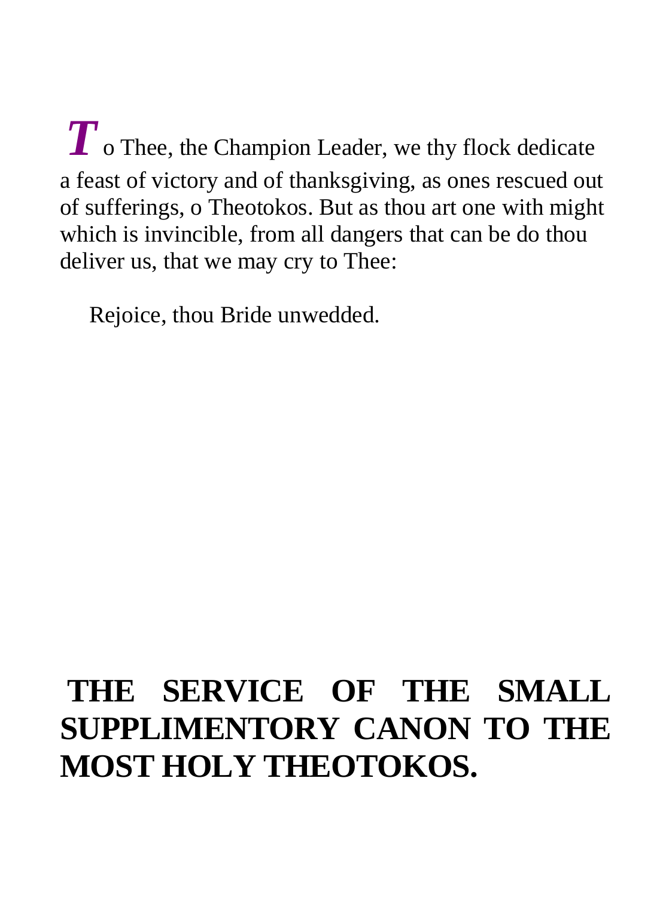**T**o Thee, the Champion Leader, we thy flock dedicate a feast of victory and of thanksgiving, as ones rescued out of sufferings, o Theotokos. But as thou art one with might which is invincible, from all dangers that can be do thou deliver us, that we may cry to Thee:

Rejoice, thou Bride unwedded.

# THE SERVICE OF THE SMALL SUPPLIMENTORY CANON TO THE MOST HOLY THEOTOKOS.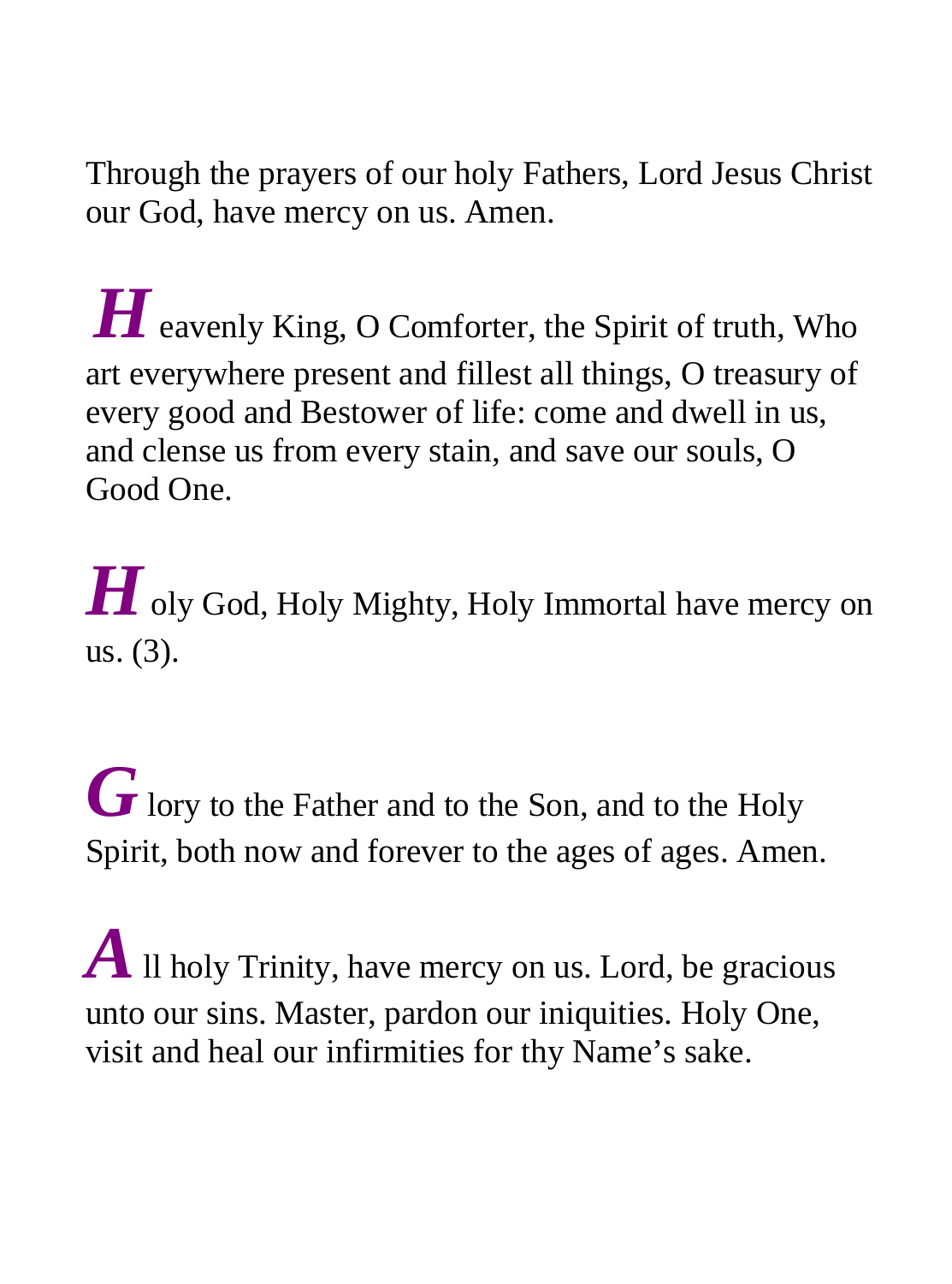Through the prayers of our holy Fathers, Lord Jesus Christ our God, have mercy on us. Amen.

***H*** eavenly King, O Comforter, the Spirit of truth, Who art everywhere present and fillest all things, O treasury of every good and Bestower of life: come and dwell in us, and clense us from every stain, and save our souls, O Good One.

***H*** oly God, Holy Mighty, Holy Immortal have mercy on us. (3).

***G*** lory to the Father and to the Son, and to the Holy Spirit, both now and forever to the ages of ages. Amen.

***A*** ll holy Trinity, have mercy on us. Lord, be gracious unto our sins. Master, pardon our iniquities. Holy One, visit and heal our infirmities for thy Name's sake.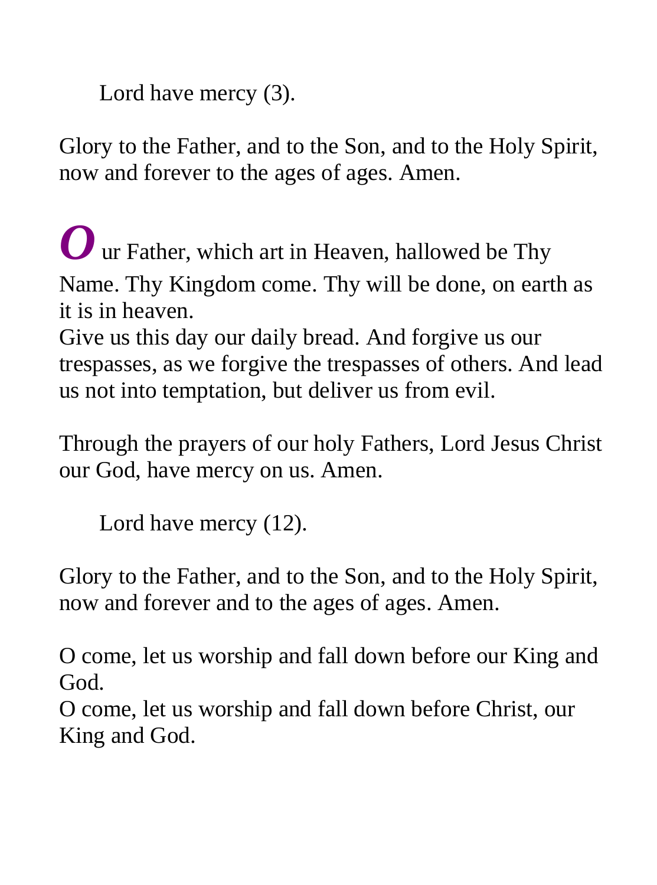Lord have mercy (3).

Glory to the Father, and to the Son, and to the Holy Spirit, now and forever to the ages of ages. Amen.

***O*** ur Father, which art in Heaven, hallowed be Thy Name. Thy Kingdom come. Thy will be done, on earth as it is in heaven.
Give us this day our daily bread. And forgive us our trespasses, as we forgive the trespasses of others. And lead us not into temptation, but deliver us from evil.

Through the prayers of our holy Fathers, Lord Jesus Christ our God, have mercy on us. Amen.

Lord have mercy (12).

Glory to the Father, and to the Son, and to the Holy Spirit, now and forever and to the ages of ages. Amen.

O come, let us worship and fall down before our King and God.
O come, let us worship and fall down before Christ, our King and God.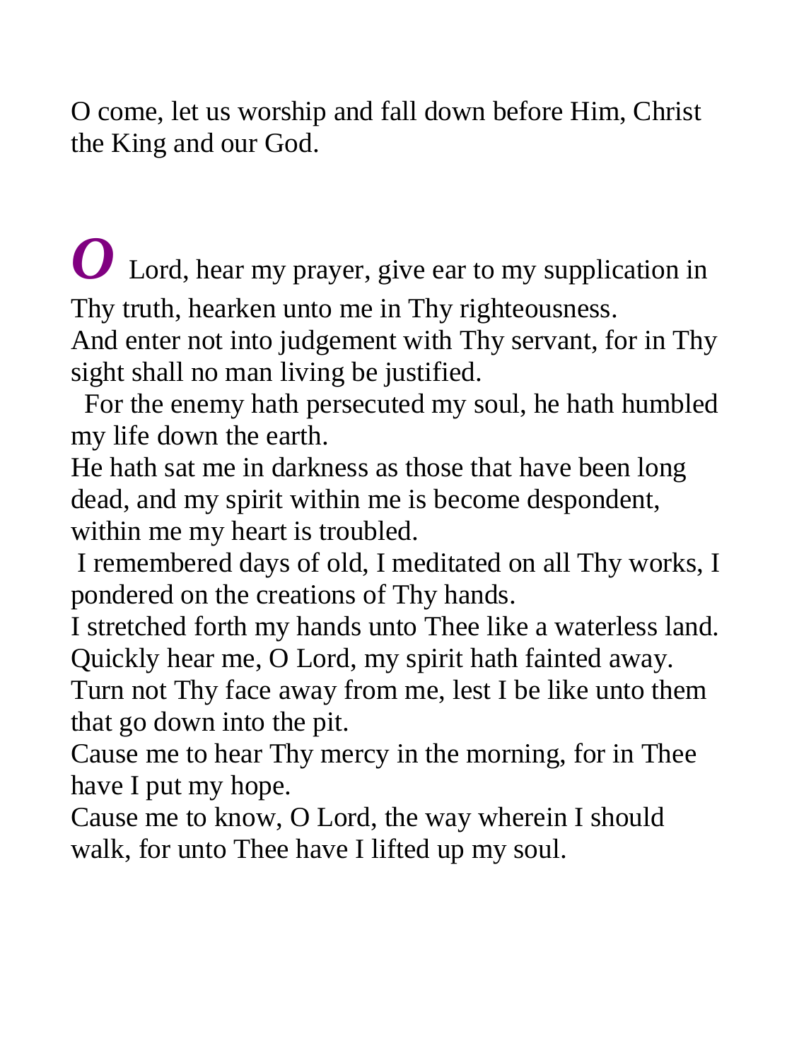O come, let us worship and fall down before Him, Christ the King and our God.

***O*** Lord, hear my prayer, give ear to my supplication in Thy truth, hearken unto me in Thy righteousness.
And enter not into judgement with Thy servant, for in Thy sight shall no man living be justified.
For the enemy hath persecuted my soul, he hath humbled my life down the earth.
He hath sat me in darkness as those that have been long dead, and my spirit within me is become despondent, within me my heart is troubled.
I remembered days of old, I meditated on all Thy works, I pondered on the creations of Thy hands.
I stretched forth my hands unto Thee like a waterless land.
Quickly hear me, O Lord, my spirit hath fainted away.
Turn not Thy face away from me, lest I be like unto them that go down into the pit.
Cause me to hear Thy mercy in the morning, for in Thee have I put my hope.
Cause me to know, O Lord, the way wherein I should walk, for unto Thee have I lifted up my soul.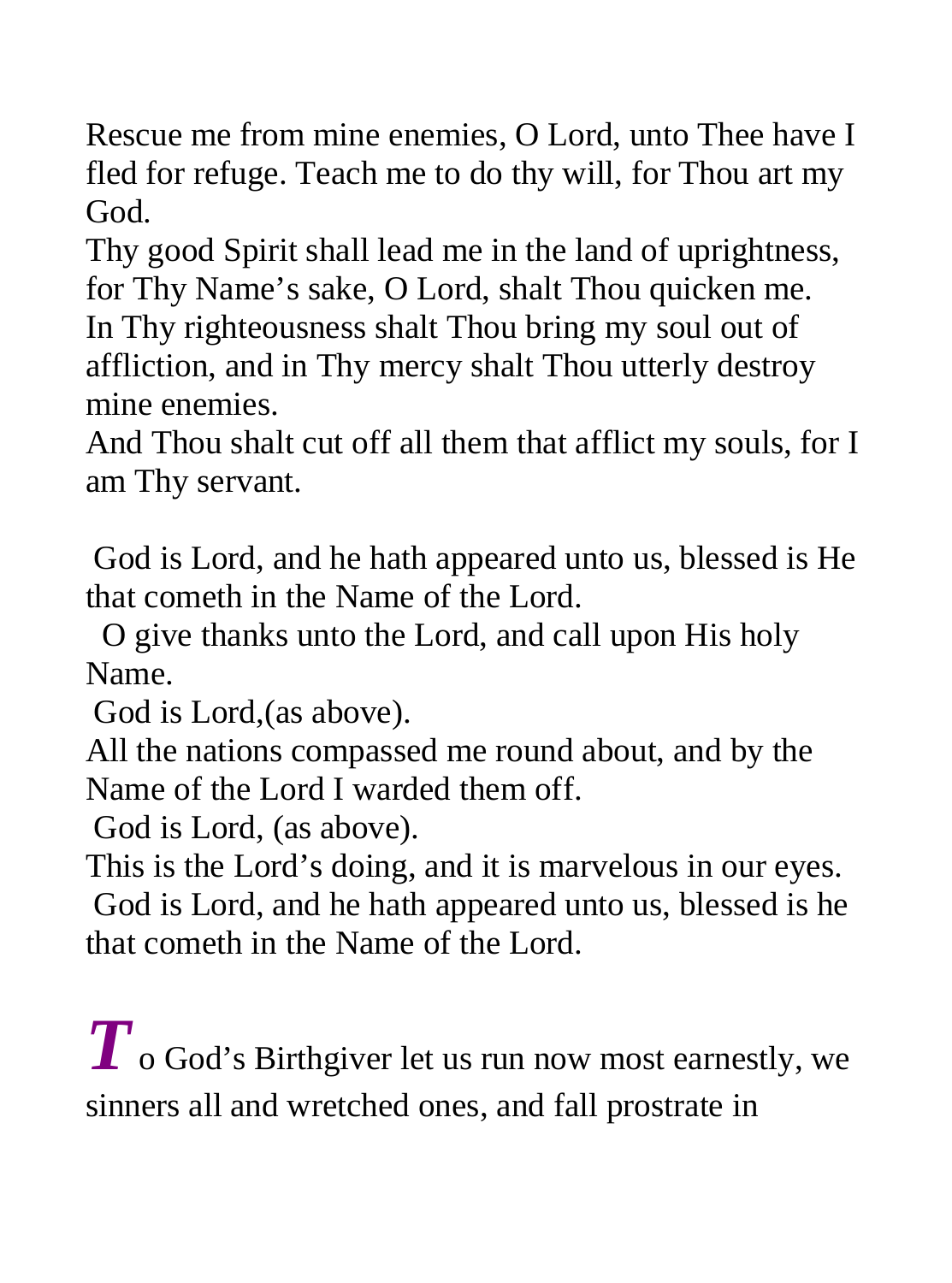Rescue me from mine enemies, O Lord, unto Thee have I fled for refuge. Teach me to do thy will, for Thou art my God.
Thy good Spirit shall lead me in the land of uprightness, for Thy Name's sake, O Lord, shalt Thou quicken me.
In Thy righteousness shalt Thou bring my soul out of affliction, and in Thy mercy shalt Thou utterly destroy mine enemies.
And Thou shalt cut off all them that afflict my souls, for I am Thy servant.

God is Lord, and he hath appeared unto us, blessed is He that cometh in the Name of the Lord.
O give thanks unto the Lord, and call upon His holy Name.
God is Lord,(as above).
All the nations compassed me round about, and by the Name of the Lord I warded them off.
God is Lord, (as above).
This is the Lord's doing, and it is marvelous in our eyes.
God is Lord, and he hath appeared unto us, blessed is he that cometh in the Name of the Lord.

***T*** o God's Birthgiver let us run now most earnestly, we sinners all and wretched ones, and fall prostrate in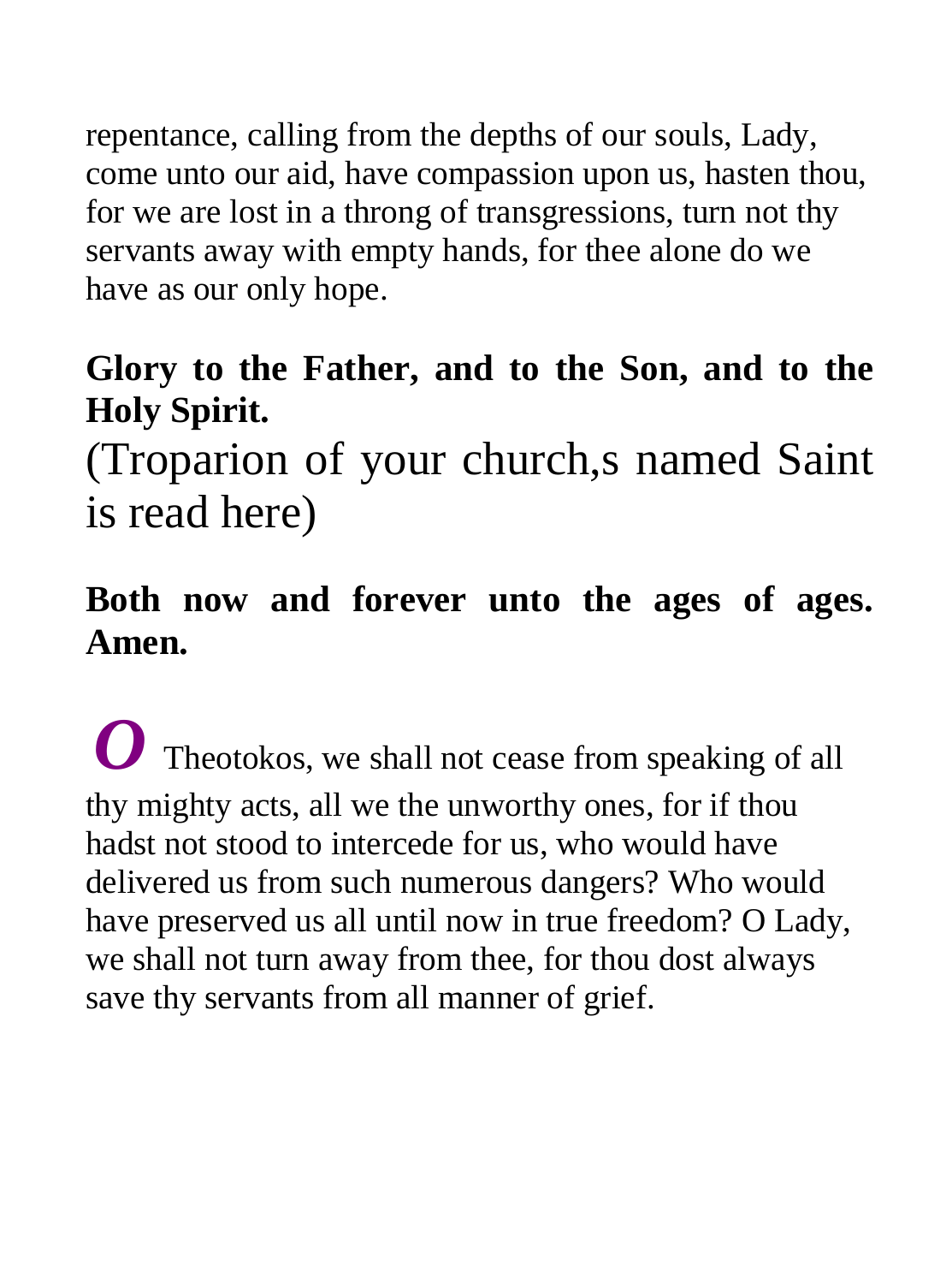repentance, calling from the depths of our souls, Lady, come unto our aid, have compassion upon us, hasten thou, for we are lost in a throng of transgressions, turn not thy servants away with empty hands, for thee alone do we have as our only hope.

**Glory to the Father, and to the Son, and to the Holy Spirit.**

(Troparion of your church,s named Saint is read here)

**Both now and forever unto the ages of ages. Amen.**

***O*** Theotokos, we shall not cease from speaking of all thy mighty acts, all we the unworthy ones, for if thou hadst not stood to intercede for us, who would have delivered us from such numerous dangers? Who would have preserved us all until now in true freedom? O Lady, we shall not turn away from thee, for thou dost always save thy servants from all manner of grief.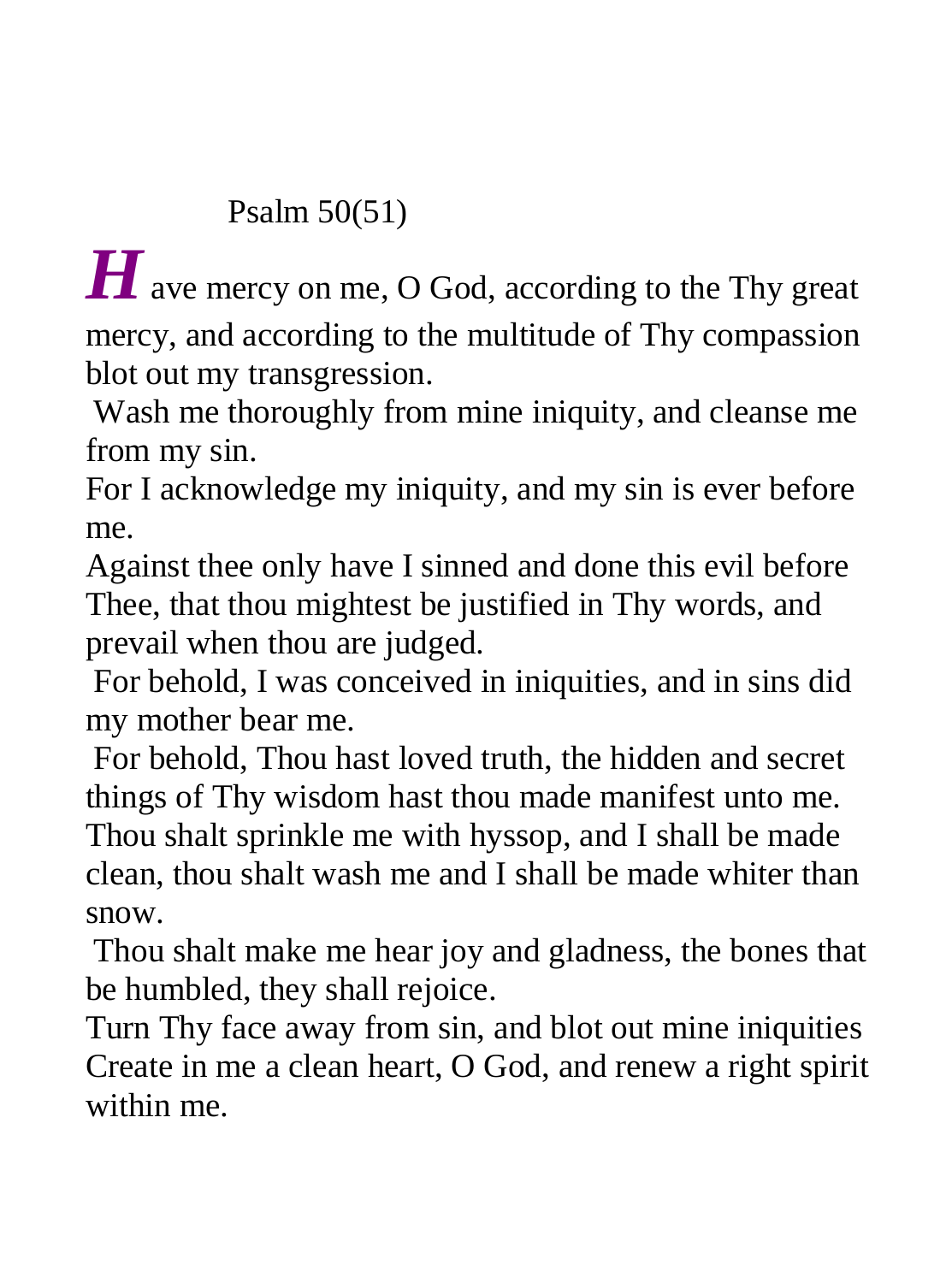## Psalm 50(51)

**_H_**ave mercy on me, O God, according to the Thy great mercy, and according to the multitude of Thy compassion blot out my transgression.

Wash me thoroughly from mine iniquity, and cleanse me from my sin.

For I acknowledge my iniquity, and my sin is ever before me.

Against thee only have I sinned and done this evil before Thee, that thou mightest be justified in Thy words, and prevail when thou are judged.

For behold, I was conceived in iniquities, and in sins did my mother bear me.

For behold, Thou hast loved truth, the hidden and secret things of Thy wisdom hast thou made manifest unto me.

Thou shalt sprinkle me with hyssop, and I shall be made clean, thou shalt wash me and I shall be made whiter than snow.

Thou shalt make me hear joy and gladness, the bones that be humbled, they shall rejoice.

Turn Thy face away from sin, and blot out mine iniquities

Create in me a clean heart, O God, and renew a right spirit within me.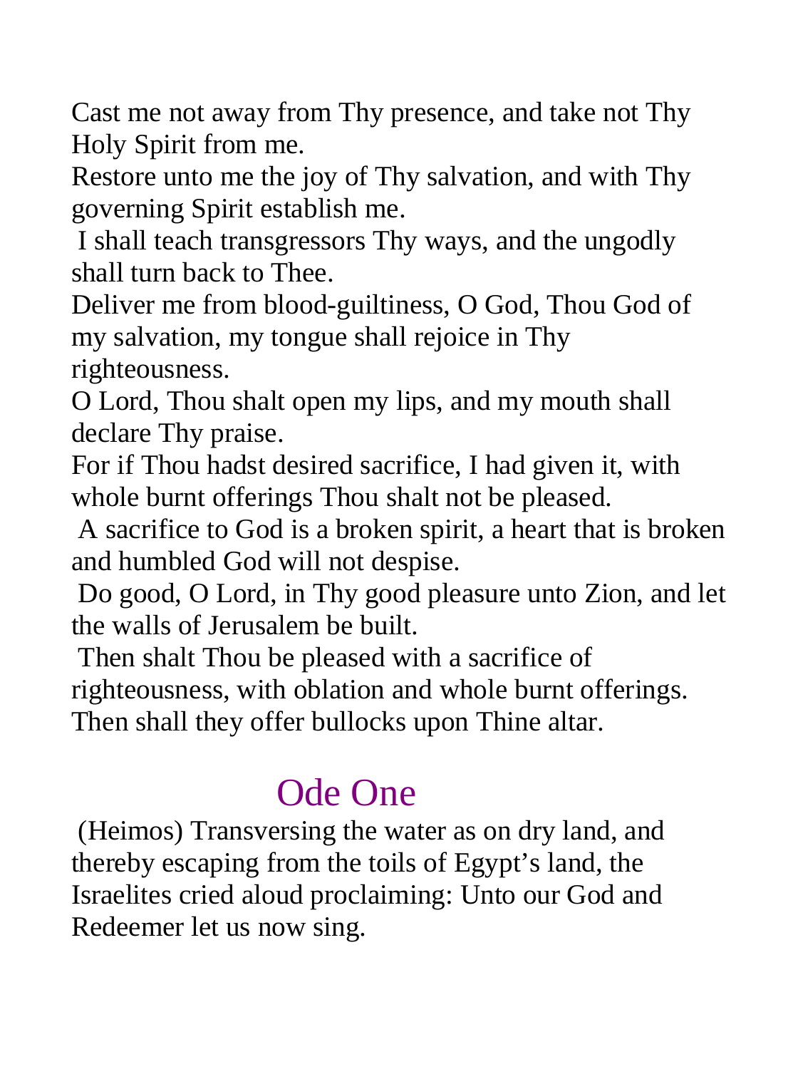Cast me not away from Thy presence, and take not Thy Holy Spirit from me.

Restore unto me the joy of Thy salvation, and with Thy governing Spirit establish me.

I shall teach transgressors Thy ways, and the ungodly shall turn back to Thee.

Deliver me from blood-guiltiness, O God, Thou God of my salvation, my tongue shall rejoice in Thy righteousness.

O Lord, Thou shalt open my lips, and my mouth shall declare Thy praise.

For if Thou hadst desired sacrifice, I had given it, with whole burnt offerings Thou shalt not be pleased.

A sacrifice to God is a broken spirit, a heart that is broken and humbled God will not despise.

Do good, O Lord, in Thy good pleasure unto Zion, and let the walls of Jerusalem be built.

Then shalt Thou be pleased with a sacrifice of righteousness, with oblation and whole burnt offerings. Then shall they offer bullocks upon Thine altar.

## Ode One

(Heimos) Transversing the water as on dry land, and thereby escaping from the toils of Egypt's land, the Israelites cried aloud proclaiming: Unto our God and Redeemer let us now sing.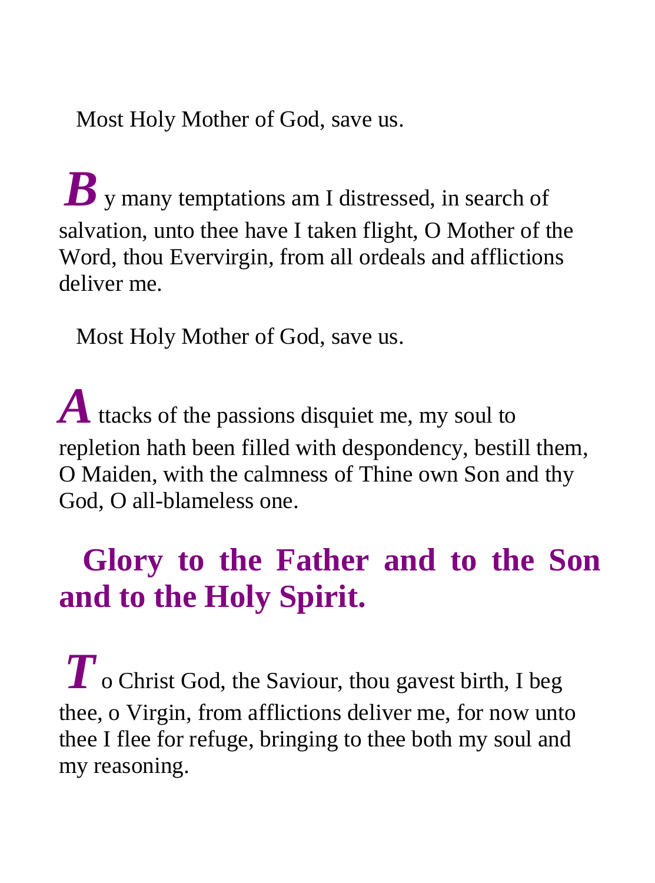Most Holy Mother of God, save us.

**B**y many temptations am I distressed, in search of salvation, unto thee have I taken flight, O Mother of the Word, thou Evervirgin, from all ordeals and afflictions deliver me.

Most Holy Mother of God, save us.

**A**ttacks of the passions disquiet me, my soul to repletion hath been filled with despondency, bestill them, O Maiden, with the calmness of Thine own Son and thy God, O all-blameless one.

**Glory to the Father and to the Son and to the Holy Spirit.**

**T**o Christ God, the Saviour, thou gavest birth, I beg thee, o Virgin, from afflictions deliver me, for now unto thee I flee for refuge, bringing to thee both my soul and my reasoning.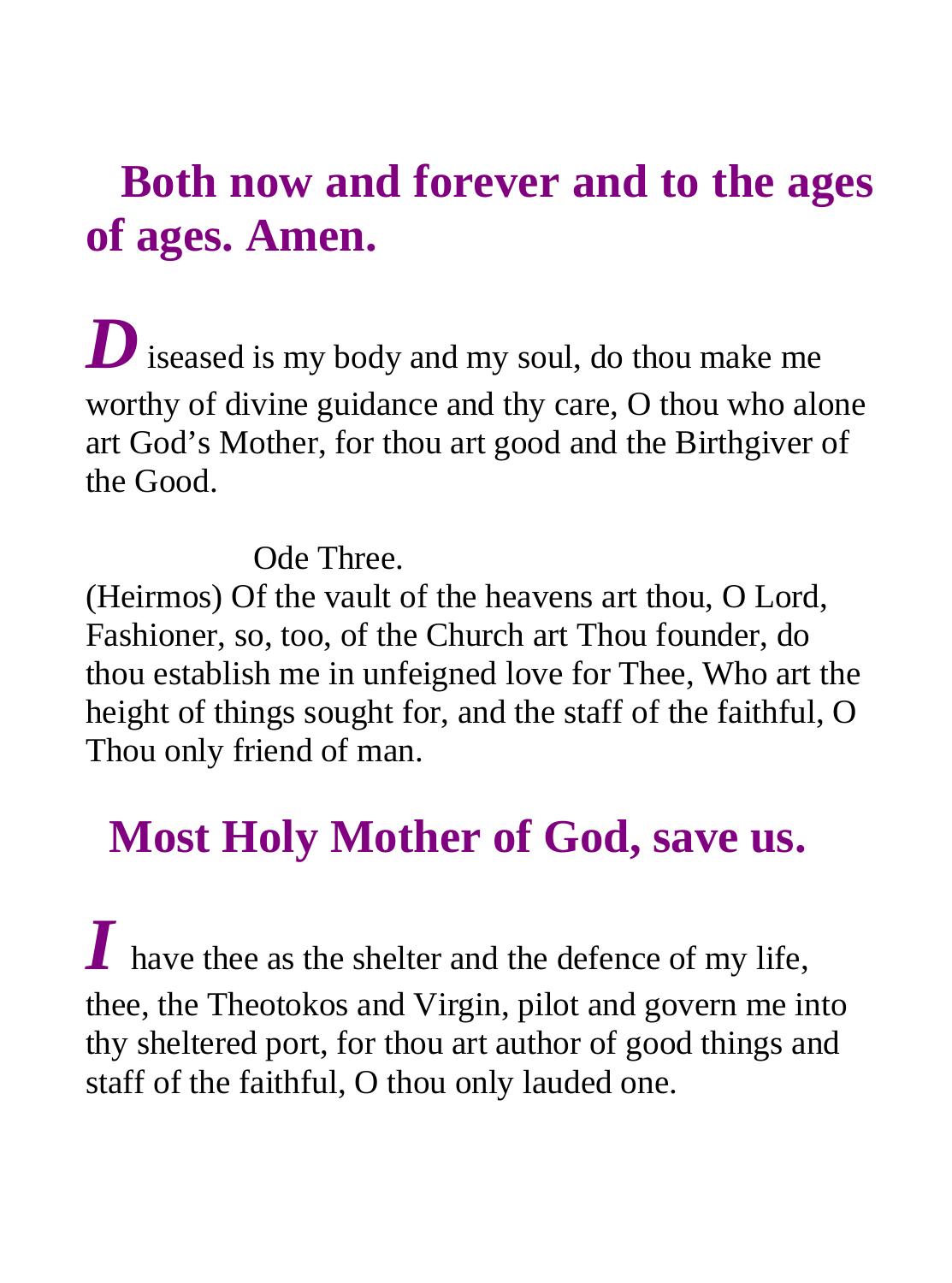## Both now and forever and to the ages of ages. Amen.

**D**iseased is my body and my soul, do thou make me worthy of divine guidance and thy care, O thou who alone art God's Mother, for thou art good and the Birthgiver of the Good.

Ode Three.

(Heirmos) Of the vault of the heavens art thou, O Lord, Fashioner, so, too, of the Church art Thou founder, do thou establish me in unfeigned love for Thee, Who art the height of things sought for, and the staff of the faithful, O Thou only friend of man.

## Most Holy Mother of God, save us.

**I** have thee as the shelter and the defence of my life, thee, the Theotokos and Virgin, pilot and govern me into thy sheltered port, for thou art author of good things and staff of the faithful, O thou only lauded one.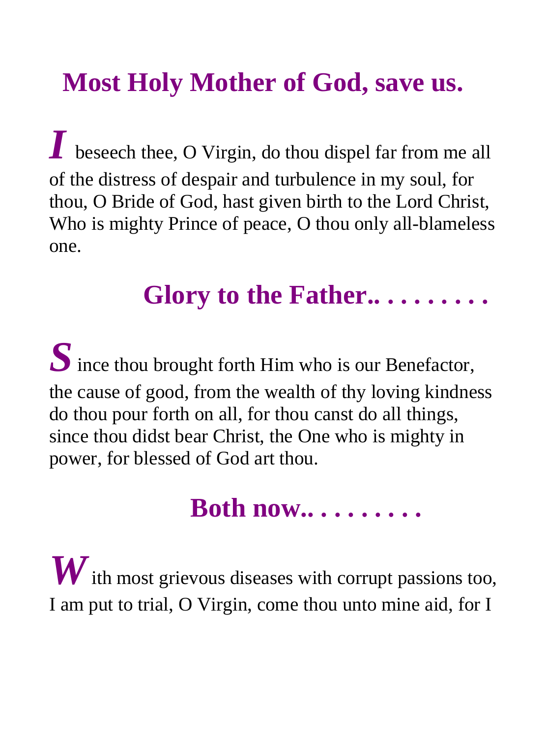## Most Holy Mother of God, save us.

***I*** beseech thee, O Virgin, do thou dispel far from me all of the distress of despair and turbulence in my soul, for thou, O Bride of God, hast given birth to the Lord Christ, Who is mighty Prince of peace, O thou only all-blameless one.

## Glory to the Father.. . . . . . . . .

***S***ince thou brought forth Him who is our Benefactor, the cause of good, from the wealth of thy loving kindness do thou pour forth on all, for thou canst do all things, since thou didst bear Christ, the One who is mighty in power, for blessed of God art thou.

## Both now.. . . . . . . . .

***W***ith most grievous diseases with corrupt passions too, I am put to trial, O Virgin, come thou unto mine aid, for I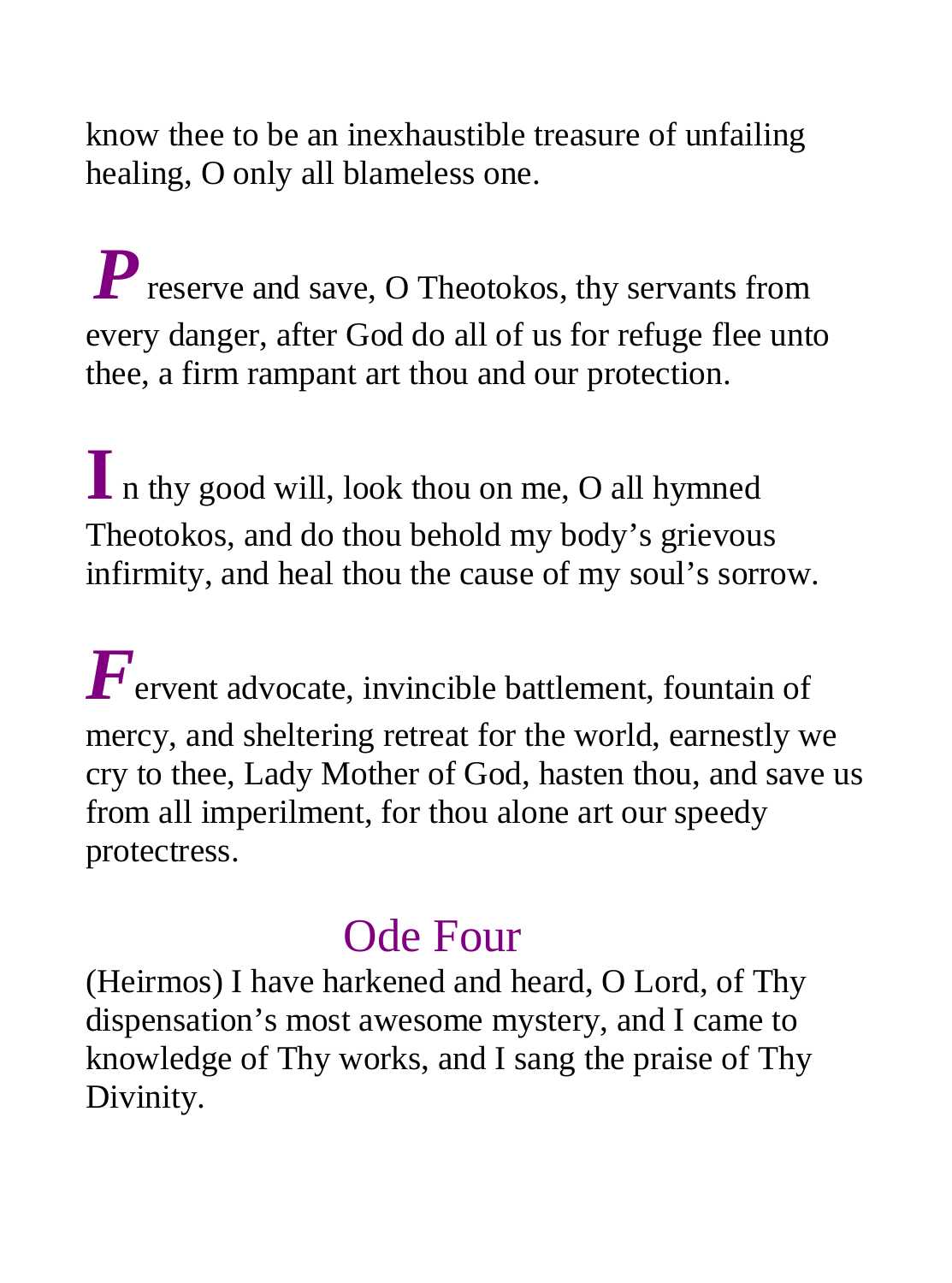know thee to be an inexhaustible treasure of unfailing healing, O only all blameless one.

***P***reserve and save, O Theotokos, thy servants from every danger, after God do all of us for refuge flee unto thee, a firm rampant art thou and our protection.

**I**n thy good will, look thou on me, O all hymned Theotokos, and do thou behold my body's grievous infirmity, and heal thou the cause of my soul's sorrow.

***F***ervent advocate, invincible battlement, fountain of mercy, and sheltering retreat for the world, earnestly we cry to thee, Lady Mother of God, hasten thou, and save us from all imperilment, for thou alone art our speedy protectress.

## Ode Four

(Heirmos) I have harkened and heard, O Lord, of Thy dispensation's most awesome mystery, and I came to knowledge of Thy works, and I sang the praise of Thy Divinity.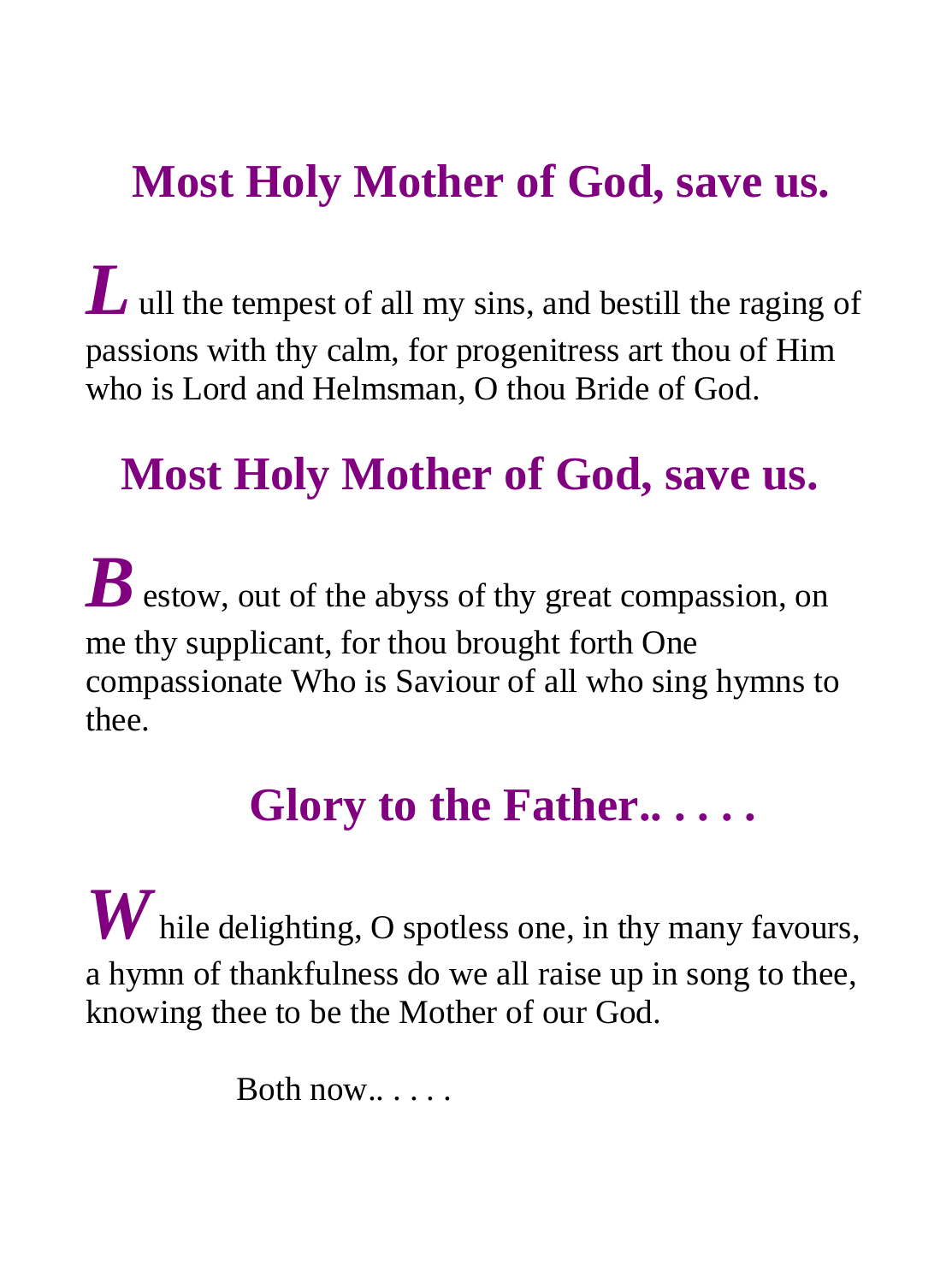**Most Holy Mother of God, save us.**

***L*** ull the tempest of all my sins, and bestill the raging of passions with thy calm, for progenitress art thou of Him who is Lord and Helmsman, O thou Bride of God.

**Most Holy Mother of God, save us.**

***B*** estow, out of the abyss of thy great compassion, on me thy supplicant, for thou brought forth One compassionate Who is Saviour of all who sing hymns to thee.

**Glory to the Father.. . . . .**

***W*** hile delighting, O spotless one, in thy many favours, a hymn of thankfulness do we all raise up in song to thee, knowing thee to be the Mother of our God.

Both now.. . . . .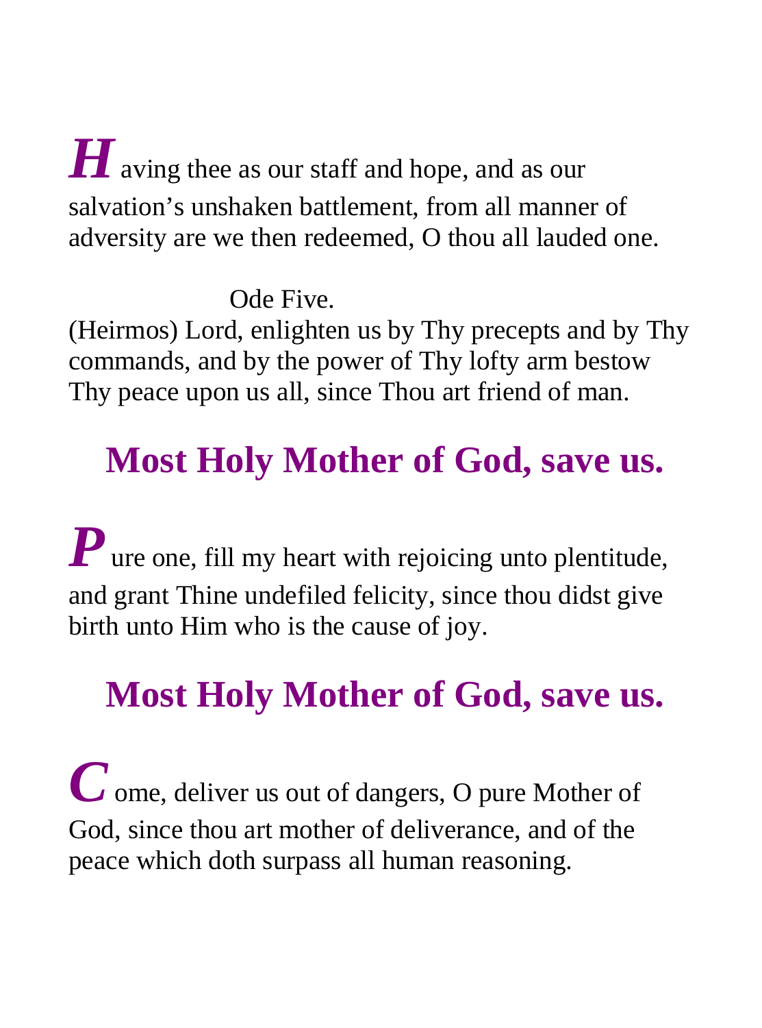**H**aving thee as our staff and hope, and as our salvation's unshaken battlement, from all manner of adversity are we then redeemed, O thou all lauded one.

Ode Five.

(Heirmos) Lord, enlighten us by Thy precepts and by Thy commands, and by the power of Thy lofty arm bestow Thy peace upon us all, since Thou art friend of man.

**Most Holy Mother of God, save us.**

**P**ure one, fill my heart with rejoicing unto plentitude, and grant Thine undefiled felicity, since thou didst give birth unto Him who is the cause of joy.

**Most Holy Mother of God, save us.**

**C**ome, deliver us out of dangers, O pure Mother of God, since thou art mother of deliverance, and of the peace which doth surpass all human reasoning.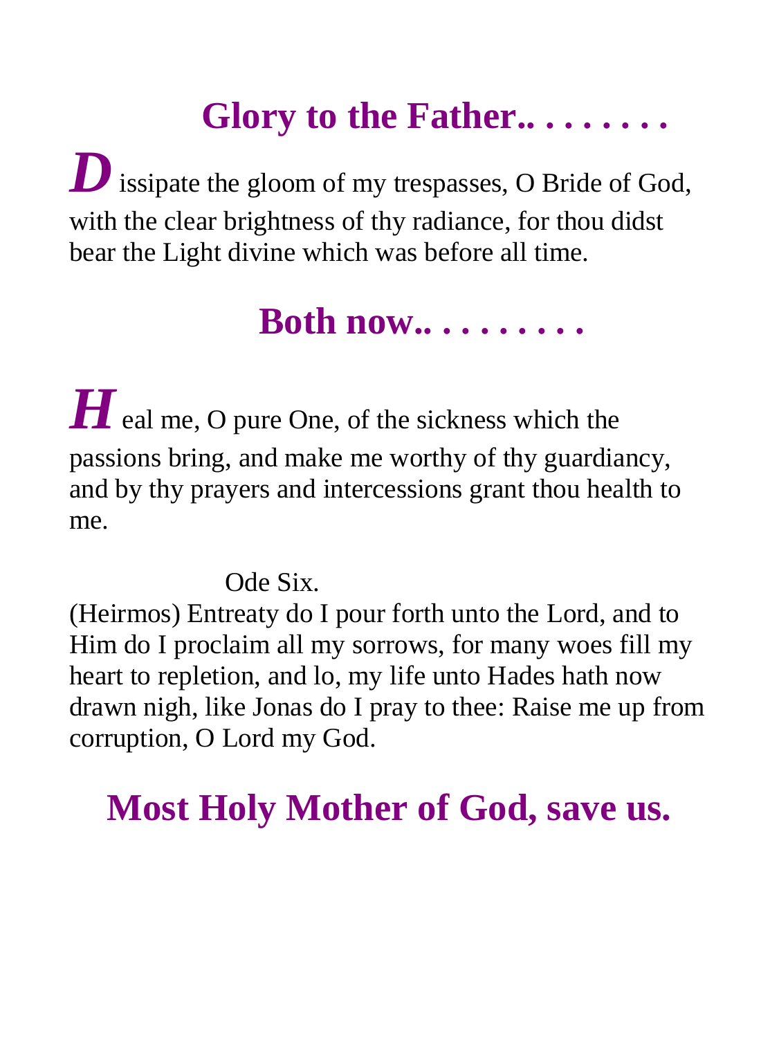## Glory to the Father.. . . . . . . .

***D***issipate the gloom of my trespasses, O Bride of God, with the clear brightness of thy radiance, for thou didst bear the Light divine which was before all time.

## Both now.. . . . . . . . .

***H***eal me, O pure One, of the sickness which the passions bring, and make me worthy of thy guardiancy, and by thy prayers and intercessions grant thou health to me.

Ode Six.

(Heirmos) Entreaty do I pour forth unto the Lord, and to Him do I proclaim all my sorrows, for many woes fill my heart to repletion, and lo, my life unto Hades hath now drawn nigh, like Jonas do I pray to thee: Raise me up from corruption, O Lord my God.

## Most Holy Mother of God, save us.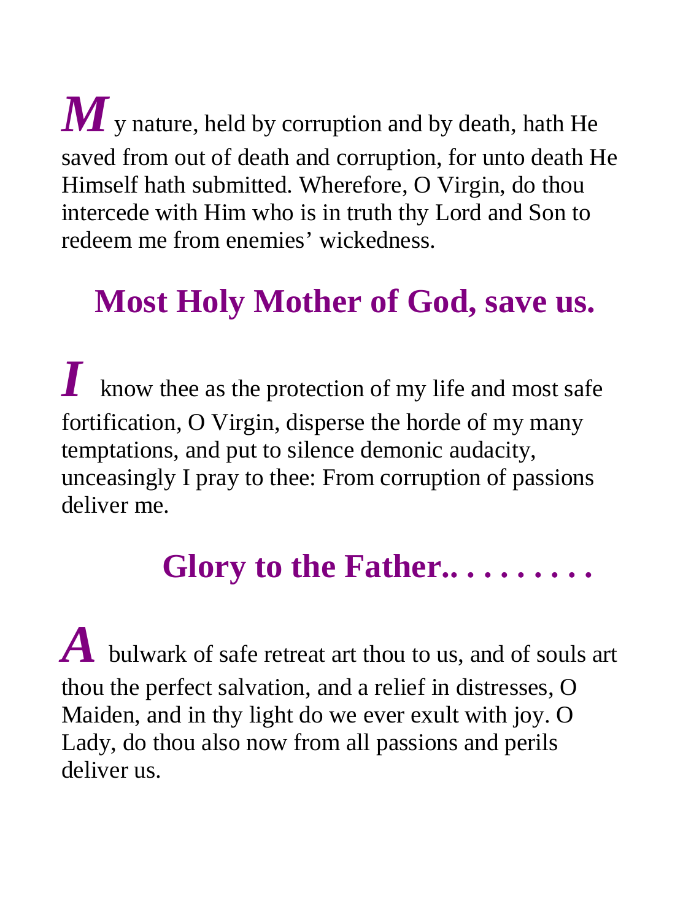**M**y nature, held by corruption and by death, hath He saved from out of death and corruption, for unto death He Himself hath submitted. Wherefore, O Virgin, do thou intercede with Him who is in truth thy Lord and Son to redeem me from enemies' wickedness.

**Most Holy Mother of God, save us.**

**I** know thee as the protection of my life and most safe fortification, O Virgin, disperse the horde of my many temptations, and put to silence demonic audacity, unceasingly I pray to thee: From corruption of passions deliver me.

**Glory to the Father.. . . . . . . . .**

**A** bulwark of safe retreat art thou to us, and of souls art thou the perfect salvation, and a relief in distresses, O Maiden, and in thy light do we ever exult with joy. O Lady, do thou also now from all passions and perils deliver us.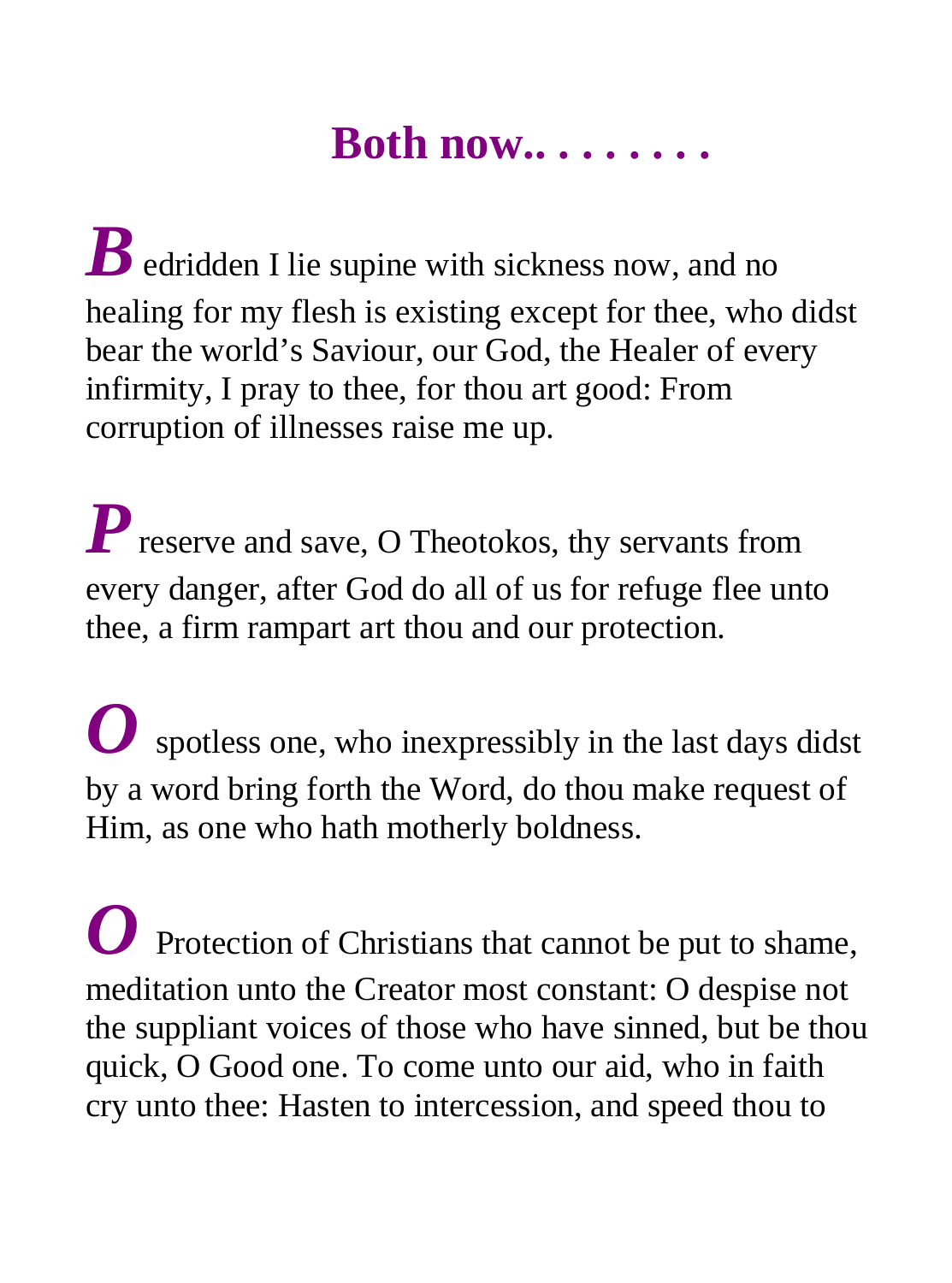## Both now.. . . . . . . .

**B**edridden I lie supine with sickness now, and no healing for my flesh is existing except for thee, who didst bear the world's Saviour, our God, the Healer of every infirmity, I pray to thee, for thou art good: From corruption of illnesses raise me up.

**P**reserve and save, O Theotokos, thy servants from every danger, after God do all of us for refuge flee unto thee, a firm rampart art thou and our protection.

**O** spotless one, who inexpressibly in the last days didst by a word bring forth the Word, do thou make request of Him, as one who hath motherly boldness.

**O** Protection of Christians that cannot be put to shame, meditation unto the Creator most constant: O despise not the suppliant voices of those who have sinned, but be thou quick, O Good one. To come unto our aid, who in faith cry unto thee: Hasten to intercession, and speed thou to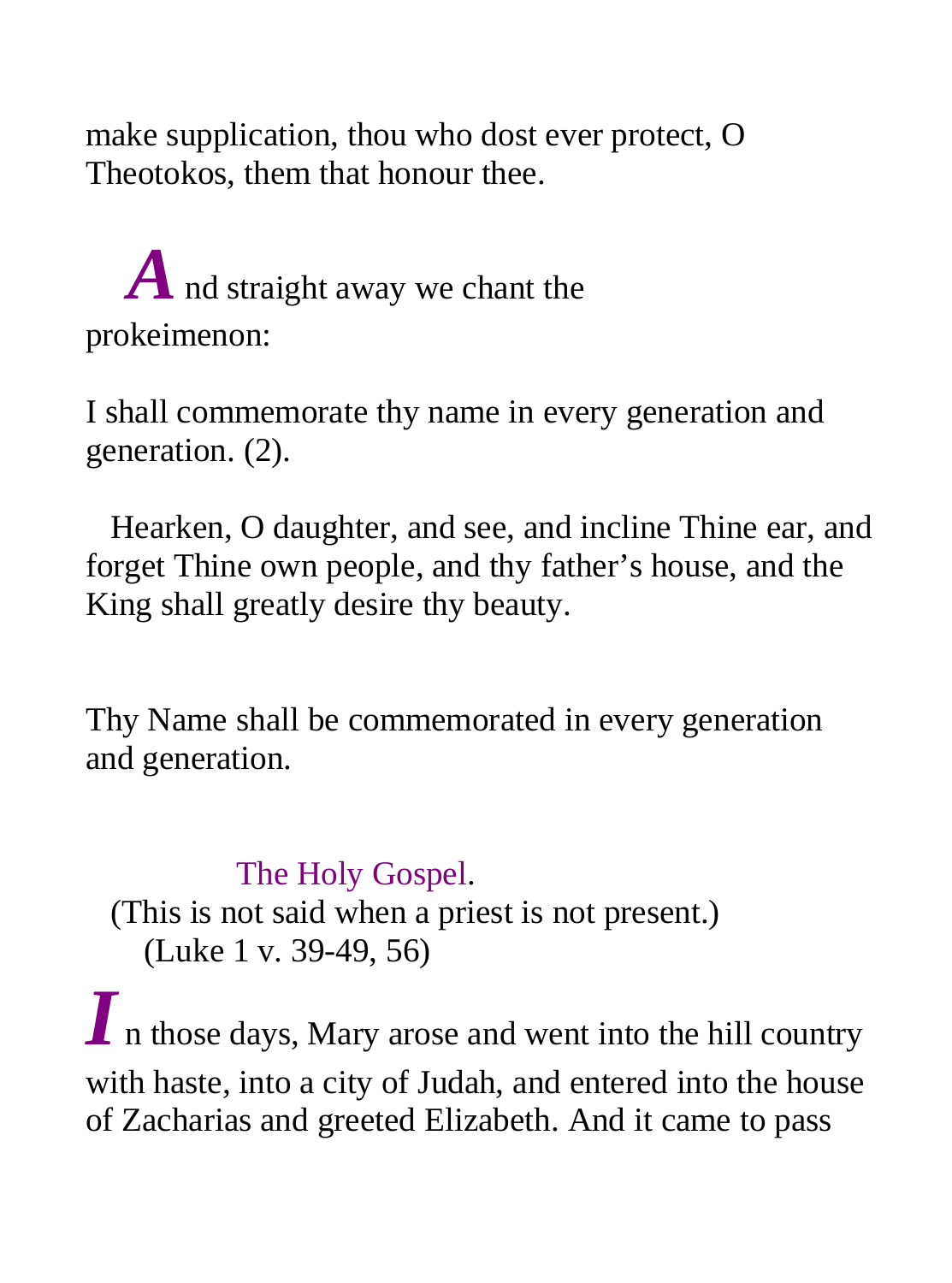make supplication, thou who dost ever protect, O Theotokos, them that honour thee.

**A**nd straight away we chant the prokeimenon:

I shall commemorate thy name in every generation and generation. (2).

Hearken, O daughter, and see, and incline Thine ear, and forget Thine own people, and thy father's house, and the King shall greatly desire thy beauty.

Thy Name shall be commemorated in every generation and generation.

### The Holy Gospel.

(This is not said when a priest is not present.)

(Luke 1 v. 39-49, 56)

**I**n those days, Mary arose and went into the hill country with haste, into a city of Judah, and entered into the house of Zacharias and greeted Elizabeth. And it came to pass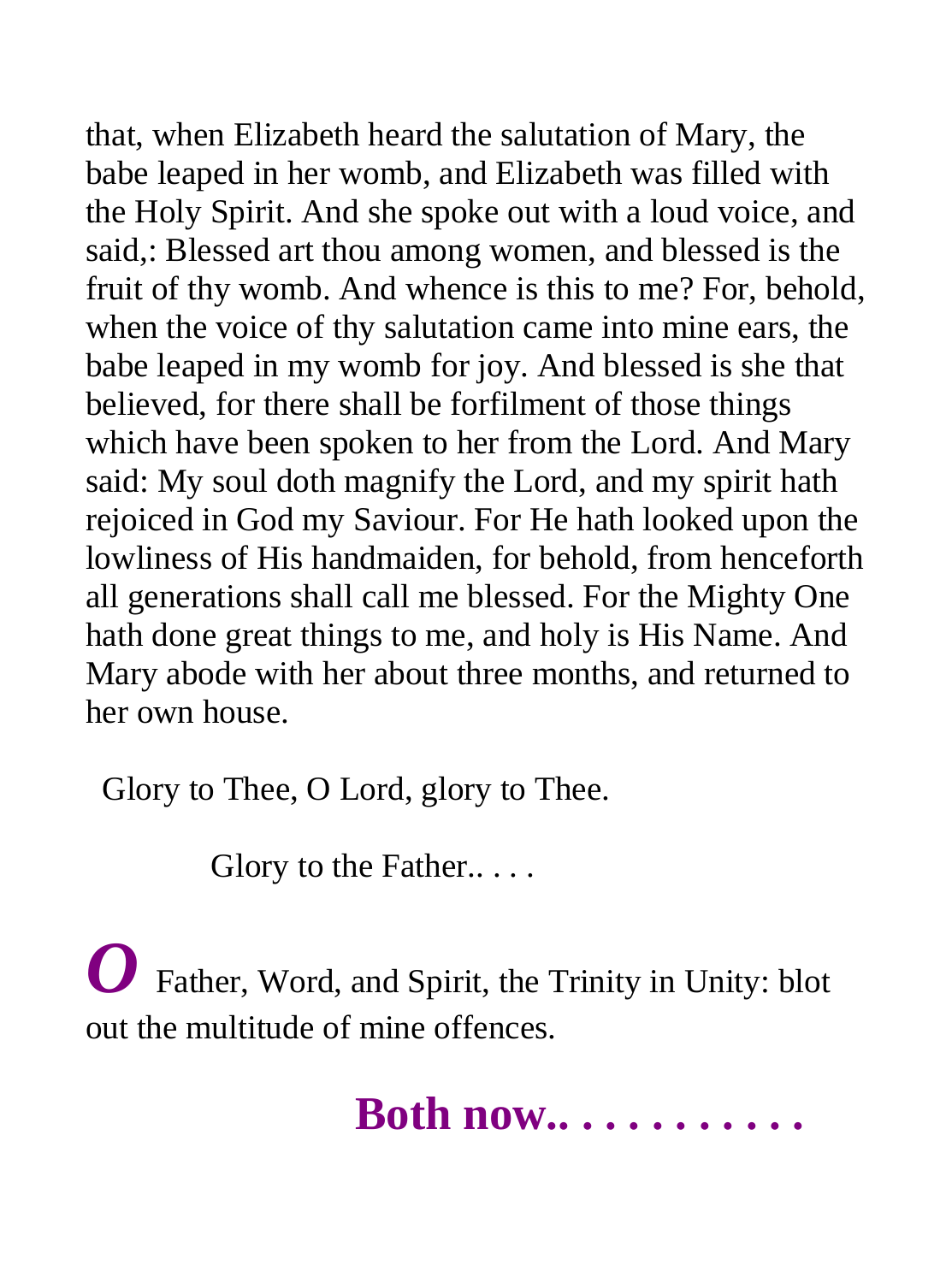that, when Elizabeth heard the salutation of Mary, the babe leaped in her womb, and Elizabeth was filled with the Holy Spirit. And she spoke out with a loud voice, and said,: Blessed art thou among women, and blessed is the fruit of thy womb. And whence is this to me? For, behold, when the voice of thy salutation came into mine ears, the babe leaped in my womb for joy. And blessed is she that believed, for there shall be forfilment of those things which have been spoken to her from the Lord. And Mary said: My soul doth magnify the Lord, and my spirit hath rejoiced in God my Saviour. For He hath looked upon the lowliness of His handmaiden, for behold, from henceforth all generations shall call me blessed. For the Mighty One hath done great things to me, and holy is His Name. And Mary abode with her about three months, and returned to her own house.

Glory to Thee, O Lord, glory to Thee.

Glory to the Father.. . . .

***O*** Father, Word, and Spirit, the Trinity in Unity: blot out the multitude of mine offences.

**Both now.. . . . . . . . . . .**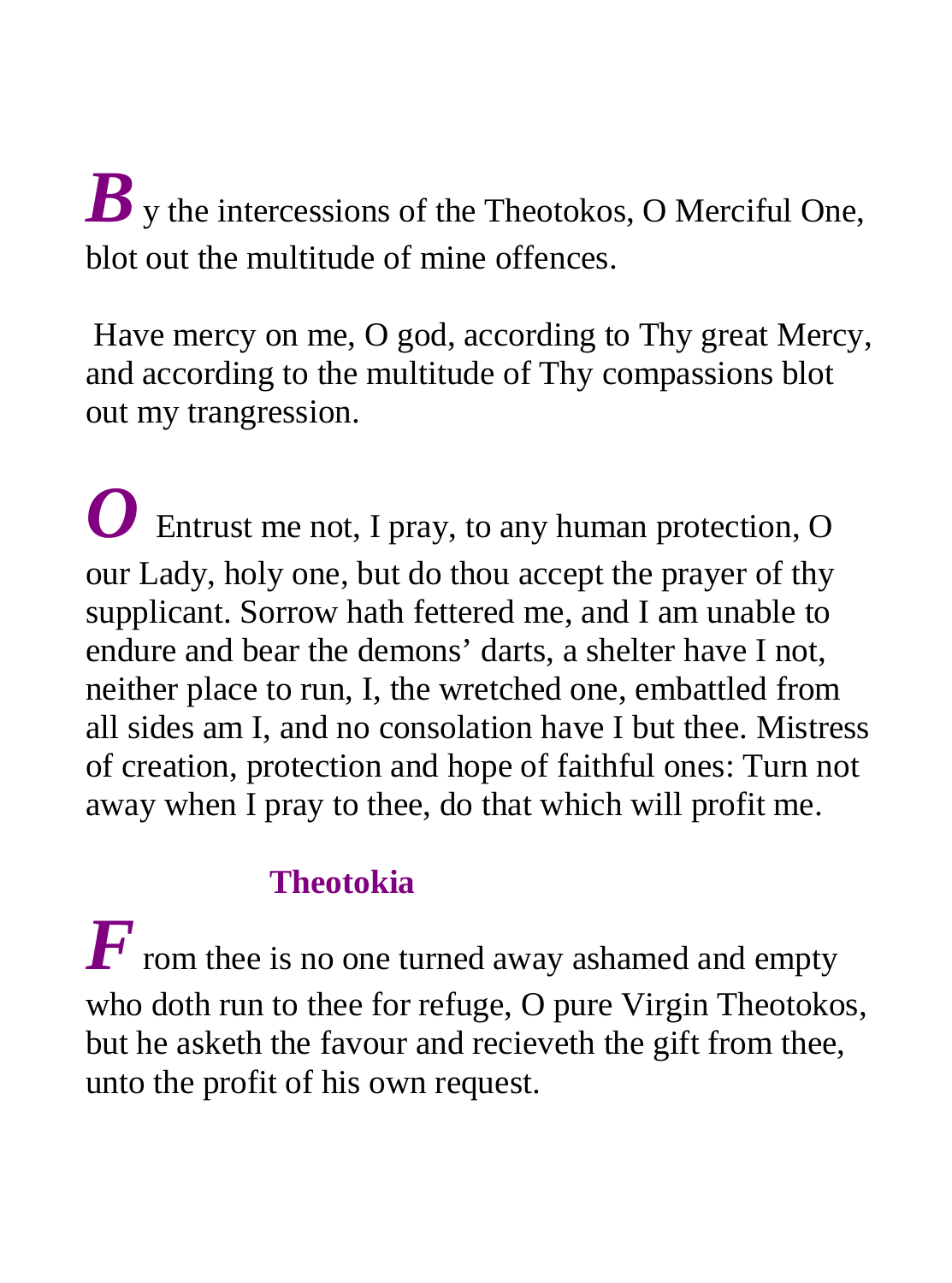**B**y the intercessions of the Theotokos, O Merciful One, blot out the multitude of mine offences.

Have mercy on me, O god, according to Thy great Mercy, and according to the multitude of Thy compassions blot out my trangression.

**O** Entrust me not, I pray, to any human protection, O our Lady, holy one, but do thou accept the prayer of thy supplicant. Sorrow hath fettered me, and I am unable to endure and bear the demons' darts, a shelter have I not, neither place to run, I, the wretched one, embattled from all sides am I, and no consolation have I but thee. Mistress of creation, protection and hope of faithful ones: Turn not away when I pray to thee, do that which will profit me.

### Theotokia

**F**rom thee is no one turned away ashamed and empty who doth run to thee for refuge, O pure Virgin Theotokos, but he asketh the favour and recieveth the gift from thee, unto the profit of his own request.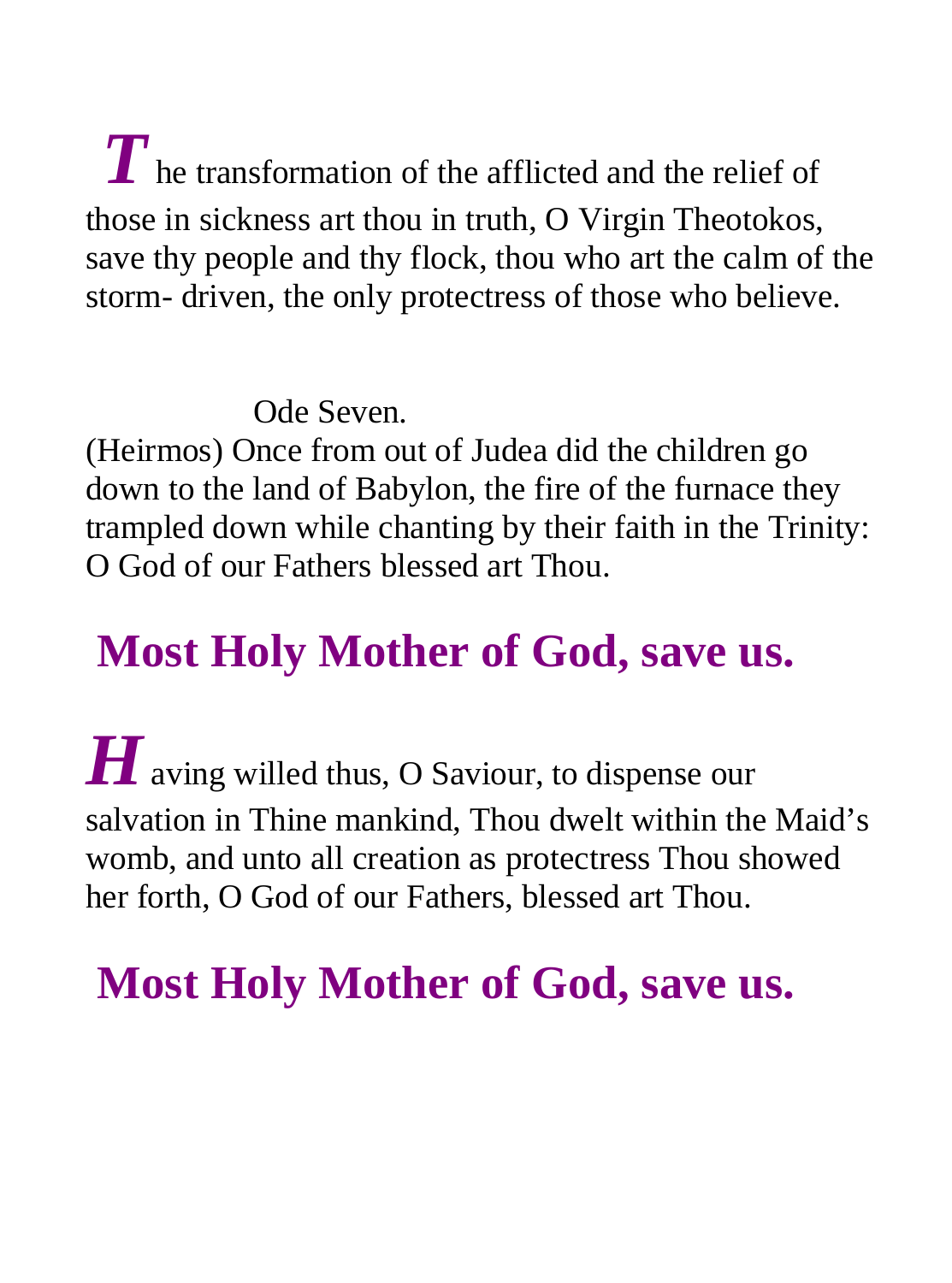**T**he transformation of the afflicted and the relief of those in sickness art thou in truth, O Virgin Theotokos, save thy people and thy flock, thou who art the calm of the storm- driven, the only protectress of those who believe.

Ode Seven.

(Heirmos) Once from out of Judea did the children go down to the land of Babylon, the fire of the furnace they trampled down while chanting by their faith in the Trinity: O God of our Fathers blessed art Thou.

**Most Holy Mother of God, save us.**

**H**aving willed thus, O Saviour, to dispense our salvation in Thine mankind, Thou dwelt within the Maid's womb, and unto all creation as protectress Thou showed her forth, O God of our Fathers, blessed art Thou.

**Most Holy Mother of God, save us.**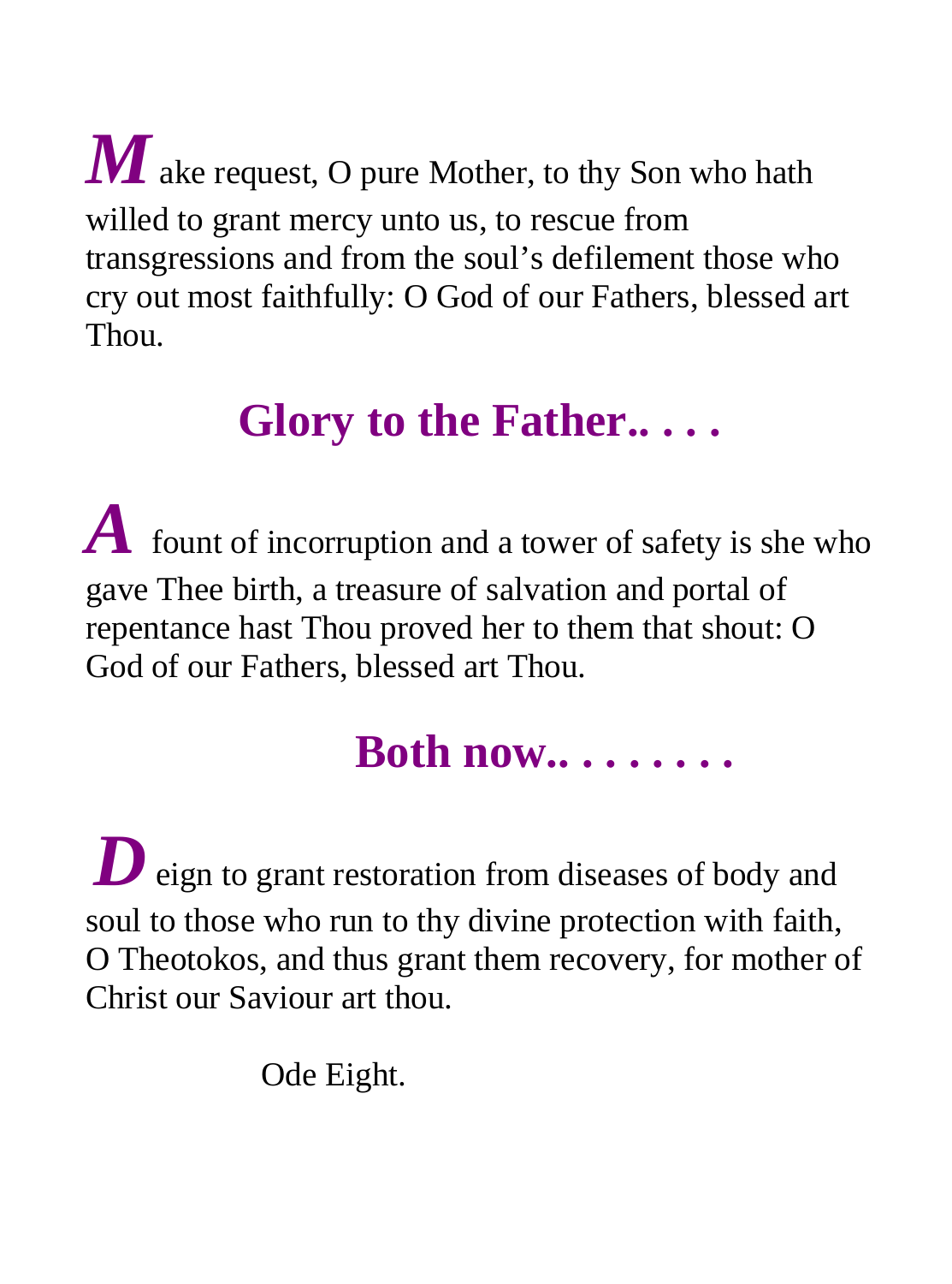**M**ake request, O pure Mother, to thy Son who hath willed to grant mercy unto us, to rescue from transgressions and from the soul's defilement those who cry out most faithfully: O God of our Fathers, blessed art Thou.

**Glory to the Father.. . . .**

**A** fount of incorruption and a tower of safety is she who gave Thee birth, a treasure of salvation and portal of repentance hast Thou proved her to them that shout: O God of our Fathers, blessed art Thou.

**Both now.. . . . . . . .**

**D**eign to grant restoration from diseases of body and soul to those who run to thy divine protection with faith, O Theotokos, and thus grant them recovery, for mother of Christ our Saviour art thou.

Ode Eight.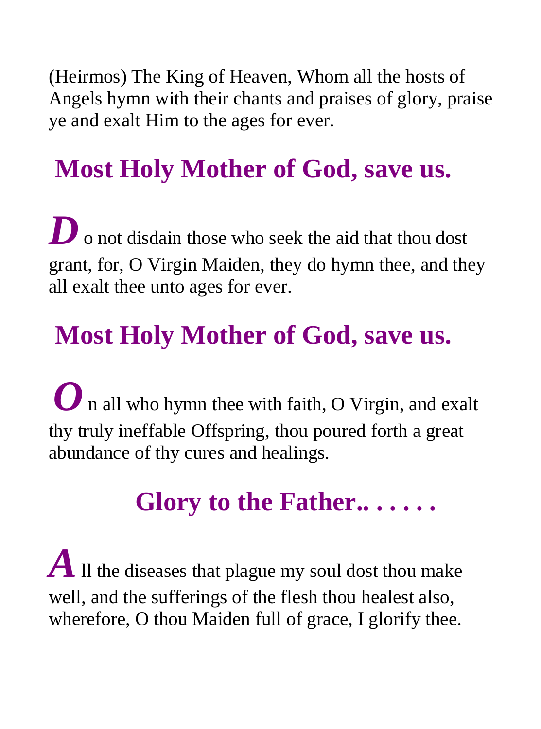(Heirmos) The King of Heaven, Whom all the hosts of Angels hymn with their chants and praises of glory, praise ye and exalt Him to the ages for ever.

**Most Holy Mother of God, save us.**

***D***o not disdain those who seek the aid that thou dost grant, for, O Virgin Maiden, they do hymn thee, and they all exalt thee unto ages for ever.

**Most Holy Mother of God, save us.**

***O***n all who hymn thee with faith, O Virgin, and exalt thy truly ineffable Offspring, thou poured forth a great abundance of thy cures and healings.

**Glory to the Father.. . . . . .**

***A***ll the diseases that plague my soul dost thou make well, and the sufferings of the flesh thou healest also, wherefore, O thou Maiden full of grace, I glorify thee.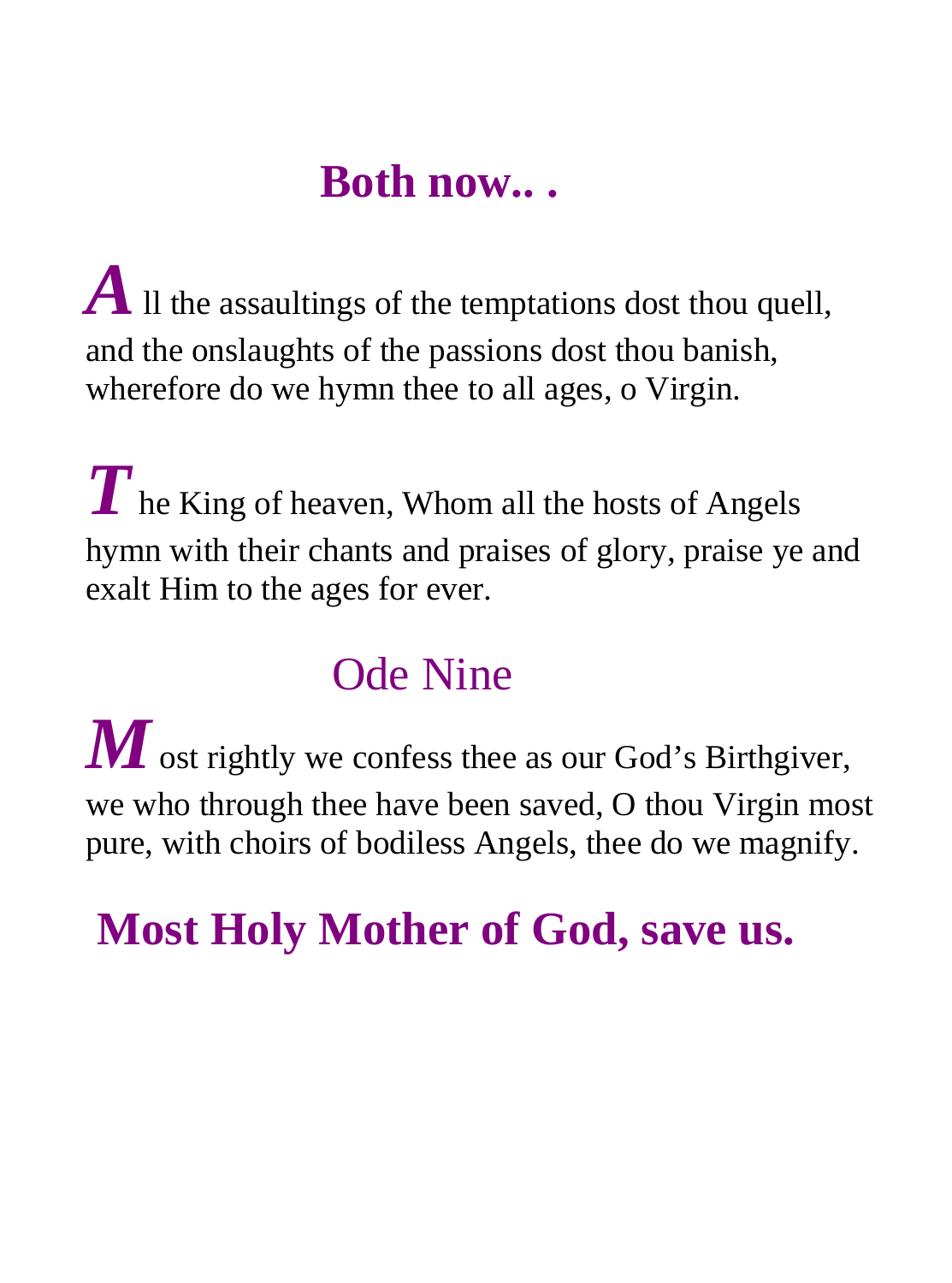## Both now.. .

**A**ll the assaultings of the temptations dost thou quell, and the onslaughts of the passions dost thou banish, wherefore do we hymn thee to all ages, o Virgin.

**T**he King of heaven, Whom all the hosts of Angels hymn with their chants and praises of glory, praise ye and exalt Him to the ages for ever.

## Ode Nine

**M**ost rightly we confess thee as our God's Birthgiver, we who through thee have been saved, O thou Virgin most pure, with choirs of bodiless Angels, thee do we magnify.

**Most Holy Mother of God, save us.**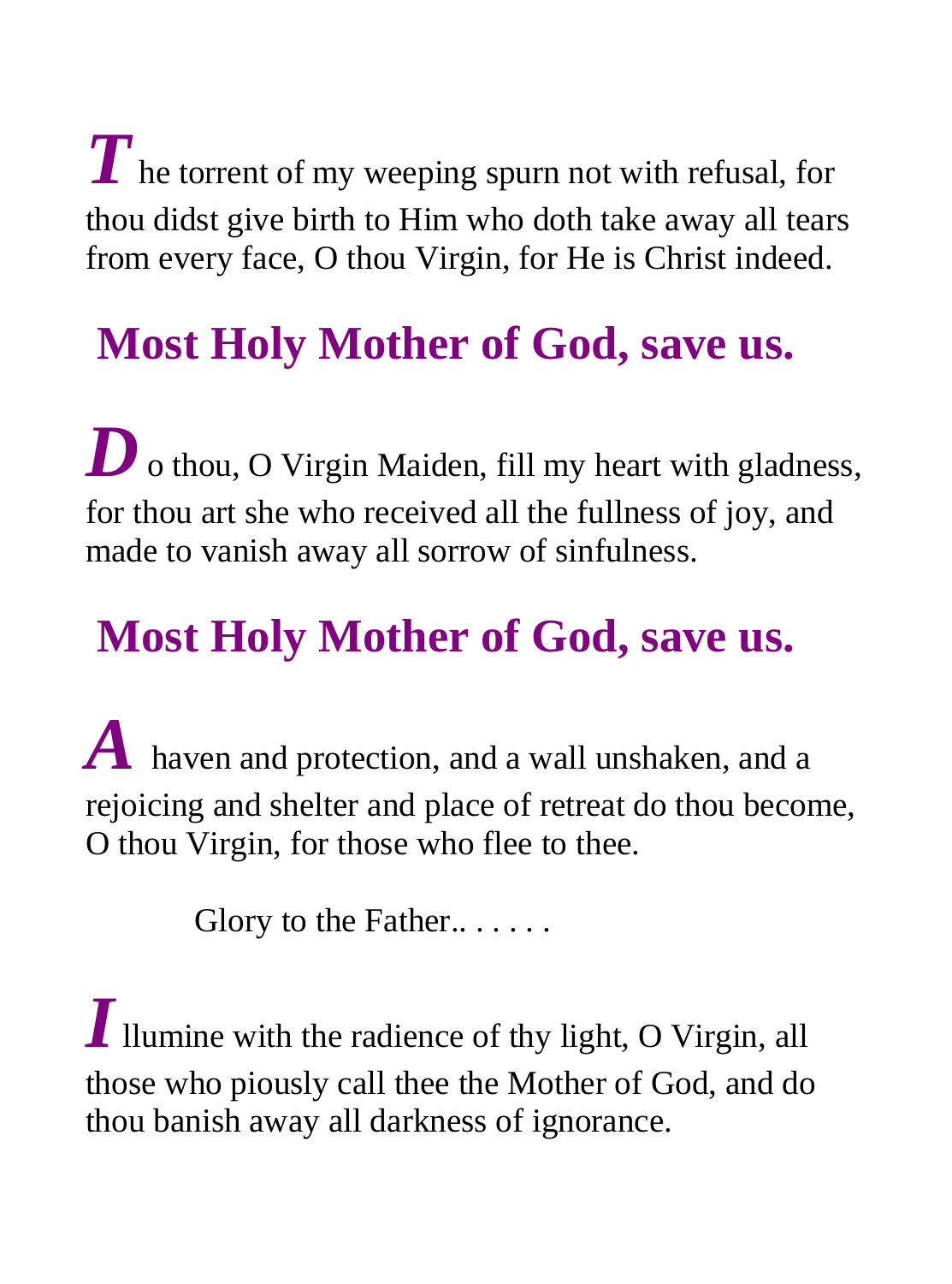***T*** he torrent of my weeping spurn not with refusal, for thou didst give birth to Him who doth take away all tears from every face, O thou Virgin, for He is Christ indeed.

**Most Holy Mother of God, save us.**

***D*** o thou, O Virgin Maiden, fill my heart with gladness, for thou art she who received all the fullness of joy, and made to vanish away all sorrow of sinfulness.

**Most Holy Mother of God, save us.**

***A*** haven and protection, and a wall unshaken, and a rejoicing and shelter and place of retreat do thou become, O thou Virgin, for those who flee to thee.

Glory to the Father.. . . . . .

***I*** llumine with the radience of thy light, O Virgin, all those who piously call thee the Mother of God, and do thou banish away all darkness of ignorance.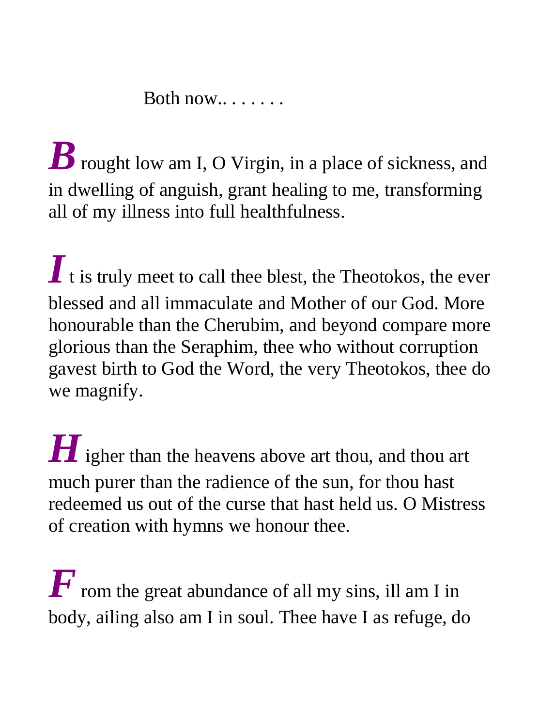Both now.. . . . . . .

**B**rought low am I, O Virgin, in a place of sickness, and in dwelling of anguish, grant healing to me, transforming all of my illness into full healthfulness.

**I**t is truly meet to call thee blest, the Theotokos, the ever blessed and all immaculate and Mother of our God. More honourable than the Cherubim, and beyond compare more glorious than the Seraphim, thee who without corruption gavest birth to God the Word, the very Theotokos, thee do we magnify.

**H**igher than the heavens above art thou, and thou art much purer than the radience of the sun, for thou hast redeemed us out of the curse that hast held us. O Mistress of creation with hymns we honour thee.

**F**rom the great abundance of all my sins, ill am I in body, ailing also am I in soul. Thee have I as refuge, do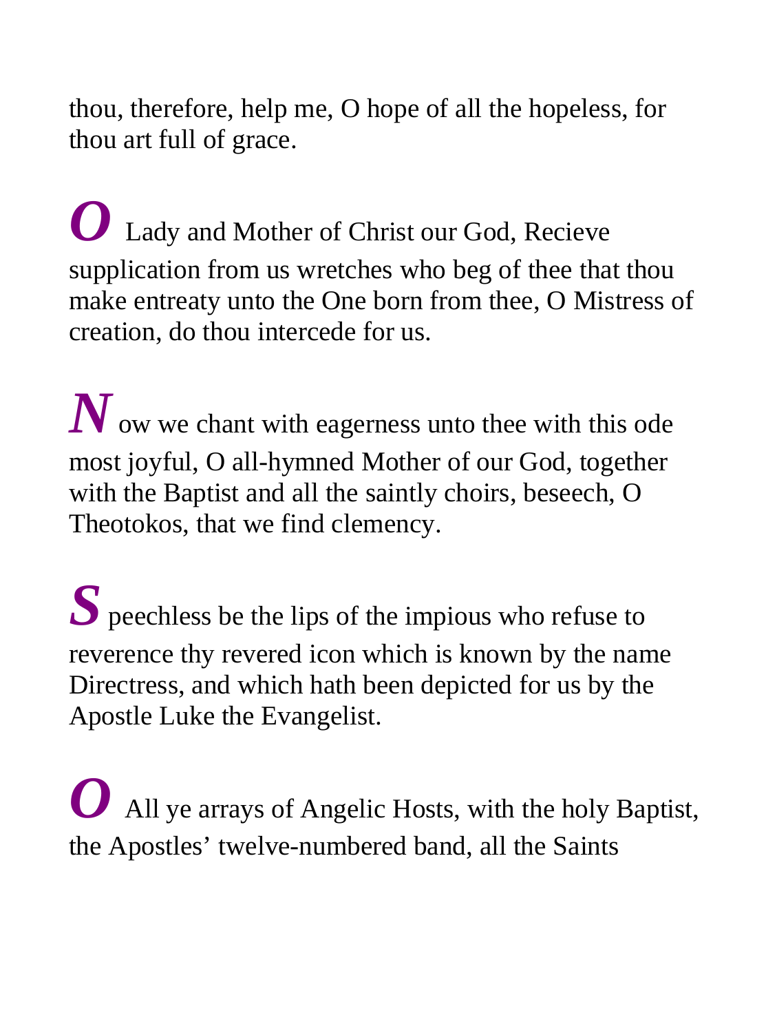thou, therefore, help me, O hope of all the hopeless, for thou art full of grace.

***O*** Lady and Mother of Christ our God, Recieve supplication from us wretches who beg of thee that thou make entreaty unto the One born from thee, O Mistress of creation, do thou intercede for us.

***N***ow we chant with eagerness unto thee with this ode most joyful, O all-hymned Mother of our God, together with the Baptist and all the saintly choirs, beseech, O Theotokos, that we find clemency.

***S***peechless be the lips of the impious who refuse to reverence thy revered icon which is known by the name Directress, and which hath been depicted for us by the Apostle Luke the Evangelist.

***O*** All ye arrays of Angelic Hosts, with the holy Baptist, the Apostles' twelve-numbered band, all the Saints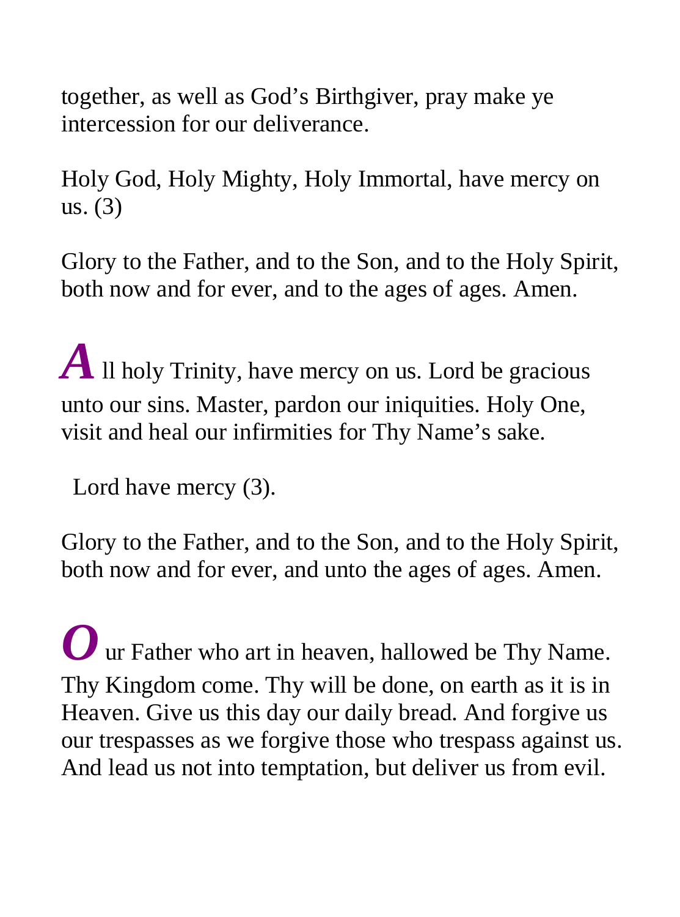together, as well as God's Birthgiver, pray make ye intercession for our deliverance.

Holy God, Holy Mighty, Holy Immortal, have mercy on us. (3)

Glory to the Father, and to the Son, and to the Holy Spirit, both now and for ever, and to the ages of ages. Amen.

***A***ll holy Trinity, have mercy on us. Lord be gracious unto our sins. Master, pardon our iniquities. Holy One, visit and heal our infirmities for Thy Name's sake.

Lord have mercy (3).

Glory to the Father, and to the Son, and to the Holy Spirit, both now and for ever, and unto the ages of ages. Amen.

***O***ur Father who art in heaven, hallowed be Thy Name. Thy Kingdom come. Thy will be done, on earth as it is in Heaven. Give us this day our daily bread. And forgive us our trespasses as we forgive those who trespass against us. And lead us not into temptation, but deliver us from evil.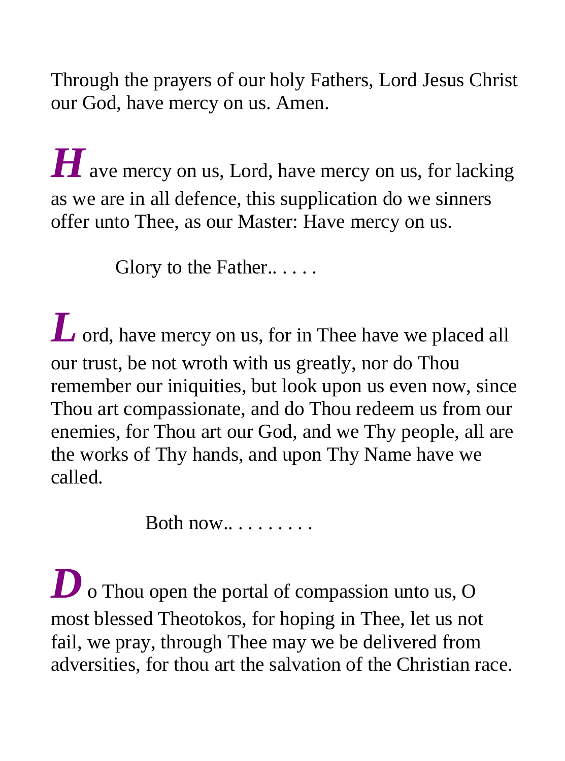Through the prayers of our holy Fathers, Lord Jesus Christ our God, have mercy on us. Amen.

***H*** ave mercy on us, Lord, have mercy on us, for lacking as we are in all defence, this supplication do we sinners offer unto Thee, as our Master: Have mercy on us.

Glory to the Father.. . . . .

***L*** ord, have mercy on us, for in Thee have we placed all our trust, be not wroth with us greatly, nor do Thou remember our iniquities, but look upon us even now, since Thou art compassionate, and do Thou redeem us from our enemies, for Thou art our God, and we Thy people, all are the works of Thy hands, and upon Thy Name have we called.

Both now.. . . . . . . . .

***D*** o Thou open the portal of compassion unto us, O most blessed Theotokos, for hoping in Thee, let us not fail, we pray, through Thee may we be delivered from adversities, for thou art the salvation of the Christian race.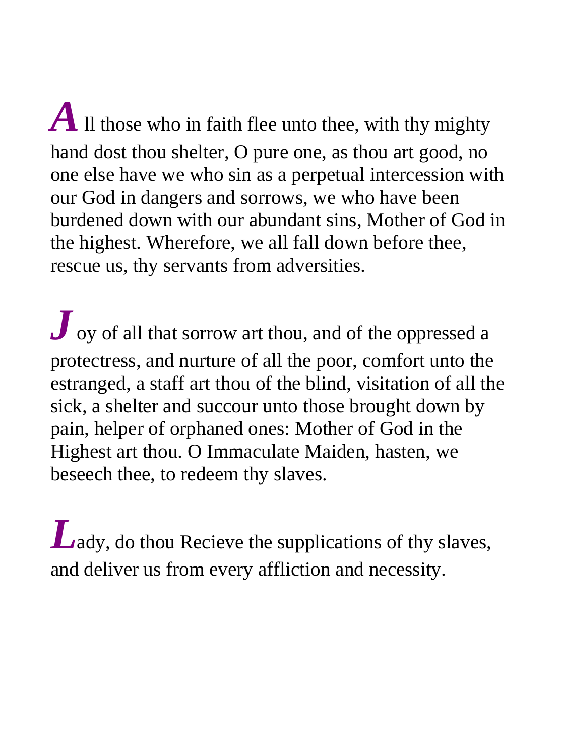**A**ll those who in faith flee unto thee, with thy mighty hand dost thou shelter, O pure one, as thou art good, no one else have we who sin as a perpetual intercession with our God in dangers and sorrows, we who have been burdened down with our abundant sins, Mother of God in the highest. Wherefore, we all fall down before thee, rescue us, thy servants from adversities.

**J**oy of all that sorrow art thou, and of the oppressed a protectress, and nurture of all the poor, comfort unto the estranged, a staff art thou of the blind, visitation of all the sick, a shelter and succour unto those brought down by pain, helper of orphaned ones: Mother of God in the Highest art thou. O Immaculate Maiden, hasten, we beseech thee, to redeem thy slaves.

**L**ady, do thou Recieve the supplications of thy slaves, and deliver us from every affliction and necessity.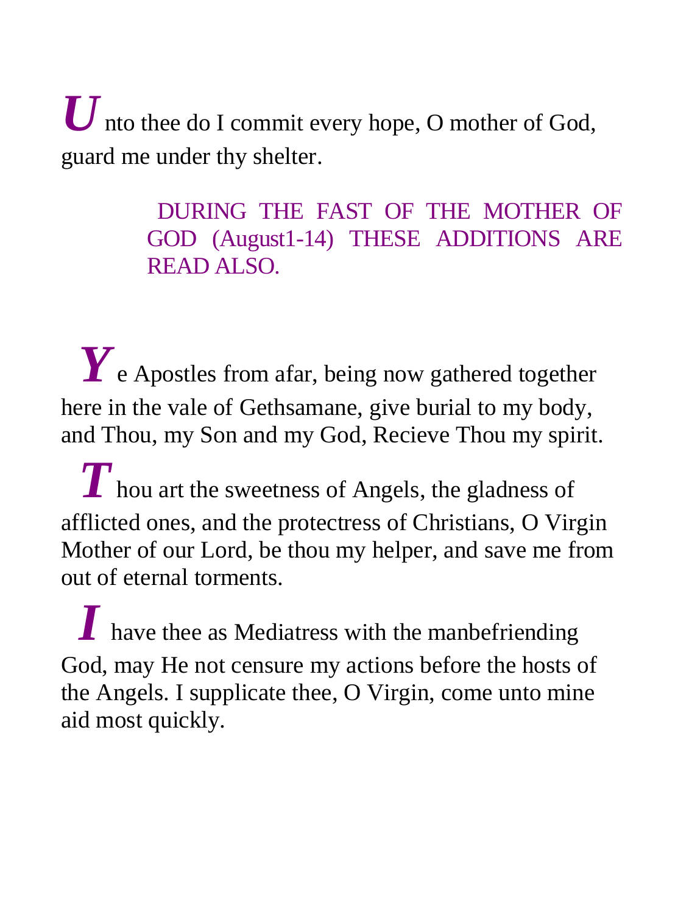**U**nto thee do I commit every hope, O mother of God, guard me under thy shelter.

DURING THE FAST OF THE MOTHER OF GOD (August1-14) THESE ADDITIONS ARE READ ALSO.

**Y**e Apostles from afar, being now gathered together here in the vale of Gethsamane, give burial to my body, and Thou, my Son and my God, Recieve Thou my spirit.

**T**hou art the sweetness of Angels, the gladness of afflicted ones, and the protectress of Christians, O Virgin Mother of our Lord, be thou my helper, and save me from out of eternal torments.

**I** have thee as Mediatress with the manbefriending God, may He not censure my actions before the hosts of the Angels. I supplicate thee, O Virgin, come unto mine aid most quickly.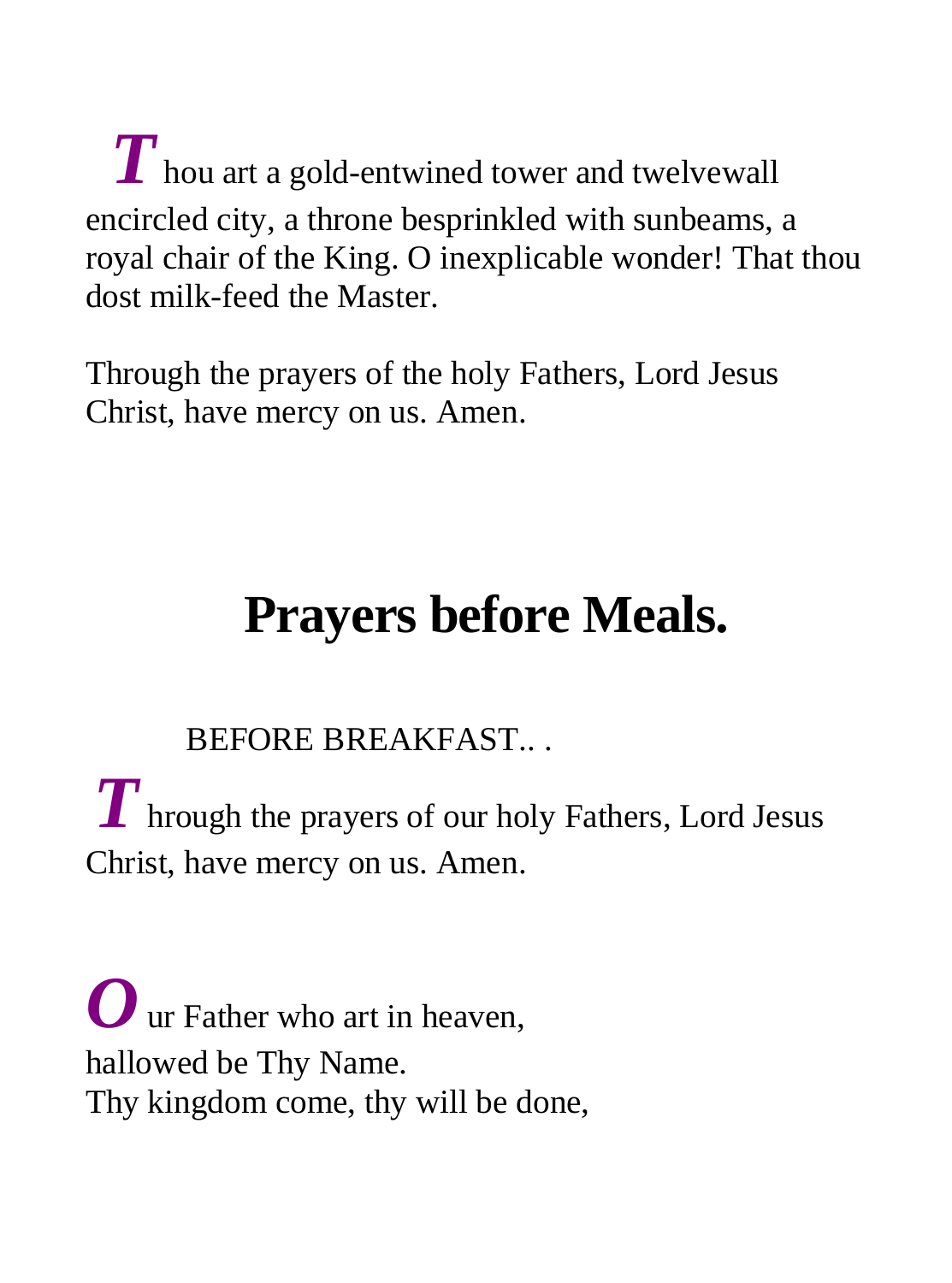**T**hou art a gold-entwined tower and twelvewall encircled city, a throne besprinkled with sunbeams, a royal chair of the King. O inexplicable wonder! That thou dost milk-feed the Master.

Through the prayers of the holy Fathers, Lord Jesus Christ, have mercy on us. Amen.

# Prayers before Meals.

BEFORE BREAKFAST.. .

**T**hrough the prayers of our holy Fathers, Lord Jesus Christ, have mercy on us. Amen.

**O**ur Father who art in heaven,
hallowed be Thy Name.
Thy kingdom come, thy will be done,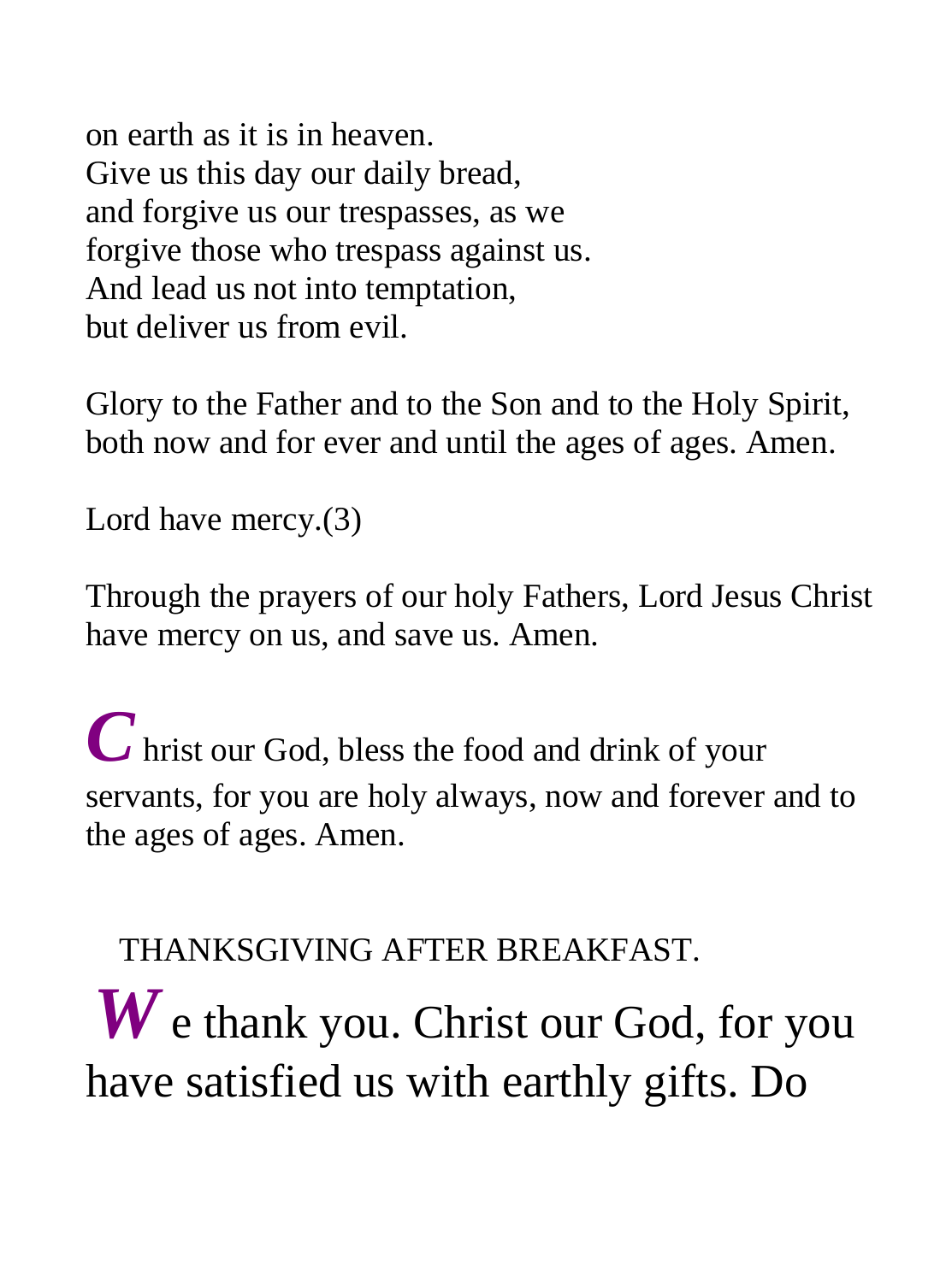on earth as it is in heaven.
Give us this day our daily bread,
and forgive us our trespasses, as we
forgive those who trespass against us.
And lead us not into temptation,
but deliver us from evil.

Glory to the Father and to the Son and to the Holy Spirit, both now and for ever and until the ages of ages. Amen.

Lord have mercy.(3)

Through the prayers of our holy Fathers, Lord Jesus Christ have mercy on us, and save us. Amen.

***C*** hrist our God, bless the food and drink of your servants, for you are holy always, now and forever and to the ages of ages. Amen.

THANKSGIVING AFTER BREAKFAST.

***W*** e thank you. Christ our God, for you have satisfied us with earthly gifts. Do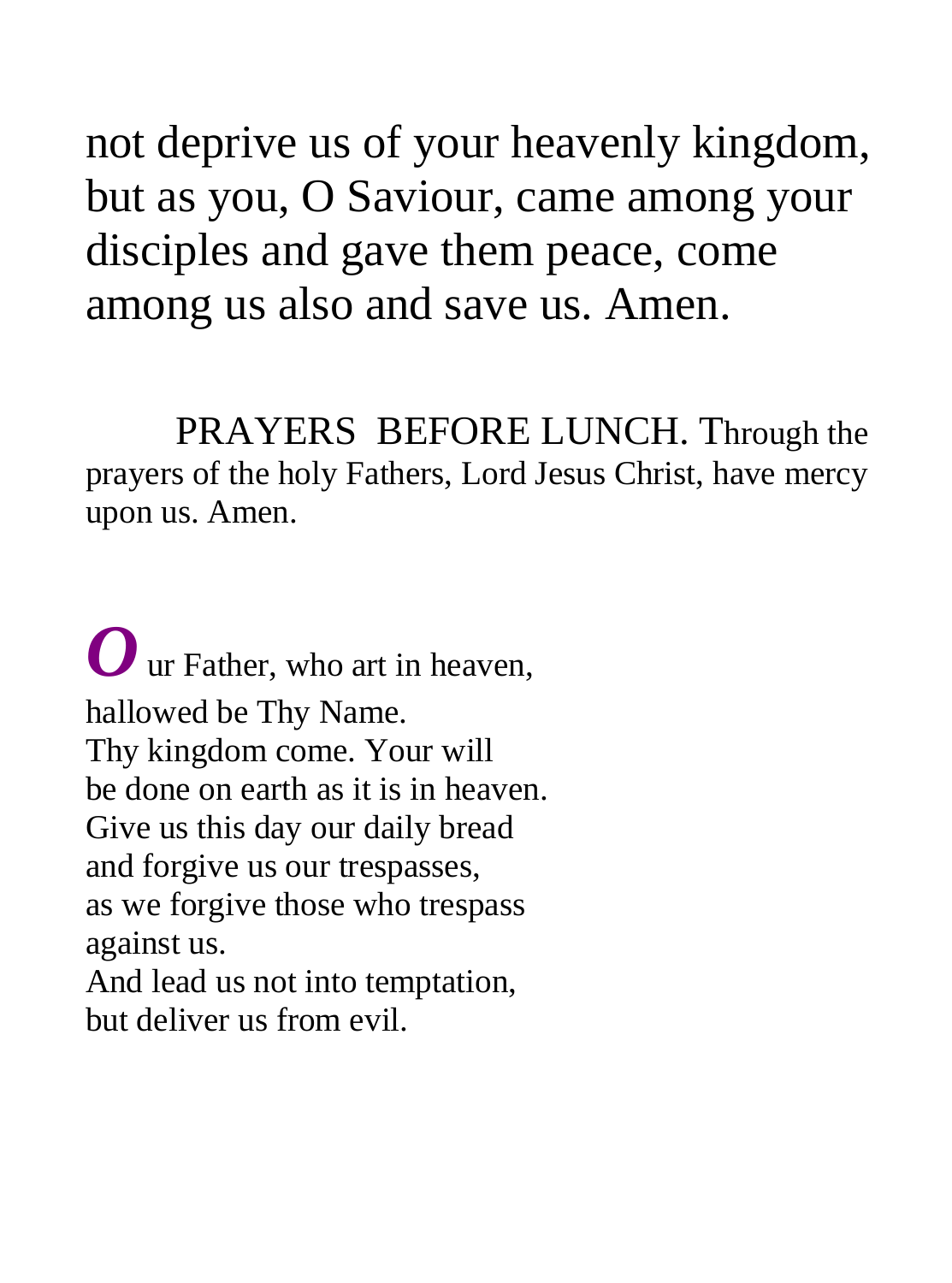not deprive us of your heavenly kingdom, but as you, O Saviour, came among your disciples and gave them peace, come among us also and save us. Amen.

PRAYERS BEFORE LUNCH. Through the prayers of the holy Fathers, Lord Jesus Christ, have mercy upon us. Amen.

***O***ur Father, who art in heaven,
hallowed be Thy Name.
Thy kingdom come. Your will
be done on earth as it is in heaven.
Give us this day our daily bread
and forgive us our trespasses,
as we forgive those who trespass
against us.
And lead us not into temptation,
but deliver us from evil.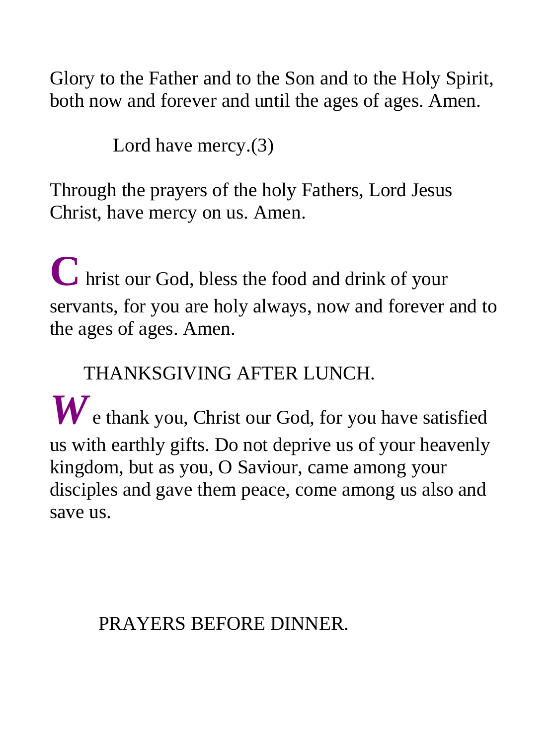Glory to the Father and to the Son and to the Holy Spirit, both now and forever and until the ages of ages. Amen.

Lord have mercy.(3)

Through the prayers of the holy Fathers, Lord Jesus Christ, have mercy on us. Amen.

**C**hrist our God, bless the food and drink of your servants, for you are holy always, now and forever and to the ages of ages. Amen.

## THANKSGIVING AFTER LUNCH.

***W***e thank you, Christ our God, for you have satisfied us with earthly gifts. Do not deprive us of your heavenly kingdom, but as you, O Saviour, came among your disciples and gave them peace, come among us also and save us.

## PRAYERS BEFORE DINNER.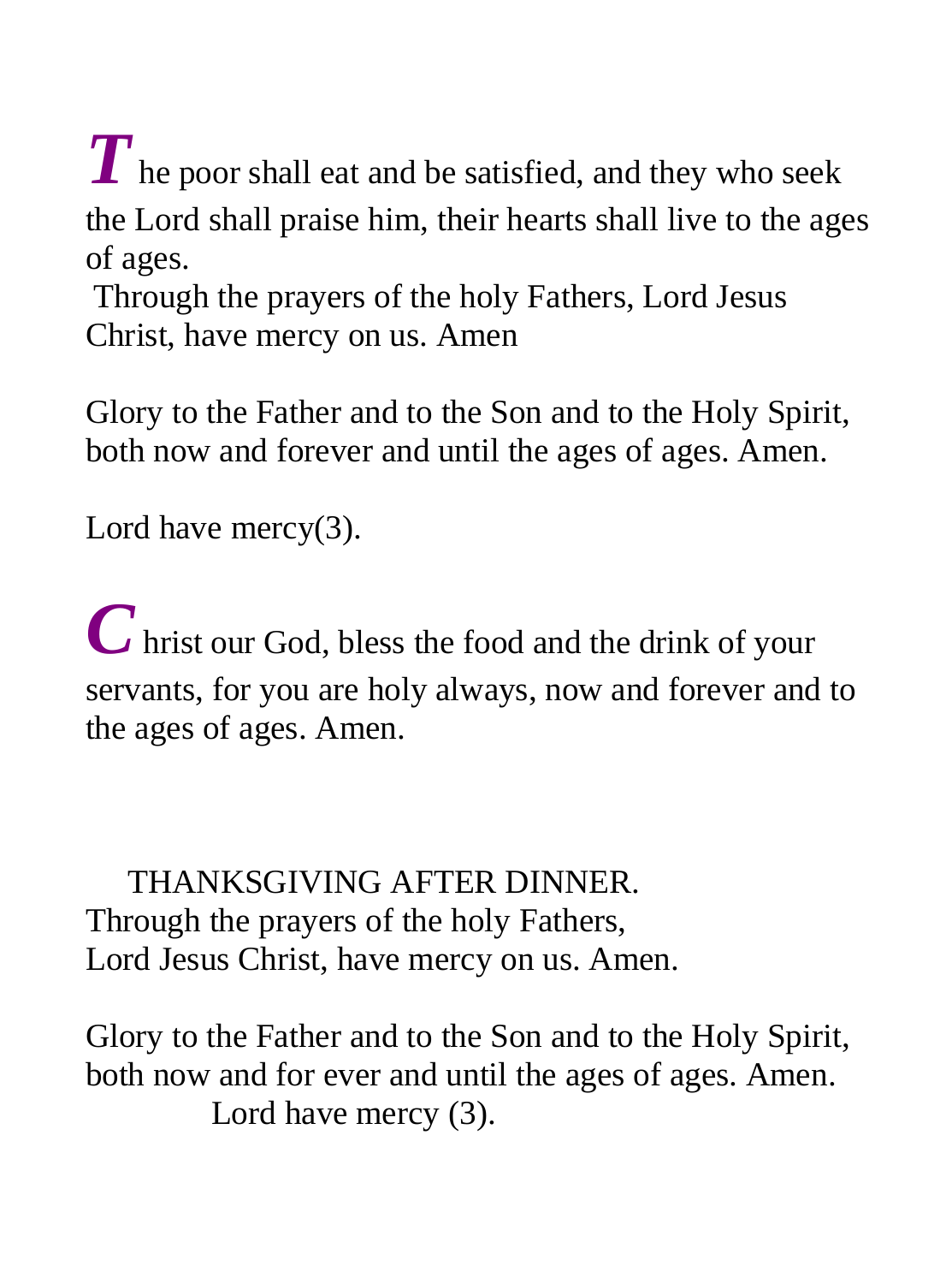The poor shall eat and be satisfied, and they who seek the Lord shall praise him, their hearts shall live to the ages of ages.
Through the prayers of the holy Fathers, Lord Jesus Christ, have mercy on us. Amen

Glory to the Father and to the Son and to the Holy Spirit, both now and forever and until the ages of ages. Amen.

Lord have mercy(3).

Christ our God, bless the food and the drink of your servants, for you are holy always, now and forever and to the ages of ages. Amen.

## THANKSGIVING AFTER DINNER.

Through the prayers of the holy Fathers,
Lord Jesus Christ, have mercy on us. Amen.

Glory to the Father and to the Son and to the Holy Spirit, both now and for ever and until the ages of ages. Amen.
Lord have mercy (3).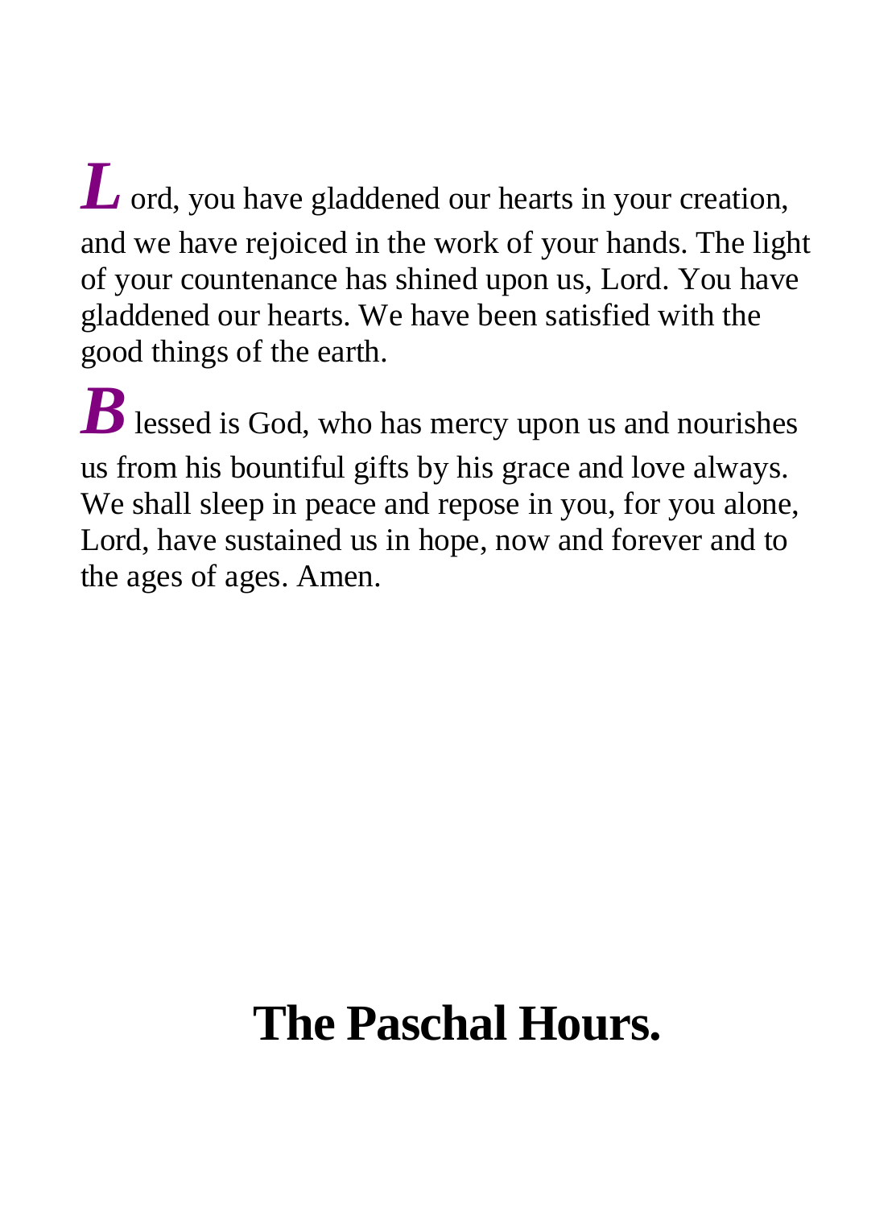**L**ord, you have gladdened our hearts in your creation, and we have rejoiced in the work of your hands. The light of your countenance has shined upon us, Lord. You have gladdened our hearts. We have been satisfied with the good things of the earth.

**B**lessed is God, who has mercy upon us and nourishes us from his bountiful gifts by his grace and love always. We shall sleep in peace and repose in you, for you alone, Lord, have sustained us in hope, now and forever and to the ages of ages. Amen.

# The Paschal Hours.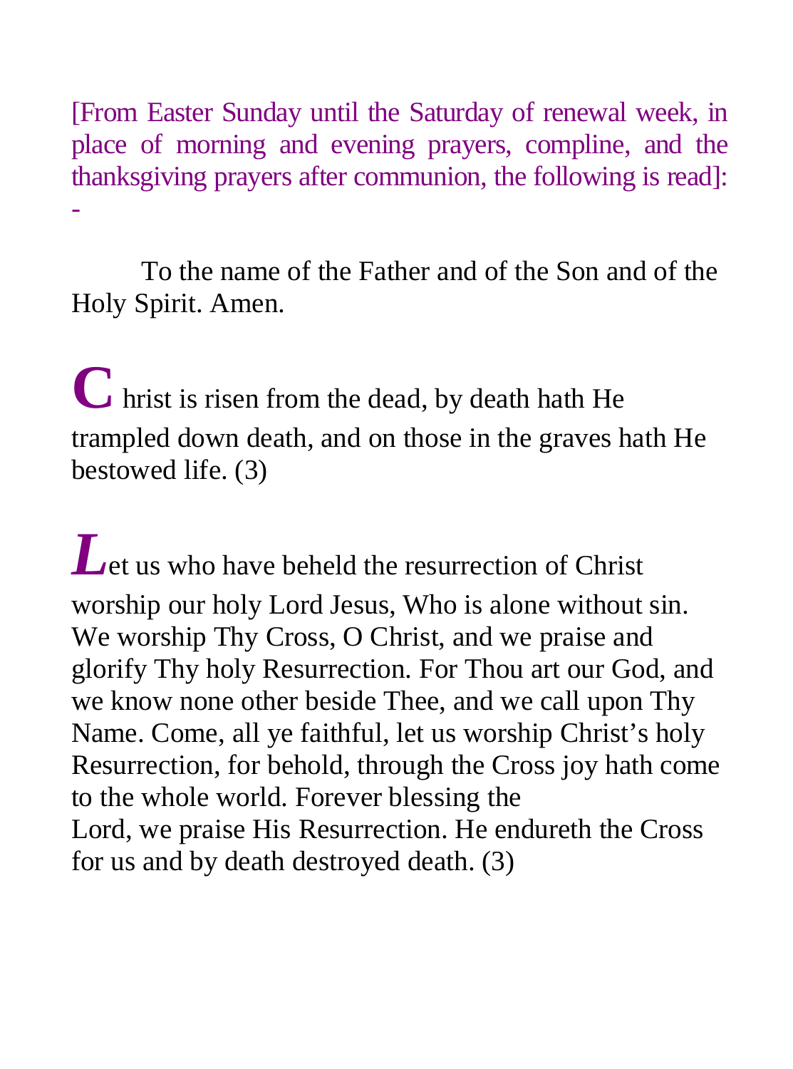[From Easter Sunday until the Saturday of renewal week, in place of morning and evening prayers, compline, and the thanksgiving prayers after communion, the following is read]: -

To the name of the Father and of the Son and of the Holy Spirit. Amen.

**C** hrist is risen from the dead, by death hath He trampled down death, and on those in the graves hath He bestowed life. (3)

***L***et us who have beheld the resurrection of Christ worship our holy Lord Jesus, Who is alone without sin. We worship Thy Cross, O Christ, and we praise and glorify Thy holy Resurrection. For Thou art our God, and we know none other beside Thee, and we call upon Thy Name. Come, all ye faithful, let us worship Christ's holy Resurrection, for behold, through the Cross joy hath come to the whole world. Forever blessing the Lord, we praise His Resurrection. He endureth the Cross for us and by death destroyed death. (3)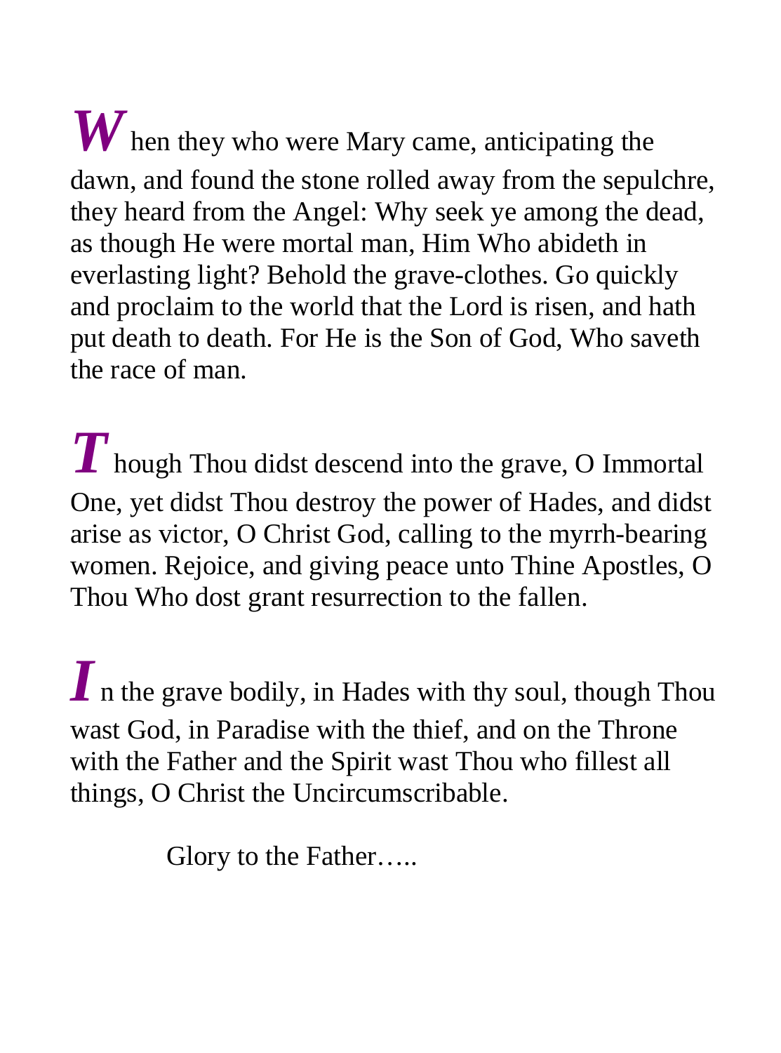**W**hen they who were Mary came, anticipating the dawn, and found the stone rolled away from the sepulchre, they heard from the Angel: Why seek ye among the dead, as though He were mortal man, Him Who abideth in everlasting light? Behold the grave-clothes. Go quickly and proclaim to the world that the Lord is risen, and hath put death to death. For He is the Son of God, Who saveth the race of man.

**T**hough Thou didst descend into the grave, O Immortal One, yet didst Thou destroy the power of Hades, and didst arise as victor, O Christ God, calling to the myrrh-bearing women. Rejoice, and giving peace unto Thine Apostles, O Thou Who dost grant resurrection to the fallen.

**I**n the grave bodily, in Hades with thy soul, though Thou wast God, in Paradise with the thief, and on the Throne with the Father and the Spirit wast Thou who fillest all things, O Christ the Uncircumscribable.

Glory to the Father…..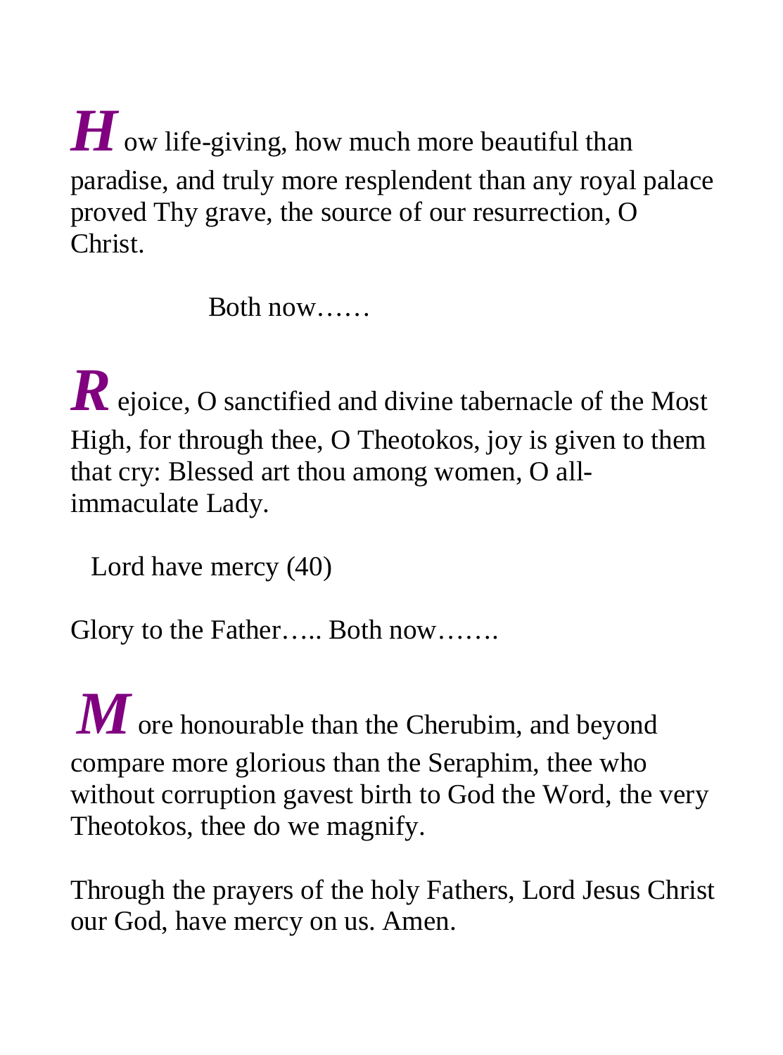**H**ow life-giving, how much more beautiful than paradise, and truly more resplendent than any royal palace proved Thy grave, the source of our resurrection, O Christ.

Both now……

**R**ejoice, O sanctified and divine tabernacle of the Most High, for through thee, O Theotokos, joy is given to them that cry: Blessed art thou among women, O all-immaculate Lady.

Lord have mercy (40)

Glory to the Father….. Both now…….

**M**ore honourable than the Cherubim, and beyond compare more glorious than the Seraphim, thee who without corruption gavest birth to God the Word, the very Theotokos, thee do we magnify.

Through the prayers of the holy Fathers, Lord Jesus Christ our God, have mercy on us. Amen.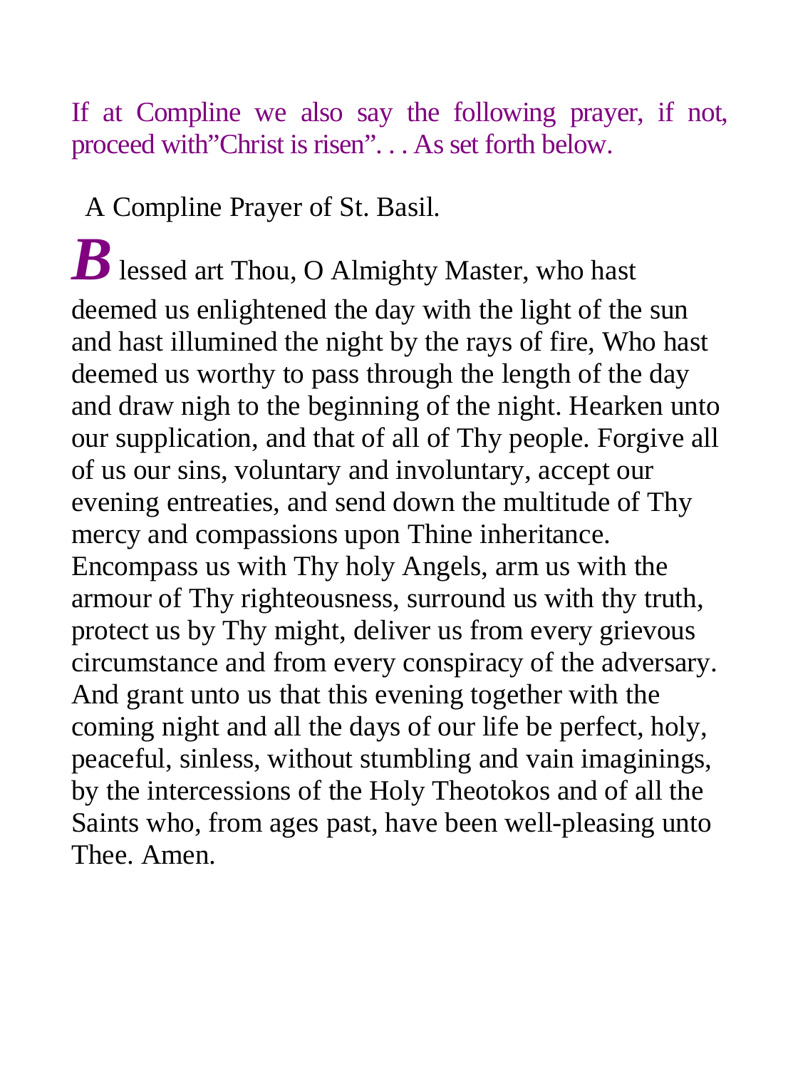*If at Compline we also say the following prayer, if not, proceed with"Christ is risen". . . As set forth below.*

A Compline Prayer of St. Basil.

**B**lessed art Thou, O Almighty Master, who hast deemed us enlightened the day with the light of the sun and hast illumined the night by the rays of fire, Who hast deemed us worthy to pass through the length of the day and draw nigh to the beginning of the night. Hearken unto our supplication, and that of all of Thy people. Forgive all of us our sins, voluntary and involuntary, accept our evening entreaties, and send down the multitude of Thy mercy and compassions upon Thine inheritance. Encompass us with Thy holy Angels, arm us with the armour of Thy righteousness, surround us with thy truth, protect us by Thy might, deliver us from every grievous circumstance and from every conspiracy of the adversary. And grant unto us that this evening together with the coming night and all the days of our life be perfect, holy, peaceful, sinless, without stumbling and vain imaginings, by the intercessions of the Holy Theotokos and of all the Saints who, from ages past, have been well-pleasing unto Thee. Amen.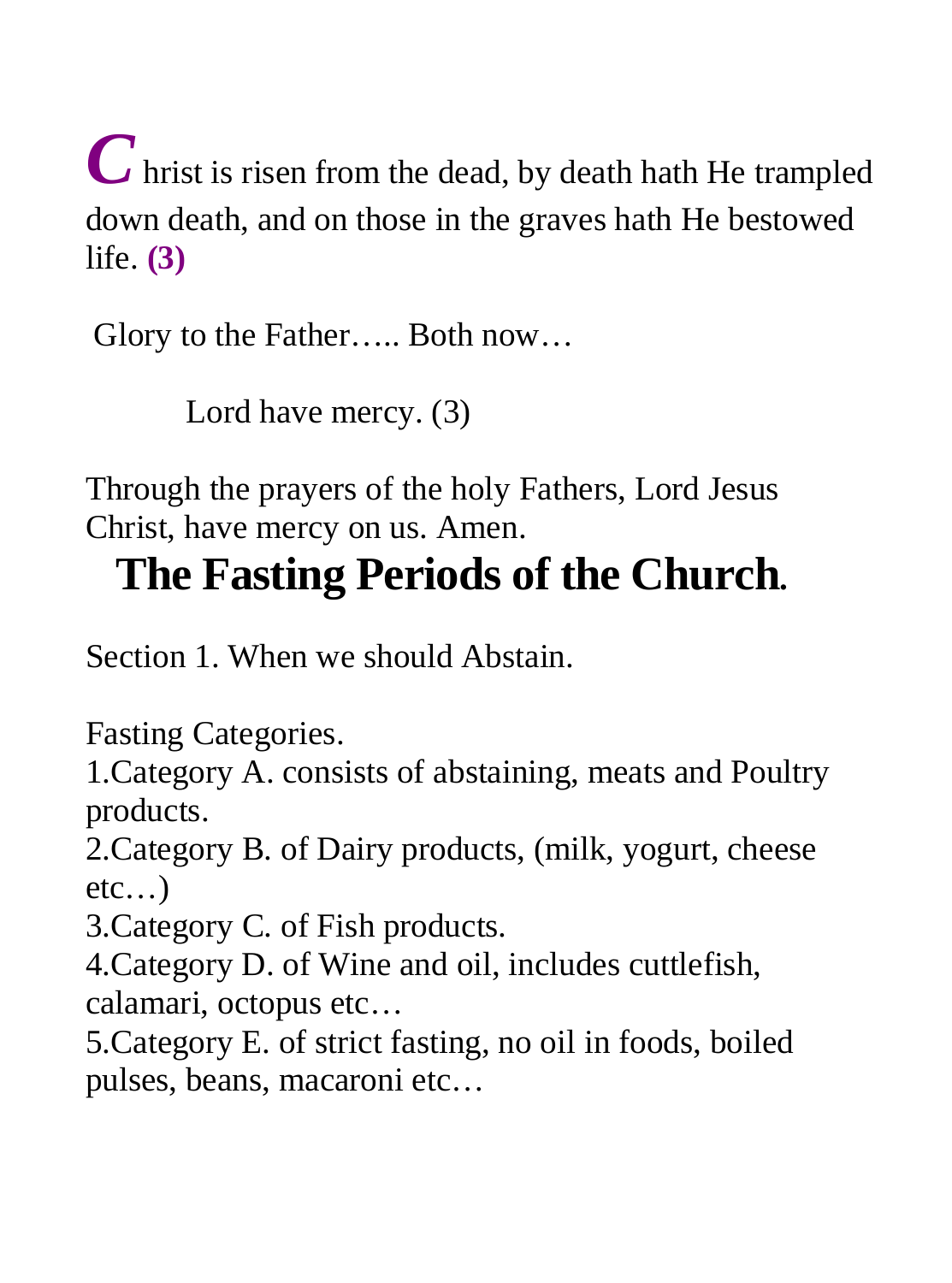**C**hrist is risen from the dead, by death hath He trampled down death, and on those in the graves hath He bestowed life. **(3)**

Glory to the Father….. Both now…

Lord have mercy. (3)

Through the prayers of the holy Fathers, Lord Jesus Christ, have mercy on us. Amen.

# The Fasting Periods of the Church.

Section 1. When we should Abstain.

Fasting Categories.

1.Category A. consists of abstaining, meats and Poultry products.

2.Category B. of Dairy products, (milk, yogurt, cheese etc…)

3.Category C. of Fish products.

4.Category D. of Wine and oil, includes cuttlefish, calamari, octopus etc…

5.Category E. of strict fasting, no oil in foods, boiled pulses, beans, macaroni etc…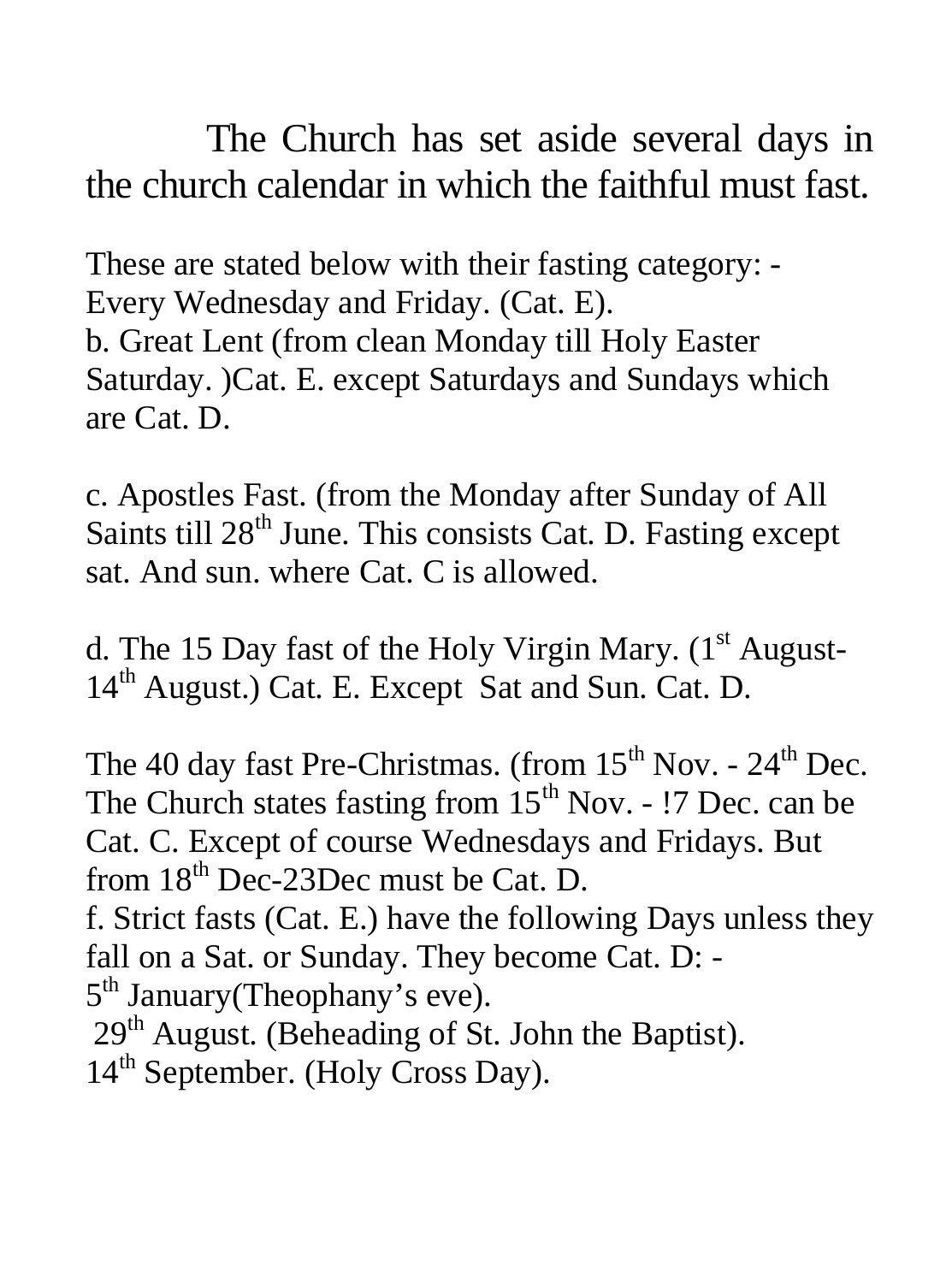The Church has set aside several days in the church calendar in which the faithful must fast.

These are stated below with their fasting category: -
Every Wednesday and Friday. (Cat. E).
b. Great Lent (from clean Monday till Holy Easter Saturday. )Cat. E. except Saturdays and Sundays which are Cat. D.

c. Apostles Fast. (from the Monday after Sunday of All Saints till 28th June. This consists Cat. D. Fasting except sat. And sun. where Cat. C is allowed.

d. The 15 Day fast of the Holy Virgin Mary. (1st August- 14th August.) Cat. E. Except Sat and Sun. Cat. D.

The 40 day fast Pre-Christmas. (from 15th Nov. - 24th Dec. The Church states fasting from 15th Nov. - !7 Dec. can be Cat. C. Except of course Wednesdays and Fridays. But from 18th Dec-23Dec must be Cat. D.
f. Strict fasts (Cat. E.) have the following Days unless they fall on a Sat. or Sunday. They become Cat. D: -
5th January(Theophany's eve).
29th August. (Beheading of St. John the Baptist).
14th September. (Holy Cross Day).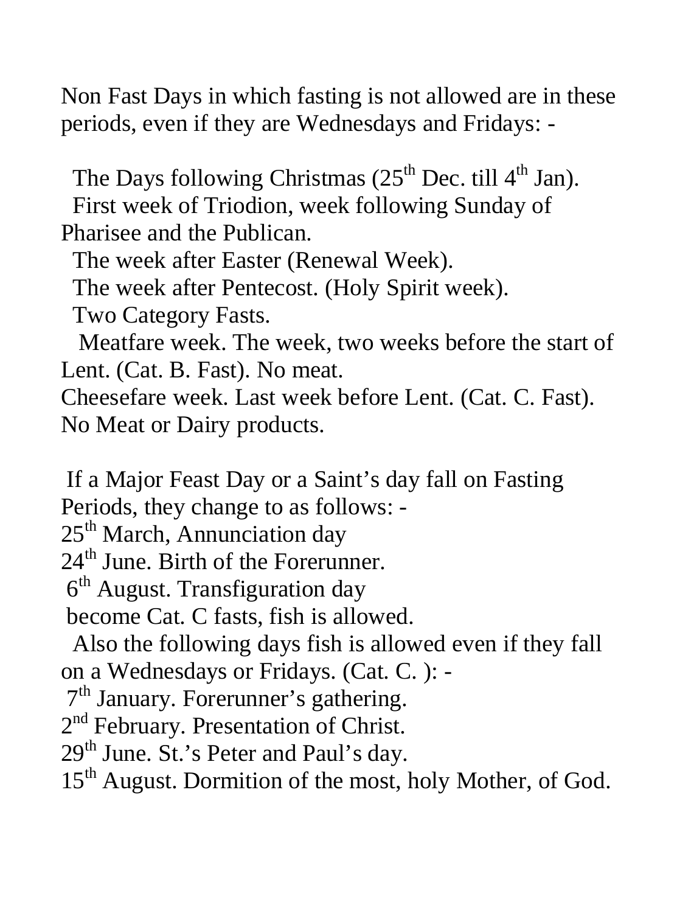Non Fast Days in which fasting is not allowed are in these periods, even if they are Wednesdays and Fridays: -

The Days following Christmas (25th Dec. till 4th Jan).
First week of Triodion, week following Sunday of Pharisee and the Publican.
The week after Easter (Renewal Week).
The week after Pentecost. (Holy Spirit week).
Two Category Fasts.
Meatfare week. The week, two weeks before the start of Lent. (Cat. B. Fast). No meat.
Cheesefare week. Last week before Lent. (Cat. C. Fast). No Meat or Dairy products.

If a Major Feast Day or a Saint's day fall on Fasting Periods, they change to as follows: -
25th March, Annunciation day
24th June. Birth of the Forerunner.
6th August. Transfiguration day
become Cat. C fasts, fish is allowed.
Also the following days fish is allowed even if they fall on a Wednesdays or Fridays. (Cat. C. ): -
7th January. Forerunner's gathering.
2nd February. Presentation of Christ.
29th June. St.'s Peter and Paul's day.
15th August. Dormition of the most, holy Mother, of God.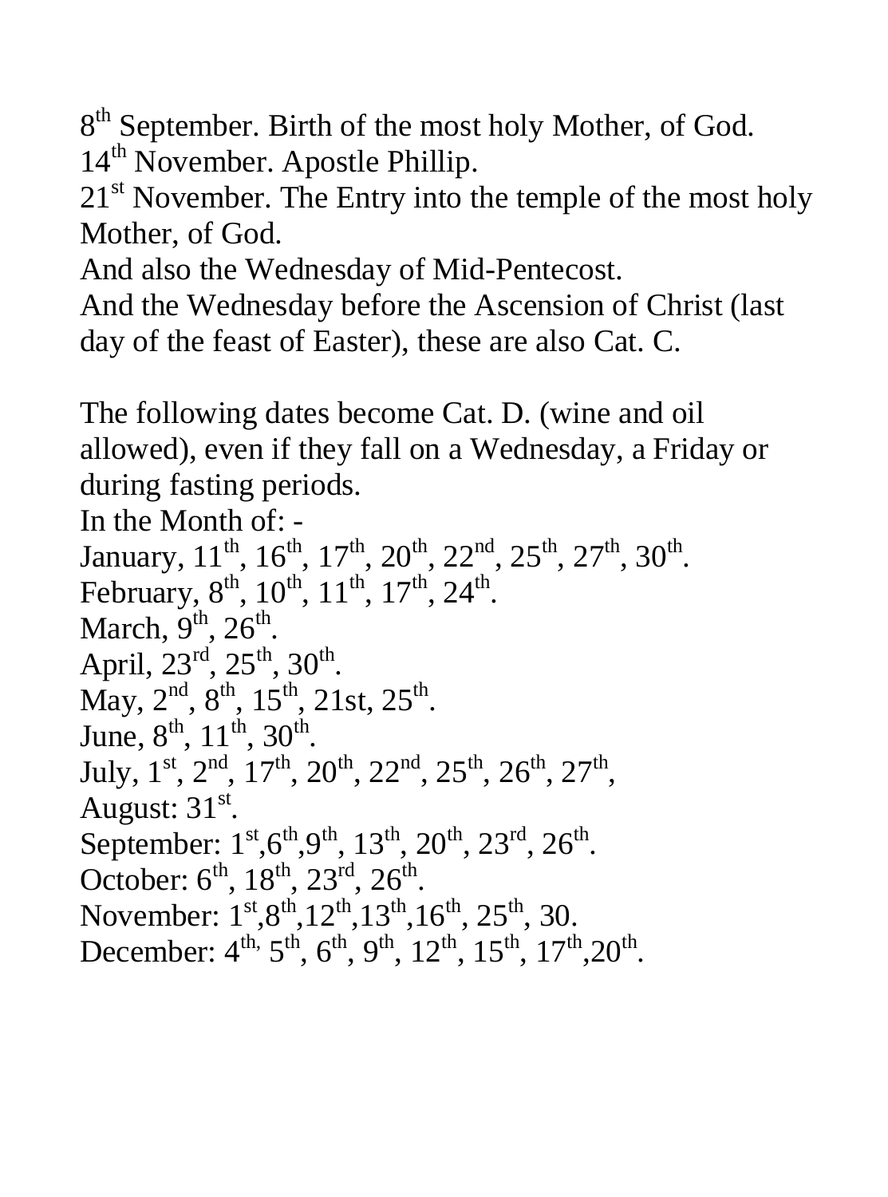8th September. Birth of the most holy Mother, of God.
14th November. Apostle Phillip.
21st November. The Entry into the temple of the most holy Mother, of God.
And also the Wednesday of Mid-Pentecost.
And the Wednesday before the Ascension of Christ (last day of the feast of Easter), these are also Cat. C.

The following dates become Cat. D. (wine and oil allowed), even if they fall on a Wednesday, a Friday or during fasting periods.
In the Month of: -
January, 11th, 16th, 17th, 20th, 22nd, 25th, 27th, 30th.
February, 8th, 10th, 11th, 17th, 24th.
March, 9th, 26th.
April, 23rd, 25th, 30th.
May, 2nd, 8th, 15th, 21st, 25th.
June, 8th, 11th, 30th.
July, 1st, 2nd, 17th, 20th, 22nd, 25th, 26th, 27th,
August: 31st.
September: 1st,6th,9th, 13th, 20th, 23rd, 26th.
October: 6th, 18th, 23rd, 26th.
November: 1st,8th,12th,13th,16th, 25th, 30.
December: 4th, 5th, 6th, 9th, 12th, 15th, 17th,20th.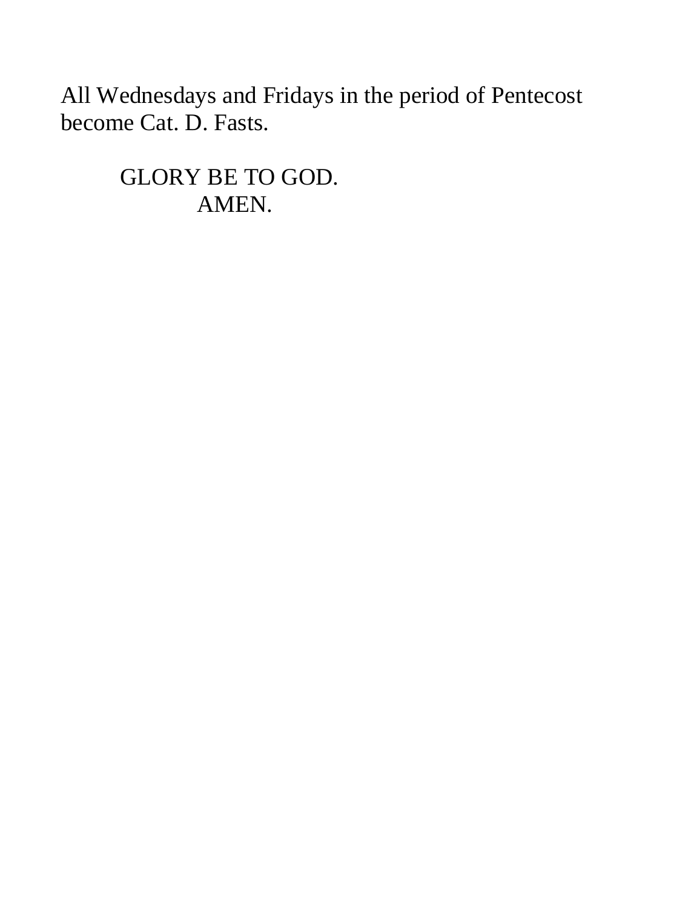All Wednesdays and Fridays in the period of Pentecost become Cat. D. Fasts.

GLORY BE TO GOD.
AMEN.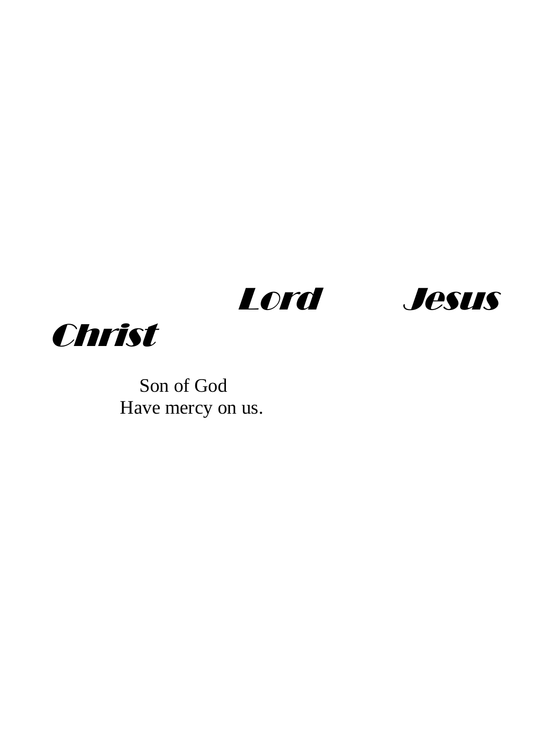***Lord Jesus Christ***

Son of God
Have mercy on us.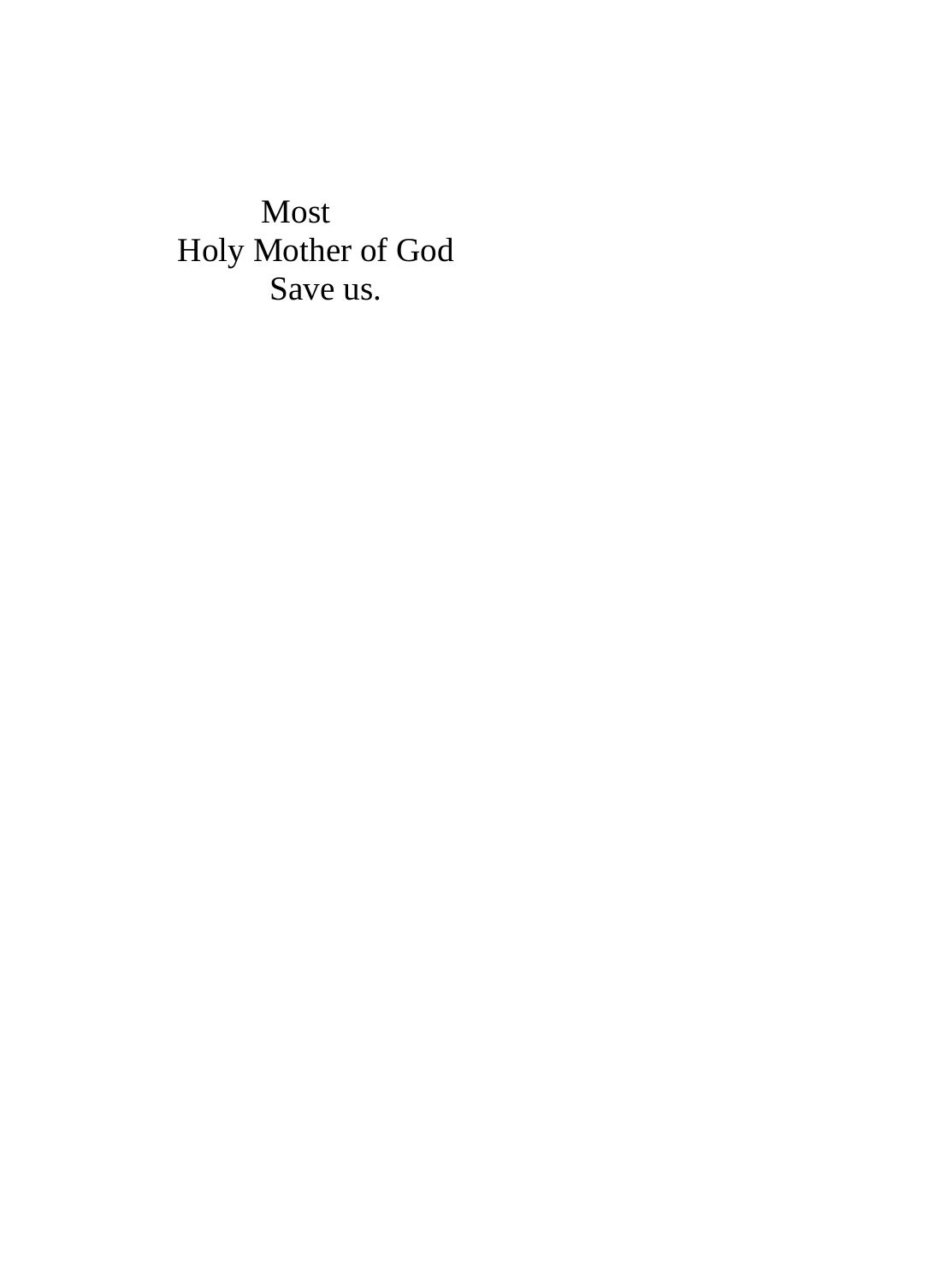Most
Holy Mother of God
Save us.